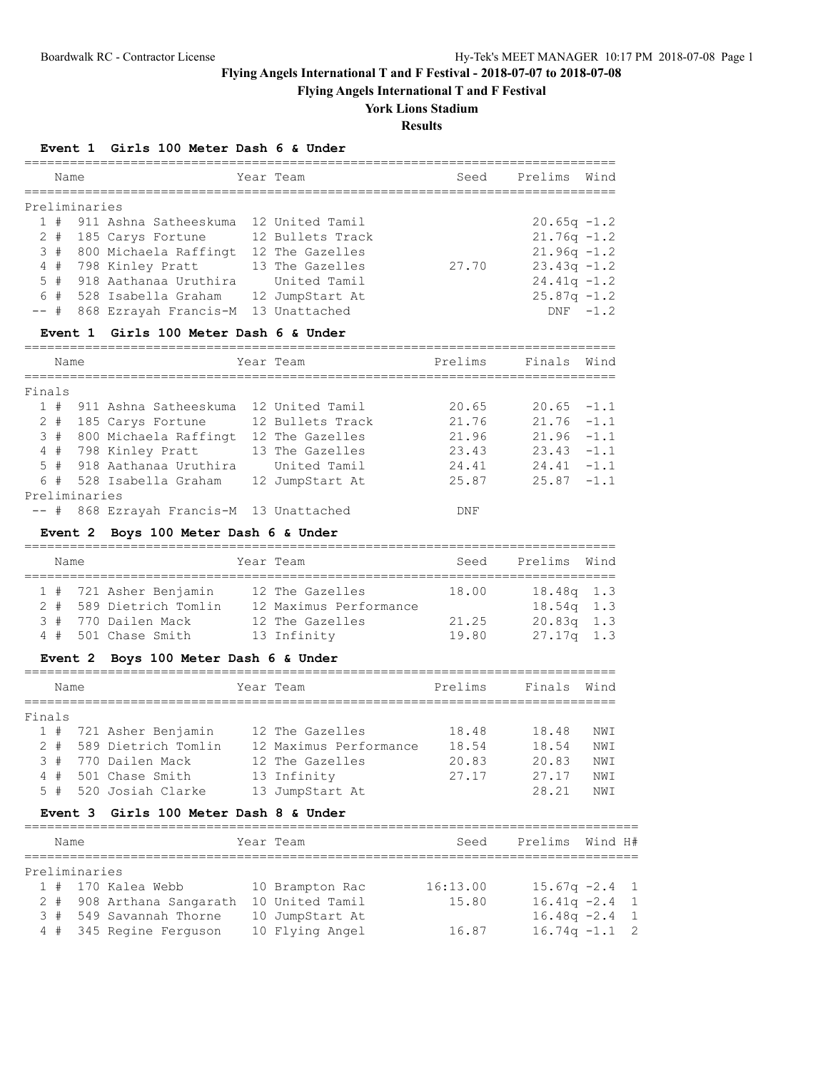# Flying Angels International T and F Festival - 2018-07-07 to 2018-07-08

## Flying Angels International T and F Festival

### York Lions Stadium

### Results

**Event 1 Girls 100 Meter Dash 6 & Under**

Preliminaries

| Place | # | Name | Year | Team | Seed | Prelims | Wind |
|---|---|---|---|---|---|---|---|
| 1 | 911 | Ashna Satheeskuma | 12 | United Tamil | | 20.65q | -1.2 |
| 2 | 185 | Carys Fortune | 12 | Bullets Track | | 21.76q | -1.2 |
| 3 | 800 | Michaela Raffingt | 12 | The Gazelles | | 21.96q | -1.2 |
| 4 | 798 | Kinley Pratt | 13 | The Gazelles | 27.70 | 23.43q | -1.2 |
| 5 | 918 | Aathanaa Uruthira | | United Tamil | | 24.41q | -1.2 |
| 6 | 528 | Isabella Graham | 12 | JumpStart At | | 25.87q | -1.2 |
| -- | 868 | Ezrayah Francis-M | 13 | Unattached | | DNF | -1.2 |

**Event 1 Girls 100 Meter Dash 6 & Under**

Finals

| Place | # | Name | Year | Team | Prelims | Finals | Wind |
|---|---|---|---|---|---|---|---|
| 1 | 911 | Ashna Satheeskuma | 12 | United Tamil | 20.65 | 20.65 | -1.1 |
| 2 | 185 | Carys Fortune | 12 | Bullets Track | 21.76 | 21.76 | -1.1 |
| 3 | 800 | Michaela Raffingt | 12 | The Gazelles | 21.96 | 21.96 | -1.1 |
| 4 | 798 | Kinley Pratt | 13 | The Gazelles | 23.43 | 23.43 | -1.1 |
| 5 | 918 | Aathanaa Uruthira | | United Tamil | 24.41 | 24.41 | -1.1 |
| 6 | 528 | Isabella Graham | 12 | JumpStart At | 25.87 | 25.87 | -1.1 |
| Preliminaries | | | | | | | |
| -- | 868 | Ezrayah Francis-M | 13 | Unattached | DNF | | |

**Event 2 Boys 100 Meter Dash 6 & Under**

| Place | # | Name | Year | Team | Seed | Prelims | Wind |
|---|---|---|---|---|---|---|---|
| 1 | 721 | Asher Benjamin | 12 | The Gazelles | 18.00 | 18.48q | 1.3 |
| 2 | 589 | Dietrich Tomlin | 12 | Maximus Performance | | 18.54q | 1.3 |
| 3 | 770 | Dailen Mack | 12 | The Gazelles | 21.25 | 20.83q | 1.3 |
| 4 | 501 | Chase Smith | 13 | Infinity | 19.80 | 27.17q | 1.3 |

**Event 2 Boys 100 Meter Dash 6 & Under**

Finals

| Place | # | Name | Year | Team | Prelims | Finals | Wind |
|---|---|---|---|---|---|---|---|
| 1 | 721 | Asher Benjamin | 12 | The Gazelles | 18.48 | 18.48 | NWI |
| 2 | 589 | Dietrich Tomlin | 12 | Maximus Performance | 18.54 | 18.54 | NWI |
| 3 | 770 | Dailen Mack | 12 | The Gazelles | 20.83 | 20.83 | NWI |
| 4 | 501 | Chase Smith | 13 | Infinity | 27.17 | 27.17 | NWI |
| 5 | 520 | Josiah Clarke | 13 | JumpStart At | | 28.21 | NWI |

**Event 3 Girls 100 Meter Dash 8 & Under**

Preliminaries

| Place | # | Name | Year | Team | Seed | Prelims | Wind | H# |
|---|---|---|---|---|---|---|---|---|
| 1 | 170 | Kalea Webb | 10 | Brampton Rac | 16:13.00 | 15.67q | -2.4 | 1 |
| 2 | 908 | Arthana Sangarath | 10 | United Tamil | 15.80 | 16.41q | -2.4 | 1 |
| 3 | 549 | Savannah Thorne | 10 | JumpStart At | | 16.48q | -2.4 | 1 |
| 4 | 345 | Regine Ferguson | 10 | Flying Angel | 16.87 | 16.74q | -1.1 | 2 |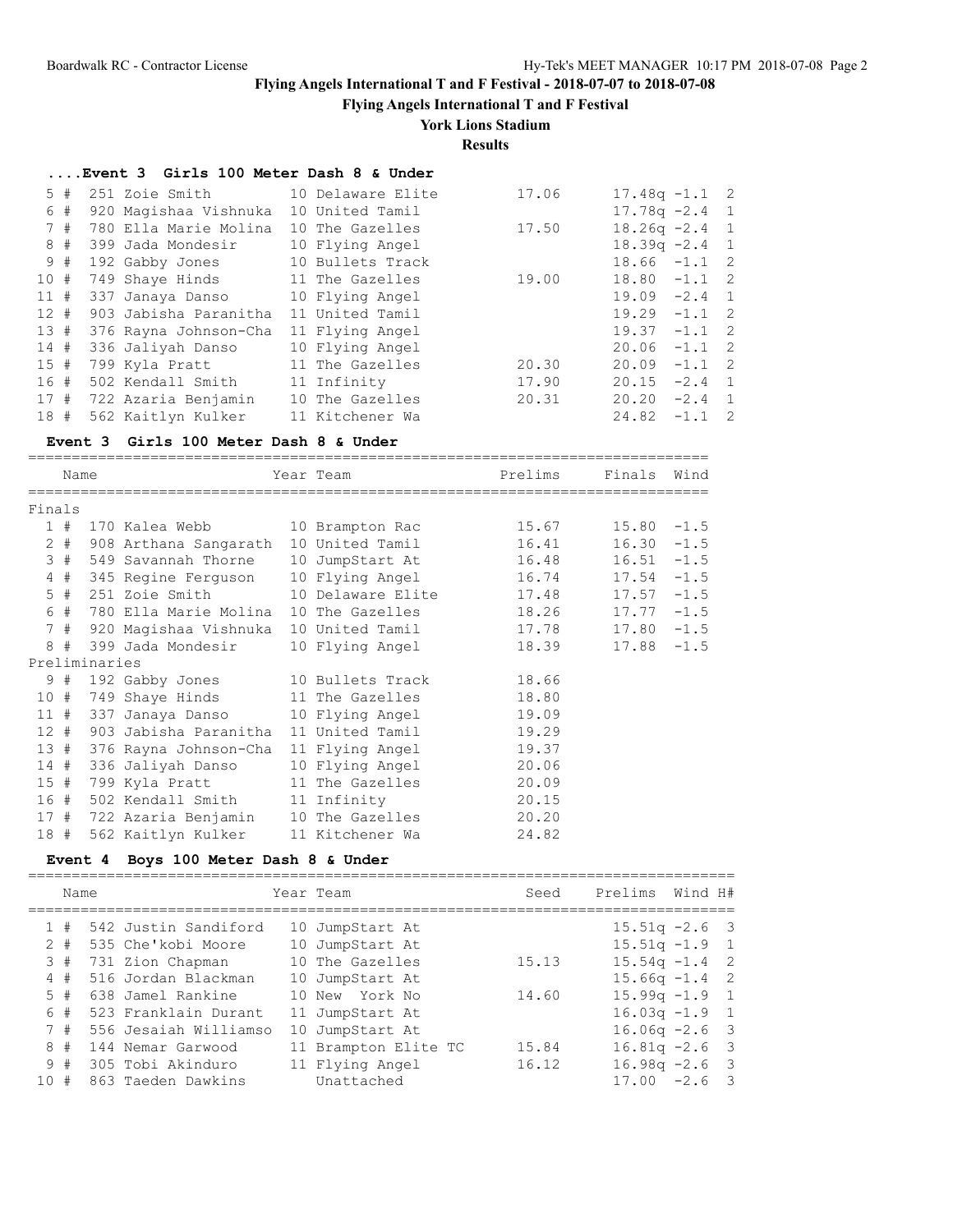Flying Angels International T and F Festival - 2018-07-07 to 2018-07-08

Flying Angels International T and F Festival

York Lions Stadium

Results

### ....Event 3 Girls 100 Meter Dash 8 & Under

| Place | Name | Year | Team | Seed | Prelims | Wind | H# |
|---|---|---|---|---|---|---|---|
| 5 # | 251 Zoie Smith | 10 | Delaware Elite | 17.06 | 17.48q | -1.1 | 2 |
| 6 # | 920 Magishaa Vishnuka | 10 | United Tamil | | 17.78q | -2.4 | 1 |
| 7 # | 780 Ella Marie Molina | 10 | The Gazelles | 17.50 | 18.26q | -2.4 | 1 |
| 8 # | 399 Jada Mondesir | 10 | Flying Angel | | 18.39q | -2.4 | 1 |
| 9 # | 192 Gabby Jones | 10 | Bullets Track | | 18.66 | -1.1 | 2 |
| 10 # | 749 Shaye Hinds | 11 | The Gazelles | 19.00 | 18.80 | -1.1 | 2 |
| 11 # | 337 Janaya Danso | 10 | Flying Angel | | 19.09 | -2.4 | 1 |
| 12 # | 903 Jabisha Paranitha | 11 | United Tamil | | 19.29 | -1.1 | 2 |
| 13 # | 376 Rayna Johnson-Cha | 11 | Flying Angel | | 19.37 | -1.1 | 2 |
| 14 # | 336 Jaliyah Danso | 10 | Flying Angel | | 20.06 | -1.1 | 2 |
| 15 # | 799 Kyla Pratt | 11 | The Gazelles | 20.30 | 20.09 | -1.1 | 2 |
| 16 # | 502 Kendall Smith | 11 | Infinity | 17.90 | 20.15 | -2.4 | 1 |
| 17 # | 722 Azaria Benjamin | 10 | The Gazelles | 20.31 | 20.20 | -2.4 | 1 |
| 18 # | 562 Kaitlyn Kulker | 11 | Kitchener Wa | | 24.82 | -1.1 | 2 |

### Event 3 Girls 100 Meter Dash 8 & Under

| Place | Name | Year | Team | Prelims | Finals | Wind |
|---|---|---|---|---|---|---|
| **Finals** | | | | | | |
| 1 # | 170 Kalea Webb | 10 | Brampton Rac | 15.67 | 15.80 | -1.5 |
| 2 # | 908 Arthana Sangarath | 10 | United Tamil | 16.41 | 16.30 | -1.5 |
| 3 # | 549 Savannah Thorne | 10 | JumpStart At | 16.48 | 16.51 | -1.5 |
| 4 # | 345 Regine Ferguson | 10 | Flying Angel | 16.74 | 17.54 | -1.5 |
| 5 # | 251 Zoie Smith | 10 | Delaware Elite | 17.48 | 17.57 | -1.5 |
| 6 # | 780 Ella Marie Molina | 10 | The Gazelles | 18.26 | 17.77 | -1.5 |
| 7 # | 920 Magishaa Vishnuka | 10 | United Tamil | 17.78 | 17.80 | -1.5 |
| 8 # | 399 Jada Mondesir | 10 | Flying Angel | 18.39 | 17.88 | -1.5 |
| **Preliminaries** | | | | | | |
| 9 # | 192 Gabby Jones | 10 | Bullets Track | 18.66 | | |
| 10 # | 749 Shaye Hinds | 11 | The Gazelles | 18.80 | | |
| 11 # | 337 Janaya Danso | 10 | Flying Angel | 19.09 | | |
| 12 # | 903 Jabisha Paranitha | 11 | United Tamil | 19.29 | | |
| 13 # | 376 Rayna Johnson-Cha | 11 | Flying Angel | 19.37 | | |
| 14 # | 336 Jaliyah Danso | 10 | Flying Angel | 20.06 | | |
| 15 # | 799 Kyla Pratt | 11 | The Gazelles | 20.09 | | |
| 16 # | 502 Kendall Smith | 11 | Infinity | 20.15 | | |
| 17 # | 722 Azaria Benjamin | 10 | The Gazelles | 20.20 | | |
| 18 # | 562 Kaitlyn Kulker | 11 | Kitchener Wa | 24.82 | | |

### Event 4 Boys 100 Meter Dash 8 & Under

| Place | Name | Year | Team | Seed | Prelims | Wind | H# |
|---|---|---|---|---|---|---|---|
| 1 # | 542 Justin Sandiford | 10 | JumpStart At | | 15.51q | -2.6 | 3 |
| 2 # | 535 Che'kobi Moore | 10 | JumpStart At | | 15.51q | -1.9 | 1 |
| 3 # | 731 Zion Chapman | 10 | The Gazelles | 15.13 | 15.54q | -1.4 | 2 |
| 4 # | 516 Jordan Blackman | 10 | JumpStart At | | 15.66q | -1.4 | 2 |
| 5 # | 638 Jamel Rankine | 10 | New York No | 14.60 | 15.99q | -1.9 | 1 |
| 6 # | 523 Franklain Durant | 11 | JumpStart At | | 16.03q | -1.9 | 1 |
| 7 # | 556 Jesaiah Williamso | 10 | JumpStart At | | 16.06q | -2.6 | 3 |
| 8 # | 144 Nemar Garwood | 11 | Brampton Elite TC | 15.84 | 16.81q | -2.6 | 3 |
| 9 # | 305 Tobi Akinduro | 11 | Flying Angel | 16.12 | 16.98q | -2.6 | 3 |
| 10 # | 863 Taeden Dawkins | | Unattached | | 17.00 | -2.6 | 3 |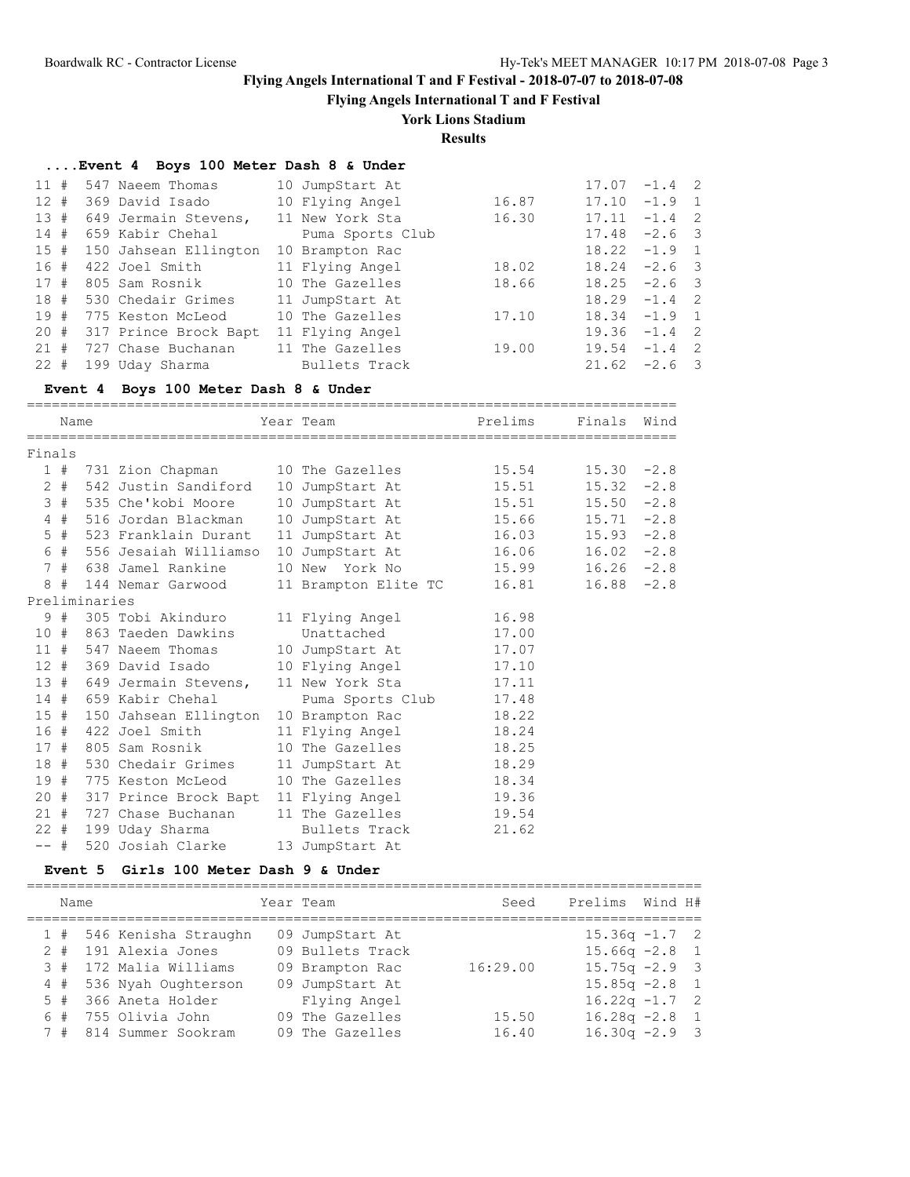**Flying Angels International T and F Festival - 2018-07-07 to 2018-07-08**

**Flying Angels International T and F Festival**

**York Lions Stadium**

**Results**

### ....Event 4 Boys 100 Meter Dash 8 & Under

| Place | # | Comp# | Name | Year | Team | Seed | Prelims | Wind | H# |
|---|---|---|---|---|---|---|---|---|---|
| 11 | # | 547 | Naeem Thomas | 10 | JumpStart At | | 17.07 | -1.4 | 2 |
| 12 | # | 369 | David Isado | 10 | Flying Angel | 16.87 | 17.10 | -1.9 | 1 |
| 13 | # | 649 | Jermain Stevens, | 11 | New York Sta | 16.30 | 17.11 | -1.4 | 2 |
| 14 | # | 659 | Kabir Chehal | | Puma Sports Club | | 17.48 | -2.6 | 3 |
| 15 | # | 150 | Jahsean Ellington | 10 | Brampton Rac | | 18.22 | -1.9 | 1 |
| 16 | # | 422 | Joel Smith | 11 | Flying Angel | 18.02 | 18.24 | -2.6 | 3 |
| 17 | # | 805 | Sam Rosnik | 10 | The Gazelles | 18.66 | 18.25 | -2.6 | 3 |
| 18 | # | 530 | Chedair Grimes | 11 | JumpStart At | | 18.29 | -1.4 | 2 |
| 19 | # | 775 | Keston McLeod | 10 | The Gazelles | 17.10 | 18.34 | -1.9 | 1 |
| 20 | # | 317 | Prince Brock Bapt | 11 | Flying Angel | | 19.36 | -1.4 | 2 |
| 21 | # | 727 | Chase Buchanan | 11 | The Gazelles | 19.00 | 19.54 | -1.4 | 2 |
| 22 | # | 199 | Uday Sharma | | Bullets Track | | 21.62 | -2.6 | 3 |

### Event 4 Boys 100 Meter Dash 8 & Under

| Place | # | Comp# | Name | Year | Team | Prelims | Finals | Wind |
|---|---|---|---|---|---|---|---|---|
| **Finals** | | | | | | | | |
| 1 | # | 731 | Zion Chapman | 10 | The Gazelles | 15.54 | 15.30 | -2.8 |
| 2 | # | 542 | Justin Sandiford | 10 | JumpStart At | 15.51 | 15.32 | -2.8 |
| 3 | # | 535 | Che'kobi Moore | 10 | JumpStart At | 15.51 | 15.50 | -2.8 |
| 4 | # | 516 | Jordan Blackman | 10 | JumpStart At | 15.66 | 15.71 | -2.8 |
| 5 | # | 523 | Franklain Durant | 11 | JumpStart At | 16.03 | 15.93 | -2.8 |
| 6 | # | 556 | Jesaiah Williamso | 10 | JumpStart At | 16.06 | 16.02 | -2.8 |
| 7 | # | 638 | Jamel Rankine | 10 | New York No | 15.99 | 16.26 | -2.8 |
| 8 | # | 144 | Nemar Garwood | 11 | Brampton Elite TC | 16.81 | 16.88 | -2.8 |
| **Preliminaries** | | | | | | | | |
| 9 | # | 305 | Tobi Akinduro | 11 | Flying Angel | 16.98 | | |
| 10 | # | 863 | Taeden Dawkins | | Unattached | 17.00 | | |
| 11 | # | 547 | Naeem Thomas | 10 | JumpStart At | 17.07 | | |
| 12 | # | 369 | David Isado | 10 | Flying Angel | 17.10 | | |
| 13 | # | 649 | Jermain Stevens, | 11 | New York Sta | 17.11 | | |
| 14 | # | 659 | Kabir Chehal | | Puma Sports Club | 17.48 | | |
| 15 | # | 150 | Jahsean Ellington | 10 | Brampton Rac | 18.22 | | |
| 16 | # | 422 | Joel Smith | 11 | Flying Angel | 18.24 | | |
| 17 | # | 805 | Sam Rosnik | 10 | The Gazelles | 18.25 | | |
| 18 | # | 530 | Chedair Grimes | 11 | JumpStart At | 18.29 | | |
| 19 | # | 775 | Keston McLeod | 10 | The Gazelles | 18.34 | | |
| 20 | # | 317 | Prince Brock Bapt | 11 | Flying Angel | 19.36 | | |
| 21 | # | 727 | Chase Buchanan | 11 | The Gazelles | 19.54 | | |
| 22 | # | 199 | Uday Sharma | | Bullets Track | 21.62 | | |
| -- | # | 520 | Josiah Clarke | 13 | JumpStart At | | | |

### Event 5 Girls 100 Meter Dash 9 & Under

| Place | # | Comp# | Name | Year | Team | Seed | Prelims | Wind | H# |
|---|---|---|---|---|---|---|---|---|---|
| 1 | # | 546 | Kenisha Straughn | 09 | JumpStart At | | 15.36q | -1.7 | 2 |
| 2 | # | 191 | Alexia Jones | 09 | Bullets Track | | 15.66q | -2.8 | 1 |
| 3 | # | 172 | Malia Williams | 09 | Brampton Rac | 16:29.00 | 15.75q | -2.9 | 3 |
| 4 | # | 536 | Nyah Oughterson | 09 | JumpStart At | | 15.85q | -2.8 | 1 |
| 5 | # | 366 | Aneta Holder | | Flying Angel | | 16.22q | -1.7 | 2 |
| 6 | # | 755 | Olivia John | 09 | The Gazelles | 15.50 | 16.28q | -2.8 | 1 |
| 7 | # | 814 | Summer Sookram | 09 | The Gazelles | 16.40 | 16.30q | -2.9 | 3 |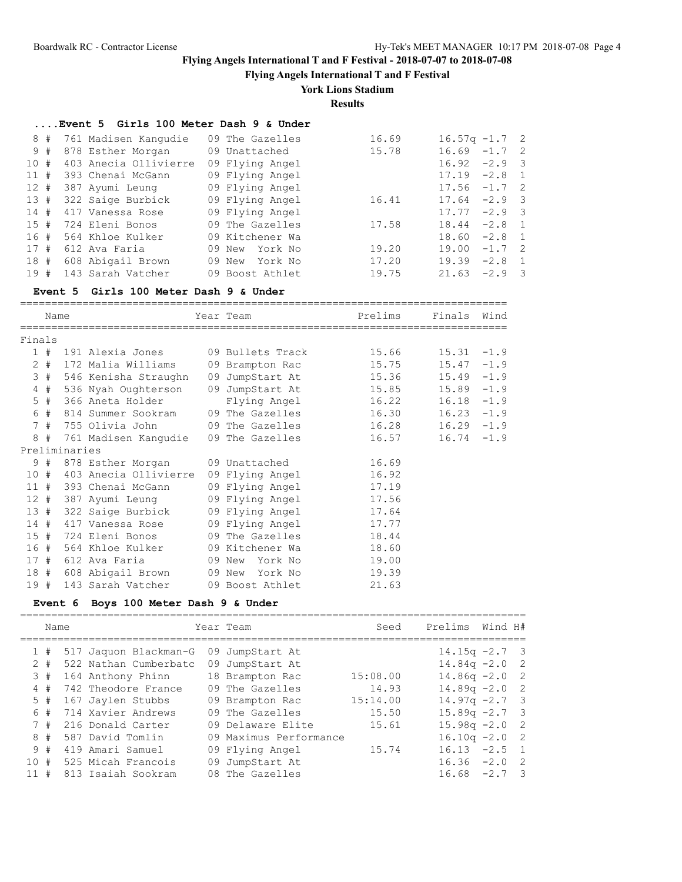# Flying Angels International T and F Festival - 2018-07-07 to 2018-07-08

## Flying Angels International T and F Festival

### York Lions Stadium

### Results

#### ....Event 5 Girls 100 Meter Dash 9 & Under

| Place | # | Comp# | Name | Year | Team | Seed | Prelims | Wind | H# |
|---|---|---|---|---|---|---|---|---|---|
| 8 | # | 761 | Madisen Kangudie | 09 | The Gazelles | 16.69 | 16.57q | -1.7 | 2 |
| 9 | # | 878 | Esther Morgan | 09 | Unattached | 15.78 | 16.69 | -1.7 | 2 |
| 10 | # | 403 | Anecia Ollivierre | 09 | Flying Angel | | 16.92 | -2.9 | 3 |
| 11 | # | 393 | Chenai McGann | 09 | Flying Angel | | 17.19 | -2.8 | 1 |
| 12 | # | 387 | Ayumi Leung | 09 | Flying Angel | | 17.56 | -1.7 | 2 |
| 13 | # | 322 | Saige Burbick | 09 | Flying Angel | 16.41 | 17.64 | -2.9 | 3 |
| 14 | # | 417 | Vanessa Rose | 09 | Flying Angel | | 17.77 | -2.9 | 3 |
| 15 | # | 724 | Eleni Bonos | 09 | The Gazelles | 17.58 | 18.44 | -2.8 | 1 |
| 16 | # | 564 | Khloe Kulker | 09 | Kitchener Wa | | 18.60 | -2.8 | 1 |
| 17 | # | 612 | Ava Faria | 09 | New York No | 19.20 | 19.00 | -1.7 | 2 |
| 18 | # | 608 | Abigail Brown | 09 | New York No | 17.20 | 19.39 | -2.8 | 1 |
| 19 | # | 143 | Sarah Vatcher | 09 | Boost Athlet | 19.75 | 21.63 | -2.9 | 3 |

#### Event 5 Girls 100 Meter Dash 9 & Under

| Place | # | Comp# | Name | Year | Team | Prelims | Finals | Wind |
|---|---|---|---|---|---|---|---|---|
| **Finals** | | | | | | | | |
| 1 | # | 191 | Alexia Jones | 09 | Bullets Track | 15.66 | 15.31 | -1.9 |
| 2 | # | 172 | Malia Williams | 09 | Brampton Rac | 15.75 | 15.47 | -1.9 |
| 3 | # | 546 | Kenisha Straughn | 09 | JumpStart At | 15.36 | 15.49 | -1.9 |
| 4 | # | 536 | Nyah Oughterson | 09 | JumpStart At | 15.85 | 15.89 | -1.9 |
| 5 | # | 366 | Aneta Holder | | Flying Angel | 16.22 | 16.18 | -1.9 |
| 6 | # | 814 | Summer Sookram | 09 | The Gazelles | 16.30 | 16.23 | -1.9 |
| 7 | # | 755 | Olivia John | 09 | The Gazelles | 16.28 | 16.29 | -1.9 |
| 8 | # | 761 | Madisen Kangudie | 09 | The Gazelles | 16.57 | 16.74 | -1.9 |
| **Preliminaries** | | | | | | | | |
| 9 | # | 878 | Esther Morgan | 09 | Unattached | 16.69 | | |
| 10 | # | 403 | Anecia Ollivierre | 09 | Flying Angel | 16.92 | | |
| 11 | # | 393 | Chenai McGann | 09 | Flying Angel | 17.19 | | |
| 12 | # | 387 | Ayumi Leung | 09 | Flying Angel | 17.56 | | |
| 13 | # | 322 | Saige Burbick | 09 | Flying Angel | 17.64 | | |
| 14 | # | 417 | Vanessa Rose | 09 | Flying Angel | 17.77 | | |
| 15 | # | 724 | Eleni Bonos | 09 | The Gazelles | 18.44 | | |
| 16 | # | 564 | Khloe Kulker | 09 | Kitchener Wa | 18.60 | | |
| 17 | # | 612 | Ava Faria | 09 | New York No | 19.00 | | |
| 18 | # | 608 | Abigail Brown | 09 | New York No | 19.39 | | |
| 19 | # | 143 | Sarah Vatcher | 09 | Boost Athlet | 21.63 | | |

#### Event 6 Boys 100 Meter Dash 9 & Under

| Place | # | Comp# | Name | Year | Team | Seed | Prelims | Wind | H# |
|---|---|---|---|---|---|---|---|---|---|
| 1 | # | 517 | Jaquon Blackman-G | 09 | JumpStart At | | 14.15q | -2.7 | 3 |
| 2 | # | 522 | Nathan Cumberbatc | 09 | JumpStart At | | 14.84q | -2.0 | 2 |
| 3 | # | 164 | Anthony Phinn | 18 | Brampton Rac | 15:08.00 | 14.86q | -2.0 | 2 |
| 4 | # | 742 | Theodore France | 09 | The Gazelles | 14.93 | 14.89q | -2.0 | 2 |
| 5 | # | 167 | Jaylen Stubbs | 09 | Brampton Rac | 15:14.00 | 14.97q | -2.7 | 3 |
| 6 | # | 714 | Xavier Andrews | 09 | The Gazelles | 15.50 | 15.89q | -2.7 | 3 |
| 7 | # | 216 | Donald Carter | 09 | Delaware Elite | 15.61 | 15.98q | -2.0 | 2 |
| 8 | # | 587 | David Tomlin | 09 | Maximus Performance | | 16.10q | -2.0 | 2 |
| 9 | # | 419 | Amari Samuel | 09 | Flying Angel | 15.74 | 16.13 | -2.5 | 1 |
| 10 | # | 525 | Micah Francois | 09 | JumpStart At | | 16.36 | -2.0 | 2 |
| 11 | # | 813 | Isaiah Sookram | 08 | The Gazelles | | 16.68 | -2.7 | 3 |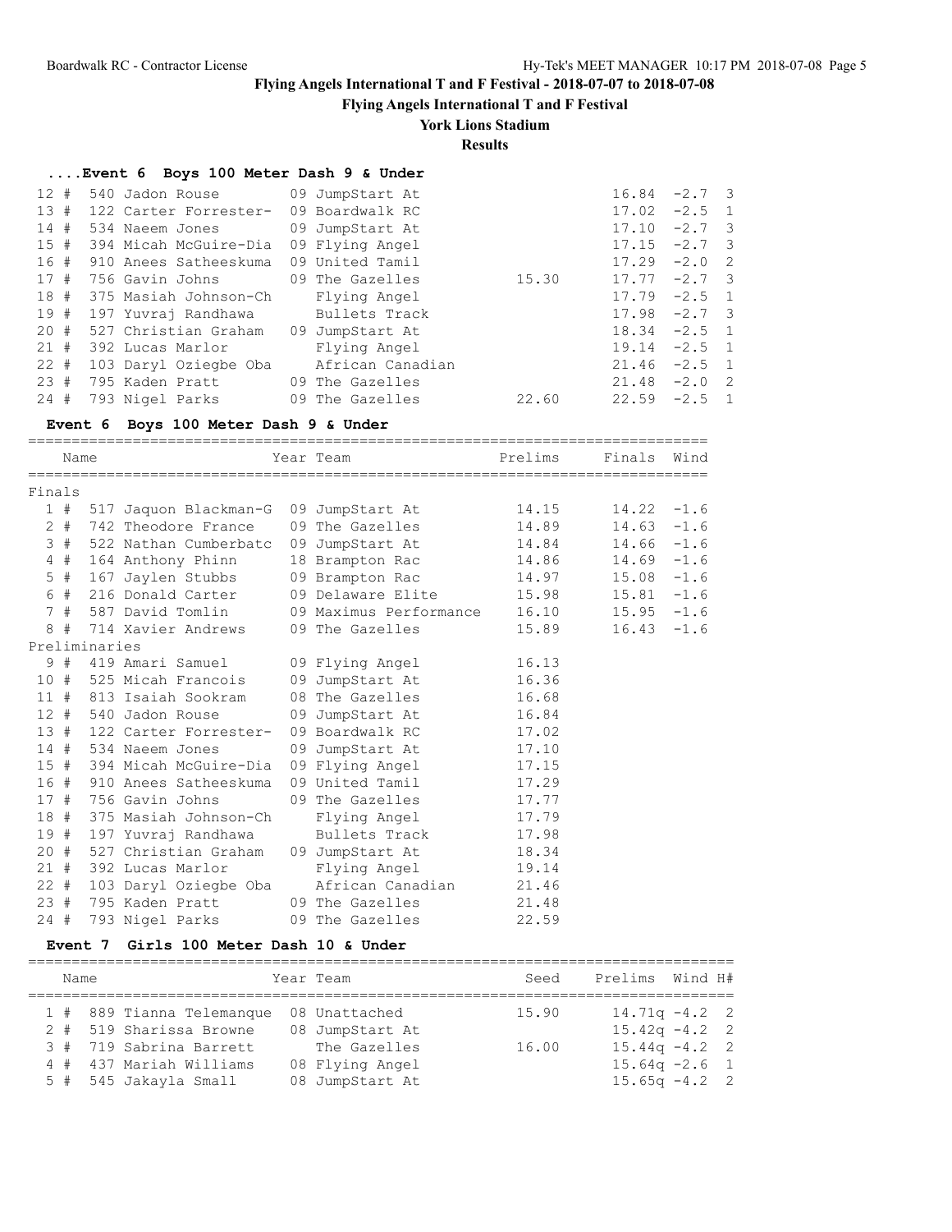# Flying Angels International T and F Festival - 2018-07-07 to 2018-07-08

## Flying Angels International T and F Festival

### York Lions Stadium

### Results

#### ....Event 6 Boys 100 Meter Dash 9 & Under

| Place | # | Comp# | Name | Year | Team | Seed | Prelims | Wind | H# |
|---|---|---|---|---|---|---|---|---|---|
| 12 | # | 540 | Jadon Rouse | 09 | JumpStart At | | 16.84 | -2.7 | 3 |
| 13 | # | 122 | Carter Forrester- | 09 | Boardwalk RC | | 17.02 | -2.5 | 1 |
| 14 | # | 534 | Naeem Jones | 09 | JumpStart At | | 17.10 | -2.7 | 3 |
| 15 | # | 394 | Micah McGuire-Dia | 09 | Flying Angel | | 17.15 | -2.7 | 3 |
| 16 | # | 910 | Anees Satheeskuma | 09 | United Tamil | | 17.29 | -2.0 | 2 |
| 17 | # | 756 | Gavin Johns | 09 | The Gazelles | 15.30 | 17.77 | -2.7 | 3 |
| 18 | # | 375 | Masiah Johnson-Ch | | Flying Angel | | 17.79 | -2.5 | 1 |
| 19 | # | 197 | Yuvraj Randhawa | | Bullets Track | | 17.98 | -2.7 | 3 |
| 20 | # | 527 | Christian Graham | 09 | JumpStart At | | 18.34 | -2.5 | 1 |
| 21 | # | 392 | Lucas Marlor | | Flying Angel | | 19.14 | -2.5 | 1 |
| 22 | # | 103 | Daryl Oziegbe Oba | | African Canadian | | 21.46 | -2.5 | 1 |
| 23 | # | 795 | Kaden Pratt | 09 | The Gazelles | | 21.48 | -2.0 | 2 |
| 24 | # | 793 | Nigel Parks | 09 | The Gazelles | 22.60 | 22.59 | -2.5 | 1 |

#### Event 6 Boys 100 Meter Dash 9 & Under

| Place | # | Comp# | Name | Year | Team | Prelims | Finals | Wind |
|---|---|---|---|---|---|---|---|---|
| **Finals** | | | | | | | | |
| 1 | # | 517 | Jaquon Blackman-G | 09 | JumpStart At | 14.15 | 14.22 | -1.6 |
| 2 | # | 742 | Theodore France | 09 | The Gazelles | 14.89 | 14.63 | -1.6 |
| 3 | # | 522 | Nathan Cumberbatc | 09 | JumpStart At | 14.84 | 14.66 | -1.6 |
| 4 | # | 164 | Anthony Phinn | 18 | Brampton Rac | 14.86 | 14.69 | -1.6 |
| 5 | # | 167 | Jaylen Stubbs | 09 | Brampton Rac | 14.97 | 15.08 | -1.6 |
| 6 | # | 216 | Donald Carter | 09 | Delaware Elite | 15.98 | 15.81 | -1.6 |
| 7 | # | 587 | David Tomlin | 09 | Maximus Performance | 16.10 | 15.95 | -1.6 |
| 8 | # | 714 | Xavier Andrews | 09 | The Gazelles | 15.89 | 16.43 | -1.6 |
| **Preliminaries** | | | | | | | | |
| 9 | # | 419 | Amari Samuel | 09 | Flying Angel | 16.13 | | |
| 10 | # | 525 | Micah Francois | 09 | JumpStart At | 16.36 | | |
| 11 | # | 813 | Isaiah Sookram | 08 | The Gazelles | 16.68 | | |
| 12 | # | 540 | Jadon Rouse | 09 | JumpStart At | 16.84 | | |
| 13 | # | 122 | Carter Forrester- | 09 | Boardwalk RC | 17.02 | | |
| 14 | # | 534 | Naeem Jones | 09 | JumpStart At | 17.10 | | |
| 15 | # | 394 | Micah McGuire-Dia | 09 | Flying Angel | 17.15 | | |
| 16 | # | 910 | Anees Satheeskuma | 09 | United Tamil | 17.29 | | |
| 17 | # | 756 | Gavin Johns | 09 | The Gazelles | 17.77 | | |
| 18 | # | 375 | Masiah Johnson-Ch | | Flying Angel | 17.79 | | |
| 19 | # | 197 | Yuvraj Randhawa | | Bullets Track | 17.98 | | |
| 20 | # | 527 | Christian Graham | 09 | JumpStart At | 18.34 | | |
| 21 | # | 392 | Lucas Marlor | | Flying Angel | 19.14 | | |
| 22 | # | 103 | Daryl Oziegbe Oba | | African Canadian | 21.46 | | |
| 23 | # | 795 | Kaden Pratt | 09 | The Gazelles | 21.48 | | |
| 24 | # | 793 | Nigel Parks | 09 | The Gazelles | 22.59 | | |

#### Event 7 Girls 100 Meter Dash 10 & Under

| Place | # | Comp# | Name | Year | Team | Seed | Prelims | Wind | H# |
|---|---|---|---|---|---|---|---|---|---|
| 1 | # | 889 | Tianna Telemanque | 08 | Unattached | 15.90 | 14.71q | -4.2 | 2 |
| 2 | # | 519 | Sharissa Browne | 08 | JumpStart At | | 15.42q | -4.2 | 2 |
| 3 | # | 719 | Sabrina Barrett | | The Gazelles | 16.00 | 15.44q | -4.2 | 2 |
| 4 | # | 437 | Mariah Williams | 08 | Flying Angel | | 15.64q | -2.6 | 1 |
| 5 | # | 545 | Jakayla Small | 08 | JumpStart At | | 15.65q | -4.2 | 2 |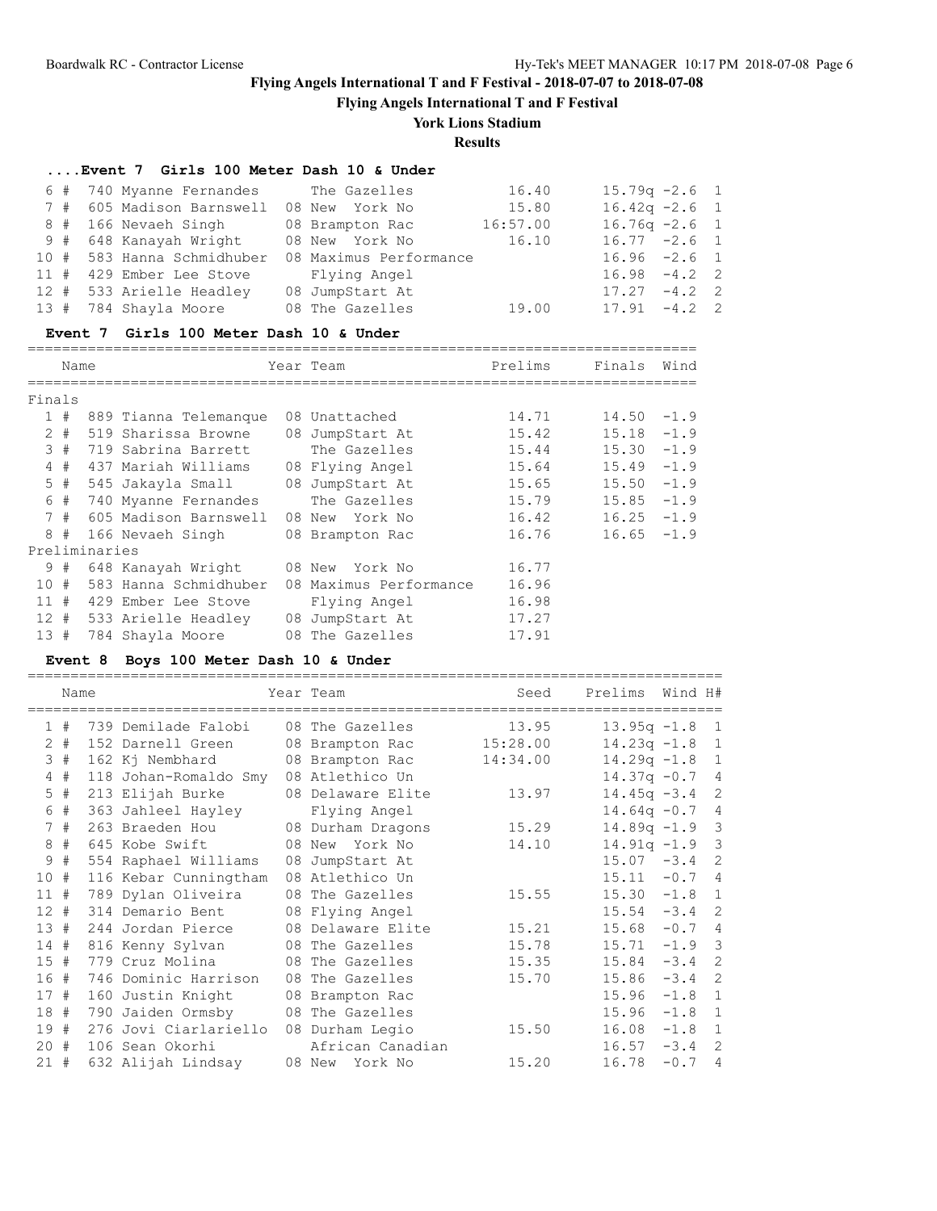# Flying Angels International T and F Festival - 2018-07-07 to 2018-07-08

## Flying Angels International T and F Festival

### York Lions Stadium

### Results

#### ....Event 7 Girls 100 Meter Dash 10 & Under

| Place | # | Name | Year | Team | Seed | Prelims | Wind | H# |
|---|---|---|---|---|---|---|---|---|
| 6 | # 740 | Myanne Fernandes | | The Gazelles | 16.40 | 15.79q | -2.6 | 1 |
| 7 | # 605 | Madison Barnswell | 08 | New York No | 15.80 | 16.42q | -2.6 | 1 |
| 8 | # 166 | Nevaeh Singh | 08 | Brampton Rac | 16:57.00 | 16.76q | -2.6 | 1 |
| 9 | # 648 | Kanayah Wright | 08 | New York No | 16.10 | 16.77 | -2.6 | 1 |
| 10 | # 583 | Hanna Schmidhuber | 08 | Maximus Performance | | 16.96 | -2.6 | 1 |
| 11 | # 429 | Ember Lee Stove | | Flying Angel | | 16.98 | -4.2 | 2 |
| 12 | # 533 | Arielle Headley | 08 | JumpStart At | | 17.27 | -4.2 | 2 |
| 13 | # 784 | Shayla Moore | 08 | The Gazelles | 19.00 | 17.91 | -4.2 | 2 |

#### Event 7 Girls 100 Meter Dash 10 & Under

| Place | # | Name | Year | Team | Prelims | Finals | Wind |
|---|---|---|---|---|---|---|---|
| **Finals** | | | | | | | |
| 1 | # 889 | Tianna Telemanque | 08 | Unattached | 14.71 | 14.50 | -1.9 |
| 2 | # 519 | Sharissa Browne | 08 | JumpStart At | 15.42 | 15.18 | -1.9 |
| 3 | # 719 | Sabrina Barrett | | The Gazelles | 15.44 | 15.30 | -1.9 |
| 4 | # 437 | Mariah Williams | 08 | Flying Angel | 15.64 | 15.49 | -1.9 |
| 5 | # 545 | Jakayla Small | 08 | JumpStart At | 15.65 | 15.50 | -1.9 |
| 6 | # 740 | Myanne Fernandes | | The Gazelles | 15.79 | 15.85 | -1.9 |
| 7 | # 605 | Madison Barnswell | 08 | New York No | 16.42 | 16.25 | -1.9 |
| 8 | # 166 | Nevaeh Singh | 08 | Brampton Rac | 16.76 | 16.65 | -1.9 |
| **Preliminaries** | | | | | | | |
| 9 | # 648 | Kanayah Wright | 08 | New York No | 16.77 | | |
| 10 | # 583 | Hanna Schmidhuber | 08 | Maximus Performance | 16.96 | | |
| 11 | # 429 | Ember Lee Stove | | Flying Angel | 16.98 | | |
| 12 | # 533 | Arielle Headley | 08 | JumpStart At | 17.27 | | |
| 13 | # 784 | Shayla Moore | 08 | The Gazelles | 17.91 | | |

#### Event 8 Boys 100 Meter Dash 10 & Under

| Place | # | Name | Year | Team | Seed | Prelims | Wind | H# |
|---|---|---|---|---|---|---|---|---|
| 1 | # 739 | Demilade Falobi | 08 | The Gazelles | 13.95 | 13.95q | -1.8 | 1 |
| 2 | # 152 | Darnell Green | 08 | Brampton Rac | 15:28.00 | 14.23q | -1.8 | 1 |
| 3 | # 162 | Kj Nembhard | 08 | Brampton Rac | 14:34.00 | 14.29q | -1.8 | 1 |
| 4 | # 118 | Johan-Romaldo Smy | 08 | Atlethico Un | | 14.37q | -0.7 | 4 |
| 5 | # 213 | Elijah Burke | 08 | Delaware Elite | 13.97 | 14.45q | -3.4 | 2 |
| 6 | # 363 | Jahleel Hayley | | Flying Angel | | 14.64q | -0.7 | 4 |
| 7 | # 263 | Braeden Hou | 08 | Durham Dragons | 15.29 | 14.89q | -1.9 | 3 |
| 8 | # 645 | Kobe Swift | 08 | New York No | 14.10 | 14.91q | -1.9 | 3 |
| 9 | # 554 | Raphael Williams | 08 | JumpStart At | | 15.07 | -3.4 | 2 |
| 10 | # 116 | Kebar Cunningtham | 08 | Atlethico Un | | 15.11 | -0.7 | 4 |
| 11 | # 789 | Dylan Oliveira | 08 | The Gazelles | 15.55 | 15.30 | -1.8 | 1 |
| 12 | # 314 | Demario Bent | 08 | Flying Angel | | 15.54 | -3.4 | 2 |
| 13 | # 244 | Jordan Pierce | 08 | Delaware Elite | 15.21 | 15.68 | -0.7 | 4 |
| 14 | # 816 | Kenny Sylvan | 08 | The Gazelles | 15.78 | 15.71 | -1.9 | 3 |
| 15 | # 779 | Cruz Molina | 08 | The Gazelles | 15.35 | 15.84 | -3.4 | 2 |
| 16 | # 746 | Dominic Harrison | 08 | The Gazelles | 15.70 | 15.86 | -3.4 | 2 |
| 17 | # 160 | Justin Knight | 08 | Brampton Rac | | 15.96 | -1.8 | 1 |
| 18 | # 790 | Jaiden Ormsby | 08 | The Gazelles | | 15.96 | -1.8 | 1 |
| 19 | # 276 | Jovi Ciarlariello | 08 | Durham Legio | 15.50 | 16.08 | -1.8 | 1 |
| 20 | # 106 | Sean Okorhi | | African Canadian | | 16.57 | -3.4 | 2 |
| 21 | # 632 | Alijah Lindsay | 08 | New York No | 15.20 | 16.78 | -0.7 | 4 |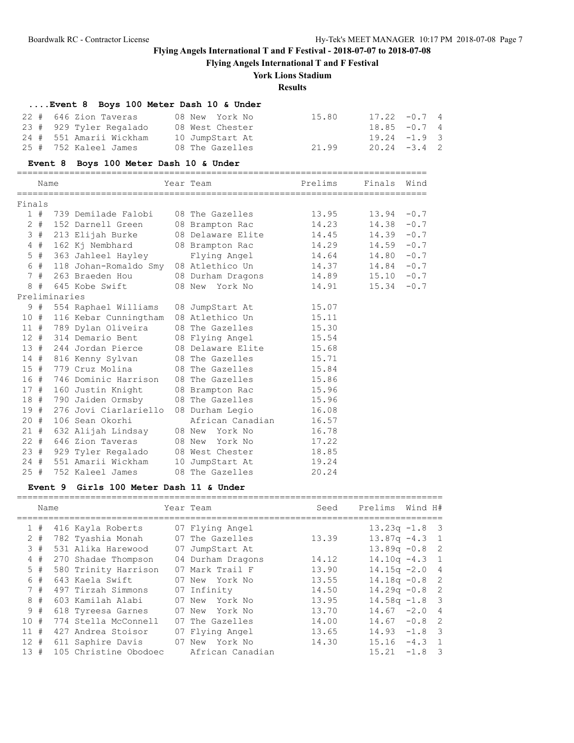**Flying Angels International T and F Festival - 2018-07-07 to 2018-07-08**

**Flying Angels International T and F Festival**

**York Lions Stadium**

**Results**

### ....Event 8 Boys 100 Meter Dash 10 & Under

| Place | Name | Year | Team | Seed | Prelims | Wind | H# |
|---|---|---|---|---|---|---|---|
| 22 # | 646 Zion Taveras | 08 | New York No | 15.80 | 17.22 | -0.7 | 4 |
| 23 # | 929 Tyler Regalado | 08 | West Chester | | 18.85 | -0.7 | 4 |
| 24 # | 551 Amarii Wickham | 10 | JumpStart At | | 19.24 | -1.9 | 3 |
| 25 # | 752 Kaleel James | 08 | The Gazelles | 21.99 | 20.24 | -3.4 | 2 |

### Event 8 Boys 100 Meter Dash 10 & Under

| Place | Name | Year | Team | Prelims | Finals | Wind |
|---|---|---|---|---|---|---|
| **Finals** | | | | | | |
| 1 # | 739 Demilade Falobi | 08 | The Gazelles | 13.95 | 13.94 | -0.7 |
| 2 # | 152 Darnell Green | 08 | Brampton Rac | 14.23 | 14.38 | -0.7 |
| 3 # | 213 Elijah Burke | 08 | Delaware Elite | 14.45 | 14.39 | -0.7 |
| 4 # | 162 Kj Nembhard | 08 | Brampton Rac | 14.29 | 14.59 | -0.7 |
| 5 # | 363 Jahleel Hayley | | Flying Angel | 14.64 | 14.80 | -0.7 |
| 6 # | 118 Johan-Romaldo Smy | 08 | Atlethico Un | 14.37 | 14.84 | -0.7 |
| 7 # | 263 Braeden Hou | 08 | Durham Dragons | 14.89 | 15.10 | -0.7 |
| 8 # | 645 Kobe Swift | 08 | New York No | 14.91 | 15.34 | -0.7 |
| **Preliminaries** | | | | | | |
| 9 # | 554 Raphael Williams | 08 | JumpStart At | 15.07 | | |
| 10 # | 116 Kebar Cunningtham | 08 | Atlethico Un | 15.11 | | |
| 11 # | 789 Dylan Oliveira | 08 | The Gazelles | 15.30 | | |
| 12 # | 314 Demario Bent | 08 | Flying Angel | 15.54 | | |
| 13 # | 244 Jordan Pierce | 08 | Delaware Elite | 15.68 | | |
| 14 # | 816 Kenny Sylvan | 08 | The Gazelles | 15.71 | | |
| 15 # | 779 Cruz Molina | 08 | The Gazelles | 15.84 | | |
| 16 # | 746 Dominic Harrison | 08 | The Gazelles | 15.86 | | |
| 17 # | 160 Justin Knight | 08 | Brampton Rac | 15.96 | | |
| 18 # | 790 Jaiden Ormsby | 08 | The Gazelles | 15.96 | | |
| 19 # | 276 Jovi Ciarlariello | 08 | Durham Legio | 16.08 | | |
| 20 # | 106 Sean Okorhi | | African Canadian | 16.57 | | |
| 21 # | 632 Alijah Lindsay | 08 | New York No | 16.78 | | |
| 22 # | 646 Zion Taveras | 08 | New York No | 17.22 | | |
| 23 # | 929 Tyler Regalado | 08 | West Chester | 18.85 | | |
| 24 # | 551 Amarii Wickham | 10 | JumpStart At | 19.24 | | |
| 25 # | 752 Kaleel James | 08 | The Gazelles | 20.24 | | |

### Event 9 Girls 100 Meter Dash 11 & Under

| Place | Name | Year | Team | Seed | Prelims | Wind | H# |
|---|---|---|---|---|---|---|---|
| 1 # | 416 Kayla Roberts | 07 | Flying Angel | | 13.23q | -1.8 | 3 |
| 2 # | 782 Tyashia Monah | 07 | The Gazelles | 13.39 | 13.87q | -4.3 | 1 |
| 3 # | 531 Alika Harewood | 07 | JumpStart At | | 13.89q | -0.8 | 2 |
| 4 # | 270 Shadae Thompson | 04 | Durham Dragons | 14.12 | 14.10q | -4.3 | 1 |
| 5 # | 580 Trinity Harrison | 07 | Mark Trail F | 13.90 | 14.15q | -2.0 | 4 |
| 6 # | 643 Kaela Swift | 07 | New York No | 13.55 | 14.18q | -0.8 | 2 |
| 7 # | 497 Tirzah Simmons | 07 | Infinity | 14.50 | 14.29q | -0.8 | 2 |
| 8 # | 603 Kamilah Alabi | 07 | New York No | 13.95 | 14.58q | -1.8 | 3 |
| 9 # | 618 Tyreesa Garnes | 07 | New York No | 13.70 | 14.67 | -2.0 | 4 |
| 10 # | 774 Stella McConnell | 07 | The Gazelles | 14.00 | 14.67 | -0.8 | 2 |
| 11 # | 427 Andrea Stoisor | 07 | Flying Angel | 13.65 | 14.93 | -1.8 | 3 |
| 12 # | 611 Saphire Davis | 07 | New York No | 14.30 | 15.16 | -4.3 | 1 |
| 13 # | 105 Christine Obodoec | | African Canadian | | 15.21 | -1.8 | 3 |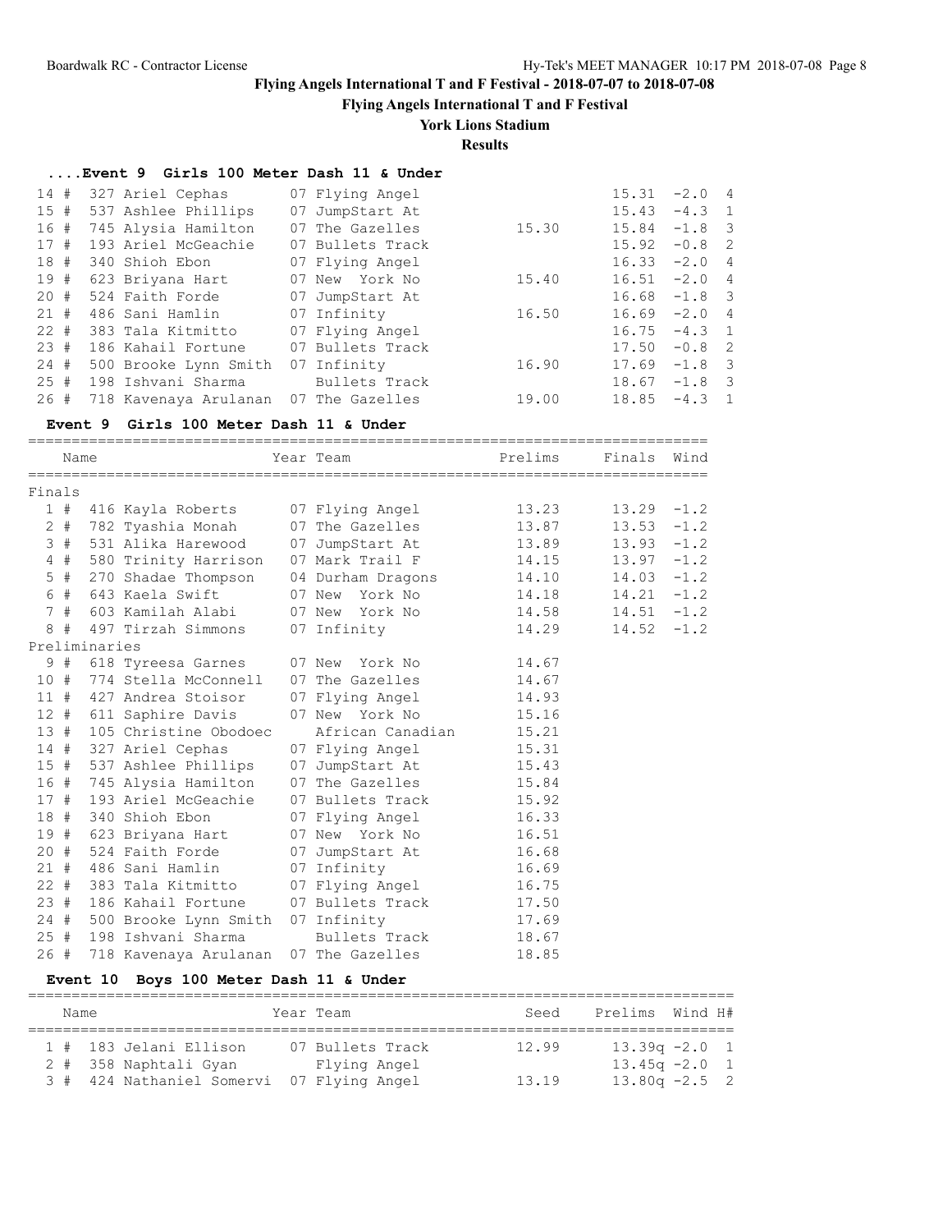# Flying Angels International T and F Festival - 2018-07-07 to 2018-07-08

## Flying Angels International T and F Festival

### York Lions Stadium

### Results

#### ....Event 9 Girls 100 Meter Dash 11 & Under

| Place | # | Name | Year | Team | Seed | Prelims | Wind | H# |
|---|---|---|---|---|---|---|---|---|
| 14 | # | 327 Ariel Cephas | 07 | Flying Angel | | 15.31 | -2.0 | 4 |
| 15 | # | 537 Ashlee Phillips | 07 | JumpStart At | | 15.43 | -4.3 | 1 |
| 16 | # | 745 Alysia Hamilton | 07 | The Gazelles | 15.30 | 15.84 | -1.8 | 3 |
| 17 | # | 193 Ariel McGeachie | 07 | Bullets Track | | 15.92 | -0.8 | 2 |
| 18 | # | 340 Shioh Ebon | 07 | Flying Angel | | 16.33 | -2.0 | 4 |
| 19 | # | 623 Briyana Hart | 07 | New York No | 15.40 | 16.51 | -2.0 | 4 |
| 20 | # | 524 Faith Forde | 07 | JumpStart At | | 16.68 | -1.8 | 3 |
| 21 | # | 486 Sani Hamlin | 07 | Infinity | 16.50 | 16.69 | -2.0 | 4 |
| 22 | # | 383 Tala Kitmitto | 07 | Flying Angel | | 16.75 | -4.3 | 1 |
| 23 | # | 186 Kahail Fortune | 07 | Bullets Track | | 17.50 | -0.8 | 2 |
| 24 | # | 500 Brooke Lynn Smith | 07 | Infinity | 16.90 | 17.69 | -1.8 | 3 |
| 25 | # | 198 Ishvani Sharma | | Bullets Track | | 18.67 | -1.8 | 3 |
| 26 | # | 718 Kavenaya Arulanan | 07 | The Gazelles | 19.00 | 18.85 | -4.3 | 1 |

#### Event 9 Girls 100 Meter Dash 11 & Under

| Place | # | Name | Year | Team | Prelims | Finals | Wind |
|---|---|---|---|---|---|---|---|
| **Finals** | | | | | | | |
| 1 | # | 416 Kayla Roberts | 07 | Flying Angel | 13.23 | 13.29 | -1.2 |
| 2 | # | 782 Tyashia Monah | 07 | The Gazelles | 13.87 | 13.53 | -1.2 |
| 3 | # | 531 Alika Harewood | 07 | JumpStart At | 13.89 | 13.93 | -1.2 |
| 4 | # | 580 Trinity Harrison | 07 | Mark Trail F | 14.15 | 13.97 | -1.2 |
| 5 | # | 270 Shadae Thompson | 04 | Durham Dragons | 14.10 | 14.03 | -1.2 |
| 6 | # | 643 Kaela Swift | 07 | New York No | 14.18 | 14.21 | -1.2 |
| 7 | # | 603 Kamilah Alabi | 07 | New York No | 14.58 | 14.51 | -1.2 |
| 8 | # | 497 Tirzah Simmons | 07 | Infinity | 14.29 | 14.52 | -1.2 |
| **Preliminaries** | | | | | | | |
| 9 | # | 618 Tyreesa Garnes | 07 | New York No | 14.67 | | |
| 10 | # | 774 Stella McConnell | 07 | The Gazelles | 14.67 | | |
| 11 | # | 427 Andrea Stoisor | 07 | Flying Angel | 14.93 | | |
| 12 | # | 611 Saphire Davis | 07 | New York No | 15.16 | | |
| 13 | # | 105 Christine Obodoec | | African Canadian | 15.21 | | |
| 14 | # | 327 Ariel Cephas | 07 | Flying Angel | 15.31 | | |
| 15 | # | 537 Ashlee Phillips | 07 | JumpStart At | 15.43 | | |
| 16 | # | 745 Alysia Hamilton | 07 | The Gazelles | 15.84 | | |
| 17 | # | 193 Ariel McGeachie | 07 | Bullets Track | 15.92 | | |
| 18 | # | 340 Shioh Ebon | 07 | Flying Angel | 16.33 | | |
| 19 | # | 623 Briyana Hart | 07 | New York No | 16.51 | | |
| 20 | # | 524 Faith Forde | 07 | JumpStart At | 16.68 | | |
| 21 | # | 486 Sani Hamlin | 07 | Infinity | 16.69 | | |
| 22 | # | 383 Tala Kitmitto | 07 | Flying Angel | 16.75 | | |
| 23 | # | 186 Kahail Fortune | 07 | Bullets Track | 17.50 | | |
| 24 | # | 500 Brooke Lynn Smith | 07 | Infinity | 17.69 | | |
| 25 | # | 198 Ishvani Sharma | | Bullets Track | 18.67 | | |
| 26 | # | 718 Kavenaya Arulanan | 07 | The Gazelles | 18.85 | | |

#### Event 10 Boys 100 Meter Dash 11 & Under

| Place | # | Name | Year | Team | Seed | Prelims | Wind | H# |
|---|---|---|---|---|---|---|---|---|
| 1 | # | 183 Jelani Ellison | 07 | Bullets Track | 12.99 | 13.39q | -2.0 | 1 |
| 2 | # | 358 Naphtali Gyan | | Flying Angel | | 13.45q | -2.0 | 1 |
| 3 | # | 424 Nathaniel Somervi | 07 | Flying Angel | 13.19 | 13.80q | -2.5 | 2 |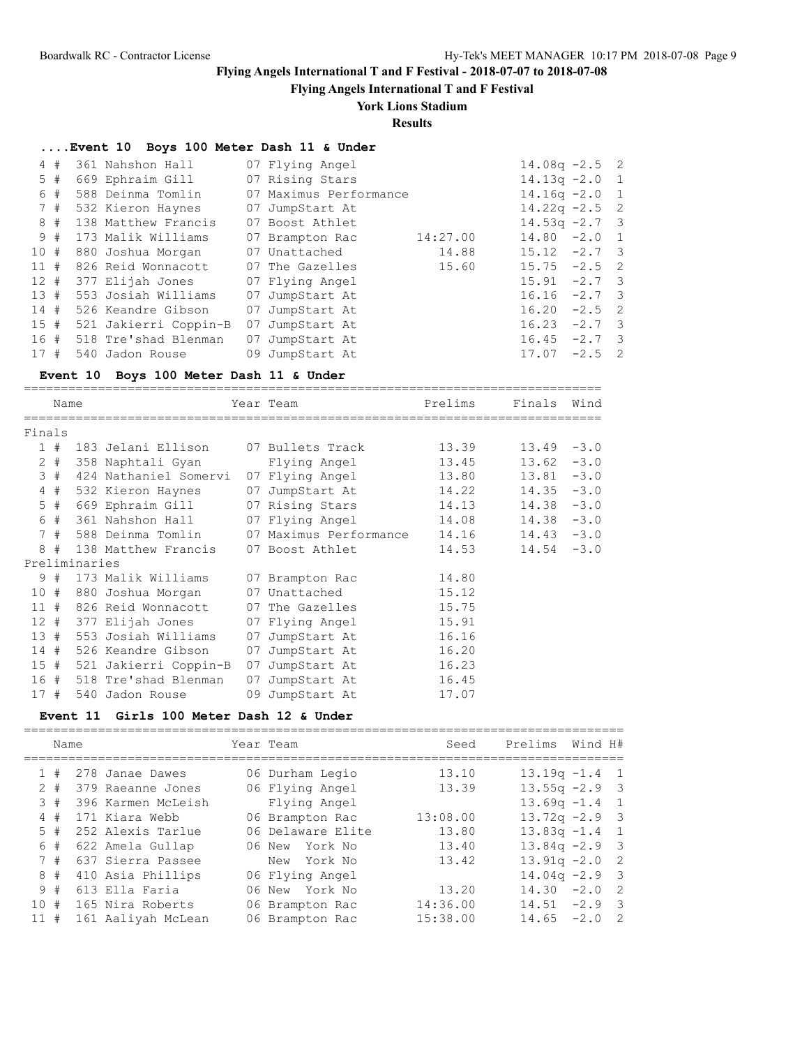# Flying Angels International T and F Festival - 2018-07-07 to 2018-07-08

## Flying Angels International T and F Festival

### York Lions Stadium

### Results

#### ....Event 10 Boys 100 Meter Dash 11 & Under

| | Name | Year | Team | Seed | Prelims | Wind | H# |
|---|---|---|---|---|---|---|---|
| 4 # | 361 Nahshon Hall | 07 | Flying Angel | | 14.08q | -2.5 | 2 |
| 5 # | 669 Ephraim Gill | 07 | Rising Stars | | 14.13q | -2.0 | 1 |
| 6 # | 588 Deinma Tomlin | 07 | Maximus Performance | | 14.16q | -2.0 | 1 |
| 7 # | 532 Kieron Haynes | 07 | JumpStart At | | 14.22q | -2.5 | 2 |
| 8 # | 138 Matthew Francis | 07 | Boost Athlet | | 14.53q | -2.7 | 3 |
| 9 # | 173 Malik Williams | 07 | Brampton Rac | 14:27.00 | 14.80 | -2.0 | 1 |
| 10 # | 880 Joshua Morgan | 07 | Unattached | 14.88 | 15.12 | -2.7 | 3 |
| 11 # | 826 Reid Wonnacott | 07 | The Gazelles | 15.60 | 15.75 | -2.5 | 2 |
| 12 # | 377 Elijah Jones | 07 | Flying Angel | | 15.91 | -2.7 | 3 |
| 13 # | 553 Josiah Williams | 07 | JumpStart At | | 16.16 | -2.7 | 3 |
| 14 # | 526 Keandre Gibson | 07 | JumpStart At | | 16.20 | -2.5 | 2 |
| 15 # | 521 Jakierri Coppin-B | 07 | JumpStart At | | 16.23 | -2.7 | 3 |
| 16 # | 518 Tre'shad Blenman | 07 | JumpStart At | | 16.45 | -2.7 | 3 |
| 17 # | 540 Jadon Rouse | 09 | JumpStart At | | 17.07 | -2.5 | 2 |

#### Event 10 Boys 100 Meter Dash 11 & Under

| | Name | Year | Team | Prelims | Finals | Wind |
|---|---|---|---|---|---|---|
| **Finals** | | | | | | |
| 1 # | 183 Jelani Ellison | 07 | Bullets Track | 13.39 | 13.49 | -3.0 |
| 2 # | 358 Naphtali Gyan | | Flying Angel | 13.45 | 13.62 | -3.0 |
| 3 # | 424 Nathaniel Somervi | 07 | Flying Angel | 13.80 | 13.81 | -3.0 |
| 4 # | 532 Kieron Haynes | 07 | JumpStart At | 14.22 | 14.35 | -3.0 |
| 5 # | 669 Ephraim Gill | 07 | Rising Stars | 14.13 | 14.38 | -3.0 |
| 6 # | 361 Nahshon Hall | 07 | Flying Angel | 14.08 | 14.38 | -3.0 |
| 7 # | 588 Deinma Tomlin | 07 | Maximus Performance | 14.16 | 14.43 | -3.0 |
| 8 # | 138 Matthew Francis | 07 | Boost Athlet | 14.53 | 14.54 | -3.0 |
| **Preliminaries** | | | | | | |
| 9 # | 173 Malik Williams | 07 | Brampton Rac | 14.80 | | |
| 10 # | 880 Joshua Morgan | 07 | Unattached | 15.12 | | |
| 11 # | 826 Reid Wonnacott | 07 | The Gazelles | 15.75 | | |
| 12 # | 377 Elijah Jones | 07 | Flying Angel | 15.91 | | |
| 13 # | 553 Josiah Williams | 07 | JumpStart At | 16.16 | | |
| 14 # | 526 Keandre Gibson | 07 | JumpStart At | 16.20 | | |
| 15 # | 521 Jakierri Coppin-B | 07 | JumpStart At | 16.23 | | |
| 16 # | 518 Tre'shad Blenman | 07 | JumpStart At | 16.45 | | |
| 17 # | 540 Jadon Rouse | 09 | JumpStart At | 17.07 | | |

#### Event 11 Girls 100 Meter Dash 12 & Under

| | Name | Year | Team | Seed | Prelims | Wind | H# |
|---|---|---|---|---|---|---|---|
| 1 # | 278 Janae Dawes | 06 | Durham Legio | 13.10 | 13.19q | -1.4 | 1 |
| 2 # | 379 Raeanne Jones | 06 | Flying Angel | 13.39 | 13.55q | -2.9 | 3 |
| 3 # | 396 Karmen McLeish | | Flying Angel | | 13.69q | -1.4 | 1 |
| 4 # | 171 Kiara Webb | 06 | Brampton Rac | 13:08.00 | 13.72q | -2.9 | 3 |
| 5 # | 252 Alexis Tarlue | 06 | Delaware Elite | 13.80 | 13.83q | -1.4 | 1 |
| 6 # | 622 Amela Gullap | 06 | New York No | 13.40 | 13.84q | -2.9 | 3 |
| 7 # | 637 Sierra Passee | | New York No | 13.42 | 13.91q | -2.0 | 2 |
| 8 # | 410 Asia Phillips | 06 | Flying Angel | | 14.04q | -2.9 | 3 |
| 9 # | 613 Ella Faria | 06 | New York No | 13.20 | 14.30 | -2.0 | 2 |
| 10 # | 165 Nira Roberts | 06 | Brampton Rac | 14:36.00 | 14.51 | -2.9 | 3 |
| 11 # | 161 Aaliyah McLean | 06 | Brampton Rac | 15:38.00 | 14.65 | -2.0 | 2 |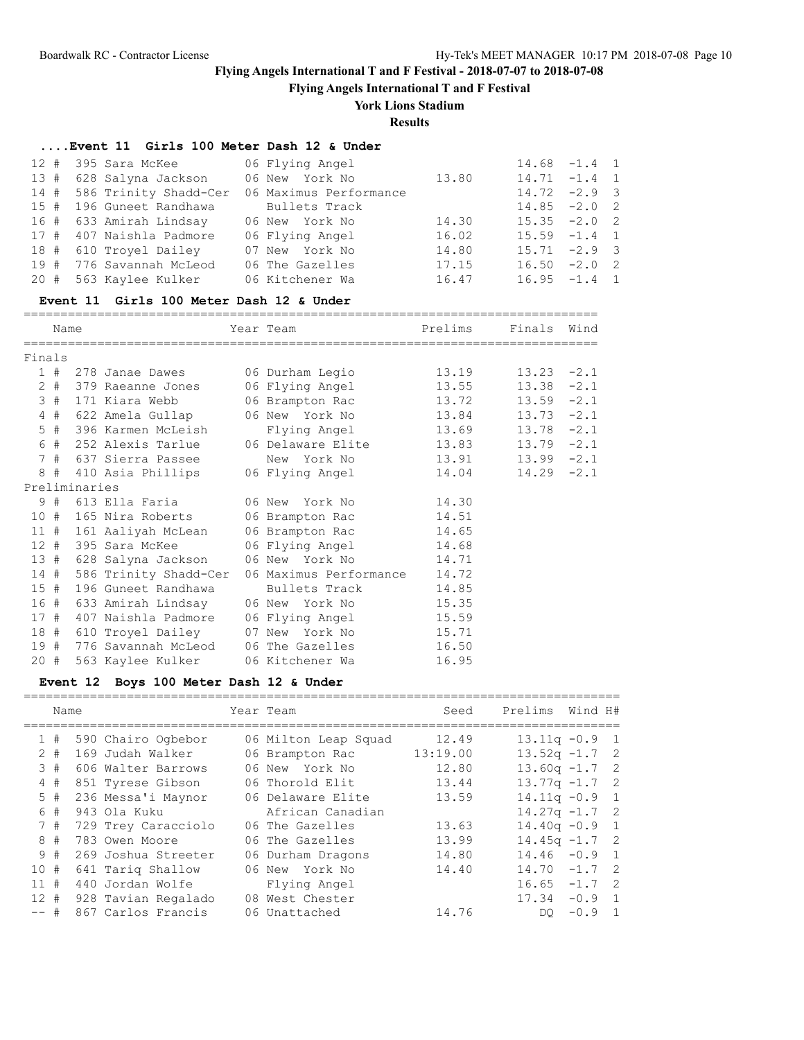**Flying Angels International T and F Festival - 2018-07-07 to 2018-07-08**

**Flying Angels International T and F Festival**

**York Lions Stadium**

**Results**

### ....Event 11 Girls 100 Meter Dash 12 & Under

| Place | # | Name | Year | Team | Seed | Prelims | Wind | H# |
|---|---|---|---|---|---|---|---|---|
| 12 | 395 | Sara McKee | 06 | Flying Angel | | 14.68 | -1.4 | 1 |
| 13 | 628 | Salyna Jackson | 06 | New York No | 13.80 | 14.71 | -1.4 | 1 |
| 14 | 586 | Trinity Shadd-Cer | 06 | Maximus Performance | | 14.72 | -2.9 | 3 |
| 15 | 196 | Guneet Randhawa | | Bullets Track | | 14.85 | -2.0 | 2 |
| 16 | 633 | Amirah Lindsay | 06 | New York No | 14.30 | 15.35 | -2.0 | 2 |
| 17 | 407 | Naishla Padmore | 06 | Flying Angel | 16.02 | 15.59 | -1.4 | 1 |
| 18 | 610 | Troyel Dailey | 07 | New York No | 14.80 | 15.71 | -2.9 | 3 |
| 19 | 776 | Savannah McLeod | 06 | The Gazelles | 17.15 | 16.50 | -2.0 | 2 |
| 20 | 563 | Kaylee Kulker | 06 | Kitchener Wa | 16.47 | 16.95 | -1.4 | 1 |

### Event 11 Girls 100 Meter Dash 12 & Under

| Place | # | Name | Year | Team | Prelims | Finals | Wind |
|---|---|---|---|---|---|---|---|
| **Finals** | | | | | | | |
| 1 | 278 | Janae Dawes | 06 | Durham Legio | 13.19 | 13.23 | -2.1 |
| 2 | 379 | Raeanne Jones | 06 | Flying Angel | 13.55 | 13.38 | -2.1 |
| 3 | 171 | Kiara Webb | 06 | Brampton Rac | 13.72 | 13.59 | -2.1 |
| 4 | 622 | Amela Gullap | 06 | New York No | 13.84 | 13.73 | -2.1 |
| 5 | 396 | Karmen McLeish | | Flying Angel | 13.69 | 13.78 | -2.1 |
| 6 | 252 | Alexis Tarlue | 06 | Delaware Elite | 13.83 | 13.79 | -2.1 |
| 7 | 637 | Sierra Passee | | New York No | 13.91 | 13.99 | -2.1 |
| 8 | 410 | Asia Phillips | 06 | Flying Angel | 14.04 | 14.29 | -2.1 |
| **Preliminaries** | | | | | | | |
| 9 | 613 | Ella Faria | 06 | New York No | 14.30 | | |
| 10 | 165 | Nira Roberts | 06 | Brampton Rac | 14.51 | | |
| 11 | 161 | Aaliyah McLean | 06 | Brampton Rac | 14.65 | | |
| 12 | 395 | Sara McKee | 06 | Flying Angel | 14.68 | | |
| 13 | 628 | Salyna Jackson | 06 | New York No | 14.71 | | |
| 14 | 586 | Trinity Shadd-Cer | 06 | Maximus Performance | 14.72 | | |
| 15 | 196 | Guneet Randhawa | | Bullets Track | 14.85 | | |
| 16 | 633 | Amirah Lindsay | 06 | New York No | 15.35 | | |
| 17 | 407 | Naishla Padmore | 06 | Flying Angel | 15.59 | | |
| 18 | 610 | Troyel Dailey | 07 | New York No | 15.71 | | |
| 19 | 776 | Savannah McLeod | 06 | The Gazelles | 16.50 | | |
| 20 | 563 | Kaylee Kulker | 06 | Kitchener Wa | 16.95 | | |

### Event 12 Boys 100 Meter Dash 12 & Under

| Place | # | Name | Year | Team | Seed | Prelims | Wind | H# |
|---|---|---|---|---|---|---|---|---|
| 1 | 590 | Chairo Ogbebor | 06 | Milton Leap Squad | 12.49 | 13.11q | -0.9 | 1 |
| 2 | 169 | Judah Walker | 06 | Brampton Rac | 13:19.00 | 13.52q | -1.7 | 2 |
| 3 | 606 | Walter Barrows | 06 | New York No | 12.80 | 13.60q | -1.7 | 2 |
| 4 | 851 | Tyrese Gibson | 06 | Thorold Elit | 13.44 | 13.77q | -1.7 | 2 |
| 5 | 236 | Messa'i Maynor | 06 | Delaware Elite | 13.59 | 14.11q | -0.9 | 1 |
| 6 | 943 | Ola Kuku | | African Canadian | | 14.27q | -1.7 | 2 |
| 7 | 729 | Trey Caracciolo | 06 | The Gazelles | 13.63 | 14.40q | -0.9 | 1 |
| 8 | 783 | Owen Moore | 06 | The Gazelles | 13.99 | 14.45q | -1.7 | 2 |
| 9 | 269 | Joshua Streeter | 06 | Durham Dragons | 14.80 | 14.46 | -0.9 | 1 |
| 10 | 641 | Tariq Shallow | 06 | New York No | 14.40 | 14.70 | -1.7 | 2 |
| 11 | 440 | Jordan Wolfe | | Flying Angel | | 16.65 | -1.7 | 2 |
| 12 | 928 | Tavian Regalado | 08 | West Chester | | 17.34 | -0.9 | 1 |
| -- | 867 | Carlos Francis | 06 | Unattached | 14.76 | DQ | -0.9 | 1 |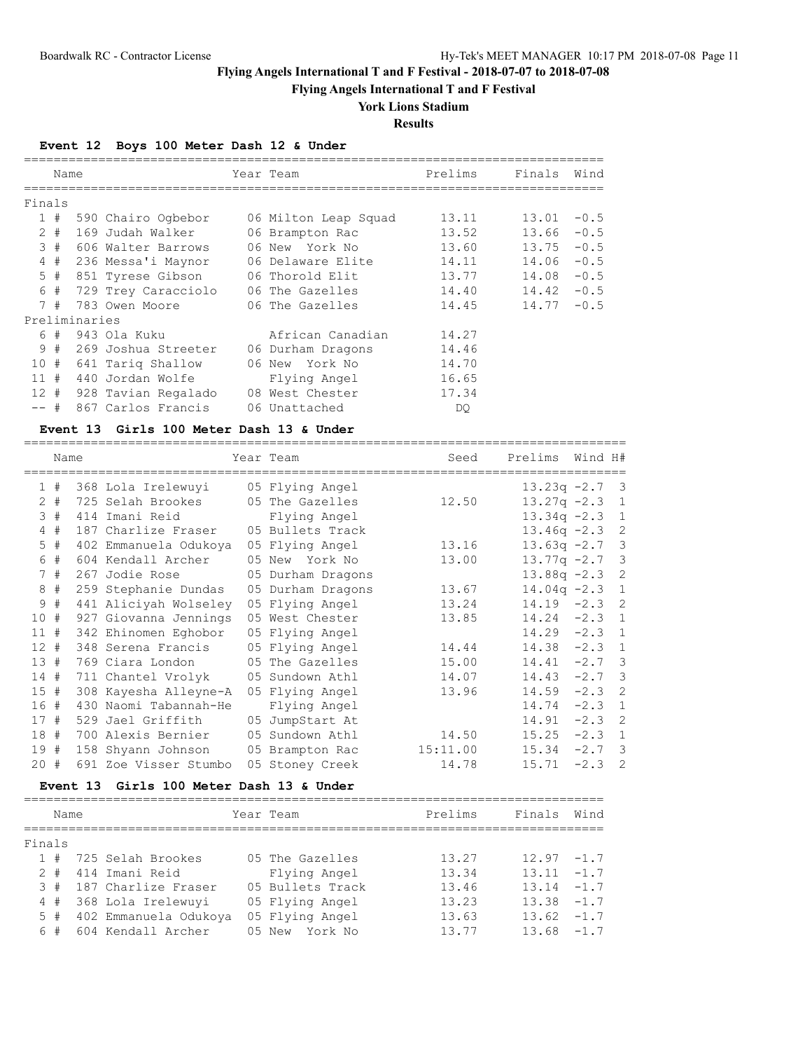# Flying Angels International T and F Festival - 2018-07-07 to 2018-07-08

## Flying Angels International T and F Festival

### York Lions Stadium

### Results

**Event 12 Boys 100 Meter Dash 12 & Under**

| | | Name | Year | Team | Prelims | Finals | Wind |
|---|---|---|---|---|---|---|---|
| **Finals** | | | | | | | |
| 1 | # | 590 Chairo Ogbebor | 06 | Milton Leap Squad | 13.11 | 13.01 | -0.5 |
| 2 | # | 169 Judah Walker | 06 | Brampton Rac | 13.52 | 13.66 | -0.5 |
| 3 | # | 606 Walter Barrows | 06 | New York No | 13.60 | 13.75 | -0.5 |
| 4 | # | 236 Messa'i Maynor | 06 | Delaware Elite | 14.11 | 14.06 | -0.5 |
| 5 | # | 851 Tyrese Gibson | 06 | Thorold Elit | 13.77 | 14.08 | -0.5 |
| 6 | # | 729 Trey Caracciolo | 06 | The Gazelles | 14.40 | 14.42 | -0.5 |
| 7 | # | 783 Owen Moore | 06 | The Gazelles | 14.45 | 14.77 | -0.5 |
| **Preliminaries** | | | | | | | |
| 6 | # | 943 Ola Kuku | | African Canadian | 14.27 | | |
| 9 | # | 269 Joshua Streeter | 06 | Durham Dragons | 14.46 | | |
| 10 | # | 641 Tariq Shallow | 06 | New York No | 14.70 | | |
| 11 | # | 440 Jordan Wolfe | | Flying Angel | 16.65 | | |
| 12 | # | 928 Tavian Regalado | 08 | West Chester | 17.34 | | |
| -- | # | 867 Carlos Francis | 06 | Unattached | DQ | | |

**Event 13 Girls 100 Meter Dash 13 & Under**

| | | Name | Year | Team | Seed | Prelims | Wind | H# |
|---|---|---|---|---|---|---|---|---|
| 1 | # | 368 Lola Irelewuyi | 05 | Flying Angel | | 13.23q | -2.7 | 3 |
| 2 | # | 725 Selah Brookes | 05 | The Gazelles | 12.50 | 13.27q | -2.3 | 1 |
| 3 | # | 414 Imani Reid | | Flying Angel | | 13.34q | -2.3 | 1 |
| 4 | # | 187 Charlize Fraser | 05 | Bullets Track | | 13.46q | -2.3 | 2 |
| 5 | # | 402 Emmanuela Odukoya | 05 | Flying Angel | 13.16 | 13.63q | -2.7 | 3 |
| 6 | # | 604 Kendall Archer | 05 | New York No | 13.00 | 13.77q | -2.7 | 3 |
| 7 | # | 267 Jodie Rose | 05 | Durham Dragons | | 13.88q | -2.3 | 2 |
| 8 | # | 259 Stephanie Dundas | 05 | Durham Dragons | 13.67 | 14.04q | -2.3 | 1 |
| 9 | # | 441 Aliciyah Wolseley | 05 | Flying Angel | 13.24 | 14.19 | -2.3 | 2 |
| 10 | # | 927 Giovanna Jennings | 05 | West Chester | 13.85 | 14.24 | -2.3 | 1 |
| 11 | # | 342 Ehinomen Eghobor | 05 | Flying Angel | | 14.29 | -2.3 | 1 |
| 12 | # | 348 Serena Francis | 05 | Flying Angel | 14.44 | 14.38 | -2.3 | 1 |
| 13 | # | 769 Ciara London | 05 | The Gazelles | 15.00 | 14.41 | -2.7 | 3 |
| 14 | # | 711 Chantel Vrolyk | 05 | Sundown Athl | 14.07 | 14.43 | -2.7 | 3 |
| 15 | # | 308 Kayesha Alleyne-A | 05 | Flying Angel | 13.96 | 14.59 | -2.3 | 2 |
| 16 | # | 430 Naomi Tabannah-He | | Flying Angel | | 14.74 | -2.3 | 1 |
| 17 | # | 529 Jael Griffith | 05 | JumpStart At | | 14.91 | -2.3 | 2 |
| 18 | # | 700 Alexis Bernier | 05 | Sundown Athl | 14.50 | 15.25 | -2.3 | 1 |
| 19 | # | 158 Shyann Johnson | 05 | Brampton Rac | 15:11.00 | 15.34 | -2.7 | 3 |
| 20 | # | 691 Zoe Visser Stumbo | 05 | Stoney Creek | 14.78 | 15.71 | -2.3 | 2 |

**Event 13 Girls 100 Meter Dash 13 & Under**

| | | Name | Year | Team | Prelims | Finals | Wind |
|---|---|---|---|---|---|---|---|
| **Finals** | | | | | | | |
| 1 | # | 725 Selah Brookes | 05 | The Gazelles | 13.27 | 12.97 | -1.7 |
| 2 | # | 414 Imani Reid | | Flying Angel | 13.34 | 13.11 | -1.7 |
| 3 | # | 187 Charlize Fraser | 05 | Bullets Track | 13.46 | 13.14 | -1.7 |
| 4 | # | 368 Lola Irelewuyi | 05 | Flying Angel | 13.23 | 13.38 | -1.7 |
| 5 | # | 402 Emmanuela Odukoya | 05 | Flying Angel | 13.63 | 13.62 | -1.7 |
| 6 | # | 604 Kendall Archer | 05 | New York No | 13.77 | 13.68 | -1.7 |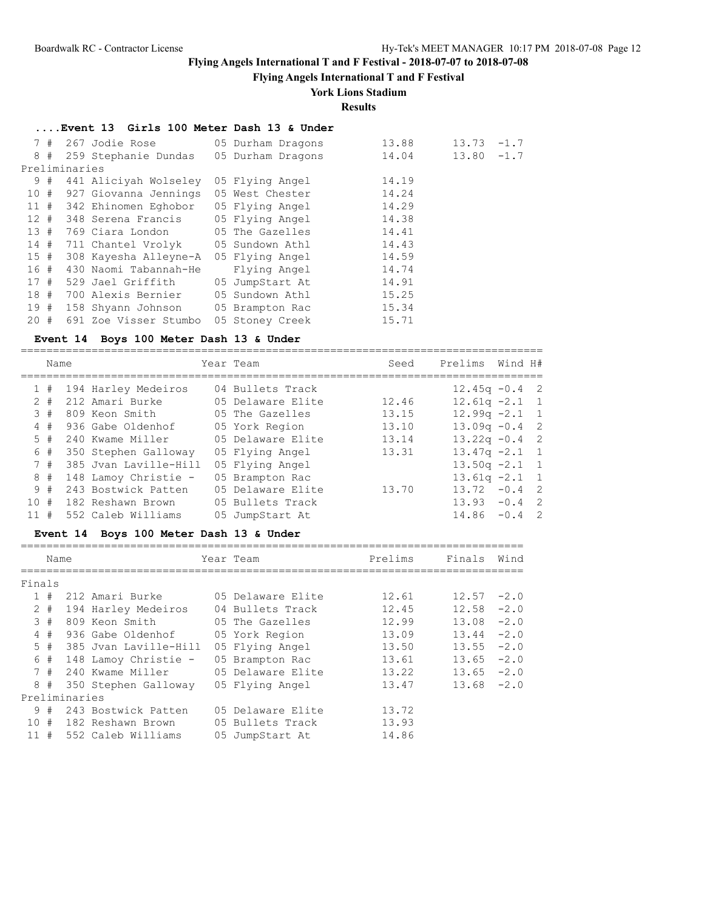# Flying Angels International T and F Festival - 2018-07-07 to 2018-07-08

## Flying Angels International T and F Festival

### York Lions Stadium

### Results

#### ....Event 13 Girls 100 Meter Dash 13 & Under

| Place | # | Name | Year | Team | Prelims | Finals | Wind |
|---|---|---|---|---|---|---|---|
| 7 | # | 267 Jodie Rose | 05 | Durham Dragons | 13.88 | 13.73 | -1.7 |
| 8 | # | 259 Stephanie Dundas | 05 | Durham Dragons | 14.04 | 13.80 | -1.7 |
| **Preliminaries** | | | | | | | |
| 9 | # | 441 Aliciyah Wolseley | 05 | Flying Angel | 14.19 | | |
| 10 | # | 927 Giovanna Jennings | 05 | West Chester | 14.24 | | |
| 11 | # | 342 Ehinomen Eghobor | 05 | Flying Angel | 14.29 | | |
| 12 | # | 348 Serena Francis | 05 | Flying Angel | 14.38 | | |
| 13 | # | 769 Ciara London | 05 | The Gazelles | 14.41 | | |
| 14 | # | 711 Chantel Vrolyk | 05 | Sundown Athl | 14.43 | | |
| 15 | # | 308 Kayesha Alleyne-A | 05 | Flying Angel | 14.59 | | |
| 16 | # | 430 Naomi Tabannah-He | | Flying Angel | 14.74 | | |
| 17 | # | 529 Jael Griffith | 05 | JumpStart At | 14.91 | | |
| 18 | # | 700 Alexis Bernier | 05 | Sundown Athl | 15.25 | | |
| 19 | # | 158 Shyann Johnson | 05 | Brampton Rac | 15.34 | | |
| 20 | # | 691 Zoe Visser Stumbo | 05 | Stoney Creek | 15.71 | | |

#### Event 14 Boys 100 Meter Dash 13 & Under

| Place | # | Name | Year | Team | Seed | Prelims | Wind | H# |
|---|---|---|---|---|---|---|---|---|
| 1 | # | 194 Harley Medeiros | 04 | Bullets Track | | 12.45q | -0.4 | 2 |
| 2 | # | 212 Amari Burke | 05 | Delaware Elite | 12.46 | 12.61q | -2.1 | 1 |
| 3 | # | 809 Keon Smith | 05 | The Gazelles | 13.15 | 12.99q | -2.1 | 1 |
| 4 | # | 936 Gabe Oldenhof | 05 | York Region | 13.10 | 13.09q | -0.4 | 2 |
| 5 | # | 240 Kwame Miller | 05 | Delaware Elite | 13.14 | 13.22q | -0.4 | 2 |
| 6 | # | 350 Stephen Galloway | 05 | Flying Angel | 13.31 | 13.47q | -2.1 | 1 |
| 7 | # | 385 Jvan Laville-Hill | 05 | Flying Angel | | 13.50q | -2.1 | 1 |
| 8 | # | 148 Lamoy Christie - | 05 | Brampton Rac | | 13.61q | -2.1 | 1 |
| 9 | # | 243 Bostwick Patten | 05 | Delaware Elite | 13.70 | 13.72 | -0.4 | 2 |
| 10 | # | 182 Reshawn Brown | 05 | Bullets Track | | 13.93 | -0.4 | 2 |
| 11 | # | 552 Caleb Williams | 05 | JumpStart At | | 14.86 | -0.4 | 2 |

#### Event 14 Boys 100 Meter Dash 13 & Under

| Place | # | Name | Year | Team | Prelims | Finals | Wind |
|---|---|---|---|---|---|---|---|
| **Finals** | | | | | | | |
| 1 | # | 212 Amari Burke | 05 | Delaware Elite | 12.61 | 12.57 | -2.0 |
| 2 | # | 194 Harley Medeiros | 04 | Bullets Track | 12.45 | 12.58 | -2.0 |
| 3 | # | 809 Keon Smith | 05 | The Gazelles | 12.99 | 13.08 | -2.0 |
| 4 | # | 936 Gabe Oldenhof | 05 | York Region | 13.09 | 13.44 | -2.0 |
| 5 | # | 385 Jvan Laville-Hill | 05 | Flying Angel | 13.50 | 13.55 | -2.0 |
| 6 | # | 148 Lamoy Christie - | 05 | Brampton Rac | 13.61 | 13.65 | -2.0 |
| 7 | # | 240 Kwame Miller | 05 | Delaware Elite | 13.22 | 13.65 | -2.0 |
| 8 | # | 350 Stephen Galloway | 05 | Flying Angel | 13.47 | 13.68 | -2.0 |
| **Preliminaries** | | | | | | | |
| 9 | # | 243 Bostwick Patten | 05 | Delaware Elite | 13.72 | | |
| 10 | # | 182 Reshawn Brown | 05 | Bullets Track | 13.93 | | |
| 11 | # | 552 Caleb Williams | 05 | JumpStart At | 14.86 | | |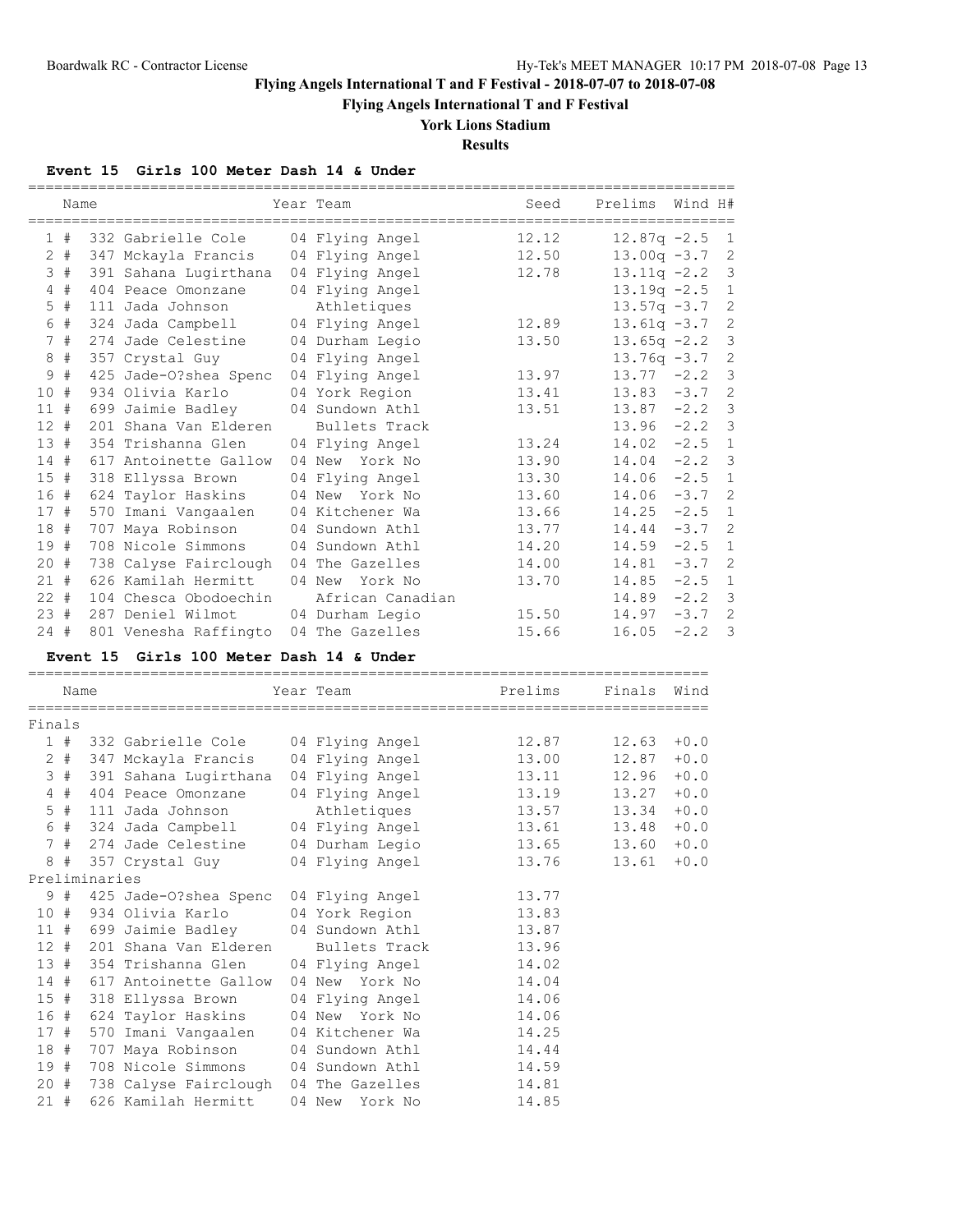# Flying Angels International T and F Festival - 2018-07-07 to 2018-07-08

## Flying Angels International T and F Festival

### York Lions Stadium

### Results

#### Event 15 Girls 100 Meter Dash 14 & Under

| Place | Name | Year | Team | Seed | Prelims | Wind | H# |
|---|---|---|---|---|---|---|---|
| 1 | # 332 Gabrielle Cole | 04 | Flying Angel | 12.12 | 12.87q | -2.5 | 1 |
| 2 | # 347 Mckayla Francis | 04 | Flying Angel | 12.50 | 13.00q | -3.7 | 2 |
| 3 | # 391 Sahana Lugirthana | 04 | Flying Angel | 12.78 | 13.11q | -2.2 | 3 |
| 4 | # 404 Peace Omonzane | 04 | Flying Angel | | 13.19q | -2.5 | 1 |
| 5 | # 111 Jada Johnson | | Athletiques | | 13.57q | -3.7 | 2 |
| 6 | # 324 Jada Campbell | 04 | Flying Angel | 12.89 | 13.61q | -3.7 | 2 |
| 7 | # 274 Jade Celestine | 04 | Durham Legio | 13.50 | 13.65q | -2.2 | 3 |
| 8 | # 357 Crystal Guy | 04 | Flying Angel | | 13.76q | -3.7 | 2 |
| 9 | # 425 Jade-O?shea Spenc | 04 | Flying Angel | 13.97 | 13.77 | -2.2 | 3 |
| 10 | # 934 Olivia Karlo | 04 | York Region | 13.41 | 13.83 | -3.7 | 2 |
| 11 | # 699 Jaimie Badley | 04 | Sundown Athl | 13.51 | 13.87 | -2.2 | 3 |
| 12 | # 201 Shana Van Elderen | | Bullets Track | | 13.96 | -2.2 | 3 |
| 13 | # 354 Trishanna Glen | 04 | Flying Angel | 13.24 | 14.02 | -2.5 | 1 |
| 14 | # 617 Antoinette Gallow | 04 | New York No | 13.90 | 14.04 | -2.2 | 3 |
| 15 | # 318 Ellyssa Brown | 04 | Flying Angel | 13.30 | 14.06 | -2.5 | 1 |
| 16 | # 624 Taylor Haskins | 04 | New York No | 13.60 | 14.06 | -3.7 | 2 |
| 17 | # 570 Imani Vangaalen | 04 | Kitchener Wa | 13.66 | 14.25 | -2.5 | 1 |
| 18 | # 707 Maya Robinson | 04 | Sundown Athl | 13.77 | 14.44 | -3.7 | 2 |
| 19 | # 708 Nicole Simmons | 04 | Sundown Athl | 14.20 | 14.59 | -2.5 | 1 |
| 20 | # 738 Calyse Fairclough | 04 | The Gazelles | 14.00 | 14.81 | -3.7 | 2 |
| 21 | # 626 Kamilah Hermitt | 04 | New York No | 13.70 | 14.85 | -2.5 | 1 |
| 22 | # 104 Chesca Obodoechin | | African Canadian | | 14.89 | -2.2 | 3 |
| 23 | # 287 Deniel Wilmot | 04 | Durham Legio | 15.50 | 14.97 | -3.7 | 2 |
| 24 | # 801 Venesha Raffingto | 04 | The Gazelles | 15.66 | 16.05 | -2.2 | 3 |

#### Event 15 Girls 100 Meter Dash 14 & Under

| Place | Name | Year | Team | Prelims | Finals | Wind |
|---|---|---|---|---|---|---|
| **Finals** | | | | | | |
| 1 | # 332 Gabrielle Cole | 04 | Flying Angel | 12.87 | 12.63 | +0.0 |
| 2 | # 347 Mckayla Francis | 04 | Flying Angel | 13.00 | 12.87 | +0.0 |
| 3 | # 391 Sahana Lugirthana | 04 | Flying Angel | 13.11 | 12.96 | +0.0 |
| 4 | # 404 Peace Omonzane | 04 | Flying Angel | 13.19 | 13.27 | +0.0 |
| 5 | # 111 Jada Johnson | | Athletiques | 13.57 | 13.34 | +0.0 |
| 6 | # 324 Jada Campbell | 04 | Flying Angel | 13.61 | 13.48 | +0.0 |
| 7 | # 274 Jade Celestine | 04 | Durham Legio | 13.65 | 13.60 | +0.0 |
| 8 | # 357 Crystal Guy | 04 | Flying Angel | 13.76 | 13.61 | +0.0 |
| **Preliminaries** | | | | | | |
| 9 | # 425 Jade-O?shea Spenc | 04 | Flying Angel | 13.77 | | |
| 10 | # 934 Olivia Karlo | 04 | York Region | 13.83 | | |
| 11 | # 699 Jaimie Badley | 04 | Sundown Athl | 13.87 | | |
| 12 | # 201 Shana Van Elderen | | Bullets Track | 13.96 | | |
| 13 | # 354 Trishanna Glen | 04 | Flying Angel | 14.02 | | |
| 14 | # 617 Antoinette Gallow | 04 | New York No | 14.04 | | |
| 15 | # 318 Ellyssa Brown | 04 | Flying Angel | 14.06 | | |
| 16 | # 624 Taylor Haskins | 04 | New York No | 14.06 | | |
| 17 | # 570 Imani Vangaalen | 04 | Kitchener Wa | 14.25 | | |
| 18 | # 707 Maya Robinson | 04 | Sundown Athl | 14.44 | | |
| 19 | # 708 Nicole Simmons | 04 | Sundown Athl | 14.59 | | |
| 20 | # 738 Calyse Fairclough | 04 | The Gazelles | 14.81 | | |
| 21 | # 626 Kamilah Hermitt | 04 | New York No | 14.85 | | |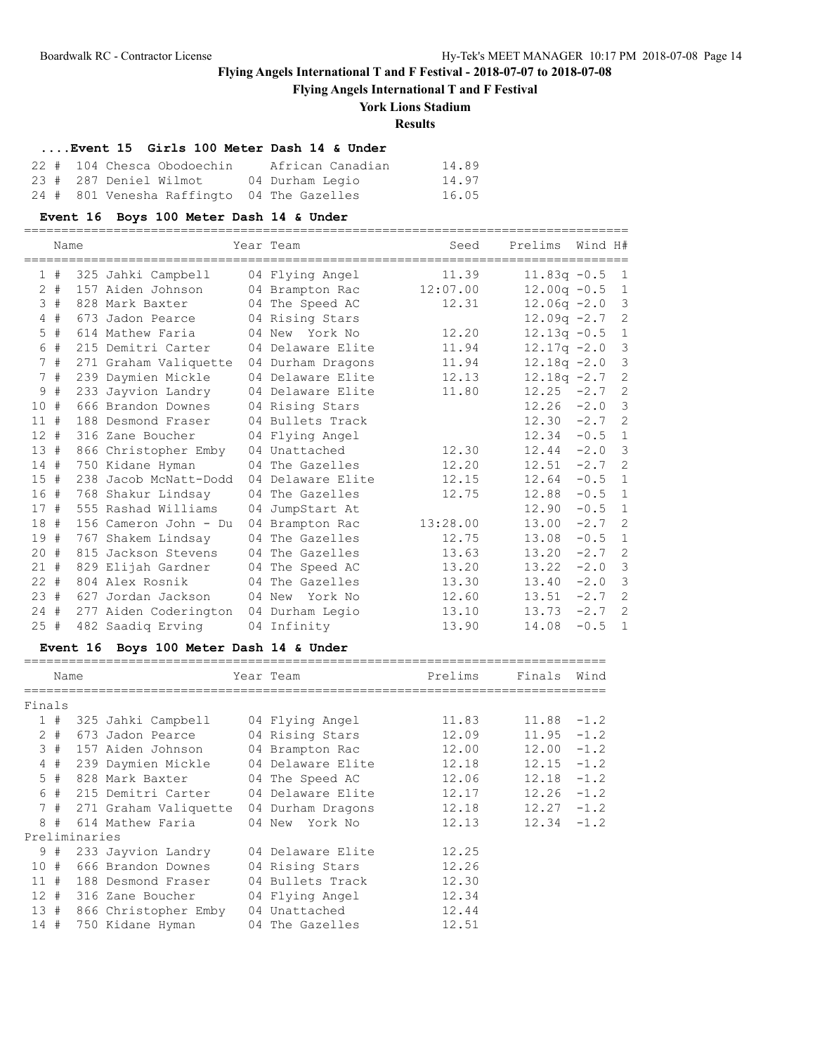# Flying Angels International T and F Festival - 2018-07-07 to 2018-07-08

## Flying Angels International T and F Festival

### York Lions Stadium

### Results

#### ....Event 15 Girls 100 Meter Dash 14 & Under

| Place | | # | Name | Year | Team | Seed |
|---|---|---|---|---|---|---|
| 22 | # | 104 | Chesca Obodoechin | | African Canadian | 14.89 |
| 23 | # | 287 | Deniel Wilmot | 04 | Durham Legio | 14.97 |
| 24 | # | 801 | Venesha Raffingto | 04 | The Gazelles | 16.05 |

#### Event 16 Boys 100 Meter Dash 14 & Under

| Place | | # | Name | Year | Team | Seed | Prelims | Wind | H# |
|---|---|---|---|---|---|---|---|---|---|
| 1 | # | 325 | Jahki Campbell | 04 | Flying Angel | 11.39 | 11.83q | -0.5 | 1 |
| 2 | # | 157 | Aiden Johnson | 04 | Brampton Rac | 12:07.00 | 12.00q | -0.5 | 1 |
| 3 | # | 828 | Mark Baxter | 04 | The Speed AC | 12.31 | 12.06q | -2.0 | 3 |
| 4 | # | 673 | Jadon Pearce | 04 | Rising Stars | | 12.09q | -2.7 | 2 |
| 5 | # | 614 | Mathew Faria | 04 | New York No | 12.20 | 12.13q | -0.5 | 1 |
| 6 | # | 215 | Demitri Carter | 04 | Delaware Elite | 11.94 | 12.17q | -2.0 | 3 |
| 7 | # | 271 | Graham Valiquette | 04 | Durham Dragons | 11.94 | 12.18q | -2.0 | 3 |
| 7 | # | 239 | Daymien Mickle | 04 | Delaware Elite | 12.13 | 12.18q | -2.7 | 2 |
| 9 | # | 233 | Jayvion Landry | 04 | Delaware Elite | 11.80 | 12.25 | -2.7 | 2 |
| 10 | # | 666 | Brandon Downes | 04 | Rising Stars | | 12.26 | -2.0 | 3 |
| 11 | # | 188 | Desmond Fraser | 04 | Bullets Track | | 12.30 | -2.7 | 2 |
| 12 | # | 316 | Zane Boucher | 04 | Flying Angel | | 12.34 | -0.5 | 1 |
| 13 | # | 866 | Christopher Emby | 04 | Unattached | 12.30 | 12.44 | -2.0 | 3 |
| 14 | # | 750 | Kidane Hyman | 04 | The Gazelles | 12.20 | 12.51 | -2.7 | 2 |
| 15 | # | 238 | Jacob McNatt-Dodd | 04 | Delaware Elite | 12.15 | 12.64 | -0.5 | 1 |
| 16 | # | 768 | Shakur Lindsay | 04 | The Gazelles | 12.75 | 12.88 | -0.5 | 1 |
| 17 | # | 555 | Rashad Williams | 04 | JumpStart At | | 12.90 | -0.5 | 1 |
| 18 | # | 156 | Cameron John - Du | 04 | Brampton Rac | 13:28.00 | 13.00 | -2.7 | 2 |
| 19 | # | 767 | Shakem Lindsay | 04 | The Gazelles | 12.75 | 13.08 | -0.5 | 1 |
| 20 | # | 815 | Jackson Stevens | 04 | The Gazelles | 13.63 | 13.20 | -2.7 | 2 |
| 21 | # | 829 | Elijah Gardner | 04 | The Speed AC | 13.20 | 13.22 | -2.0 | 3 |
| 22 | # | 804 | Alex Rosnik | 04 | The Gazelles | 13.30 | 13.40 | -2.0 | 3 |
| 23 | # | 627 | Jordan Jackson | 04 | New York No | 12.60 | 13.51 | -2.7 | 2 |
| 24 | # | 277 | Aiden Coderington | 04 | Durham Legio | 13.10 | 13.73 | -2.7 | 2 |
| 25 | # | 482 | Saadiq Erving | 04 | Infinity | 13.90 | 14.08 | -0.5 | 1 |

#### Event 16 Boys 100 Meter Dash 14 & Under

| Place | | # | Name | Year | Team | Prelims | Finals | Wind |
|---|---|---|---|---|---|---|---|---|
| **Finals** | | | | | | | | |
| 1 | # | 325 | Jahki Campbell | 04 | Flying Angel | 11.83 | 11.88 | -1.2 |
| 2 | # | 673 | Jadon Pearce | 04 | Rising Stars | 12.09 | 11.95 | -1.2 |
| 3 | # | 157 | Aiden Johnson | 04 | Brampton Rac | 12.00 | 12.00 | -1.2 |
| 4 | # | 239 | Daymien Mickle | 04 | Delaware Elite | 12.18 | 12.15 | -1.2 |
| 5 | # | 828 | Mark Baxter | 04 | The Speed AC | 12.06 | 12.18 | -1.2 |
| 6 | # | 215 | Demitri Carter | 04 | Delaware Elite | 12.17 | 12.26 | -1.2 |
| 7 | # | 271 | Graham Valiquette | 04 | Durham Dragons | 12.18 | 12.27 | -1.2 |
| 8 | # | 614 | Mathew Faria | 04 | New York No | 12.13 | 12.34 | -1.2 |
| **Preliminaries** | | | | | | | | |
| 9 | # | 233 | Jayvion Landry | 04 | Delaware Elite | 12.25 | | |
| 10 | # | 666 | Brandon Downes | 04 | Rising Stars | 12.26 | | |
| 11 | # | 188 | Desmond Fraser | 04 | Bullets Track | 12.30 | | |
| 12 | # | 316 | Zane Boucher | 04 | Flying Angel | 12.34 | | |
| 13 | # | 866 | Christopher Emby | 04 | Unattached | 12.44 | | |
| 14 | # | 750 | Kidane Hyman | 04 | The Gazelles | 12.51 | | |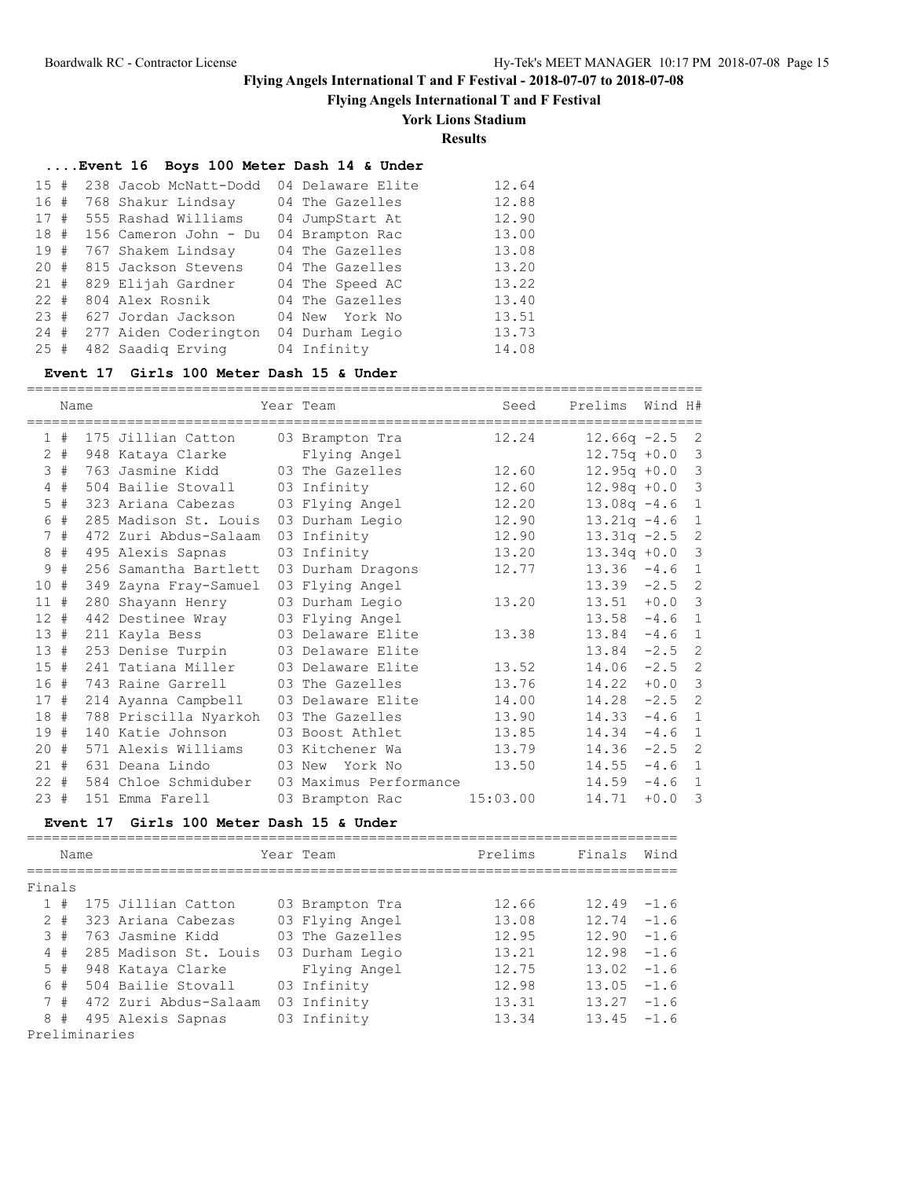# Flying Angels International T and F Festival - 2018-07-07 to 2018-07-08

## Flying Angels International T and F Festival

### York Lions Stadium

### Results

#### ....Event 16 Boys 100 Meter Dash 14 & Under

| Place | | Name | Year Team | Time |
|---|---|---|---|---|
| 15 | # | 238 Jacob McNatt-Dodd | 04 Delaware Elite | 12.64 |
| 16 | # | 768 Shakur Lindsay | 04 The Gazelles | 12.88 |
| 17 | # | 555 Rashad Williams | 04 JumpStart At | 12.90 |
| 18 | # | 156 Cameron John - Du | 04 Brampton Rac | 13.00 |
| 19 | # | 767 Shakem Lindsay | 04 The Gazelles | 13.08 |
| 20 | # | 815 Jackson Stevens | 04 The Gazelles | 13.20 |
| 21 | # | 829 Elijah Gardner | 04 The Speed AC | 13.22 |
| 22 | # | 804 Alex Rosnik | 04 The Gazelles | 13.40 |
| 23 | # | 627 Jordan Jackson | 04 New York No | 13.51 |
| 24 | # | 277 Aiden Coderington | 04 Durham Legio | 13.73 |
| 25 | # | 482 Saadiq Erving | 04 Infinity | 14.08 |

#### Event 17 Girls 100 Meter Dash 15 & Under

| Place | | Name | Year | Team | Seed | Prelims | Wind | H# |
|---|---|---|---|---|---|---|---|---|
| 1 | # | 175 Jillian Catton | 03 | Brampton Tra | 12.24 | 12.66q | -2.5 | 2 |
| 2 | # | 948 Kataya Clarke | | Flying Angel | | 12.75q | +0.0 | 3 |
| 3 | # | 763 Jasmine Kidd | 03 | The Gazelles | 12.60 | 12.95q | +0.0 | 3 |
| 4 | # | 504 Bailie Stovall | 03 | Infinity | 12.60 | 12.98q | +0.0 | 3 |
| 5 | # | 323 Ariana Cabezas | 03 | Flying Angel | 12.20 | 13.08q | -4.6 | 1 |
| 6 | # | 285 Madison St. Louis | 03 | Durham Legio | 12.90 | 13.21q | -4.6 | 1 |
| 7 | # | 472 Zuri Abdus-Salaam | 03 | Infinity | 12.90 | 13.31q | -2.5 | 2 |
| 8 | # | 495 Alexis Sapnas | 03 | Infinity | 13.20 | 13.34q | +0.0 | 3 |
| 9 | # | 256 Samantha Bartlett | 03 | Durham Dragons | 12.77 | 13.36 | -4.6 | 1 |
| 10 | # | 349 Zayna Fray-Samuel | 03 | Flying Angel | | 13.39 | -2.5 | 2 |
| 11 | # | 280 Shayann Henry | 03 | Durham Legio | 13.20 | 13.51 | +0.0 | 3 |
| 12 | # | 442 Destinee Wray | 03 | Flying Angel | | 13.58 | -4.6 | 1 |
| 13 | # | 211 Kayla Bess | 03 | Delaware Elite | 13.38 | 13.84 | -4.6 | 1 |
| 13 | # | 253 Denise Turpin | 03 | Delaware Elite | | 13.84 | -2.5 | 2 |
| 15 | # | 241 Tatiana Miller | 03 | Delaware Elite | 13.52 | 14.06 | -2.5 | 2 |
| 16 | # | 743 Raine Garrell | 03 | The Gazelles | 13.76 | 14.22 | +0.0 | 3 |
| 17 | # | 214 Ayanna Campbell | 03 | Delaware Elite | 14.00 | 14.28 | -2.5 | 2 |
| 18 | # | 788 Priscilla Nyarkoh | 03 | The Gazelles | 13.90 | 14.33 | -4.6 | 1 |
| 19 | # | 140 Katie Johnson | 03 | Boost Athlet | 13.85 | 14.34 | -4.6 | 1 |
| 20 | # | 571 Alexis Williams | 03 | Kitchener Wa | 13.79 | 14.36 | -2.5 | 2 |
| 21 | # | 631 Deana Lindo | 03 | New York No | 13.50 | 14.55 | -4.6 | 1 |
| 22 | # | 584 Chloe Schmiduber | 03 | Maximus Performance | | 14.59 | -4.6 | 1 |
| 23 | # | 151 Emma Farell | 03 | Brampton Rac | 15:03.00 | 14.71 | +0.0 | 3 |

#### Event 17 Girls 100 Meter Dash 15 & Under

| Place | | Name | Year | Team | Prelims | Finals | Wind |
|---|---|---|---|---|---|---|---|
| **Finals** | | | | | | | |
| 1 | # | 175 Jillian Catton | 03 | Brampton Tra | 12.66 | 12.49 | -1.6 |
| 2 | # | 323 Ariana Cabezas | 03 | Flying Angel | 13.08 | 12.74 | -1.6 |
| 3 | # | 763 Jasmine Kidd | 03 | The Gazelles | 12.95 | 12.90 | -1.6 |
| 4 | # | 285 Madison St. Louis | 03 | Durham Legio | 13.21 | 12.98 | -1.6 |
| 5 | # | 948 Kataya Clarke | | Flying Angel | 12.75 | 13.02 | -1.6 |
| 6 | # | 504 Bailie Stovall | 03 | Infinity | 12.98 | 13.05 | -1.6 |
| 7 | # | 472 Zuri Abdus-Salaam | 03 | Infinity | 13.31 | 13.27 | -1.6 |
| 8 | # | 495 Alexis Sapnas | 03 | Infinity | 13.34 | 13.45 | -1.6 |

Preliminaries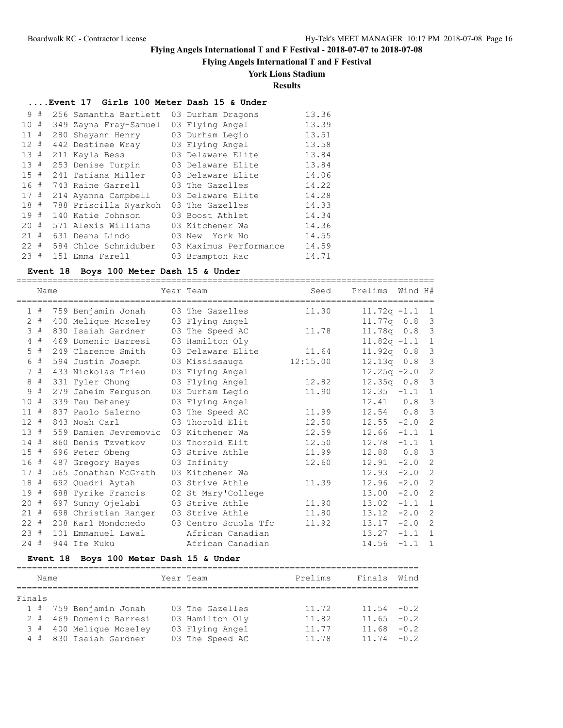# Flying Angels International T and F Festival - 2018-07-07 to 2018-07-08

## Flying Angels International T and F Festival

### York Lions Stadium

### Results

#### ....Event 17 Girls 100 Meter Dash 15 & Under

| Place | Name | Year | Team | Finals |
|---|---|---|---|---|
| 9 # | 256 Samantha Bartlett | 03 | Durham Dragons | 13.36 |
| 10 # | 349 Zayna Fray-Samuel | 03 | Flying Angel | 13.39 |
| 11 # | 280 Shayann Henry | 03 | Durham Legio | 13.51 |
| 12 # | 442 Destinee Wray | 03 | Flying Angel | 13.58 |
| 13 # | 211 Kayla Bess | 03 | Delaware Elite | 13.84 |
| 13 # | 253 Denise Turpin | 03 | Delaware Elite | 13.84 |
| 15 # | 241 Tatiana Miller | 03 | Delaware Elite | 14.06 |
| 16 # | 743 Raine Garrell | 03 | The Gazelles | 14.22 |
| 17 # | 214 Ayanna Campbell | 03 | Delaware Elite | 14.28 |
| 18 # | 788 Priscilla Nyarkoh | 03 | The Gazelles | 14.33 |
| 19 # | 140 Katie Johnson | 03 | Boost Athlet | 14.34 |
| 20 # | 571 Alexis Williams | 03 | Kitchener Wa | 14.36 |
| 21 # | 631 Deana Lindo | 03 | New York No | 14.55 |
| 22 # | 584 Chloe Schmiduber | 03 | Maximus Performance | 14.59 |
| 23 # | 151 Emma Farell | 03 | Brampton Rac | 14.71 |

#### Event 18 Boys 100 Meter Dash 15 & Under

| Place | Name | Year | Team | Seed | Prelims | Wind | H# |
|---|---|---|---|---|---|---|---|
| 1 # | 759 Benjamin Jonah | 03 | The Gazelles | 11.30 | 11.72q | -1.1 | 1 |
| 2 # | 400 Melique Moseley | 03 | Flying Angel | | 11.77q | 0.8 | 3 |
| 3 # | 830 Isaiah Gardner | 03 | The Speed AC | 11.78 | 11.78q | 0.8 | 3 |
| 4 # | 469 Domenic Barresi | 03 | Hamilton Oly | | 11.82q | -1.1 | 1 |
| 5 # | 249 Clarence Smith | 03 | Delaware Elite | 11.64 | 11.92q | 0.8 | 3 |
| 6 # | 594 Justin Joseph | 03 | Mississauga | 12:15.00 | 12.13q | 0.8 | 3 |
| 7 # | 433 Nickolas Trieu | 03 | Flying Angel | | 12.25q | -2.0 | 2 |
| 8 # | 331 Tyler Chung | 03 | Flying Angel | 12.82 | 12.35q | 0.8 | 3 |
| 9 # | 279 Jaheim Ferguson | 03 | Durham Legio | 11.90 | 12.35 | -1.1 | 1 |
| 10 # | 339 Tau Dehaney | 03 | Flying Angel | | 12.41 | 0.8 | 3 |
| 11 # | 837 Paolo Salerno | 03 | The Speed AC | 11.99 | 12.54 | 0.8 | 3 |
| 12 # | 843 Noah Carl | 03 | Thorold Elit | 12.50 | 12.55 | -2.0 | 2 |
| 13 # | 559 Damien Jevremovic | 03 | Kitchener Wa | 12.59 | 12.66 | -1.1 | 1 |
| 14 # | 860 Denis Tzvetkov | 03 | Thorold Elit | 12.50 | 12.78 | -1.1 | 1 |
| 15 # | 696 Peter Obeng | 03 | Strive Athle | 11.99 | 12.88 | 0.8 | 3 |
| 16 # | 487 Gregory Hayes | 03 | Infinity | 12.60 | 12.91 | -2.0 | 2 |
| 17 # | 565 Jonathan McGrath | 03 | Kitchener Wa | | 12.93 | -2.0 | 2 |
| 18 # | 692 Quadri Aytah | 03 | Strive Athle | 11.39 | 12.96 | -2.0 | 2 |
| 19 # | 688 Tyrike Francis | 02 | St Mary'College | | 13.00 | -2.0 | 2 |
| 20 # | 697 Sunny Ojelabi | 03 | Strive Athle | 11.90 | 13.02 | -1.1 | 1 |
| 21 # | 698 Christian Ranger | 03 | Strive Athle | 11.80 | 13.12 | -2.0 | 2 |
| 22 # | 208 Karl Mondonedo | 03 | Centro Scuola Tfc | 11.92 | 13.17 | -2.0 | 2 |
| 23 # | 101 Emmanuel Lawal | | African Canadian | | 13.27 | -1.1 | 1 |
| 24 # | 944 Ife Kuku | | African Canadian | | 14.56 | -1.1 | 1 |

#### Event 18 Boys 100 Meter Dash 15 & Under

Finals

| Place | Name | Year | Team | Prelims | Finals | Wind |
|---|---|---|---|---|---|---|
| 1 # | 759 Benjamin Jonah | 03 | The Gazelles | 11.72 | 11.54 | -0.2 |
| 2 # | 469 Domenic Barresi | 03 | Hamilton Oly | 11.82 | 11.65 | -0.2 |
| 3 # | 400 Melique Moseley | 03 | Flying Angel | 11.77 | 11.68 | -0.2 |
| 4 # | 830 Isaiah Gardner | 03 | The Speed AC | 11.78 | 11.74 | -0.2 |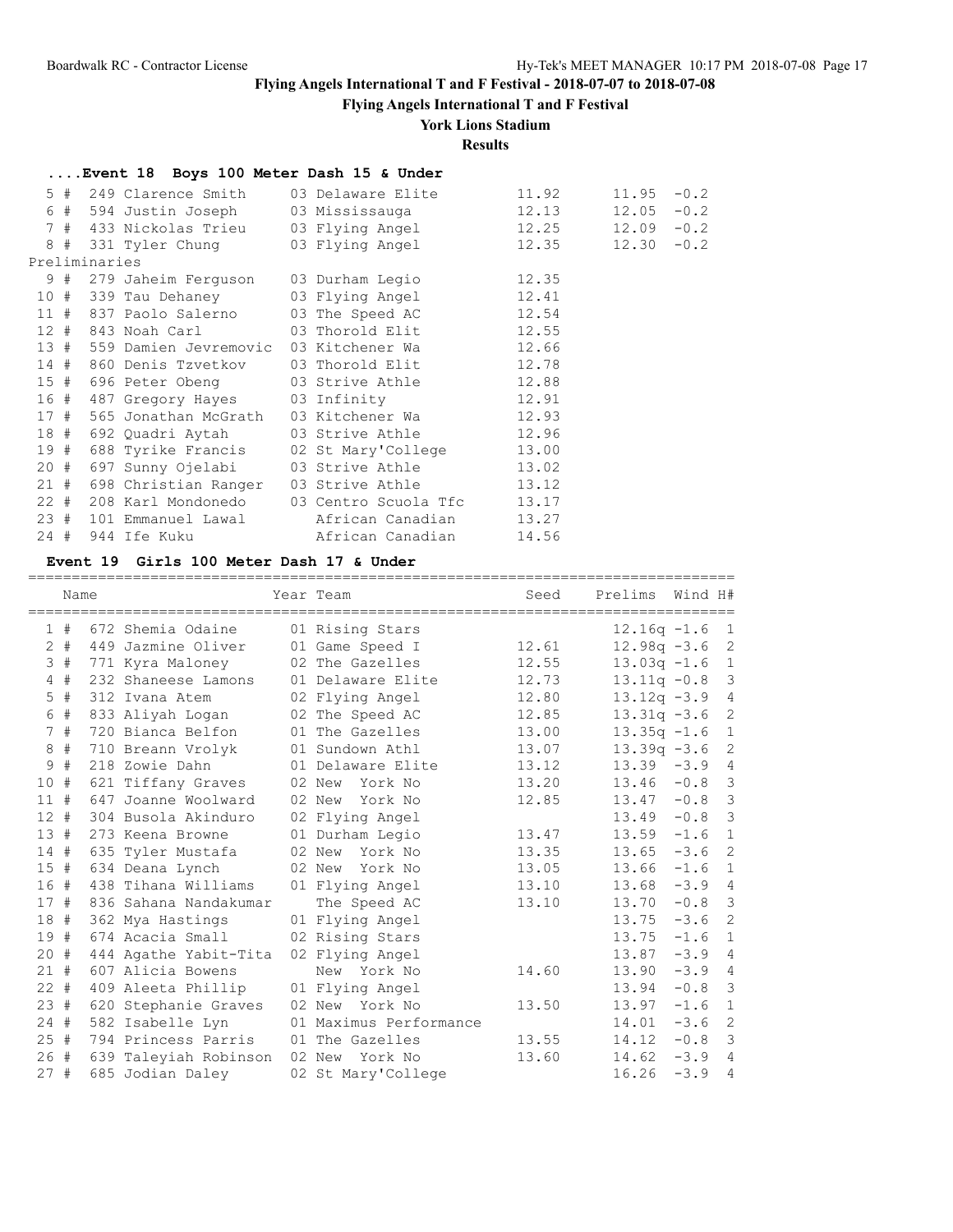# Flying Angels International T and F Festival - 2018-07-07 to 2018-07-08

## Flying Angels International T and F Festival

### York Lions Stadium

### Results

#### ....Event 18 Boys 100 Meter Dash 15 & Under

| Place | # | Comp# | Name | Year | Team | Seed/Prelims | Finals | Wind |
|---|---|---|---|---|---|---|---|---|
| 5 | # | 249 | Clarence Smith | 03 | Delaware Elite | 11.92 | 11.95 | -0.2 |
| 6 | # | 594 | Justin Joseph | 03 | Mississauga | 12.13 | 12.05 | -0.2 |
| 7 | # | 433 | Nickolas Trieu | 03 | Flying Angel | 12.25 | 12.09 | -0.2 |
| 8 | # | 331 | Tyler Chung | 03 | Flying Angel | 12.35 | 12.30 | -0.2 |

Preliminaries

| Place | # | Comp# | Name | Year | Team | Prelims |
|---|---|---|---|---|---|---|
| 9 | # | 279 | Jaheim Ferguson | 03 | Durham Legio | 12.35 |
| 10 | # | 339 | Tau Dehaney | 03 | Flying Angel | 12.41 |
| 11 | # | 837 | Paolo Salerno | 03 | The Speed AC | 12.54 |
| 12 | # | 843 | Noah Carl | 03 | Thorold Elit | 12.55 |
| 13 | # | 559 | Damien Jevremovic | 03 | Kitchener Wa | 12.66 |
| 14 | # | 860 | Denis Tzvetkov | 03 | Thorold Elit | 12.78 |
| 15 | # | 696 | Peter Obeng | 03 | Strive Athle | 12.88 |
| 16 | # | 487 | Gregory Hayes | 03 | Infinity | 12.91 |
| 17 | # | 565 | Jonathan McGrath | 03 | Kitchener Wa | 12.93 |
| 18 | # | 692 | Quadri Aytah | 03 | Strive Athle | 12.96 |
| 19 | # | 688 | Tyrike Francis | 02 | St Mary'College | 13.00 |
| 20 | # | 697 | Sunny Ojelabi | 03 | Strive Athle | 13.02 |
| 21 | # | 698 | Christian Ranger | 03 | Strive Athle | 13.12 |
| 22 | # | 208 | Karl Mondonedo | 03 | Centro Scuola Tfc | 13.17 |
| 23 | # | 101 | Emmanuel Lawal | | African Canadian | 13.27 |
| 24 | # | 944 | Ife Kuku | | African Canadian | 14.56 |

#### Event 19 Girls 100 Meter Dash 17 & Under

| Place | # | Comp# | Name | Year | Team | Seed | Prelims | Wind | H# |
|---|---|---|---|---|---|---|---|---|---|
| 1 | # | 672 | Shemia Odaine | 01 | Rising Stars | | 12.16q | -1.6 | 1 |
| 2 | # | 449 | Jazmine Oliver | 01 | Game Speed I | 12.61 | 12.98q | -3.6 | 2 |
| 3 | # | 771 | Kyra Maloney | 02 | The Gazelles | 12.55 | 13.03q | -1.6 | 1 |
| 4 | # | 232 | Shaneese Lamons | 01 | Delaware Elite | 12.73 | 13.11q | -0.8 | 3 |
| 5 | # | 312 | Ivana Atem | 02 | Flying Angel | 12.80 | 13.12q | -3.9 | 4 |
| 6 | # | 833 | Aliyah Logan | 02 | The Speed AC | 12.85 | 13.31q | -3.6 | 2 |
| 7 | # | 720 | Bianca Belfon | 01 | The Gazelles | 13.00 | 13.35q | -1.6 | 1 |
| 8 | # | 710 | Breann Vrolyk | 01 | Sundown Athl | 13.07 | 13.39q | -3.6 | 2 |
| 9 | # | 218 | Zowie Dahn | 01 | Delaware Elite | 13.12 | 13.39 | -3.9 | 4 |
| 10 | # | 621 | Tiffany Graves | 02 | New York No | 13.20 | 13.46 | -0.8 | 3 |
| 11 | # | 647 | Joanne Woolward | 02 | New York No | 12.85 | 13.47 | -0.8 | 3 |
| 12 | # | 304 | Busola Akinduro | 02 | Flying Angel | | 13.49 | -0.8 | 3 |
| 13 | # | 273 | Keena Browne | 01 | Durham Legio | 13.47 | 13.59 | -1.6 | 1 |
| 14 | # | 635 | Tyler Mustafa | 02 | New York No | 13.35 | 13.65 | -3.6 | 2 |
| 15 | # | 634 | Deana Lynch | 02 | New York No | 13.05 | 13.66 | -1.6 | 1 |
| 16 | # | 438 | Tihana Williams | 01 | Flying Angel | 13.10 | 13.68 | -3.9 | 4 |
| 17 | # | 836 | Sahana Nandakumar | | The Speed AC | 13.10 | 13.70 | -0.8 | 3 |
| 18 | # | 362 | Mya Hastings | 01 | Flying Angel | | 13.75 | -3.6 | 2 |
| 19 | # | 674 | Acacia Small | 02 | Rising Stars | | 13.75 | -1.6 | 1 |
| 20 | # | 444 | Agathe Yabit-Tita | 02 | Flying Angel | | 13.87 | -3.9 | 4 |
| 21 | # | 607 | Alicia Bowens | | New York No | 14.60 | 13.90 | -3.9 | 4 |
| 22 | # | 409 | Aleeta Phillip | 01 | Flying Angel | | 13.94 | -0.8 | 3 |
| 23 | # | 620 | Stephanie Graves | 02 | New York No | 13.50 | 13.97 | -1.6 | 1 |
| 24 | # | 582 | Isabelle Lyn | 01 | Maximus Performance | | 14.01 | -3.6 | 2 |
| 25 | # | 794 | Princess Parris | 01 | The Gazelles | 13.55 | 14.12 | -0.8 | 3 |
| 26 | # | 639 | Taleyiah Robinson | 02 | New York No | 13.60 | 14.62 | -3.9 | 4 |
| 27 | # | 685 | Jodian Daley | 02 | St Mary'College | | 16.26 | -3.9 | 4 |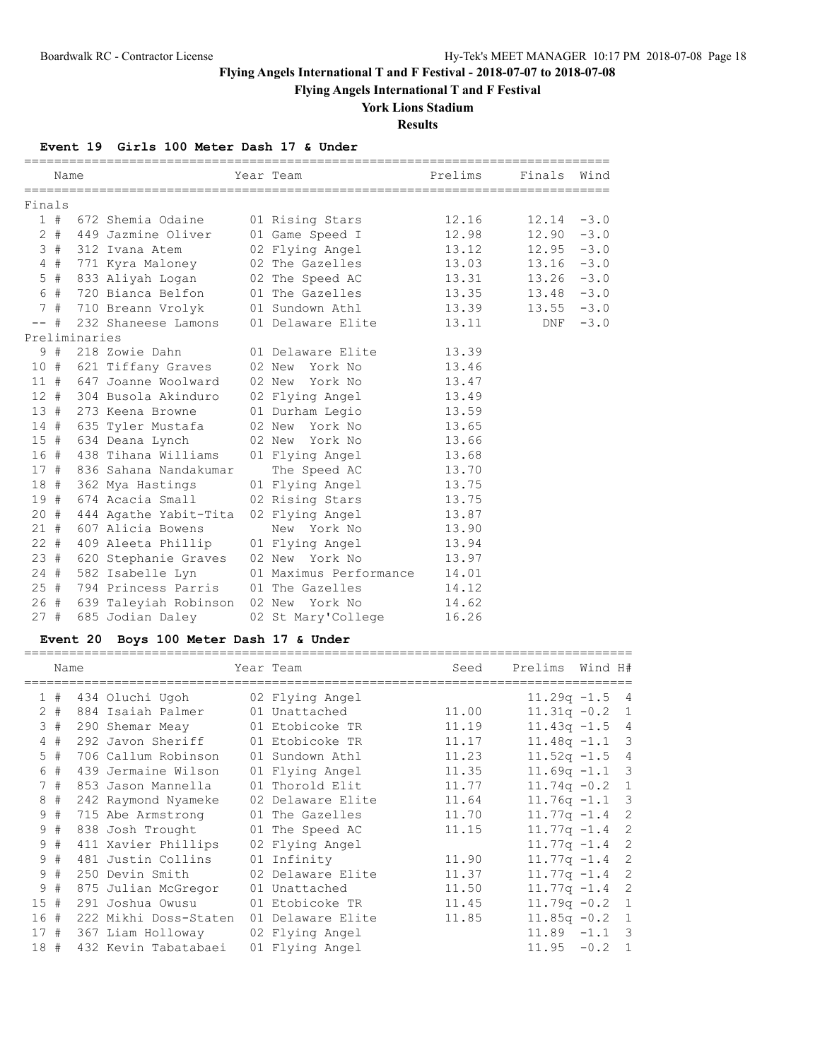# Flying Angels International T and F Festival - 2018-07-07 to 2018-07-08

## Flying Angels International T and F Festival

### York Lions Stadium

### Results

#### Event 19 Girls 100 Meter Dash 17 & Under

| Place | Name | Year | Team | Prelims | Finals | Wind |
|---|---|---|---|---|---|---|
| **Finals** | | | | | | |
| 1 # | 672 Shemia Odaine | 01 | Rising Stars | 12.16 | 12.14 | -3.0 |
| 2 # | 449 Jazmine Oliver | 01 | Game Speed I | 12.98 | 12.90 | -3.0 |
| 3 # | 312 Ivana Atem | 02 | Flying Angel | 13.12 | 12.95 | -3.0 |
| 4 # | 771 Kyra Maloney | 02 | The Gazelles | 13.03 | 13.16 | -3.0 |
| 5 # | 833 Aliyah Logan | 02 | The Speed AC | 13.31 | 13.26 | -3.0 |
| 6 # | 720 Bianca Belfon | 01 | The Gazelles | 13.35 | 13.48 | -3.0 |
| 7 # | 710 Breann Vrolyk | 01 | Sundown Athl | 13.39 | 13.55 | -3.0 |
| -- # | 232 Shaneese Lamons | 01 | Delaware Elite | 13.11 | DNF | -3.0 |
| **Preliminaries** | | | | | | |
| 9 # | 218 Zowie Dahn | 01 | Delaware Elite | 13.39 | | |
| 10 # | 621 Tiffany Graves | 02 | New York No | 13.46 | | |
| 11 # | 647 Joanne Woolward | 02 | New York No | 13.47 | | |
| 12 # | 304 Busola Akinduro | 02 | Flying Angel | 13.49 | | |
| 13 # | 273 Keena Browne | 01 | Durham Legio | 13.59 | | |
| 14 # | 635 Tyler Mustafa | 02 | New York No | 13.65 | | |
| 15 # | 634 Deana Lynch | 02 | New York No | 13.66 | | |
| 16 # | 438 Tihana Williams | 01 | Flying Angel | 13.68 | | |
| 17 # | 836 Sahana Nandakumar | | The Speed AC | 13.70 | | |
| 18 # | 362 Mya Hastings | 01 | Flying Angel | 13.75 | | |
| 19 # | 674 Acacia Small | 02 | Rising Stars | 13.75 | | |
| 20 # | 444 Agathe Yabit-Tita | 02 | Flying Angel | 13.87 | | |
| 21 # | 607 Alicia Bowens | | New York No | 13.90 | | |
| 22 # | 409 Aleeta Phillip | 01 | Flying Angel | 13.94 | | |
| 23 # | 620 Stephanie Graves | 02 | New York No | 13.97 | | |
| 24 # | 582 Isabelle Lyn | 01 | Maximus Performance | 14.01 | | |
| 25 # | 794 Princess Parris | 01 | The Gazelles | 14.12 | | |
| 26 # | 639 Taleyiah Robinson | 02 | New York No | 14.62 | | |
| 27 # | 685 Jodian Daley | 02 | St Mary'College | 16.26 | | |

#### Event 20 Boys 100 Meter Dash 17 & Under

| Place | Name | Year | Team | Seed | Prelims | Wind | H# |
|---|---|---|---|---|---|---|---|
| 1 # | 434 Oluchi Ugoh | 02 | Flying Angel | | 11.29q | -1.5 | 4 |
| 2 # | 884 Isaiah Palmer | 01 | Unattached | 11.00 | 11.31q | -0.2 | 1 |
| 3 # | 290 Shemar Meay | 01 | Etobicoke TR | 11.19 | 11.43q | -1.5 | 4 |
| 4 # | 292 Javon Sheriff | 01 | Etobicoke TR | 11.17 | 11.48q | -1.1 | 3 |
| 5 # | 706 Callum Robinson | 01 | Sundown Athl | 11.23 | 11.52q | -1.5 | 4 |
| 6 # | 439 Jermaine Wilson | 01 | Flying Angel | 11.35 | 11.69q | -1.1 | 3 |
| 7 # | 853 Jason Mannella | 01 | Thorold Elit | 11.77 | 11.74q | -0.2 | 1 |
| 8 # | 242 Raymond Nyameke | 02 | Delaware Elite | 11.64 | 11.76q | -1.1 | 3 |
| 9 # | 715 Abe Armstrong | 01 | The Gazelles | 11.70 | 11.77q | -1.4 | 2 |
| 9 # | 838 Josh Trought | 01 | The Speed AC | 11.15 | 11.77q | -1.4 | 2 |
| 9 # | 411 Xavier Phillips | 02 | Flying Angel | | 11.77q | -1.4 | 2 |
| 9 # | 481 Justin Collins | 01 | Infinity | 11.90 | 11.77q | -1.4 | 2 |
| 9 # | 250 Devin Smith | 02 | Delaware Elite | 11.37 | 11.77q | -1.4 | 2 |
| 9 # | 875 Julian McGregor | 01 | Unattached | 11.50 | 11.77q | -1.4 | 2 |
| 15 # | 291 Joshua Owusu | 01 | Etobicoke TR | 11.45 | 11.79q | -0.2 | 1 |
| 16 # | 222 Mikhi Doss-Staten | 01 | Delaware Elite | 11.85 | 11.85q | -0.2 | 1 |
| 17 # | 367 Liam Holloway | 02 | Flying Angel | | 11.89 | -1.1 | 3 |
| 18 # | 432 Kevin Tabatabaei | 01 | Flying Angel | | 11.95 | -0.2 | 1 |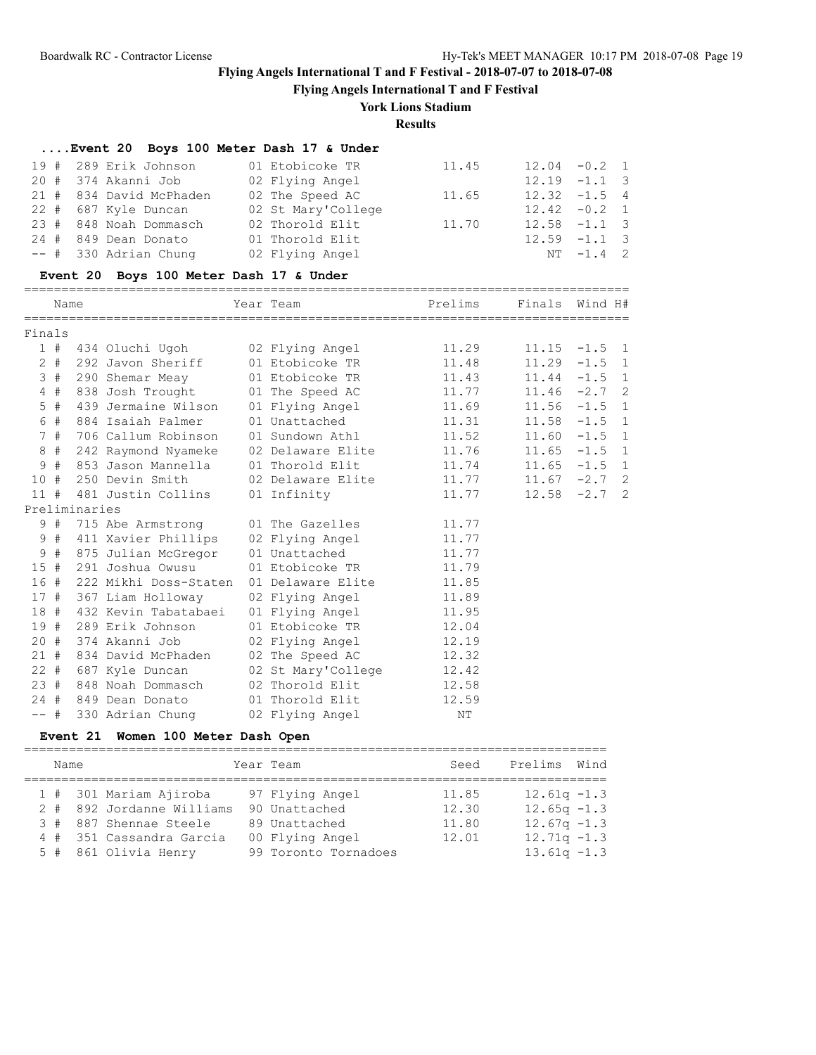# Flying Angels International T and F Festival - 2018-07-07 to 2018-07-08

## Flying Angels International T and F Festival

### York Lions Stadium

### Results

#### ....Event 20 Boys 100 Meter Dash 17 & Under

| Place | Name | Year | Team | Prelims | Finals | Wind | H# |
|---|---|---|---|---|---|---|---|
| 19 # | 289 Erik Johnson | 01 | Etobicoke TR | 11.45 | 12.04 | -0.2 | 1 |
| 20 # | 374 Akanni Job | 02 | Flying Angel | | 12.19 | -1.1 | 3 |
| 21 # | 834 David McPhaden | 02 | The Speed AC | 11.65 | 12.32 | -1.5 | 4 |
| 22 # | 687 Kyle Duncan | 02 | St Mary'College | | 12.42 | -0.2 | 1 |
| 23 # | 848 Noah Dommasch | 02 | Thorold Elit | 11.70 | 12.58 | -1.1 | 3 |
| 24 # | 849 Dean Donato | 01 | Thorold Elit | | 12.59 | -1.1 | 3 |
| -- # | 330 Adrian Chung | 02 | Flying Angel | | NT | -1.4 | 2 |

#### Event 20 Boys 100 Meter Dash 17 & Under

**Finals**

| Place | Name | Year | Team | Prelims | Finals | Wind | H# |
|---|---|---|---|---|---|---|---|
| 1 # | 434 Oluchi Ugoh | 02 | Flying Angel | 11.29 | 11.15 | -1.5 | 1 |
| 2 # | 292 Javon Sheriff | 01 | Etobicoke TR | 11.48 | 11.29 | -1.5 | 1 |
| 3 # | 290 Shemar Meay | 01 | Etobicoke TR | 11.43 | 11.44 | -1.5 | 1 |
| 4 # | 838 Josh Trought | 01 | The Speed AC | 11.77 | 11.46 | -2.7 | 2 |
| 5 # | 439 Jermaine Wilson | 01 | Flying Angel | 11.69 | 11.56 | -1.5 | 1 |
| 6 # | 884 Isaiah Palmer | 01 | Unattached | 11.31 | 11.58 | -1.5 | 1 |
| 7 # | 706 Callum Robinson | 01 | Sundown Athl | 11.52 | 11.60 | -1.5 | 1 |
| 8 # | 242 Raymond Nyameke | 02 | Delaware Elite | 11.76 | 11.65 | -1.5 | 1 |
| 9 # | 853 Jason Mannella | 01 | Thorold Elit | 11.74 | 11.65 | -1.5 | 1 |
| 10 # | 250 Devin Smith | 02 | Delaware Elite | 11.77 | 11.67 | -2.7 | 2 |
| 11 # | 481 Justin Collins | 01 | Infinity | 11.77 | 12.58 | -2.7 | 2 |

**Preliminaries**

| Place | Name | Year | Team | Prelims |
|---|---|---|---|---|
| 9 # | 715 Abe Armstrong | 01 | The Gazelles | 11.77 |
| 9 # | 411 Xavier Phillips | 02 | Flying Angel | 11.77 |
| 9 # | 875 Julian McGregor | 01 | Unattached | 11.77 |
| 15 # | 291 Joshua Owusu | 01 | Etobicoke TR | 11.79 |
| 16 # | 222 Mikhi Doss-Staten | 01 | Delaware Elite | 11.85 |
| 17 # | 367 Liam Holloway | 02 | Flying Angel | 11.89 |
| 18 # | 432 Kevin Tabatabaei | 01 | Flying Angel | 11.95 |
| 19 # | 289 Erik Johnson | 01 | Etobicoke TR | 12.04 |
| 20 # | 374 Akanni Job | 02 | Flying Angel | 12.19 |
| 21 # | 834 David McPhaden | 02 | The Speed AC | 12.32 |
| 22 # | 687 Kyle Duncan | 02 | St Mary'College | 12.42 |
| 23 # | 848 Noah Dommasch | 02 | Thorold Elit | 12.58 |
| 24 # | 849 Dean Donato | 01 | Thorold Elit | 12.59 |
| -- # | 330 Adrian Chung | 02 | Flying Angel | NT |

#### Event 21 Women 100 Meter Dash Open

| Place | Name | Year | Team | Seed | Prelims | Wind |
|---|---|---|---|---|---|---|
| 1 # | 301 Mariam Ajiroba | 97 | Flying Angel | 11.85 | 12.61q | -1.3 |
| 2 # | 892 Jordanne Williams | 90 | Unattached | 12.30 | 12.65q | -1.3 |
| 3 # | 887 Shennae Steele | 89 | Unattached | 11.80 | 12.67q | -1.3 |
| 4 # | 351 Cassandra Garcia | 00 | Flying Angel | 12.01 | 12.71q | -1.3 |
| 5 # | 861 Olivia Henry | 99 | Toronto Tornadoes | | 13.61q | -1.3 |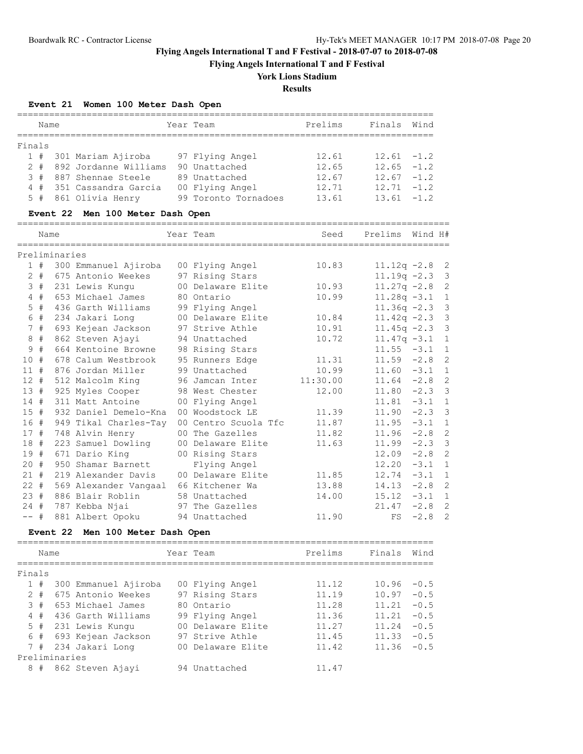# Flying Angels International T and F Festival - 2018-07-07 to 2018-07-08

## Flying Angels International T and F Festival

### York Lions Stadium

### Results

**Event 21 Women 100 Meter Dash Open**

| Place | Name | Year | Team | Prelims | Finals | Wind |
|---|---|---|---|---|---|---|
| Finals | | | | | | |
| 1 # | 301 Mariam Ajiroba | 97 | Flying Angel | 12.61 | 12.61 | -1.2 |
| 2 # | 892 Jordanne Williams | 90 | Unattached | 12.65 | 12.65 | -1.2 |
| 3 # | 887 Shennae Steele | 89 | Unattached | 12.67 | 12.67 | -1.2 |
| 4 # | 351 Cassandra Garcia | 00 | Flying Angel | 12.71 | 12.71 | -1.2 |
| 5 # | 861 Olivia Henry | 99 | Toronto Tornadoes | 13.61 | 13.61 | -1.2 |

**Event 22 Men 100 Meter Dash Open**

| Place | Name | Year | Team | Seed | Prelims | Wind | H# |
|---|---|---|---|---|---|---|---|
| Preliminaries | | | | | | | |
| 1 # | 300 Emmanuel Ajiroba | 00 | Flying Angel | 10.83 | 11.12q | -2.8 | 2 |
| 2 # | 675 Antonio Weekes | 97 | Rising Stars | | 11.19q | -2.3 | 3 |
| 3 # | 231 Lewis Kungu | 00 | Delaware Elite | 10.93 | 11.27q | -2.8 | 2 |
| 4 # | 653 Michael James | 80 | Ontario | 10.99 | 11.28q | -3.1 | 1 |
| 5 # | 436 Garth Williams | 99 | Flying Angel | | 11.36q | -2.3 | 3 |
| 6 # | 234 Jakari Long | 00 | Delaware Elite | 10.84 | 11.42q | -2.3 | 3 |
| 7 # | 693 Kejean Jackson | 97 | Strive Athle | 10.91 | 11.45q | -2.3 | 3 |
| 8 # | 862 Steven Ajayi | 94 | Unattached | 10.72 | 11.47q | -3.1 | 1 |
| 9 # | 664 Kentoine Browne | 98 | Rising Stars | | 11.55 | -3.1 | 1 |
| 10 # | 678 Calum Westbrook | 95 | Runners Edge | 11.31 | 11.59 | -2.8 | 2 |
| 11 # | 876 Jordan Miller | 99 | Unattached | 10.99 | 11.60 | -3.1 | 1 |
| 12 # | 512 Malcolm King | 96 | Jamcan Inter | 11:30.00 | 11.64 | -2.8 | 2 |
| 13 # | 925 Myles Cooper | 98 | West Chester | 12.00 | 11.80 | -2.3 | 3 |
| 14 # | 311 Matt Antoine | 00 | Flying Angel | | 11.81 | -3.1 | 1 |
| 15 # | 932 Daniel Demelo-Kna | 00 | Woodstock LE | 11.39 | 11.90 | -2.3 | 3 |
| 16 # | 949 Tikal Charles-Tay | 00 | Centro Scuola Tfc | 11.87 | 11.95 | -3.1 | 1 |
| 17 # | 748 Alvin Henry | 00 | The Gazelles | 11.82 | 11.96 | -2.8 | 2 |
| 18 # | 223 Samuel Dowling | 00 | Delaware Elite | 11.63 | 11.99 | -2.3 | 3 |
| 19 # | 671 Dario King | 00 | Rising Stars | | 12.09 | -2.8 | 2 |
| 20 # | 950 Shamar Barnett | | Flying Angel | | 12.20 | -3.1 | 1 |
| 21 # | 219 Alexander Davis | 00 | Delaware Elite | 11.85 | 12.74 | -3.1 | 1 |
| 22 # | 569 Alexander Vangaal | 66 | Kitchener Wa | 13.88 | 14.13 | -2.8 | 2 |
| 23 # | 886 Blair Roblin | 58 | Unattached | 14.00 | 15.12 | -3.1 | 1 |
| 24 # | 787 Kebba Njai | 97 | The Gazelles | | 21.47 | -2.8 | 2 |
| -- # | 881 Albert Opoku | 94 | Unattached | 11.90 | FS | -2.8 | 2 |

**Event 22 Men 100 Meter Dash Open**

| Place | Name | Year | Team | Prelims | Finals | Wind |
|---|---|---|---|---|---|---|
| Finals | | | | | | |
| 1 # | 300 Emmanuel Ajiroba | 00 | Flying Angel | 11.12 | 10.96 | -0.5 |
| 2 # | 675 Antonio Weekes | 97 | Rising Stars | 11.19 | 10.97 | -0.5 |
| 3 # | 653 Michael James | 80 | Ontario | 11.28 | 11.21 | -0.5 |
| 4 # | 436 Garth Williams | 99 | Flying Angel | 11.36 | 11.21 | -0.5 |
| 5 # | 231 Lewis Kungu | 00 | Delaware Elite | 11.27 | 11.24 | -0.5 |
| 6 # | 693 Kejean Jackson | 97 | Strive Athle | 11.45 | 11.33 | -0.5 |
| 7 # | 234 Jakari Long | 00 | Delaware Elite | 11.42 | 11.36 | -0.5 |
| Preliminaries | | | | | | |
| 8 # | 862 Steven Ajayi | 94 | Unattached | 11.47 | | |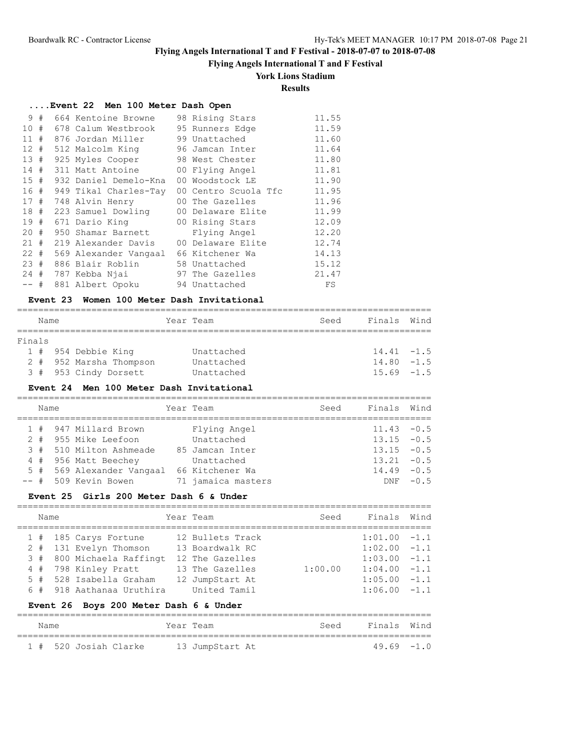# Flying Angels International T and F Festival - 2018-07-07 to 2018-07-08

## Flying Angels International T and F Festival

### York Lions Stadium

### Results

#### ....Event 22 Men 100 Meter Dash Open

| Place | Name | Year | Team | Finals |
|---|---|---|---|---|
| 9 # | 664 Kentoine Browne | 98 | Rising Stars | 11.55 |
| 10 # | 678 Calum Westbrook | 95 | Runners Edge | 11.59 |
| 11 # | 876 Jordan Miller | 99 | Unattached | 11.60 |
| 12 # | 512 Malcolm King | 96 | Jamcan Inter | 11.64 |
| 13 # | 925 Myles Cooper | 98 | West Chester | 11.80 |
| 14 # | 311 Matt Antoine | 00 | Flying Angel | 11.81 |
| 15 # | 932 Daniel Demelo-Kna | 00 | Woodstock LE | 11.90 |
| 16 # | 949 Tikal Charles-Tay | 00 | Centro Scuola Tfc | 11.95 |
| 17 # | 748 Alvin Henry | 00 | The Gazelles | 11.96 |
| 18 # | 223 Samuel Dowling | 00 | Delaware Elite | 11.99 |
| 19 # | 671 Dario King | 00 | Rising Stars | 12.09 |
| 20 # | 950 Shamar Barnett | | Flying Angel | 12.20 |
| 21 # | 219 Alexander Davis | 00 | Delaware Elite | 12.74 |
| 22 # | 569 Alexander Vangaal | 66 | Kitchener Wa | 14.13 |
| 23 # | 886 Blair Roblin | 58 | Unattached | 15.12 |
| 24 # | 787 Kebba Njai | 97 | The Gazelles | 21.47 |
| -- # | 881 Albert Opoku | 94 | Unattached | FS |

#### Event 23 Women 100 Meter Dash Invitational

Finals

| Place | Name | Year | Team | Seed | Finals | Wind |
|---|---|---|---|---|---|---|
| 1 # | 954 Debbie King | | Unattached | | 14.41 | -1.5 |
| 2 # | 952 Marsha Thompson | | Unattached | | 14.80 | -1.5 |
| 3 # | 953 Cindy Dorsett | | Unattached | | 15.69 | -1.5 |

#### Event 24 Men 100 Meter Dash Invitational

| Place | Name | Year | Team | Seed | Finals | Wind |
|---|---|---|---|---|---|---|
| 1 # | 947 Millard Brown | | Flying Angel | | 11.43 | -0.5 |
| 2 # | 955 Mike Leefoon | | Unattached | | 13.15 | -0.5 |
| 3 # | 510 Milton Ashmeade | 85 | Jamcan Inter | | 13.15 | -0.5 |
| 4 # | 956 Matt Beechey | | Unattached | | 13.21 | -0.5 |
| 5 # | 569 Alexander Vangaal | 66 | Kitchener Wa | | 14.49 | -0.5 |
| -- # | 509 Kevin Bowen | 71 | jamaica masters | | DNF | -0.5 |

#### Event 25 Girls 200 Meter Dash 6 & Under

| Place | Name | Year | Team | Seed | Finals | Wind |
|---|---|---|---|---|---|---|
| 1 # | 185 Carys Fortune | 12 | Bullets Track | | 1:01.00 | -1.1 |
| 2 # | 131 Evelyn Thomson | 13 | Boardwalk RC | | 1:02.00 | -1.1 |
| 3 # | 800 Michaela Raffingt | 12 | The Gazelles | | 1:03.00 | -1.1 |
| 4 # | 798 Kinley Pratt | 13 | The Gazelles | 1:00.00 | 1:04.00 | -1.1 |
| 5 # | 528 Isabella Graham | 12 | JumpStart At | | 1:05.00 | -1.1 |
| 6 # | 918 Aathanaa Uruthira | | United Tamil | | 1:06.00 | -1.1 |

#### Event 26 Boys 200 Meter Dash 6 & Under

| Place | Name | Year | Team | Seed | Finals | Wind |
|---|---|---|---|---|---|---|
| 1 # | 520 Josiah Clarke | 13 | JumpStart At | | 49.69 | -1.0 |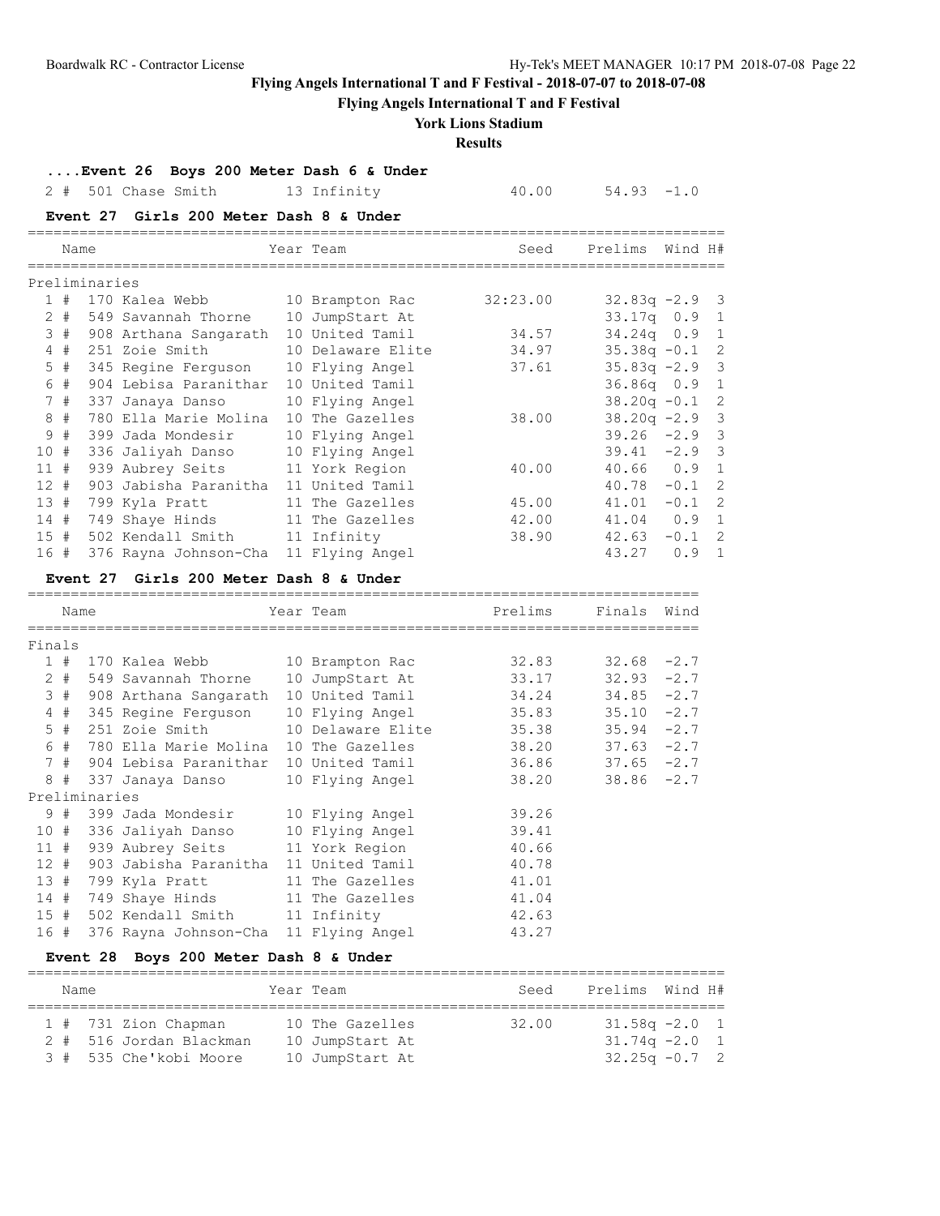## Flying Angels International T and F Festival - 2018-07-07 to 2018-07-08

### Flying Angels International T and F Festival

### York Lions Stadium

### Results

**....Event 26 Boys 200 Meter Dash 6 & Under**

| Place | Name | Year Team | Seed | Prelims | Wind |
|---|---|---|---|---|---|
| 2 # | 501 Chase Smith | 13 Infinity | 40.00 | 54.93 | -1.0 |

**Event 27 Girls 200 Meter Dash 8 & Under**

| | Name | Year Team | Seed | Prelims | Wind | H# |
|---|---|---|---|---|---|---|
| **Preliminaries** | | | | | | |
| 1 # | 170 Kalea Webb | 10 Brampton Rac | 32:23.00 | 32.83q | -2.9 | 3 |
| 2 # | 549 Savannah Thorne | 10 JumpStart At | | 33.17q | 0.9 | 1 |
| 3 # | 908 Arthana Sangarath | 10 United Tamil | 34.57 | 34.24q | 0.9 | 1 |
| 4 # | 251 Zoie Smith | 10 Delaware Elite | 34.97 | 35.38q | -0.1 | 2 |
| 5 # | 345 Regine Ferguson | 10 Flying Angel | 37.61 | 35.83q | -2.9 | 3 |
| 6 # | 904 Lebisa Paranithar | 10 United Tamil | | 36.86q | 0.9 | 1 |
| 7 # | 337 Janaya Danso | 10 Flying Angel | | 38.20q | -0.1 | 2 |
| 8 # | 780 Ella Marie Molina | 10 The Gazelles | 38.00 | 38.20q | -2.9 | 3 |
| 9 # | 399 Jada Mondesir | 10 Flying Angel | | 39.26 | -2.9 | 3 |
| 10 # | 336 Jaliyah Danso | 10 Flying Angel | | 39.41 | -2.9 | 3 |
| 11 # | 939 Aubrey Seits | 11 York Region | 40.00 | 40.66 | 0.9 | 1 |
| 12 # | 903 Jabisha Paranitha | 11 United Tamil | | 40.78 | -0.1 | 2 |
| 13 # | 799 Kyla Pratt | 11 The Gazelles | 45.00 | 41.01 | -0.1 | 2 |
| 14 # | 749 Shaye Hinds | 11 The Gazelles | 42.00 | 41.04 | 0.9 | 1 |
| 15 # | 502 Kendall Smith | 11 Infinity | 38.90 | 42.63 | -0.1 | 2 |
| 16 # | 376 Rayna Johnson-Cha | 11 Flying Angel | | 43.27 | 0.9 | 1 |

**Event 27 Girls 200 Meter Dash 8 & Under**

| | Name | Year Team | Prelims | Finals | Wind |
|---|---|---|---|---|---|
| **Finals** | | | | | |
| 1 # | 170 Kalea Webb | 10 Brampton Rac | 32.83 | 32.68 | -2.7 |
| 2 # | 549 Savannah Thorne | 10 JumpStart At | 33.17 | 32.93 | -2.7 |
| 3 # | 908 Arthana Sangarath | 10 United Tamil | 34.24 | 34.85 | -2.7 |
| 4 # | 345 Regine Ferguson | 10 Flying Angel | 35.83 | 35.10 | -2.7 |
| 5 # | 251 Zoie Smith | 10 Delaware Elite | 35.38 | 35.94 | -2.7 |
| 6 # | 780 Ella Marie Molina | 10 The Gazelles | 38.20 | 37.63 | -2.7 |
| 7 # | 904 Lebisa Paranithar | 10 United Tamil | 36.86 | 37.65 | -2.7 |
| 8 # | 337 Janaya Danso | 10 Flying Angel | 38.20 | 38.86 | -2.7 |
| **Preliminaries** | | | | | |
| 9 # | 399 Jada Mondesir | 10 Flying Angel | 39.26 | | |
| 10 # | 336 Jaliyah Danso | 10 Flying Angel | 39.41 | | |
| 11 # | 939 Aubrey Seits | 11 York Region | 40.66 | | |
| 12 # | 903 Jabisha Paranitha | 11 United Tamil | 40.78 | | |
| 13 # | 799 Kyla Pratt | 11 The Gazelles | 41.01 | | |
| 14 # | 749 Shaye Hinds | 11 The Gazelles | 41.04 | | |
| 15 # | 502 Kendall Smith | 11 Infinity | 42.63 | | |
| 16 # | 376 Rayna Johnson-Cha | 11 Flying Angel | 43.27 | | |

**Event 28 Boys 200 Meter Dash 8 & Under**

| | Name | Year Team | Seed | Prelims | Wind | H# |
|---|---|---|---|---|---|---|
| 1 # | 731 Zion Chapman | 10 The Gazelles | 32.00 | 31.58q | -2.0 | 1 |
| 2 # | 516 Jordan Blackman | 10 JumpStart At | | 31.74q | -2.0 | 1 |
| 3 # | 535 Che'kobi Moore | 10 JumpStart At | | 32.25q | -0.7 | 2 |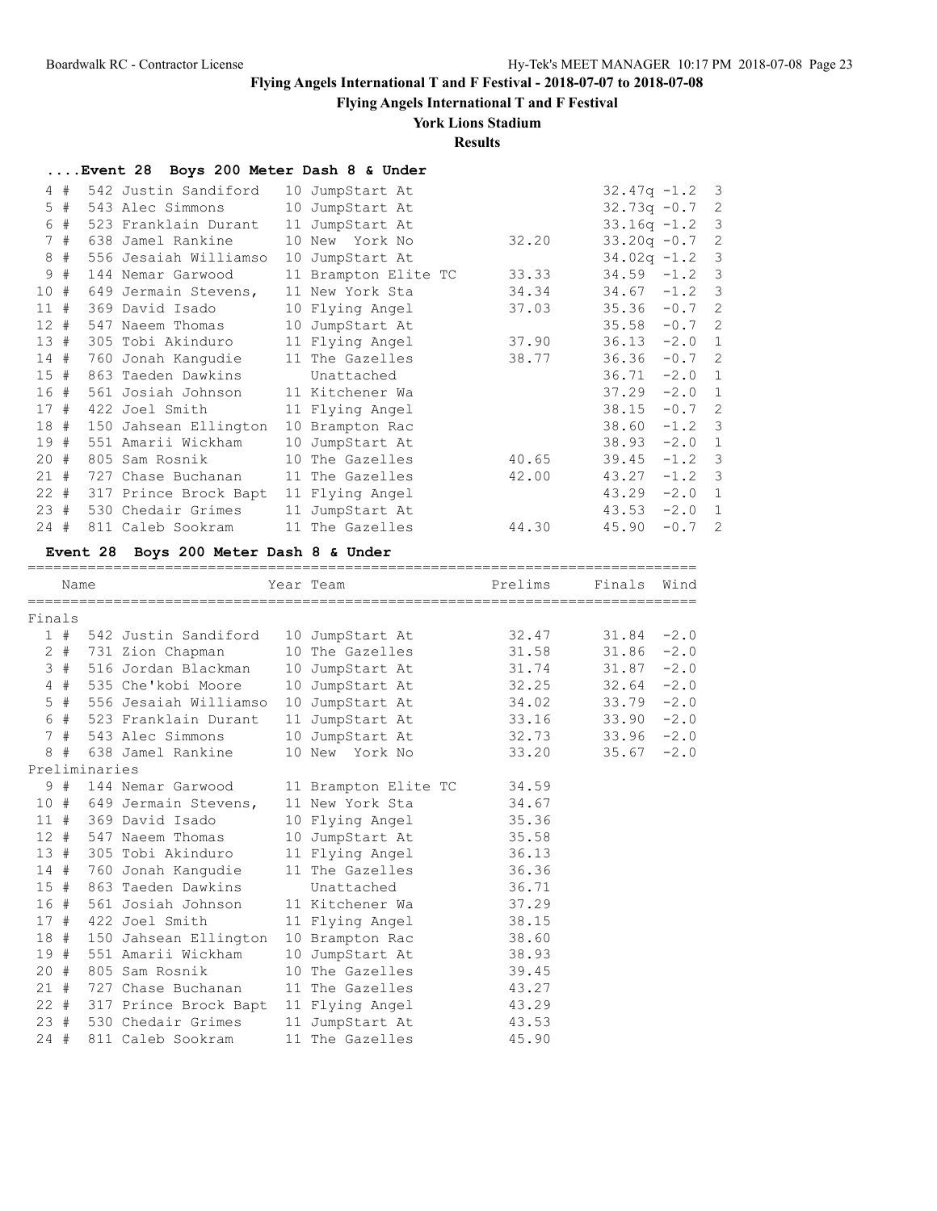# Flying Angels International T and F Festival - 2018-07-07 to 2018-07-08

## Flying Angels International T and F Festival

### York Lions Stadium

### Results

#### ....Event 28 Boys 200 Meter Dash 8 & Under

| Place | # | Comp# | Name | Year | Team | Seed | Prelims | Wind | Heat |
|---|---|---|---|---|---|---|---|---|---|
| 4 | # | 542 | Justin Sandiford | 10 | JumpStart At | | 32.47q | -1.2 | 3 |
| 5 | # | 543 | Alec Simmons | 10 | JumpStart At | | 32.73q | -0.7 | 2 |
| 6 | # | 523 | Franklain Durant | 11 | JumpStart At | | 33.16q | -1.2 | 3 |
| 7 | # | 638 | Jamel Rankine | 10 | New York No | 32.20 | 33.20q | -0.7 | 2 |
| 8 | # | 556 | Jesaiah Williamso | 10 | JumpStart At | | 34.02q | -1.2 | 3 |
| 9 | # | 144 | Nemar Garwood | 11 | Brampton Elite TC | 33.33 | 34.59 | -1.2 | 3 |
| 10 | # | 649 | Jermain Stevens, | 11 | New York Sta | 34.34 | 34.67 | -1.2 | 3 |
| 11 | # | 369 | David Isado | 10 | Flying Angel | 37.03 | 35.36 | -0.7 | 2 |
| 12 | # | 547 | Naeem Thomas | 10 | JumpStart At | | 35.58 | -0.7 | 2 |
| 13 | # | 305 | Tobi Akinduro | 11 | Flying Angel | 37.90 | 36.13 | -2.0 | 1 |
| 14 | # | 760 | Jonah Kangudie | 11 | The Gazelles | 38.77 | 36.36 | -0.7 | 2 |
| 15 | # | 863 | Taeden Dawkins | | Unattached | | 36.71 | -2.0 | 1 |
| 16 | # | 561 | Josiah Johnson | 11 | Kitchener Wa | | 37.29 | -2.0 | 1 |
| 17 | # | 422 | Joel Smith | 11 | Flying Angel | | 38.15 | -0.7 | 2 |
| 18 | # | 150 | Jahsean Ellington | 10 | Brampton Rac | | 38.60 | -1.2 | 3 |
| 19 | # | 551 | Amarii Wickham | 10 | JumpStart At | | 38.93 | -2.0 | 1 |
| 20 | # | 805 | Sam Rosnik | 10 | The Gazelles | 40.65 | 39.45 | -1.2 | 3 |
| 21 | # | 727 | Chase Buchanan | 11 | The Gazelles | 42.00 | 43.27 | -1.2 | 3 |
| 22 | # | 317 | Prince Brock Bapt | 11 | Flying Angel | | 43.29 | -2.0 | 1 |
| 23 | # | 530 | Chedair Grimes | 11 | JumpStart At | | 43.53 | -2.0 | 1 |
| 24 | # | 811 | Caleb Sookram | 11 | The Gazelles | 44.30 | 45.90 | -0.7 | 2 |

#### Event 28 Boys 200 Meter Dash 8 & Under

| Place | # | Comp# | Name | Year | Team | Prelims | Finals | Wind |
|---|---|---|---|---|---|---|---|---|
| **Finals** | | | | | | | | |
| 1 | # | 542 | Justin Sandiford | 10 | JumpStart At | 32.47 | 31.84 | -2.0 |
| 2 | # | 731 | Zion Chapman | 10 | The Gazelles | 31.58 | 31.86 | -2.0 |
| 3 | # | 516 | Jordan Blackman | 10 | JumpStart At | 31.74 | 31.87 | -2.0 |
| 4 | # | 535 | Che'kobi Moore | 10 | JumpStart At | 32.25 | 32.64 | -2.0 |
| 5 | # | 556 | Jesaiah Williamso | 10 | JumpStart At | 34.02 | 33.79 | -2.0 |
| 6 | # | 523 | Franklain Durant | 11 | JumpStart At | 33.16 | 33.90 | -2.0 |
| 7 | # | 543 | Alec Simmons | 10 | JumpStart At | 32.73 | 33.96 | -2.0 |
| 8 | # | 638 | Jamel Rankine | 10 | New York No | 33.20 | 35.67 | -2.0 |
| **Preliminaries** | | | | | | | | |
| 9 | # | 144 | Nemar Garwood | 11 | Brampton Elite TC | 34.59 | | |
| 10 | # | 649 | Jermain Stevens, | 11 | New York Sta | 34.67 | | |
| 11 | # | 369 | David Isado | 10 | Flying Angel | 35.36 | | |
| 12 | # | 547 | Naeem Thomas | 10 | JumpStart At | 35.58 | | |
| 13 | # | 305 | Tobi Akinduro | 11 | Flying Angel | 36.13 | | |
| 14 | # | 760 | Jonah Kangudie | 11 | The Gazelles | 36.36 | | |
| 15 | # | 863 | Taeden Dawkins | | Unattached | 36.71 | | |
| 16 | # | 561 | Josiah Johnson | 11 | Kitchener Wa | 37.29 | | |
| 17 | # | 422 | Joel Smith | 11 | Flying Angel | 38.15 | | |
| 18 | # | 150 | Jahsean Ellington | 10 | Brampton Rac | 38.60 | | |
| 19 | # | 551 | Amarii Wickham | 10 | JumpStart At | 38.93 | | |
| 20 | # | 805 | Sam Rosnik | 10 | The Gazelles | 39.45 | | |
| 21 | # | 727 | Chase Buchanan | 11 | The Gazelles | 43.27 | | |
| 22 | # | 317 | Prince Brock Bapt | 11 | Flying Angel | 43.29 | | |
| 23 | # | 530 | Chedair Grimes | 11 | JumpStart At | 43.53 | | |
| 24 | # | 811 | Caleb Sookram | 11 | The Gazelles | 45.90 | | |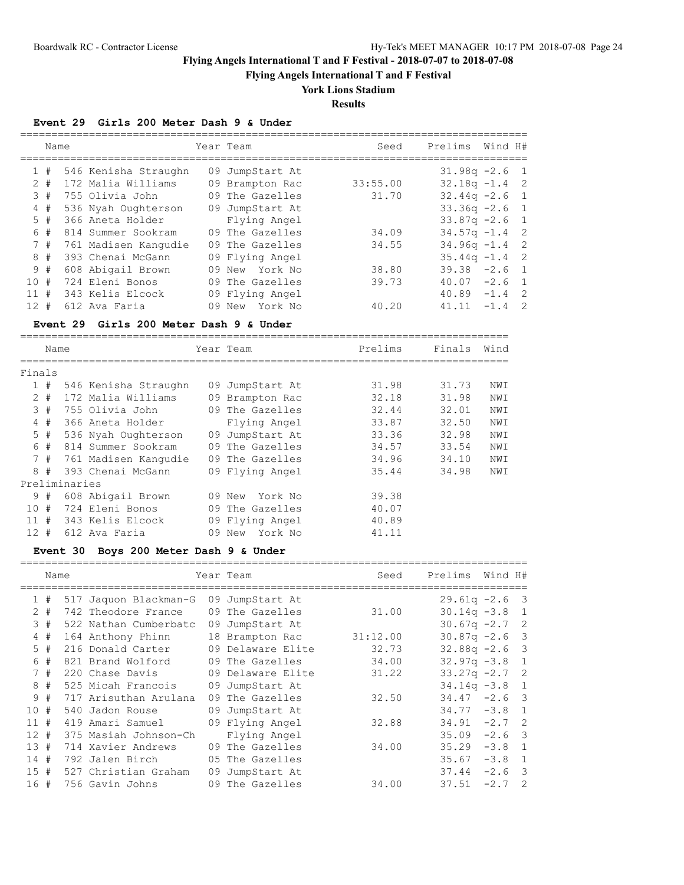# Flying Angels International T and F Festival - 2018-07-07 to 2018-07-08

## Flying Angels International T and F Festival

### York Lions Stadium

### Results

#### Event 29 Girls 200 Meter Dash 9 & Under

| | Name | Year | Team | Seed | Prelims | Wind | H# |
|---|---|---|---|---|---|---|---|
| 1 # | 546 Kenisha Straughn | 09 | JumpStart At | | 31.98q | -2.6 | 1 |
| 2 # | 172 Malia Williams | 09 | Brampton Rac | 33:55.00 | 32.18q | -1.4 | 2 |
| 3 # | 755 Olivia John | 09 | The Gazelles | 31.70 | 32.44q | -2.6 | 1 |
| 4 # | 536 Nyah Oughterson | 09 | JumpStart At | | 33.36q | -2.6 | 1 |
| 5 # | 366 Aneta Holder | | Flying Angel | | 33.87q | -2.6 | 1 |
| 6 # | 814 Summer Sookram | 09 | The Gazelles | 34.09 | 34.57q | -1.4 | 2 |
| 7 # | 761 Madisen Kangudie | 09 | The Gazelles | 34.55 | 34.96q | -1.4 | 2 |
| 8 # | 393 Chenai McGann | 09 | Flying Angel | | 35.44q | -1.4 | 2 |
| 9 # | 608 Abigail Brown | 09 | New York No | 38.80 | 39.38 | -2.6 | 1 |
| 10 # | 724 Eleni Bonos | 09 | The Gazelles | 39.73 | 40.07 | -2.6 | 1 |
| 11 # | 343 Kelis Elcock | 09 | Flying Angel | | 40.89 | -1.4 | 2 |
| 12 # | 612 Ava Faria | 09 | New York No | 40.20 | 41.11 | -1.4 | 2 |

#### Event 29 Girls 200 Meter Dash 9 & Under

| | Name | Year | Team | Prelims | Finals | Wind |
|---|---|---|---|---|---|---|
| **Finals** | | | | | | |
| 1 # | 546 Kenisha Straughn | 09 | JumpStart At | 31.98 | 31.73 | NWI |
| 2 # | 172 Malia Williams | 09 | Brampton Rac | 32.18 | 31.98 | NWI |
| 3 # | 755 Olivia John | 09 | The Gazelles | 32.44 | 32.01 | NWI |
| 4 # | 366 Aneta Holder | | Flying Angel | 33.87 | 32.50 | NWI |
| 5 # | 536 Nyah Oughterson | 09 | JumpStart At | 33.36 | 32.98 | NWI |
| 6 # | 814 Summer Sookram | 09 | The Gazelles | 34.57 | 33.54 | NWI |
| 7 # | 761 Madisen Kangudie | 09 | The Gazelles | 34.96 | 34.10 | NWI |
| 8 # | 393 Chenai McGann | 09 | Flying Angel | 35.44 | 34.98 | NWI |
| **Preliminaries** | | | | | | |
| 9 # | 608 Abigail Brown | 09 | New York No | 39.38 | | |
| 10 # | 724 Eleni Bonos | 09 | The Gazelles | 40.07 | | |
| 11 # | 343 Kelis Elcock | 09 | Flying Angel | 40.89 | | |
| 12 # | 612 Ava Faria | 09 | New York No | 41.11 | | |

#### Event 30 Boys 200 Meter Dash 9 & Under

| | Name | Year | Team | Seed | Prelims | Wind | H# |
|---|---|---|---|---|---|---|---|
| 1 # | 517 Jaquon Blackman-G | 09 | JumpStart At | | 29.61q | -2.6 | 3 |
| 2 # | 742 Theodore France | 09 | The Gazelles | 31.00 | 30.14q | -3.8 | 1 |
| 3 # | 522 Nathan Cumberbatc | 09 | JumpStart At | | 30.67q | -2.7 | 2 |
| 4 # | 164 Anthony Phinn | 18 | Brampton Rac | 31:12.00 | 30.87q | -2.6 | 3 |
| 5 # | 216 Donald Carter | 09 | Delaware Elite | 32.73 | 32.88q | -2.6 | 3 |
| 6 # | 821 Brand Wolford | 09 | The Gazelles | 34.00 | 32.97q | -3.8 | 1 |
| 7 # | 220 Chase Davis | 09 | Delaware Elite | 31.22 | 33.27q | -2.7 | 2 |
| 8 # | 525 Micah Francois | 09 | JumpStart At | | 34.14q | -3.8 | 1 |
| 9 # | 717 Arisuthan Arulana | 09 | The Gazelles | 32.50 | 34.47 | -2.6 | 3 |
| 10 # | 540 Jadon Rouse | 09 | JumpStart At | | 34.77 | -3.8 | 1 |
| 11 # | 419 Amari Samuel | 09 | Flying Angel | 32.88 | 34.91 | -2.7 | 2 |
| 12 # | 375 Masiah Johnson-Ch | | Flying Angel | | 35.09 | -2.6 | 3 |
| 13 # | 714 Xavier Andrews | 09 | The Gazelles | 34.00 | 35.29 | -3.8 | 1 |
| 14 # | 792 Jalen Birch | 05 | The Gazelles | | 35.67 | -3.8 | 1 |
| 15 # | 527 Christian Graham | 09 | JumpStart At | | 37.44 | -2.6 | 3 |
| 16 # | 756 Gavin Johns | 09 | The Gazelles | 34.00 | 37.51 | -2.7 | 2 |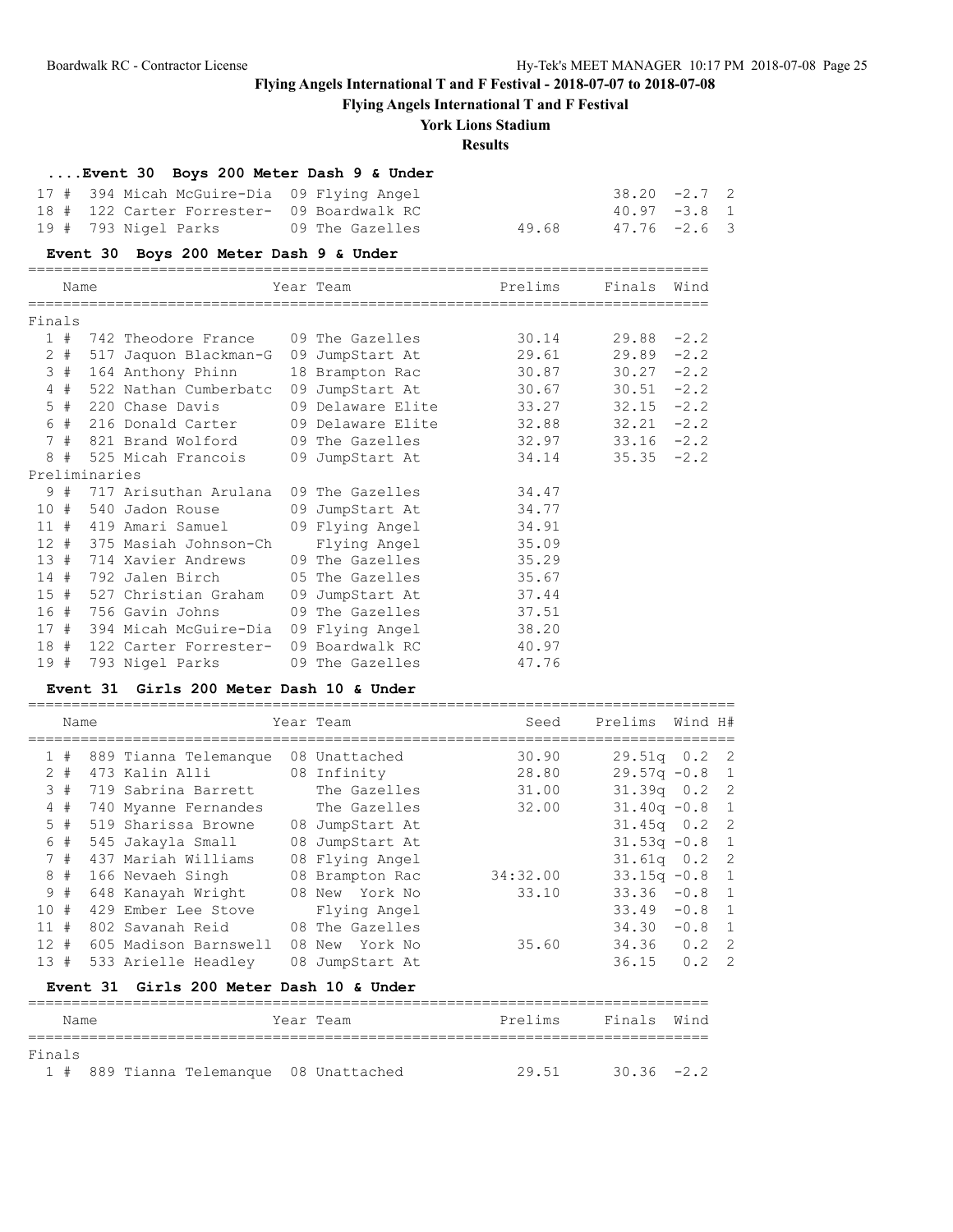# Flying Angels International T and F Festival - 2018-07-07 to 2018-07-08

## Flying Angels International T and F Festival

### York Lions Stadium

### Results

#### ....Event 30 Boys 200 Meter Dash 9 & Under

| Place | | # | Name | Year | Team | Seed | Prelims | Wind | H# |
|---|---|---|---|---|---|---|---|---|---|
| 17 | # | 394 | Micah McGuire-Dia | 09 | Flying Angel | | 38.20 | -2.7 | 2 |
| 18 | # | 122 | Carter Forrester- | 09 | Boardwalk RC | | 40.97 | -3.8 | 1 |
| 19 | # | 793 | Nigel Parks | 09 | The Gazelles | 49.68 | 47.76 | -2.6 | 3 |

#### Event 30 Boys 200 Meter Dash 9 & Under

| Place | | # | Name | Year | Team | Prelims | Finals | Wind |
|---|---|---|---|---|---|---|---|---|
| **Finals** | | | | | | | | |
| 1 | # | 742 | Theodore France | 09 | The Gazelles | 30.14 | 29.88 | -2.2 |
| 2 | # | 517 | Jaquon Blackman-G | 09 | JumpStart At | 29.61 | 29.89 | -2.2 |
| 3 | # | 164 | Anthony Phinn | 18 | Brampton Rac | 30.87 | 30.27 | -2.2 |
| 4 | # | 522 | Nathan Cumberbatc | 09 | JumpStart At | 30.67 | 30.51 | -2.2 |
| 5 | # | 220 | Chase Davis | 09 | Delaware Elite | 33.27 | 32.15 | -2.2 |
| 6 | # | 216 | Donald Carter | 09 | Delaware Elite | 32.88 | 32.21 | -2.2 |
| 7 | # | 821 | Brand Wolford | 09 | The Gazelles | 32.97 | 33.16 | -2.2 |
| 8 | # | 525 | Micah Francois | 09 | JumpStart At | 34.14 | 35.35 | -2.2 |
| **Preliminaries** | | | | | | | | |
| 9 | # | 717 | Arisuthan Arulana | 09 | The Gazelles | 34.47 | | |
| 10 | # | 540 | Jadon Rouse | 09 | JumpStart At | 34.77 | | |
| 11 | # | 419 | Amari Samuel | 09 | Flying Angel | 34.91 | | |
| 12 | # | 375 | Masiah Johnson-Ch | | Flying Angel | 35.09 | | |
| 13 | # | 714 | Xavier Andrews | 09 | The Gazelles | 35.29 | | |
| 14 | # | 792 | Jalen Birch | 05 | The Gazelles | 35.67 | | |
| 15 | # | 527 | Christian Graham | 09 | JumpStart At | 37.44 | | |
| 16 | # | 756 | Gavin Johns | 09 | The Gazelles | 37.51 | | |
| 17 | # | 394 | Micah McGuire-Dia | 09 | Flying Angel | 38.20 | | |
| 18 | # | 122 | Carter Forrester- | 09 | Boardwalk RC | 40.97 | | |
| 19 | # | 793 | Nigel Parks | 09 | The Gazelles | 47.76 | | |

#### Event 31 Girls 200 Meter Dash 10 & Under

| Place | | # | Name | Year | Team | Seed | Prelims | Wind | H# |
|---|---|---|---|---|---|---|---|---|---|
| 1 | # | 889 | Tianna Telemanque | 08 | Unattached | 30.90 | 29.51q | 0.2 | 2 |
| 2 | # | 473 | Kalin Alli | 08 | Infinity | 28.80 | 29.57q | -0.8 | 1 |
| 3 | # | 719 | Sabrina Barrett | | The Gazelles | 31.00 | 31.39q | 0.2 | 2 |
| 4 | # | 740 | Myanne Fernandes | | The Gazelles | 32.00 | 31.40q | -0.8 | 1 |
| 5 | # | 519 | Sharissa Browne | 08 | JumpStart At | | 31.45q | 0.2 | 2 |
| 6 | # | 545 | Jakayla Small | 08 | JumpStart At | | 31.53q | -0.8 | 1 |
| 7 | # | 437 | Mariah Williams | 08 | Flying Angel | | 31.61q | 0.2 | 2 |
| 8 | # | 166 | Nevaeh Singh | 08 | Brampton Rac | 34:32.00 | 33.15q | -0.8 | 1 |
| 9 | # | 648 | Kanayah Wright | 08 | New York No | 33.10 | 33.36 | -0.8 | 1 |
| 10 | # | 429 | Ember Lee Stove | | Flying Angel | | 33.49 | -0.8 | 1 |
| 11 | # | 802 | Savanah Reid | 08 | The Gazelles | | 34.30 | -0.8 | 1 |
| 12 | # | 605 | Madison Barnswell | 08 | New York No | 35.60 | 34.36 | 0.2 | 2 |
| 13 | # | 533 | Arielle Headley | 08 | JumpStart At | | 36.15 | 0.2 | 2 |

#### Event 31 Girls 200 Meter Dash 10 & Under

| Place | | # | Name | Year | Team | Prelims | Finals | Wind |
|---|---|---|---|---|---|---|---|---|
| **Finals** | | | | | | | | |
| 1 | # | 889 | Tianna Telemanque | 08 | Unattached | 29.51 | 30.36 | -2.2 |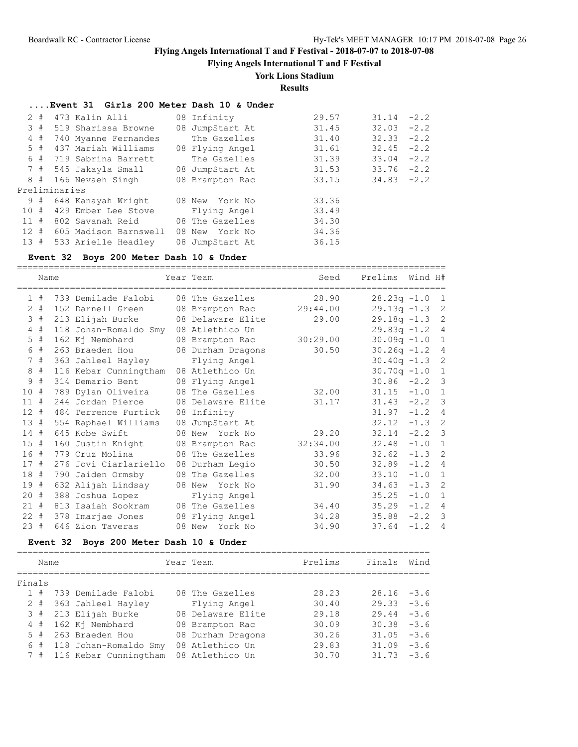# Flying Angels International T and F Festival - 2018-07-07 to 2018-07-08

## Flying Angels International T and F Festival

### York Lions Stadium

### Results

#### ....Event 31 Girls 200 Meter Dash 10 & Under

| Place | # | Name | Year | Team | Seed | Finals | Wind |
|---|---|---|---|---|---|---|---|
| 2 | # 473 | Kalin Alli | 08 | Infinity | 29.57 | 31.14 | -2.2 |
| 3 | # 519 | Sharissa Browne | 08 | JumpStart At | 31.45 | 32.03 | -2.2 |
| 4 | # 740 | Myanne Fernandes | | The Gazelles | 31.40 | 32.33 | -2.2 |
| 5 | # 437 | Mariah Williams | 08 | Flying Angel | 31.61 | 32.45 | -2.2 |
| 6 | # 719 | Sabrina Barrett | | The Gazelles | 31.39 | 33.04 | -2.2 |
| 7 | # 545 | Jakayla Small | 08 | JumpStart At | 31.53 | 33.76 | -2.2 |
| 8 | # 166 | Nevaeh Singh | 08 | Brampton Rac | 33.15 | 34.83 | -2.2 |
| Preliminaries | | | | | | | |
| 9 | # 648 | Kanayah Wright | 08 | New York No | 33.36 | | |
| 10 | # 429 | Ember Lee Stove | | Flying Angel | 33.49 | | |
| 11 | # 802 | Savanah Reid | 08 | The Gazelles | 34.30 | | |
| 12 | # 605 | Madison Barnswell | 08 | New York No | 34.36 | | |
| 13 | # 533 | Arielle Headley | 08 | JumpStart At | 36.15 | | |

#### Event 32 Boys 200 Meter Dash 10 & Under

| Place | # | Name | Year | Team | Seed | Prelims | Wind | H# |
|---|---|---|---|---|---|---|---|---|
| 1 | # 739 | Demilade Falobi | 08 | The Gazelles | 28.90 | 28.23q | -1.0 | 1 |
| 2 | # 152 | Darnell Green | 08 | Brampton Rac | 29:44.00 | 29.13q | -1.3 | 2 |
| 3 | # 213 | Elijah Burke | 08 | Delaware Elite | 29.00 | 29.18q | -1.3 | 2 |
| 4 | # 118 | Johan-Romaldo Smy | 08 | Atlethico Un | | 29.83q | -1.2 | 4 |
| 5 | # 162 | Kj Nembhard | 08 | Brampton Rac | 30:29.00 | 30.09q | -1.0 | 1 |
| 6 | # 263 | Braeden Hou | 08 | Durham Dragons | 30.50 | 30.26q | -1.2 | 4 |
| 7 | # 363 | Jahleel Hayley | | Flying Angel | | 30.40q | -1.3 | 2 |
| 8 | # 116 | Kebar Cunningtham | 08 | Atlethico Un | | 30.70q | -1.0 | 1 |
| 9 | # 314 | Demario Bent | 08 | Flying Angel | | 30.86 | -2.2 | 3 |
| 10 | # 789 | Dylan Oliveira | 08 | The Gazelles | 32.00 | 31.15 | -1.0 | 1 |
| 11 | # 244 | Jordan Pierce | 08 | Delaware Elite | 31.17 | 31.43 | -2.2 | 3 |
| 12 | # 484 | Terrence Furtick | 08 | Infinity | | 31.97 | -1.2 | 4 |
| 13 | # 554 | Raphael Williams | 08 | JumpStart At | | 32.12 | -1.3 | 2 |
| 14 | # 645 | Kobe Swift | 08 | New York No | 29.20 | 32.14 | -2.2 | 3 |
| 15 | # 160 | Justin Knight | 08 | Brampton Rac | 32:34.00 | 32.48 | -1.0 | 1 |
| 16 | # 779 | Cruz Molina | 08 | The Gazelles | 33.96 | 32.62 | -1.3 | 2 |
| 17 | # 276 | Jovi Ciarlariello | 08 | Durham Legio | 30.50 | 32.89 | -1.2 | 4 |
| 18 | # 790 | Jaiden Ormsby | 08 | The Gazelles | 32.00 | 33.10 | -1.0 | 1 |
| 19 | # 632 | Alijah Lindsay | 08 | New York No | 31.90 | 34.63 | -1.3 | 2 |
| 20 | # 388 | Joshua Lopez | | Flying Angel | | 35.25 | -1.0 | 1 |
| 21 | # 813 | Isaiah Sookram | 08 | The Gazelles | 34.40 | 35.29 | -1.2 | 4 |
| 22 | # 378 | Imarjae Jones | 08 | Flying Angel | 34.28 | 35.88 | -2.2 | 3 |
| 23 | # 646 | Zion Taveras | 08 | New York No | 34.90 | 37.64 | -1.2 | 4 |

#### Event 32 Boys 200 Meter Dash 10 & Under

| Place | # | Name | Year | Team | Prelims | Finals | Wind |
|---|---|---|---|---|---|---|---|
| Finals | | | | | | | |
| 1 | # 739 | Demilade Falobi | 08 | The Gazelles | 28.23 | 28.16 | -3.6 |
| 2 | # 363 | Jahleel Hayley | | Flying Angel | 30.40 | 29.33 | -3.6 |
| 3 | # 213 | Elijah Burke | 08 | Delaware Elite | 29.18 | 29.44 | -3.6 |
| 4 | # 162 | Kj Nembhard | 08 | Brampton Rac | 30.09 | 30.38 | -3.6 |
| 5 | # 263 | Braeden Hou | 08 | Durham Dragons | 30.26 | 31.05 | -3.6 |
| 6 | # 118 | Johan-Romaldo Smy | 08 | Atlethico Un | 29.83 | 31.09 | -3.6 |
| 7 | # 116 | Kebar Cunningtham | 08 | Atlethico Un | 30.70 | 31.73 | -3.6 |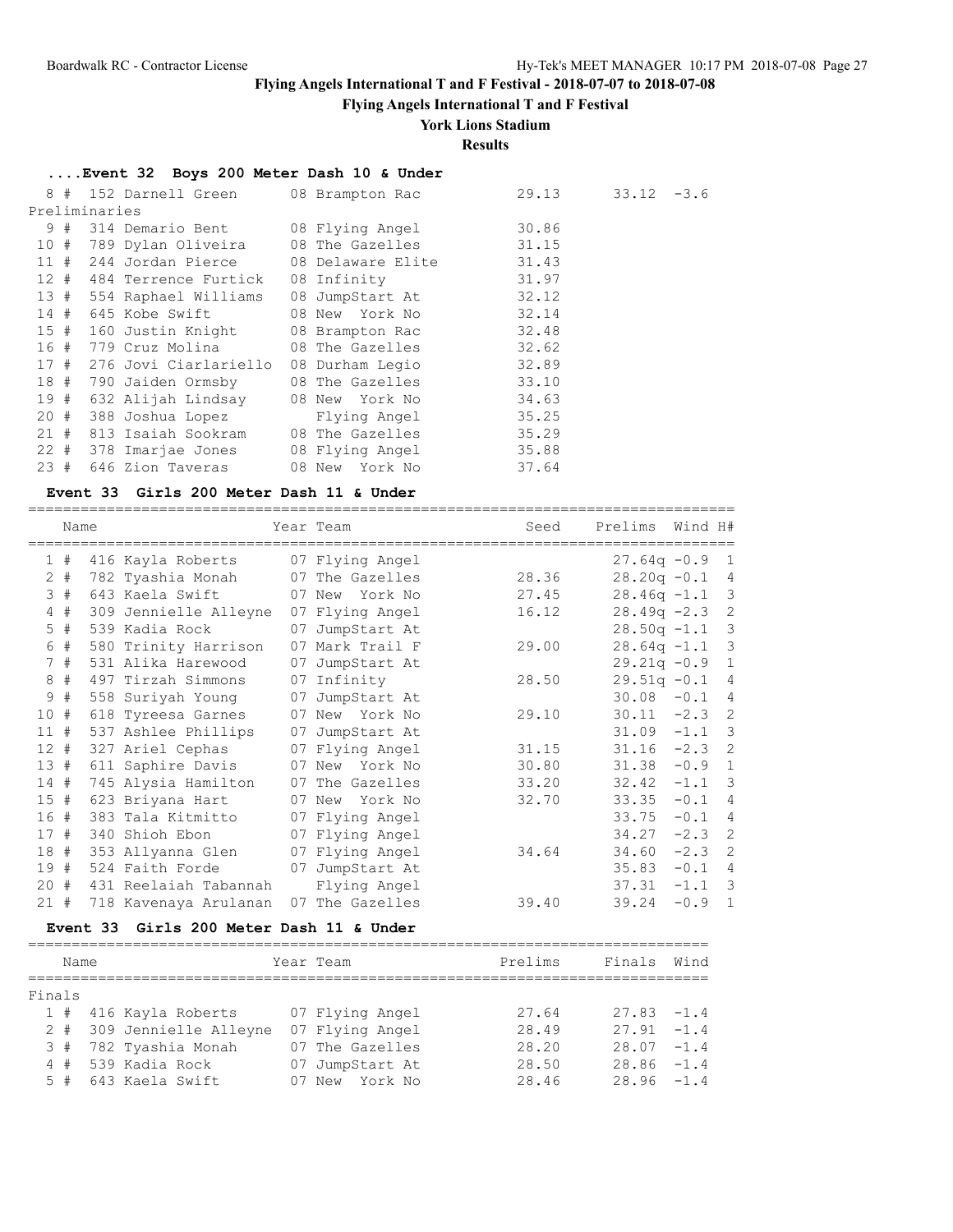# Flying Angels International T and F Festival - 2018-07-07 to 2018-07-08

## Flying Angels International T and F Festival

### York Lions Stadium

### Results

#### ....Event 32 Boys 200 Meter Dash 10 & Under

| Place | | Name | Year | Team | Seed | Prelims | Wind |
|---|---|---|---|---|---|---|---|
| 8 | # | 152 Darnell Green | 08 | Brampton Rac | 29.13 | 33.12 | -3.6 |

Preliminaries

| Place | | Name | Year | Team | Seed |
|---|---|---|---|---|---|
| 9 | # | 314 Demario Bent | 08 | Flying Angel | 30.86 |
| 10 | # | 789 Dylan Oliveira | 08 | The Gazelles | 31.15 |
| 11 | # | 244 Jordan Pierce | 08 | Delaware Elite | 31.43 |
| 12 | # | 484 Terrence Furtick | 08 | Infinity | 31.97 |
| 13 | # | 554 Raphael Williams | 08 | JumpStart At | 32.12 |
| 14 | # | 645 Kobe Swift | 08 | New York No | 32.14 |
| 15 | # | 160 Justin Knight | 08 | Brampton Rac | 32.48 |
| 16 | # | 779 Cruz Molina | 08 | The Gazelles | 32.62 |
| 17 | # | 276 Jovi Ciarlariello | 08 | Durham Legio | 32.89 |
| 18 | # | 790 Jaiden Ormsby | 08 | The Gazelles | 33.10 |
| 19 | # | 632 Alijah Lindsay | 08 | New York No | 34.63 |
| 20 | # | 388 Joshua Lopez | | Flying Angel | 35.25 |
| 21 | # | 813 Isaiah Sookram | 08 | The Gazelles | 35.29 |
| 22 | # | 378 Imarjae Jones | 08 | Flying Angel | 35.88 |
| 23 | # | 646 Zion Taveras | 08 | New York No | 37.64 |

#### Event 33 Girls 200 Meter Dash 11 & Under

| Place | | Name | Year | Team | Seed | Prelims | Wind | H# |
|---|---|---|---|---|---|---|---|---|
| 1 | # | 416 Kayla Roberts | 07 | Flying Angel | | 27.64q | -0.9 | 1 |
| 2 | # | 782 Tyashia Monah | 07 | The Gazelles | 28.36 | 28.20q | -0.1 | 4 |
| 3 | # | 643 Kaela Swift | 07 | New York No | 27.45 | 28.46q | -1.1 | 3 |
| 4 | # | 309 Jennielle Alleyne | 07 | Flying Angel | 16.12 | 28.49q | -2.3 | 2 |
| 5 | # | 539 Kadia Rock | 07 | JumpStart At | | 28.50q | -1.1 | 3 |
| 6 | # | 580 Trinity Harrison | 07 | Mark Trail F | 29.00 | 28.64q | -1.1 | 3 |
| 7 | # | 531 Alika Harewood | 07 | JumpStart At | | 29.21q | -0.9 | 1 |
| 8 | # | 497 Tirzah Simmons | 07 | Infinity | 28.50 | 29.51q | -0.1 | 4 |
| 9 | # | 558 Suriyah Young | 07 | JumpStart At | | 30.08 | -0.1 | 4 |
| 10 | # | 618 Tyreesa Garnes | 07 | New York No | 29.10 | 30.11 | -2.3 | 2 |
| 11 | # | 537 Ashlee Phillips | 07 | JumpStart At | | 31.09 | -1.1 | 3 |
| 12 | # | 327 Ariel Cephas | 07 | Flying Angel | 31.15 | 31.16 | -2.3 | 2 |
| 13 | # | 611 Saphire Davis | 07 | New York No | 30.80 | 31.38 | -0.9 | 1 |
| 14 | # | 745 Alysia Hamilton | 07 | The Gazelles | 33.20 | 32.42 | -1.1 | 3 |
| 15 | # | 623 Briyana Hart | 07 | New York No | 32.70 | 33.35 | -0.1 | 4 |
| 16 | # | 383 Tala Kitmitto | 07 | Flying Angel | | 33.75 | -0.1 | 4 |
| 17 | # | 340 Shioh Ebon | 07 | Flying Angel | | 34.27 | -2.3 | 2 |
| 18 | # | 353 Allyanna Glen | 07 | Flying Angel | 34.64 | 34.60 | -2.3 | 2 |
| 19 | # | 524 Faith Forde | 07 | JumpStart At | | 35.83 | -0.1 | 4 |
| 20 | # | 431 Reelaiah Tabannah | | Flying Angel | | 37.31 | -1.1 | 3 |
| 21 | # | 718 Kavenaya Arulanan | 07 | The Gazelles | 39.40 | 39.24 | -0.9 | 1 |

#### Event 33 Girls 200 Meter Dash 11 & Under

Finals

| Place | | Name | Year | Team | Prelims | Finals | Wind |
|---|---|---|---|---|---|---|---|
| 1 | # | 416 Kayla Roberts | 07 | Flying Angel | 27.64 | 27.83 | -1.4 |
| 2 | # | 309 Jennielle Alleyne | 07 | Flying Angel | 28.49 | 27.91 | -1.4 |
| 3 | # | 782 Tyashia Monah | 07 | The Gazelles | 28.20 | 28.07 | -1.4 |
| 4 | # | 539 Kadia Rock | 07 | JumpStart At | 28.50 | 28.86 | -1.4 |
| 5 | # | 643 Kaela Swift | 07 | New York No | 28.46 | 28.96 | -1.4 |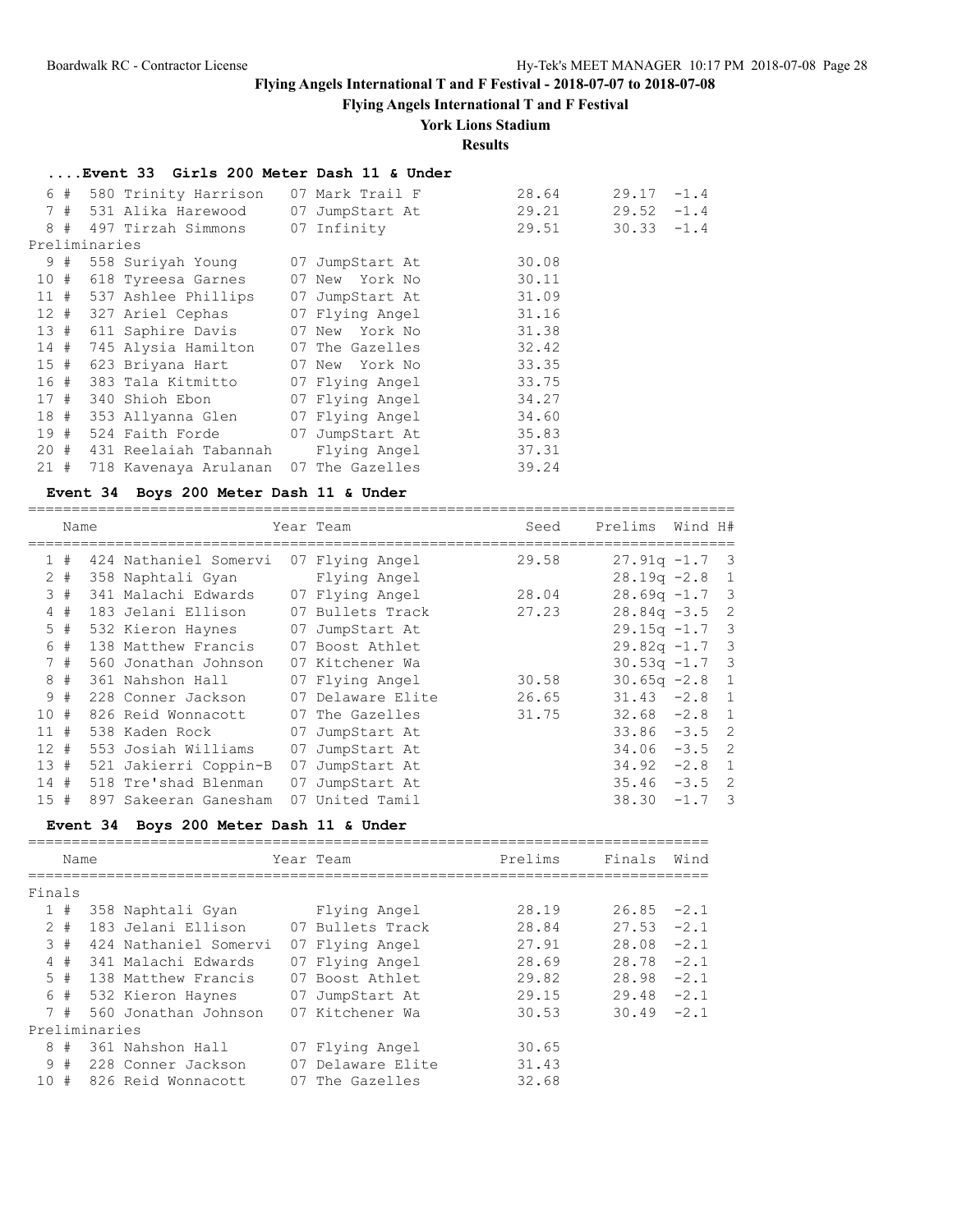**Flying Angels International T and F Festival - 2018-07-07 to 2018-07-08**

**Flying Angels International T and F Festival**

**York Lions Stadium**

**Results**

### ....Event 33 Girls 200 Meter Dash 11 & Under

| Place | Name | Year | Team | Prelims | Finals | Wind |
|---|---|---|---|---|---|---|
| 6 # | 580 Trinity Harrison | 07 | Mark Trail F | 28.64 | 29.17 | -1.4 |
| 7 # | 531 Alika Harewood | 07 | JumpStart At | 29.21 | 29.52 | -1.4 |
| 8 # | 497 Tirzah Simmons | 07 | Infinity | 29.51 | 30.33 | -1.4 |
| **Preliminaries** | | | | | | |
| 9 # | 558 Suriyah Young | 07 | JumpStart At | 30.08 | | |
| 10 # | 618 Tyreesa Garnes | 07 | New York No | 30.11 | | |
| 11 # | 537 Ashlee Phillips | 07 | JumpStart At | 31.09 | | |
| 12 # | 327 Ariel Cephas | 07 | Flying Angel | 31.16 | | |
| 13 # | 611 Saphire Davis | 07 | New York No | 31.38 | | |
| 14 # | 745 Alysia Hamilton | 07 | The Gazelles | 32.42 | | |
| 15 # | 623 Briyana Hart | 07 | New York No | 33.35 | | |
| 16 # | 383 Tala Kitmitto | 07 | Flying Angel | 33.75 | | |
| 17 # | 340 Shioh Ebon | 07 | Flying Angel | 34.27 | | |
| 18 # | 353 Allyanna Glen | 07 | Flying Angel | 34.60 | | |
| 19 # | 524 Faith Forde | 07 | JumpStart At | 35.83 | | |
| 20 # | 431 Reelaiah Tabannah | | Flying Angel | 37.31 | | |
| 21 # | 718 Kavenaya Arulanan | 07 | The Gazelles | 39.24 | | |

### Event 34 Boys 200 Meter Dash 11 & Under

| Place | Name | Year | Team | Seed | Prelims | Wind | H# |
|---|---|---|---|---|---|---|---|
| 1 # | 424 Nathaniel Somervi | 07 | Flying Angel | 29.58 | 27.91q | -1.7 | 3 |
| 2 # | 358 Naphtali Gyan | | Flying Angel | | 28.19q | -2.8 | 1 |
| 3 # | 341 Malachi Edwards | 07 | Flying Angel | 28.04 | 28.69q | -1.7 | 3 |
| 4 # | 183 Jelani Ellison | 07 | Bullets Track | 27.23 | 28.84q | -3.5 | 2 |
| 5 # | 532 Kieron Haynes | 07 | JumpStart At | | 29.15q | -1.7 | 3 |
| 6 # | 138 Matthew Francis | 07 | Boost Athlet | | 29.82q | -1.7 | 3 |
| 7 # | 560 Jonathan Johnson | 07 | Kitchener Wa | | 30.53q | -1.7 | 3 |
| 8 # | 361 Nahshon Hall | 07 | Flying Angel | 30.58 | 30.65q | -2.8 | 1 |
| 9 # | 228 Conner Jackson | 07 | Delaware Elite | 26.65 | 31.43 | -2.8 | 1 |
| 10 # | 826 Reid Wonnacott | 07 | The Gazelles | 31.75 | 32.68 | -2.8 | 1 |
| 11 # | 538 Kaden Rock | 07 | JumpStart At | | 33.86 | -3.5 | 2 |
| 12 # | 553 Josiah Williams | 07 | JumpStart At | | 34.06 | -3.5 | 2 |
| 13 # | 521 Jakierri Coppin-B | 07 | JumpStart At | | 34.92 | -2.8 | 1 |
| 14 # | 518 Tre'shad Blenman | 07 | JumpStart At | | 35.46 | -3.5 | 2 |
| 15 # | 897 Sakeeran Ganesham | 07 | United Tamil | | 38.30 | -1.7 | 3 |

### Event 34 Boys 200 Meter Dash 11 & Under

| Place | Name | Year | Team | Prelims | Finals | Wind |
|---|---|---|---|---|---|---|
| **Finals** | | | | | | |
| 1 # | 358 Naphtali Gyan | | Flying Angel | 28.19 | 26.85 | -2.1 |
| 2 # | 183 Jelani Ellison | 07 | Bullets Track | 28.84 | 27.53 | -2.1 |
| 3 # | 424 Nathaniel Somervi | 07 | Flying Angel | 27.91 | 28.08 | -2.1 |
| 4 # | 341 Malachi Edwards | 07 | Flying Angel | 28.69 | 28.78 | -2.1 |
| 5 # | 138 Matthew Francis | 07 | Boost Athlet | 29.82 | 28.98 | -2.1 |
| 6 # | 532 Kieron Haynes | 07 | JumpStart At | 29.15 | 29.48 | -2.1 |
| 7 # | 560 Jonathan Johnson | 07 | Kitchener Wa | 30.53 | 30.49 | -2.1 |
| **Preliminaries** | | | | | | |
| 8 # | 361 Nahshon Hall | 07 | Flying Angel | 30.65 | | |
| 9 # | 228 Conner Jackson | 07 | Delaware Elite | 31.43 | | |
| 10 # | 826 Reid Wonnacott | 07 | The Gazelles | 32.68 | | |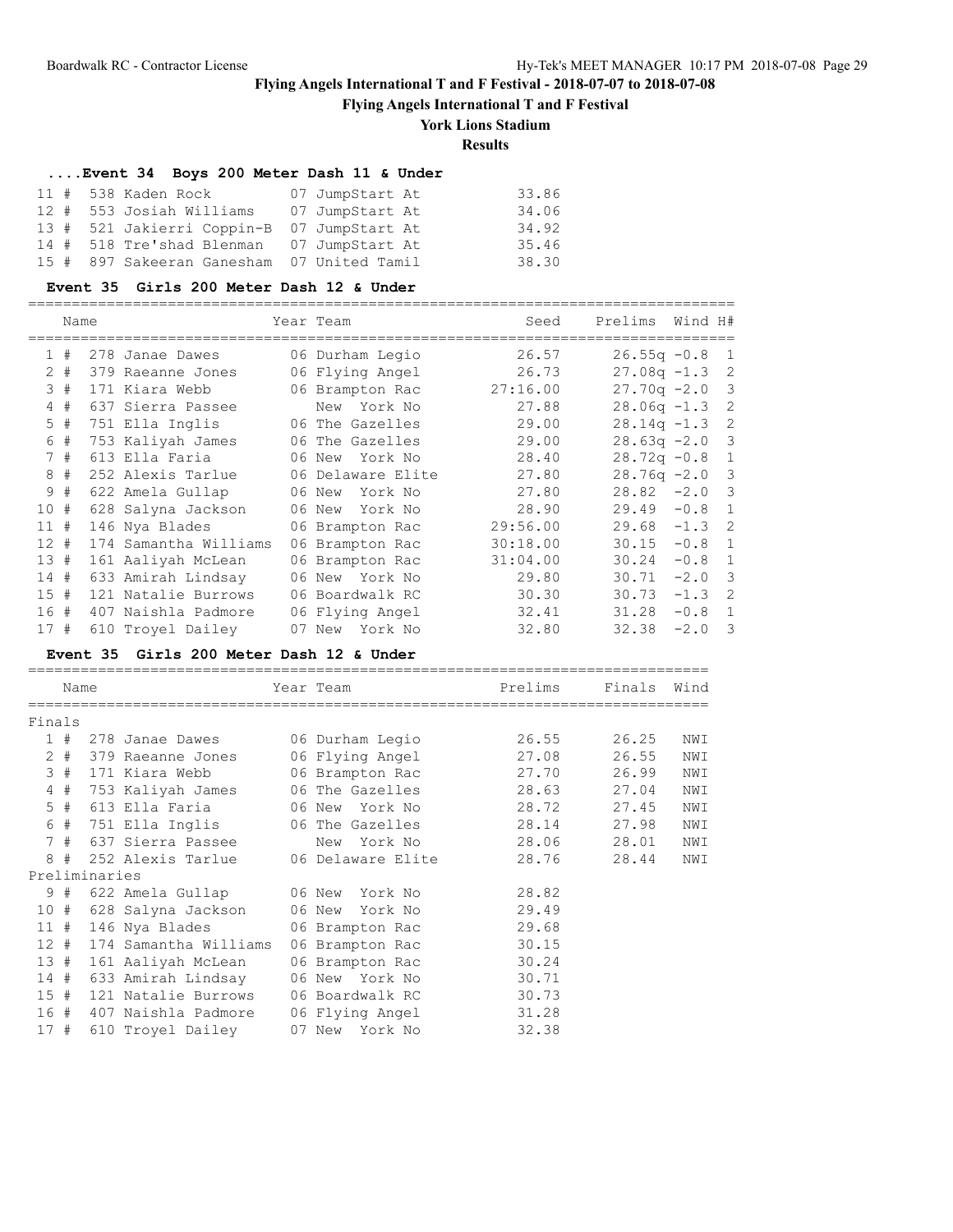# Flying Angels International T and F Festival - 2018-07-07 to 2018-07-08

## Flying Angels International T and F Festival

### York Lions Stadium

### Results

#### ....Event 34 Boys 200 Meter Dash 11 & Under

| Place | # | Name | Year | Team | Time |
|---|---|---|---|---|---|
| 11 | # 538 | Kaden Rock | 07 | JumpStart At | 33.86 |
| 12 | # 553 | Josiah Williams | 07 | JumpStart At | 34.06 |
| 13 | # 521 | Jakierri Coppin-B | 07 | JumpStart At | 34.92 |
| 14 | # 518 | Tre'shad Blenman | 07 | JumpStart At | 35.46 |
| 15 | # 897 | Sakeeran Ganesham | 07 | United Tamil | 38.30 |

#### Event 35 Girls 200 Meter Dash 12 & Under

| Place | Name | Year | Team | Seed | Prelims | Wind | H# |
|---|---|---|---|---|---|---|---|
| 1 # | 278 Janae Dawes | 06 | Durham Legio | 26.57 | 26.55q | -0.8 | 1 |
| 2 # | 379 Raeanne Jones | 06 | Flying Angel | 26.73 | 27.08q | -1.3 | 2 |
| 3 # | 171 Kiara Webb | 06 | Brampton Rac | 27:16.00 | 27.70q | -2.0 | 3 |
| 4 # | 637 Sierra Passee | | New York No | 27.88 | 28.06q | -1.3 | 2 |
| 5 # | 751 Ella Inglis | 06 | The Gazelles | 29.00 | 28.14q | -1.3 | 2 |
| 6 # | 753 Kaliyah James | 06 | The Gazelles | 29.00 | 28.63q | -2.0 | 3 |
| 7 # | 613 Ella Faria | 06 | New York No | 28.40 | 28.72q | -0.8 | 1 |
| 8 # | 252 Alexis Tarlue | 06 | Delaware Elite | 27.80 | 28.76q | -2.0 | 3 |
| 9 # | 622 Amela Gullap | 06 | New York No | 27.80 | 28.82 | -2.0 | 3 |
| 10 # | 628 Salyna Jackson | 06 | New York No | 28.90 | 29.49 | -0.8 | 1 |
| 11 # | 146 Nya Blades | 06 | Brampton Rac | 29:56.00 | 29.68 | -1.3 | 2 |
| 12 # | 174 Samantha Williams | 06 | Brampton Rac | 30:18.00 | 30.15 | -0.8 | 1 |
| 13 # | 161 Aaliyah McLean | 06 | Brampton Rac | 31:04.00 | 30.24 | -0.8 | 1 |
| 14 # | 633 Amirah Lindsay | 06 | New York No | 29.80 | 30.71 | -2.0 | 3 |
| 15 # | 121 Natalie Burrows | 06 | Boardwalk RC | 30.30 | 30.73 | -1.3 | 2 |
| 16 # | 407 Naishla Padmore | 06 | Flying Angel | 32.41 | 31.28 | -0.8 | 1 |
| 17 # | 610 Troyel Dailey | 07 | New York No | 32.80 | 32.38 | -2.0 | 3 |

#### Event 35 Girls 200 Meter Dash 12 & Under

| Place | Name | Year | Team | Prelims | Finals | Wind |
|---|---|---|---|---|---|---|
| **Finals** | | | | | | |
| 1 # | 278 Janae Dawes | 06 | Durham Legio | 26.55 | 26.25 | NWI |
| 2 # | 379 Raeanne Jones | 06 | Flying Angel | 27.08 | 26.55 | NWI |
| 3 # | 171 Kiara Webb | 06 | Brampton Rac | 27.70 | 26.99 | NWI |
| 4 # | 753 Kaliyah James | 06 | The Gazelles | 28.63 | 27.04 | NWI |
| 5 # | 613 Ella Faria | 06 | New York No | 28.72 | 27.45 | NWI |
| 6 # | 751 Ella Inglis | 06 | The Gazelles | 28.14 | 27.98 | NWI |
| 7 # | 637 Sierra Passee | | New York No | 28.06 | 28.01 | NWI |
| 8 # | 252 Alexis Tarlue | 06 | Delaware Elite | 28.76 | 28.44 | NWI |
| **Preliminaries** | | | | | | |
| 9 # | 622 Amela Gullap | 06 | New York No | 28.82 | | |
| 10 # | 628 Salyna Jackson | 06 | New York No | 29.49 | | |
| 11 # | 146 Nya Blades | 06 | Brampton Rac | 29.68 | | |
| 12 # | 174 Samantha Williams | 06 | Brampton Rac | 30.15 | | |
| 13 # | 161 Aaliyah McLean | 06 | Brampton Rac | 30.24 | | |
| 14 # | 633 Amirah Lindsay | 06 | New York No | 30.71 | | |
| 15 # | 121 Natalie Burrows | 06 | Boardwalk RC | 30.73 | | |
| 16 # | 407 Naishla Padmore | 06 | Flying Angel | 31.28 | | |
| 17 # | 610 Troyel Dailey | 07 | New York No | 32.38 | | |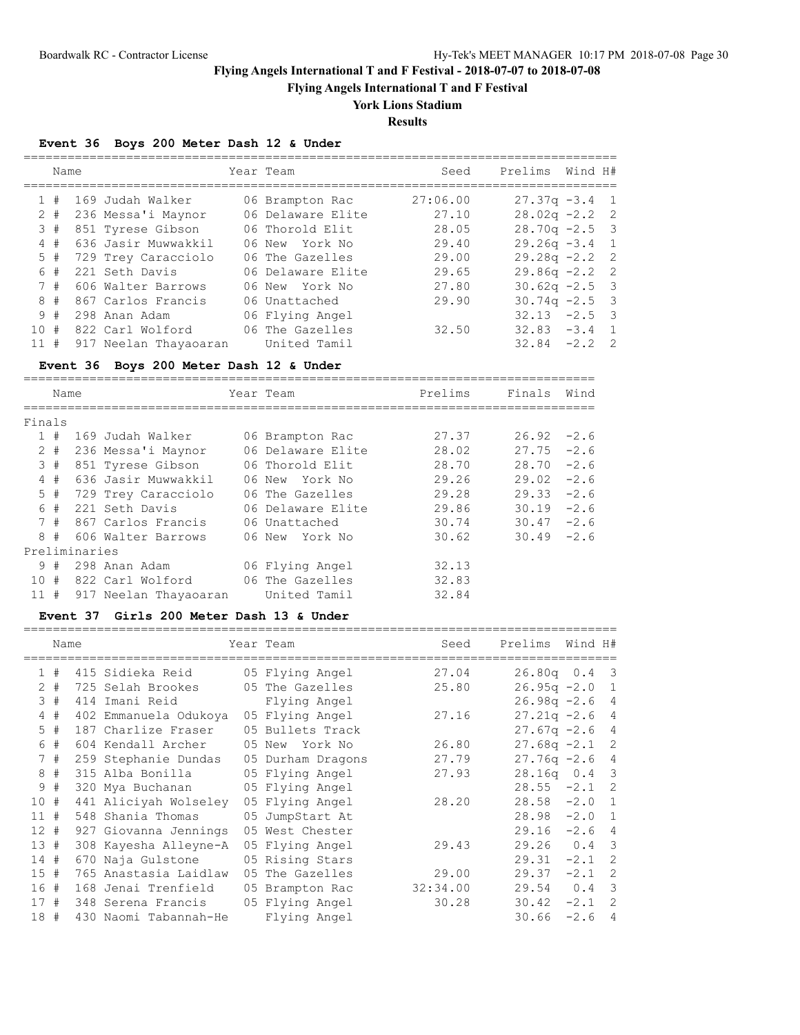# Flying Angels International T and F Festival - 2018-07-07 to 2018-07-08

## Flying Angels International T and F Festival

## York Lions Stadium

## Results

### Event 36 Boys 200 Meter Dash 12 & Under

| Place | Name | Year | Team | Seed | Prelims | Wind | H# |
|---|---|---|---|---|---|---|---|
| 1 # | 169 Judah Walker | 06 | Brampton Rac | 27:06.00 | 27.37q | -3.4 | 1 |
| 2 # | 236 Messa'i Maynor | 06 | Delaware Elite | 27.10 | 28.02q | -2.2 | 2 |
| 3 # | 851 Tyrese Gibson | 06 | Thorold Elit | 28.05 | 28.70q | -2.5 | 3 |
| 4 # | 636 Jasir Muwwakkil | 06 | New York No | 29.40 | 29.26q | -3.4 | 1 |
| 5 # | 729 Trey Caracciolo | 06 | The Gazelles | 29.00 | 29.28q | -2.2 | 2 |
| 6 # | 221 Seth Davis | 06 | Delaware Elite | 29.65 | 29.86q | -2.2 | 2 |
| 7 # | 606 Walter Barrows | 06 | New York No | 27.80 | 30.62q | -2.5 | 3 |
| 8 # | 867 Carlos Francis | 06 | Unattached | 29.90 | 30.74q | -2.5 | 3 |
| 9 # | 298 Anan Adam | 06 | Flying Angel | | 32.13 | -2.5 | 3 |
| 10 # | 822 Carl Wolford | 06 | The Gazelles | 32.50 | 32.83 | -3.4 | 1 |
| 11 # | 917 Neelan Thayaoaran | | United Tamil | | 32.84 | -2.2 | 2 |

### Event 36 Boys 200 Meter Dash 12 & Under

| Place | Name | Year | Team | Prelims | Finals | Wind |
|---|---|---|---|---|---|---|
| **Finals** | | | | | | |
| 1 # | 169 Judah Walker | 06 | Brampton Rac | 27.37 | 26.92 | -2.6 |
| 2 # | 236 Messa'i Maynor | 06 | Delaware Elite | 28.02 | 27.75 | -2.6 |
| 3 # | 851 Tyrese Gibson | 06 | Thorold Elit | 28.70 | 28.70 | -2.6 |
| 4 # | 636 Jasir Muwwakkil | 06 | New York No | 29.26 | 29.02 | -2.6 |
| 5 # | 729 Trey Caracciolo | 06 | The Gazelles | 29.28 | 29.33 | -2.6 |
| 6 # | 221 Seth Davis | 06 | Delaware Elite | 29.86 | 30.19 | -2.6 |
| 7 # | 867 Carlos Francis | 06 | Unattached | 30.74 | 30.47 | -2.6 |
| 8 # | 606 Walter Barrows | 06 | New York No | 30.62 | 30.49 | -2.6 |
| **Preliminaries** | | | | | | |
| 9 # | 298 Anan Adam | 06 | Flying Angel | 32.13 | | |
| 10 # | 822 Carl Wolford | 06 | The Gazelles | 32.83 | | |
| 11 # | 917 Neelan Thayaoaran | | United Tamil | 32.84 | | |

### Event 37 Girls 200 Meter Dash 13 & Under

| Place | Name | Year | Team | Seed | Prelims | Wind | H# |
|---|---|---|---|---|---|---|---|
| 1 # | 415 Sidieka Reid | 05 | Flying Angel | 27.04 | 26.80q | 0.4 | 3 |
| 2 # | 725 Selah Brookes | 05 | The Gazelles | 25.80 | 26.95q | -2.0 | 1 |
| 3 # | 414 Imani Reid | | Flying Angel | | 26.98q | -2.6 | 4 |
| 4 # | 402 Emmanuela Odukoya | 05 | Flying Angel | 27.16 | 27.21q | -2.6 | 4 |
| 5 # | 187 Charlize Fraser | 05 | Bullets Track | | 27.67q | -2.6 | 4 |
| 6 # | 604 Kendall Archer | 05 | New York No | 26.80 | 27.68q | -2.1 | 2 |
| 7 # | 259 Stephanie Dundas | 05 | Durham Dragons | 27.79 | 27.76q | -2.6 | 4 |
| 8 # | 315 Alba Bonilla | 05 | Flying Angel | 27.93 | 28.16q | 0.4 | 3 |
| 9 # | 320 Mya Buchanan | 05 | Flying Angel | | 28.55 | -2.1 | 2 |
| 10 # | 441 Aliciyah Wolseley | 05 | Flying Angel | 28.20 | 28.58 | -2.0 | 1 |
| 11 # | 548 Shania Thomas | 05 | JumpStart At | | 28.98 | -2.0 | 1 |
| 12 # | 927 Giovanna Jennings | 05 | West Chester | | 29.16 | -2.6 | 4 |
| 13 # | 308 Kayesha Alleyne-A | 05 | Flying Angel | 29.43 | 29.26 | 0.4 | 3 |
| 14 # | 670 Naja Gulstone | 05 | Rising Stars | | 29.31 | -2.1 | 2 |
| 15 # | 765 Anastasia Laidlaw | 05 | The Gazelles | 29.00 | 29.37 | -2.1 | 2 |
| 16 # | 168 Jenai Trenfield | 05 | Brampton Rac | 32:34.00 | 29.54 | 0.4 | 3 |
| 17 # | 348 Serena Francis | 05 | Flying Angel | 30.28 | 30.42 | -2.1 | 2 |
| 18 # | 430 Naomi Tabannah-He | | Flying Angel | | 30.66 | -2.6 | 4 |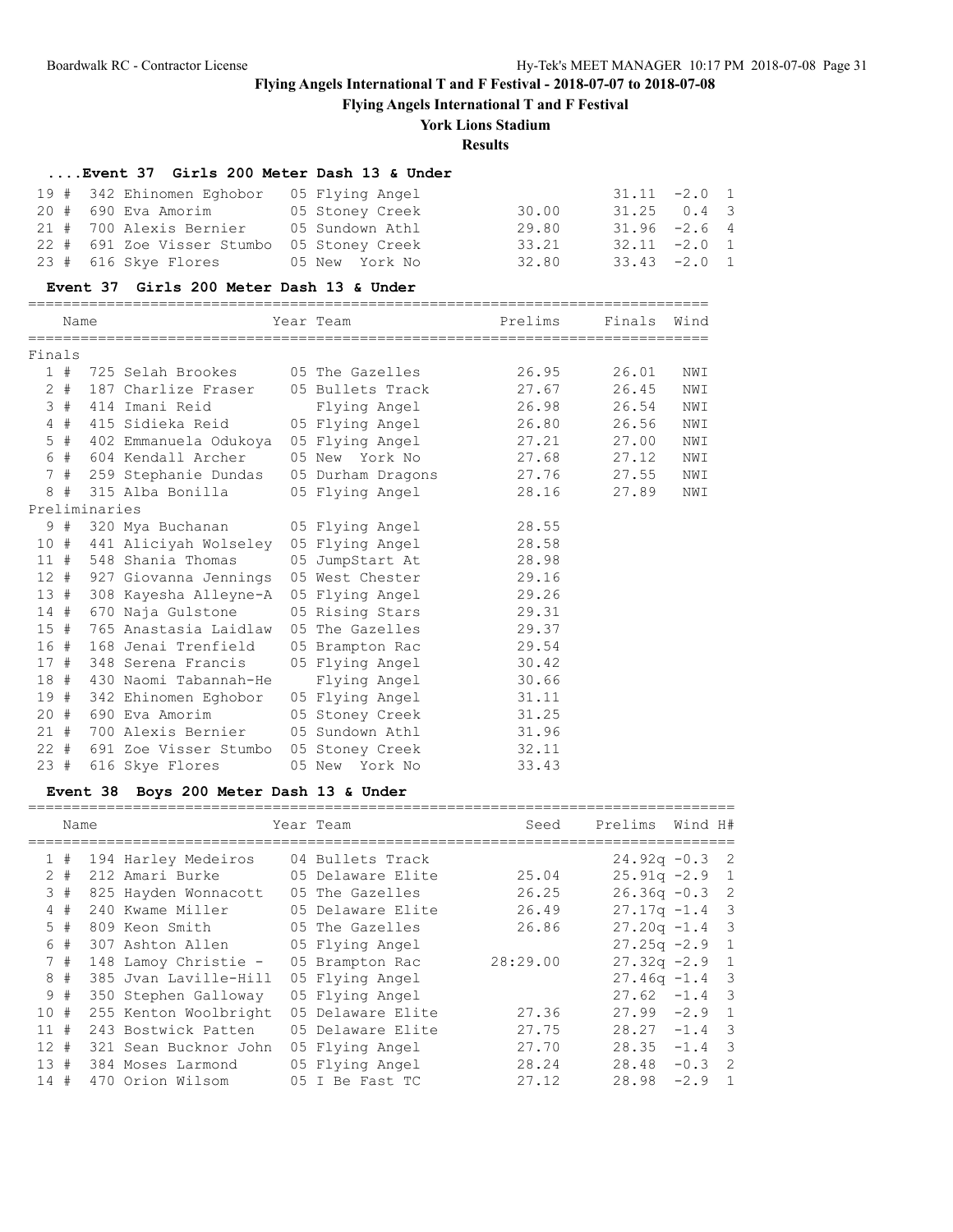Flying Angels International T and F Festival - 2018-07-07 to 2018-07-08

Flying Angels International T and F Festival

York Lions Stadium

**Results**

### ....Event 37 Girls 200 Meter Dash 13 & Under

| Place | # | Comp# | Name | Year | Team | Seed | Prelims | Wind | H# |
|---|---|---|---|---|---|---|---|---|---|
| 19 | # | 342 | Ehinomen Eghobor | 05 | Flying Angel | | 31.11 | -2.0 | 1 |
| 20 | # | 690 | Eva Amorim | 05 | Stoney Creek | 30.00 | 31.25 | 0.4 | 3 |
| 21 | # | 700 | Alexis Bernier | 05 | Sundown Athl | 29.80 | 31.96 | -2.6 | 4 |
| 22 | # | 691 | Zoe Visser Stumbo | 05 | Stoney Creek | 33.21 | 32.11 | -2.0 | 1 |
| 23 | # | 616 | Skye Flores | 05 | New York No | 32.80 | 33.43 | -2.0 | 1 |

### Event 37 Girls 200 Meter Dash 13 & Under

| Place | # | Comp# | Name | Year | Team | Prelims | Finals | Wind |
|---|---|---|---|---|---|---|---|---|
| **Finals** | | | | | | | | |
| 1 | # | 725 | Selah Brookes | 05 | The Gazelles | 26.95 | 26.01 | NWI |
| 2 | # | 187 | Charlize Fraser | 05 | Bullets Track | 27.67 | 26.45 | NWI |
| 3 | # | 414 | Imani Reid | | Flying Angel | 26.98 | 26.54 | NWI |
| 4 | # | 415 | Sidieka Reid | 05 | Flying Angel | 26.80 | 26.56 | NWI |
| 5 | # | 402 | Emmanuela Odukoya | 05 | Flying Angel | 27.21 | 27.00 | NWI |
| 6 | # | 604 | Kendall Archer | 05 | New York No | 27.68 | 27.12 | NWI |
| 7 | # | 259 | Stephanie Dundas | 05 | Durham Dragons | 27.76 | 27.55 | NWI |
| 8 | # | 315 | Alba Bonilla | 05 | Flying Angel | 28.16 | 27.89 | NWI |
| **Preliminaries** | | | | | | | | |
| 9 | # | 320 | Mya Buchanan | 05 | Flying Angel | 28.55 | | |
| 10 | # | 441 | Aliciyah Wolseley | 05 | Flying Angel | 28.58 | | |
| 11 | # | 548 | Shania Thomas | 05 | JumpStart At | 28.98 | | |
| 12 | # | 927 | Giovanna Jennings | 05 | West Chester | 29.16 | | |
| 13 | # | 308 | Kayesha Alleyne-A | 05 | Flying Angel | 29.26 | | |
| 14 | # | 670 | Naja Gulstone | 05 | Rising Stars | 29.31 | | |
| 15 | # | 765 | Anastasia Laidlaw | 05 | The Gazelles | 29.37 | | |
| 16 | # | 168 | Jenai Trenfield | 05 | Brampton Rac | 29.54 | | |
| 17 | # | 348 | Serena Francis | 05 | Flying Angel | 30.42 | | |
| 18 | # | 430 | Naomi Tabannah-He | | Flying Angel | 30.66 | | |
| 19 | # | 342 | Ehinomen Eghobor | 05 | Flying Angel | 31.11 | | |
| 20 | # | 690 | Eva Amorim | 05 | Stoney Creek | 31.25 | | |
| 21 | # | 700 | Alexis Bernier | 05 | Sundown Athl | 31.96 | | |
| 22 | # | 691 | Zoe Visser Stumbo | 05 | Stoney Creek | 32.11 | | |
| 23 | # | 616 | Skye Flores | 05 | New York No | 33.43 | | |

### Event 38 Boys 200 Meter Dash 13 & Under

| Place | # | Comp# | Name | Year | Team | Seed | Prelims | Wind | H# |
|---|---|---|---|---|---|---|---|---|---|
| 1 | # | 194 | Harley Medeiros | 04 | Bullets Track | | 24.92q | -0.3 | 2 |
| 2 | # | 212 | Amari Burke | 05 | Delaware Elite | 25.04 | 25.91q | -2.9 | 1 |
| 3 | # | 825 | Hayden Wonnacott | 05 | The Gazelles | 26.25 | 26.36q | -0.3 | 2 |
| 4 | # | 240 | Kwame Miller | 05 | Delaware Elite | 26.49 | 27.17q | -1.4 | 3 |
| 5 | # | 809 | Keon Smith | 05 | The Gazelles | 26.86 | 27.20q | -1.4 | 3 |
| 6 | # | 307 | Ashton Allen | 05 | Flying Angel | | 27.25q | -2.9 | 1 |
| 7 | # | 148 | Lamoy Christie - | 05 | Brampton Rac | 28:29.00 | 27.32q | -2.9 | 1 |
| 8 | # | 385 | Jvan Laville-Hill | 05 | Flying Angel | | 27.46q | -1.4 | 3 |
| 9 | # | 350 | Stephen Galloway | 05 | Flying Angel | | 27.62 | -1.4 | 3 |
| 10 | # | 255 | Kenton Woolbright | 05 | Delaware Elite | 27.36 | 27.99 | -2.9 | 1 |
| 11 | # | 243 | Bostwick Patten | 05 | Delaware Elite | 27.75 | 28.27 | -1.4 | 3 |
| 12 | # | 321 | Sean Bucknor John | 05 | Flying Angel | 27.70 | 28.35 | -1.4 | 3 |
| 13 | # | 384 | Moses Larmond | 05 | Flying Angel | 28.24 | 28.48 | -0.3 | 2 |
| 14 | # | 470 | Orion Wilsom | 05 | I Be Fast TC | 27.12 | 28.98 | -2.9 | 1 |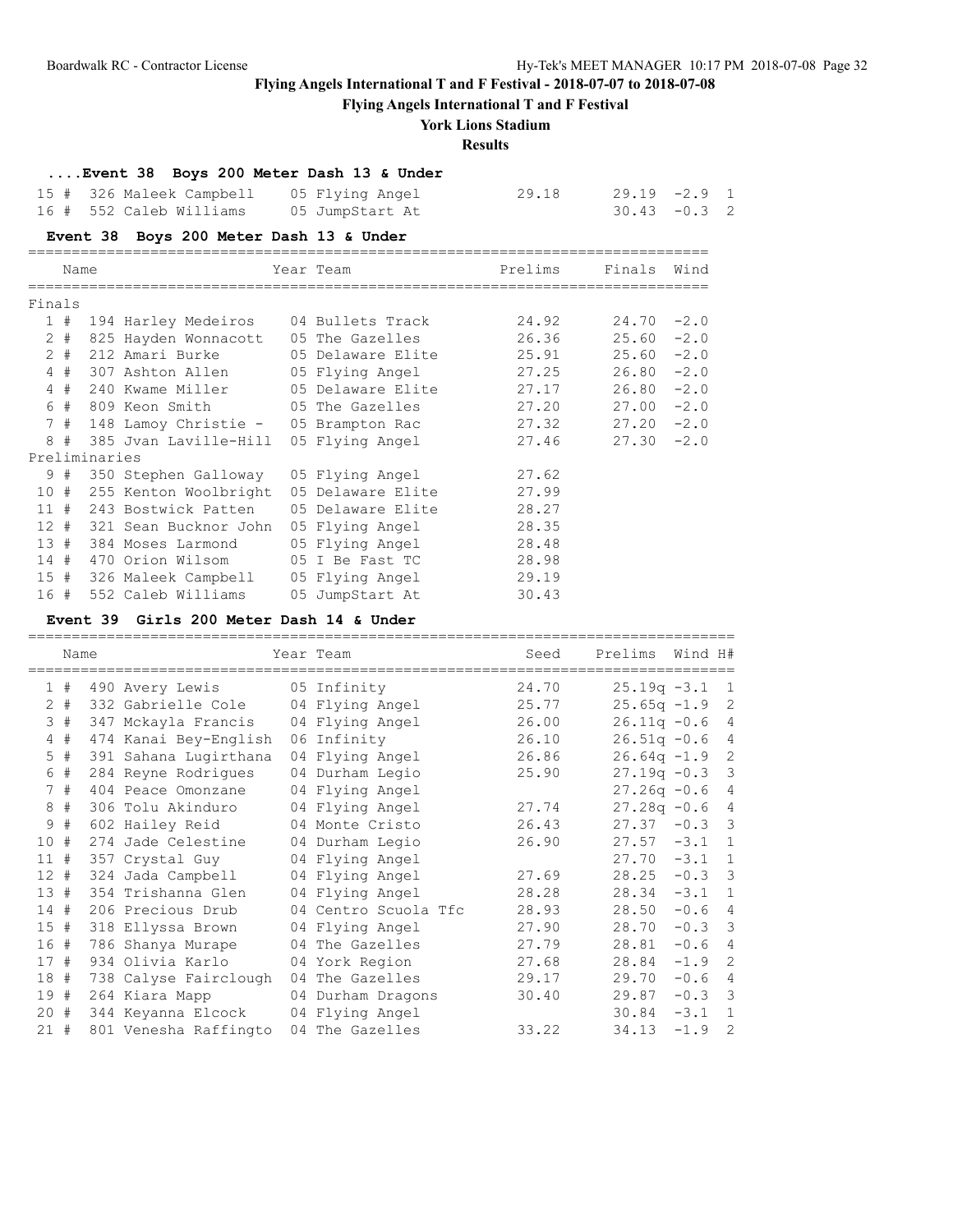Flying Angels International T and F Festival - 2018-07-07 to 2018-07-08

Flying Angels International T and F Festival

York Lions Stadium

**Results**

### ....Event 38 Boys 200 Meter Dash 13 & Under

| Place | Comp# | Name | Year | Team | Prelims | Finals | Wind | H# |
|---|---|---|---|---|---|---|---|---|
| 15 # | 326 | Maleek Campbell | 05 | Flying Angel | 29.18 | 29.19 | -2.9 | 1 |
| 16 # | 552 | Caleb Williams | 05 | JumpStart At | | 30.43 | -0.3 | 2 |

### Event 38 Boys 200 Meter Dash 13 & Under

| Place | Comp# | Name | Year | Team | Prelims | Finals | Wind |
|---|---|---|---|---|---|---|---|
| **Finals** | | | | | | | |
| 1 # | 194 | Harley Medeiros | 04 | Bullets Track | 24.92 | 24.70 | -2.0 |
| 2 # | 825 | Hayden Wonnacott | 05 | The Gazelles | 26.36 | 25.60 | -2.0 |
| 2 # | 212 | Amari Burke | 05 | Delaware Elite | 25.91 | 25.60 | -2.0 |
| 4 # | 307 | Ashton Allen | 05 | Flying Angel | 27.25 | 26.80 | -2.0 |
| 4 # | 240 | Kwame Miller | 05 | Delaware Elite | 27.17 | 26.80 | -2.0 |
| 6 # | 809 | Keon Smith | 05 | The Gazelles | 27.20 | 27.00 | -2.0 |
| 7 # | 148 | Lamoy Christie - | 05 | Brampton Rac | 27.32 | 27.20 | -2.0 |
| 8 # | 385 | Jvan Laville-Hill | 05 | Flying Angel | 27.46 | 27.30 | -2.0 |
| **Preliminaries** | | | | | | | |
| 9 # | 350 | Stephen Galloway | 05 | Flying Angel | 27.62 | | |
| 10 # | 255 | Kenton Woolbright | 05 | Delaware Elite | 27.99 | | |
| 11 # | 243 | Bostwick Patten | 05 | Delaware Elite | 28.27 | | |
| 12 # | 321 | Sean Bucknor John | 05 | Flying Angel | 28.35 | | |
| 13 # | 384 | Moses Larmond | 05 | Flying Angel | 28.48 | | |
| 14 # | 470 | Orion Wilsom | 05 | I Be Fast TC | 28.98 | | |
| 15 # | 326 | Maleek Campbell | 05 | Flying Angel | 29.19 | | |
| 16 # | 552 | Caleb Williams | 05 | JumpStart At | 30.43 | | |

### Event 39 Girls 200 Meter Dash 14 & Under

| Place | Comp# | Name | Year | Team | Seed | Prelims | Wind | H# |
|---|---|---|---|---|---|---|---|---|
| 1 # | 490 | Avery Lewis | 05 | Infinity | 24.70 | 25.19q | -3.1 | 1 |
| 2 # | 332 | Gabrielle Cole | 04 | Flying Angel | 25.77 | 25.65q | -1.9 | 2 |
| 3 # | 347 | Mckayla Francis | 04 | Flying Angel | 26.00 | 26.11q | -0.6 | 4 |
| 4 # | 474 | Kanai Bey-English | 06 | Infinity | 26.10 | 26.51q | -0.6 | 4 |
| 5 # | 391 | Sahana Lugirthana | 04 | Flying Angel | 26.86 | 26.64q | -1.9 | 2 |
| 6 # | 284 | Reyne Rodrigues | 04 | Durham Legio | 25.90 | 27.19q | -0.3 | 3 |
| 7 # | 404 | Peace Omonzane | 04 | Flying Angel | | 27.26q | -0.6 | 4 |
| 8 # | 306 | Tolu Akinduro | 04 | Flying Angel | 27.74 | 27.28q | -0.6 | 4 |
| 9 # | 602 | Hailey Reid | 04 | Monte Cristo | 26.43 | 27.37 | -0.3 | 3 |
| 10 # | 274 | Jade Celestine | 04 | Durham Legio | 26.90 | 27.57 | -3.1 | 1 |
| 11 # | 357 | Crystal Guy | 04 | Flying Angel | | 27.70 | -3.1 | 1 |
| 12 # | 324 | Jada Campbell | 04 | Flying Angel | 27.69 | 28.25 | -0.3 | 3 |
| 13 # | 354 | Trishanna Glen | 04 | Flying Angel | 28.28 | 28.34 | -3.1 | 1 |
| 14 # | 206 | Precious Drub | 04 | Centro Scuola Tfc | 28.93 | 28.50 | -0.6 | 4 |
| 15 # | 318 | Ellyssa Brown | 04 | Flying Angel | 27.90 | 28.70 | -0.3 | 3 |
| 16 # | 786 | Shanya Murape | 04 | The Gazelles | 27.79 | 28.81 | -0.6 | 4 |
| 17 # | 934 | Olivia Karlo | 04 | York Region | 27.68 | 28.84 | -1.9 | 2 |
| 18 # | 738 | Calyse Fairclough | 04 | The Gazelles | 29.17 | 29.70 | -0.6 | 4 |
| 19 # | 264 | Kiara Mapp | 04 | Durham Dragons | 30.40 | 29.87 | -0.3 | 3 |
| 20 # | 344 | Keyanna Elcock | 04 | Flying Angel | | 30.84 | -3.1 | 1 |
| 21 # | 801 | Venesha Raffingto | 04 | The Gazelles | 33.22 | 34.13 | -1.9 | 2 |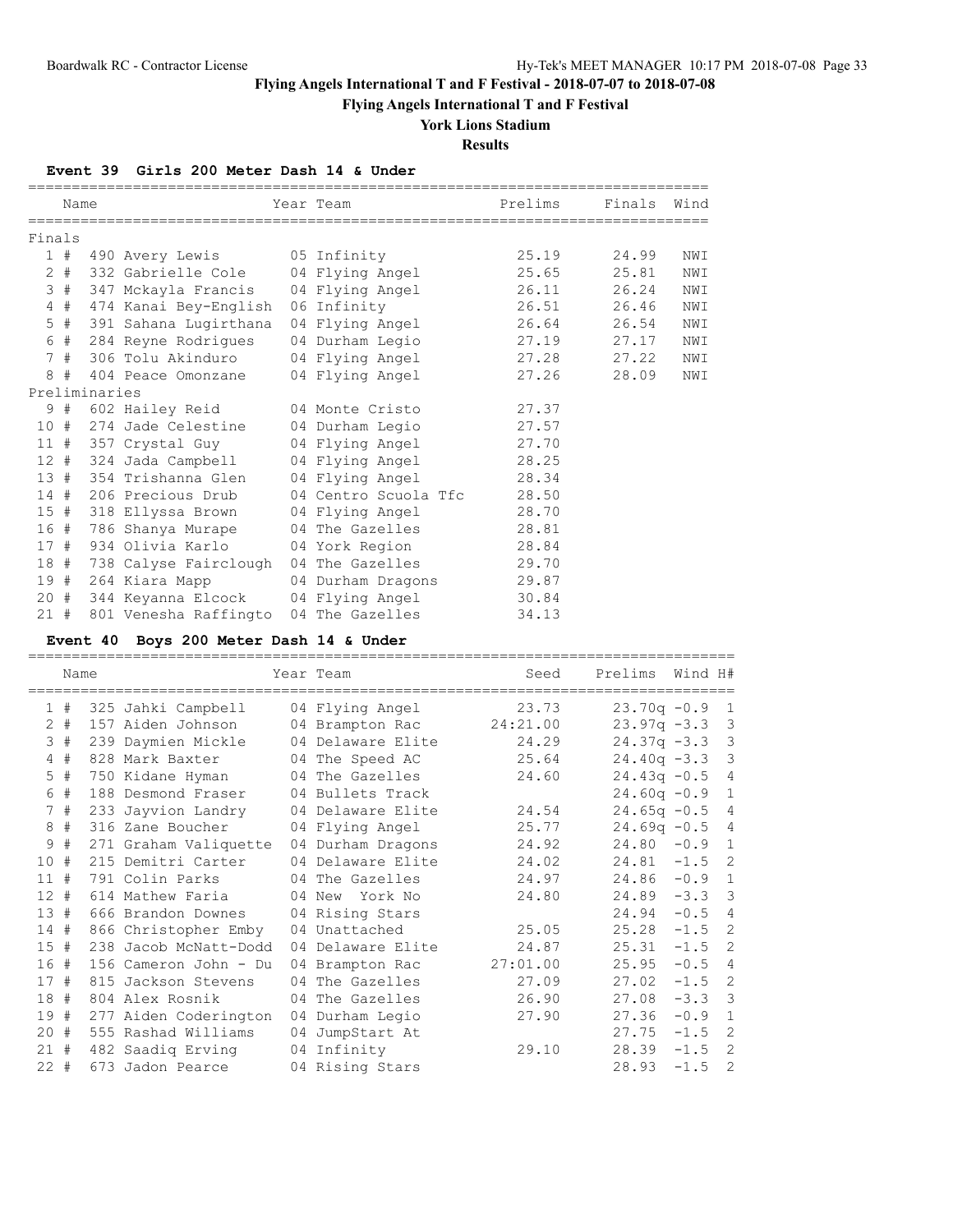# Flying Angels International T and F Festival - 2018-07-07 to 2018-07-08

## Flying Angels International T and F Festival

### York Lions Stadium

### Results

#### Event 39 Girls 200 Meter Dash 14 & Under

| Place | Name | Year | Team | Prelims | Finals | Wind |
|---|---|---|---|---|---|---|
| **Finals** | | | | | | |
| 1 # | 490 Avery Lewis | 05 | Infinity | 25.19 | 24.99 | NWI |
| 2 # | 332 Gabrielle Cole | 04 | Flying Angel | 25.65 | 25.81 | NWI |
| 3 # | 347 Mckayla Francis | 04 | Flying Angel | 26.11 | 26.24 | NWI |
| 4 # | 474 Kanai Bey-English | 06 | Infinity | 26.51 | 26.46 | NWI |
| 5 # | 391 Sahana Lugirthana | 04 | Flying Angel | 26.64 | 26.54 | NWI |
| 6 # | 284 Reyne Rodrigues | 04 | Durham Legio | 27.19 | 27.17 | NWI |
| 7 # | 306 Tolu Akinduro | 04 | Flying Angel | 27.28 | 27.22 | NWI |
| 8 # | 404 Peace Omonzane | 04 | Flying Angel | 27.26 | 28.09 | NWI |
| **Preliminaries** | | | | | | |
| 9 # | 602 Hailey Reid | 04 | Monte Cristo | 27.37 | | |
| 10 # | 274 Jade Celestine | 04 | Durham Legio | 27.57 | | |
| 11 # | 357 Crystal Guy | 04 | Flying Angel | 27.70 | | |
| 12 # | 324 Jada Campbell | 04 | Flying Angel | 28.25 | | |
| 13 # | 354 Trishanna Glen | 04 | Flying Angel | 28.34 | | |
| 14 # | 206 Precious Drub | 04 | Centro Scuola Tfc | 28.50 | | |
| 15 # | 318 Ellyssa Brown | 04 | Flying Angel | 28.70 | | |
| 16 # | 786 Shanya Murape | 04 | The Gazelles | 28.81 | | |
| 17 # | 934 Olivia Karlo | 04 | York Region | 28.84 | | |
| 18 # | 738 Calyse Fairclough | 04 | The Gazelles | 29.70 | | |
| 19 # | 264 Kiara Mapp | 04 | Durham Dragons | 29.87 | | |
| 20 # | 344 Keyanna Elcock | 04 | Flying Angel | 30.84 | | |
| 21 # | 801 Venesha Raffingto | 04 | The Gazelles | 34.13 | | |

#### Event 40 Boys 200 Meter Dash 14 & Under

| Place | Name | Year | Team | Seed | Prelims | Wind | H# |
|---|---|---|---|---|---|---|---|
| 1 # | 325 Jahki Campbell | 04 | Flying Angel | 23.73 | 23.70q | -0.9 | 1 |
| 2 # | 157 Aiden Johnson | 04 | Brampton Rac | 24:21.00 | 23.97q | -3.3 | 3 |
| 3 # | 239 Daymien Mickle | 04 | Delaware Elite | 24.29 | 24.37q | -3.3 | 3 |
| 4 # | 828 Mark Baxter | 04 | The Speed AC | 25.64 | 24.40q | -3.3 | 3 |
| 5 # | 750 Kidane Hyman | 04 | The Gazelles | 24.60 | 24.43q | -0.5 | 4 |
| 6 # | 188 Desmond Fraser | 04 | Bullets Track | | 24.60q | -0.9 | 1 |
| 7 # | 233 Jayvion Landry | 04 | Delaware Elite | 24.54 | 24.65q | -0.5 | 4 |
| 8 # | 316 Zane Boucher | 04 | Flying Angel | 25.77 | 24.69q | -0.5 | 4 |
| 9 # | 271 Graham Valiquette | 04 | Durham Dragons | 24.92 | 24.80 | -0.9 | 1 |
| 10 # | 215 Demitri Carter | 04 | Delaware Elite | 24.02 | 24.81 | -1.5 | 2 |
| 11 # | 791 Colin Parks | 04 | The Gazelles | 24.97 | 24.86 | -0.9 | 1 |
| 12 # | 614 Mathew Faria | 04 | New York No | 24.80 | 24.89 | -3.3 | 3 |
| 13 # | 666 Brandon Downes | 04 | Rising Stars | | 24.94 | -0.5 | 4 |
| 14 # | 866 Christopher Emby | 04 | Unattached | 25.05 | 25.28 | -1.5 | 2 |
| 15 # | 238 Jacob McNatt-Dodd | 04 | Delaware Elite | 24.87 | 25.31 | -1.5 | 2 |
| 16 # | 156 Cameron John - Du | 04 | Brampton Rac | 27:01.00 | 25.95 | -0.5 | 4 |
| 17 # | 815 Jackson Stevens | 04 | The Gazelles | 27.09 | 27.02 | -1.5 | 2 |
| 18 # | 804 Alex Rosnik | 04 | The Gazelles | 26.90 | 27.08 | -3.3 | 3 |
| 19 # | 277 Aiden Coderington | 04 | Durham Legio | 27.90 | 27.36 | -0.9 | 1 |
| 20 # | 555 Rashad Williams | 04 | JumpStart At | | 27.75 | -1.5 | 2 |
| 21 # | 482 Saadiq Erving | 04 | Infinity | 29.10 | 28.39 | -1.5 | 2 |
| 22 # | 673 Jadon Pearce | 04 | Rising Stars | | 28.93 | -1.5 | 2 |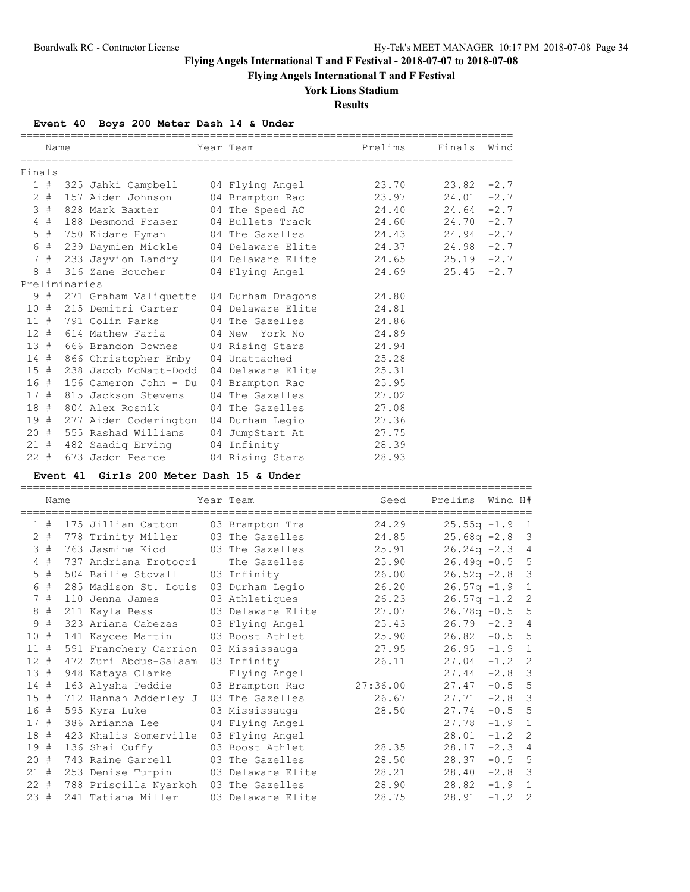# Flying Angels International T and F Festival - 2018-07-07 to 2018-07-08

## Flying Angels International T and F Festival

### York Lions Stadium

### Results

**Event 40 Boys 200 Meter Dash 14 & Under**

| Place | Name | Year | Team | Prelims | Finals | Wind |
|---|---|---|---|---|---|---|
| **Finals** | | | | | | |
| 1 # | 325 Jahki Campbell | 04 | Flying Angel | 23.70 | 23.82 | -2.7 |
| 2 # | 157 Aiden Johnson | 04 | Brampton Rac | 23.97 | 24.01 | -2.7 |
| 3 # | 828 Mark Baxter | 04 | The Speed AC | 24.40 | 24.64 | -2.7 |
| 4 # | 188 Desmond Fraser | 04 | Bullets Track | 24.60 | 24.70 | -2.7 |
| 5 # | 750 Kidane Hyman | 04 | The Gazelles | 24.43 | 24.94 | -2.7 |
| 6 # | 239 Daymien Mickle | 04 | Delaware Elite | 24.37 | 24.98 | -2.7 |
| 7 # | 233 Jayvion Landry | 04 | Delaware Elite | 24.65 | 25.19 | -2.7 |
| 8 # | 316 Zane Boucher | 04 | Flying Angel | 24.69 | 25.45 | -2.7 |
| **Preliminaries** | | | | | | |
| 9 # | 271 Graham Valiquette | 04 | Durham Dragons | 24.80 | | |
| 10 # | 215 Demitri Carter | 04 | Delaware Elite | 24.81 | | |
| 11 # | 791 Colin Parks | 04 | The Gazelles | 24.86 | | |
| 12 # | 614 Mathew Faria | 04 | New York No | 24.89 | | |
| 13 # | 666 Brandon Downes | 04 | Rising Stars | 24.94 | | |
| 14 # | 866 Christopher Emby | 04 | Unattached | 25.28 | | |
| 15 # | 238 Jacob McNatt-Dodd | 04 | Delaware Elite | 25.31 | | |
| 16 # | 156 Cameron John - Du | 04 | Brampton Rac | 25.95 | | |
| 17 # | 815 Jackson Stevens | 04 | The Gazelles | 27.02 | | |
| 18 # | 804 Alex Rosnik | 04 | The Gazelles | 27.08 | | |
| 19 # | 277 Aiden Coderington | 04 | Durham Legio | 27.36 | | |
| 20 # | 555 Rashad Williams | 04 | JumpStart At | 27.75 | | |
| 21 # | 482 Saadiq Erving | 04 | Infinity | 28.39 | | |
| 22 # | 673 Jadon Pearce | 04 | Rising Stars | 28.93 | | |

**Event 41 Girls 200 Meter Dash 15 & Under**

| Place | Name | Year | Team | Seed | Prelims | Wind | H# |
|---|---|---|---|---|---|---|---|
| 1 # | 175 Jillian Catton | 03 | Brampton Tra | 24.29 | 25.55q | -1.9 | 1 |
| 2 # | 778 Trinity Miller | 03 | The Gazelles | 24.85 | 25.68q | -2.8 | 3 |
| 3 # | 763 Jasmine Kidd | 03 | The Gazelles | 25.91 | 26.24q | -2.3 | 4 |
| 4 # | 737 Andriana Erotocri | | The Gazelles | 25.90 | 26.49q | -0.5 | 5 |
| 5 # | 504 Bailie Stovall | 03 | Infinity | 26.00 | 26.52q | -2.8 | 3 |
| 6 # | 285 Madison St. Louis | 03 | Durham Legio | 26.20 | 26.57q | -1.9 | 1 |
| 7 # | 110 Jenna James | 03 | Athletiques | 26.23 | 26.57q | -1.2 | 2 |
| 8 # | 211 Kayla Bess | 03 | Delaware Elite | 27.07 | 26.78q | -0.5 | 5 |
| 9 # | 323 Ariana Cabezas | 03 | Flying Angel | 25.43 | 26.79 | -2.3 | 4 |
| 10 # | 141 Kaycee Martin | 03 | Boost Athlet | 25.90 | 26.82 | -0.5 | 5 |
| 11 # | 591 Franchery Carrion | 03 | Mississauga | 27.95 | 26.95 | -1.9 | 1 |
| 12 # | 472 Zuri Abdus-Salaam | 03 | Infinity | 26.11 | 27.04 | -1.2 | 2 |
| 13 # | 948 Kataya Clarke | | Flying Angel | | 27.44 | -2.8 | 3 |
| 14 # | 163 Alysha Peddie | 03 | Brampton Rac | 27:36.00 | 27.47 | -0.5 | 5 |
| 15 # | 712 Hannah Adderley J | 03 | The Gazelles | 26.67 | 27.71 | -2.8 | 3 |
| 16 # | 595 Kyra Luke | 03 | Mississauga | 28.50 | 27.74 | -0.5 | 5 |
| 17 # | 386 Arianna Lee | 04 | Flying Angel | | 27.78 | -1.9 | 1 |
| 18 # | 423 Khalis Somerville | 03 | Flying Angel | | 28.01 | -1.2 | 2 |
| 19 # | 136 Shai Cuffy | 03 | Boost Athlet | 28.35 | 28.17 | -2.3 | 4 |
| 20 # | 743 Raine Garrell | 03 | The Gazelles | 28.50 | 28.37 | -0.5 | 5 |
| 21 # | 253 Denise Turpin | 03 | Delaware Elite | 28.21 | 28.40 | -2.8 | 3 |
| 22 # | 788 Priscilla Nyarkoh | 03 | The Gazelles | 28.90 | 28.82 | -1.9 | 1 |
| 23 # | 241 Tatiana Miller | 03 | Delaware Elite | 28.75 | 28.91 | -1.2 | 2 |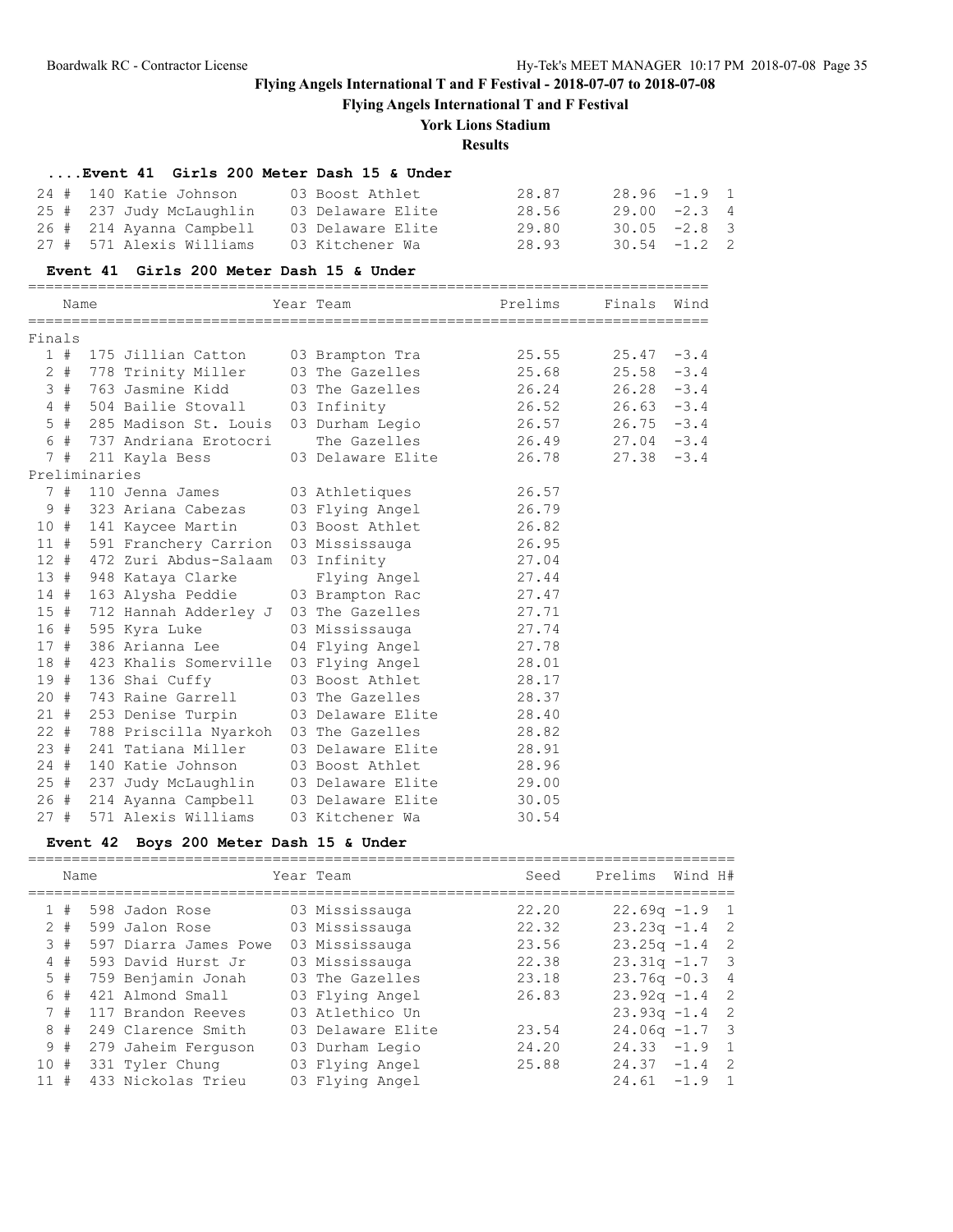## Flying Angels International T and F Festival - 2018-07-07 to 2018-07-08

### Flying Angels International T and F Festival

### York Lions Stadium

### Results

#### ....Event 41 Girls 200 Meter Dash 15 & Under

| Place | Name | Year Team | Seed | Prelims | Wind | H# |
|---|---|---|---|---|---|---|
| 24 # | 140 Katie Johnson | 03 Boost Athlet | 28.87 | 28.96 | -1.9 | 1 |
| 25 # | 237 Judy McLaughlin | 03 Delaware Elite | 28.56 | 29.00 | -2.3 | 4 |
| 26 # | 214 Ayanna Campbell | 03 Delaware Elite | 29.80 | 30.05 | -2.8 | 3 |
| 27 # | 571 Alexis Williams | 03 Kitchener Wa | 28.93 | 30.54 | -1.2 | 2 |

#### Event 41 Girls 200 Meter Dash 15 & Under

| Place | Name | Year Team | Prelims | Finals | Wind |
|---|---|---|---|---|---|
| **Finals** | | | | | |
| 1 # | 175 Jillian Catton | 03 Brampton Tra | 25.55 | 25.47 | -3.4 |
| 2 # | 778 Trinity Miller | 03 The Gazelles | 25.68 | 25.58 | -3.4 |
| 3 # | 763 Jasmine Kidd | 03 The Gazelles | 26.24 | 26.28 | -3.4 |
| 4 # | 504 Bailie Stovall | 03 Infinity | 26.52 | 26.63 | -3.4 |
| 5 # | 285 Madison St. Louis | 03 Durham Legio | 26.57 | 26.75 | -3.4 |
| 6 # | 737 Andriana Erotocri | The Gazelles | 26.49 | 27.04 | -3.4 |
| 7 # | 211 Kayla Bess | 03 Delaware Elite | 26.78 | 27.38 | -3.4 |
| **Preliminaries** | | | | | |
| 7 # | 110 Jenna James | 03 Athletiques | 26.57 | | |
| 9 # | 323 Ariana Cabezas | 03 Flying Angel | 26.79 | | |
| 10 # | 141 Kaycee Martin | 03 Boost Athlet | 26.82 | | |
| 11 # | 591 Franchery Carrion | 03 Mississauga | 26.95 | | |
| 12 # | 472 Zuri Abdus-Salaam | 03 Infinity | 27.04 | | |
| 13 # | 948 Kataya Clarke | Flying Angel | 27.44 | | |
| 14 # | 163 Alysha Peddie | 03 Brampton Rac | 27.47 | | |
| 15 # | 712 Hannah Adderley J | 03 The Gazelles | 27.71 | | |
| 16 # | 595 Kyra Luke | 03 Mississauga | 27.74 | | |
| 17 # | 386 Arianna Lee | 04 Flying Angel | 27.78 | | |
| 18 # | 423 Khalis Somerville | 03 Flying Angel | 28.01 | | |
| 19 # | 136 Shai Cuffy | 03 Boost Athlet | 28.17 | | |
| 20 # | 743 Raine Garrell | 03 The Gazelles | 28.37 | | |
| 21 # | 253 Denise Turpin | 03 Delaware Elite | 28.40 | | |
| 22 # | 788 Priscilla Nyarkoh | 03 The Gazelles | 28.82 | | |
| 23 # | 241 Tatiana Miller | 03 Delaware Elite | 28.91 | | |
| 24 # | 140 Katie Johnson | 03 Boost Athlet | 28.96 | | |
| 25 # | 237 Judy McLaughlin | 03 Delaware Elite | 29.00 | | |
| 26 # | 214 Ayanna Campbell | 03 Delaware Elite | 30.05 | | |
| 27 # | 571 Alexis Williams | 03 Kitchener Wa | 30.54 | | |

#### Event 42 Boys 200 Meter Dash 15 & Under

| Place | Name | Year Team | Seed | Prelims | Wind | H# |
|---|---|---|---|---|---|---|
| 1 # | 598 Jadon Rose | 03 Mississauga | 22.20 | 22.69q | -1.9 | 1 |
| 2 # | 599 Jalon Rose | 03 Mississauga | 22.32 | 23.23q | -1.4 | 2 |
| 3 # | 597 Diarra James Powe | 03 Mississauga | 23.56 | 23.25q | -1.4 | 2 |
| 4 # | 593 David Hurst Jr | 03 Mississauga | 22.38 | 23.31q | -1.7 | 3 |
| 5 # | 759 Benjamin Jonah | 03 The Gazelles | 23.18 | 23.76q | -0.3 | 4 |
| 6 # | 421 Almond Small | 03 Flying Angel | 26.83 | 23.92q | -1.4 | 2 |
| 7 # | 117 Brandon Reeves | 03 Atlethico Un | | 23.93q | -1.4 | 2 |
| 8 # | 249 Clarence Smith | 03 Delaware Elite | 23.54 | 24.06q | -1.7 | 3 |
| 9 # | 279 Jaheim Ferguson | 03 Durham Legio | 24.20 | 24.33 | -1.9 | 1 |
| 10 # | 331 Tyler Chung | 03 Flying Angel | 25.88 | 24.37 | -1.4 | 2 |
| 11 # | 433 Nickolas Trieu | 03 Flying Angel | | 24.61 | -1.9 | 1 |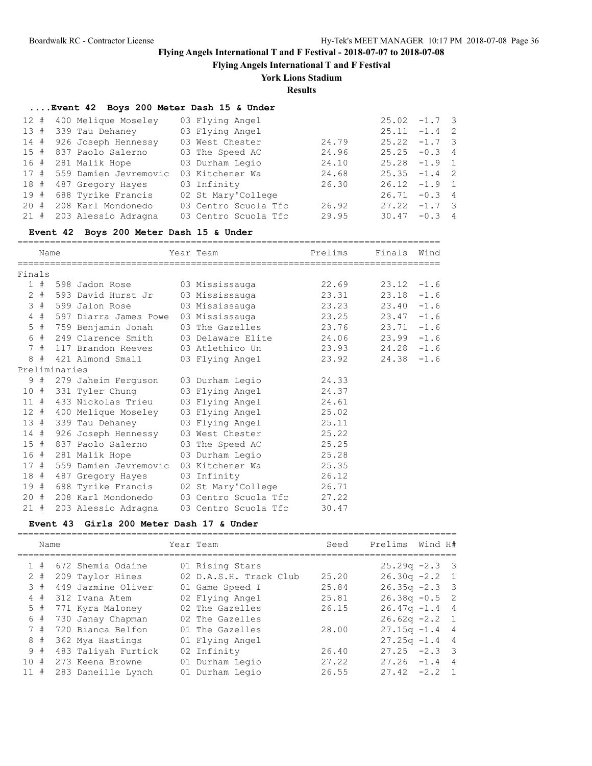# Flying Angels International T and F Festival - 2018-07-07 to 2018-07-08

## Flying Angels International T and F Festival

### York Lions Stadium

### Results

#### ....Event 42 Boys 200 Meter Dash 15 & Under

| Place | | Name | Year | Team | Seed | Prelims | Wind | H# |
|---|---|---|---|---|---|---|---|---|
| 12 | # | 400 Melique Moseley | 03 | Flying Angel | | 25.02 | -1.7 | 3 |
| 13 | # | 339 Tau Dehaney | 03 | Flying Angel | | 25.11 | -1.4 | 2 |
| 14 | # | 926 Joseph Hennessy | 03 | West Chester | 24.79 | 25.22 | -1.7 | 3 |
| 15 | # | 837 Paolo Salerno | 03 | The Speed AC | 24.96 | 25.25 | -0.3 | 4 |
| 16 | # | 281 Malik Hope | 03 | Durham Legio | 24.10 | 25.28 | -1.9 | 1 |
| 17 | # | 559 Damien Jevremovic | 03 | Kitchener Wa | 24.68 | 25.35 | -1.4 | 2 |
| 18 | # | 487 Gregory Hayes | 03 | Infinity | 26.30 | 26.12 | -1.9 | 1 |
| 19 | # | 688 Tyrike Francis | 02 | St Mary'College | | 26.71 | -0.3 | 4 |
| 20 | # | 208 Karl Mondonedo | 03 | Centro Scuola Tfc | 26.92 | 27.22 | -1.7 | 3 |
| 21 | # | 203 Alessio Adragna | 03 | Centro Scuola Tfc | 29.95 | 30.47 | -0.3 | 4 |

#### Event 42 Boys 200 Meter Dash 15 & Under

| Place | | Name | Year | Team | Prelims | Finals | Wind |
|---|---|---|---|---|---|---|---|
| **Finals** | | | | | | | |
| 1 | # | 598 Jadon Rose | 03 | Mississauga | 22.69 | 23.12 | -1.6 |
| 2 | # | 593 David Hurst Jr | 03 | Mississauga | 23.31 | 23.18 | -1.6 |
| 3 | # | 599 Jalon Rose | 03 | Mississauga | 23.23 | 23.40 | -1.6 |
| 4 | # | 597 Diarra James Powe | 03 | Mississauga | 23.25 | 23.47 | -1.6 |
| 5 | # | 759 Benjamin Jonah | 03 | The Gazelles | 23.76 | 23.71 | -1.6 |
| 6 | # | 249 Clarence Smith | 03 | Delaware Elite | 24.06 | 23.99 | -1.6 |
| 7 | # | 117 Brandon Reeves | 03 | Atlethico Un | 23.93 | 24.28 | -1.6 |
| 8 | # | 421 Almond Small | 03 | Flying Angel | 23.92 | 24.38 | -1.6 |
| **Preliminaries** | | | | | | | |
| 9 | # | 279 Jaheim Ferguson | 03 | Durham Legio | 24.33 | | |
| 10 | # | 331 Tyler Chung | 03 | Flying Angel | 24.37 | | |
| 11 | # | 433 Nickolas Trieu | 03 | Flying Angel | 24.61 | | |
| 12 | # | 400 Melique Moseley | 03 | Flying Angel | 25.02 | | |
| 13 | # | 339 Tau Dehaney | 03 | Flying Angel | 25.11 | | |
| 14 | # | 926 Joseph Hennessy | 03 | West Chester | 25.22 | | |
| 15 | # | 837 Paolo Salerno | 03 | The Speed AC | 25.25 | | |
| 16 | # | 281 Malik Hope | 03 | Durham Legio | 25.28 | | |
| 17 | # | 559 Damien Jevremovic | 03 | Kitchener Wa | 25.35 | | |
| 18 | # | 487 Gregory Hayes | 03 | Infinity | 26.12 | | |
| 19 | # | 688 Tyrike Francis | 02 | St Mary'College | 26.71 | | |
| 20 | # | 208 Karl Mondonedo | 03 | Centro Scuola Tfc | 27.22 | | |
| 21 | # | 203 Alessio Adragna | 03 | Centro Scuola Tfc | 30.47 | | |

#### Event 43 Girls 200 Meter Dash 17 & Under

| Place | | Name | Year | Team | Seed | Prelims | Wind | H# |
|---|---|---|---|---|---|---|---|---|
| 1 | # | 672 Shemia Odaine | 01 | Rising Stars | | 25.29q | -2.3 | 3 |
| 2 | # | 209 Taylor Hines | 02 | D.A.S.H. Track Club | 25.20 | 26.30q | -2.2 | 1 |
| 3 | # | 449 Jazmine Oliver | 01 | Game Speed I | 25.84 | 26.35q | -2.3 | 3 |
| 4 | # | 312 Ivana Atem | 02 | Flying Angel | 25.81 | 26.38q | -0.5 | 2 |
| 5 | # | 771 Kyra Maloney | 02 | The Gazelles | 26.15 | 26.47q | -1.4 | 4 |
| 6 | # | 730 Janay Chapman | 02 | The Gazelles | | 26.62q | -2.2 | 1 |
| 7 | # | 720 Bianca Belfon | 01 | The Gazelles | 28.00 | 27.15q | -1.4 | 4 |
| 8 | # | 362 Mya Hastings | 01 | Flying Angel | | 27.25q | -1.4 | 4 |
| 9 | # | 483 Taliyah Furtick | 02 | Infinity | 26.40 | 27.25 | -2.3 | 3 |
| 10 | # | 273 Keena Browne | 01 | Durham Legio | 27.22 | 27.26 | -1.4 | 4 |
| 11 | # | 283 Daneille Lynch | 01 | Durham Legio | 26.55 | 27.42 | -2.2 | 1 |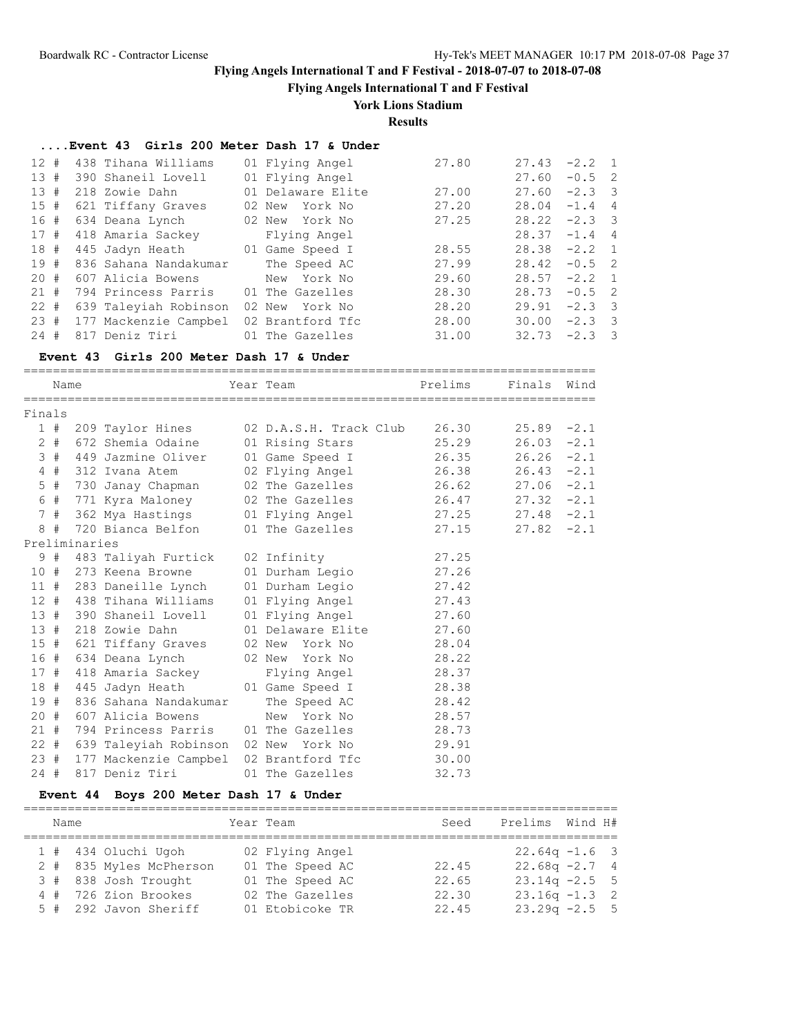**Flying Angels International T and F Festival - 2018-07-07 to 2018-07-08**

**Flying Angels International T and F Festival**

**York Lions Stadium**

**Results**

### ....Event 43 Girls 200 Meter Dash 17 & Under

| Place | | Comp# | Name | Year | Team | Seed | Prelims | Wind | H# |
|---|---|---|---|---|---|---|---|---|---|
| 12 | # | 438 | Tihana Williams | 01 | Flying Angel | 27.80 | 27.43 | -2.2 | 1 |
| 13 | # | 390 | Shaneil Lovell | 01 | Flying Angel | | 27.60 | -0.5 | 2 |
| 13 | # | 218 | Zowie Dahn | 01 | Delaware Elite | 27.00 | 27.60 | -2.3 | 3 |
| 15 | # | 621 | Tiffany Graves | 02 | New York No | 27.20 | 28.04 | -1.4 | 4 |
| 16 | # | 634 | Deana Lynch | 02 | New York No | 27.25 | 28.22 | -2.3 | 3 |
| 17 | # | 418 | Amaria Sackey | | Flying Angel | | 28.37 | -1.4 | 4 |
| 18 | # | 445 | Jadyn Heath | 01 | Game Speed I | 28.55 | 28.38 | -2.2 | 1 |
| 19 | # | 836 | Sahana Nandakumar | | The Speed AC | 27.99 | 28.42 | -0.5 | 2 |
| 20 | # | 607 | Alicia Bowens | | New York No | 29.60 | 28.57 | -2.2 | 1 |
| 21 | # | 794 | Princess Parris | 01 | The Gazelles | 28.30 | 28.73 | -0.5 | 2 |
| 22 | # | 639 | Taleyiah Robinson | 02 | New York No | 28.20 | 29.91 | -2.3 | 3 |
| 23 | # | 177 | Mackenzie Campbel | 02 | Brantford Tfc | 28.00 | 30.00 | -2.3 | 3 |
| 24 | # | 817 | Deniz Tiri | 01 | The Gazelles | 31.00 | 32.73 | -2.3 | 3 |

### Event 43 Girls 200 Meter Dash 17 & Under

| Place | | Comp# | Name | Year | Team | Prelims | Finals | Wind |
|---|---|---|---|---|---|---|---|---|
| **Finals** | | | | | | | | |
| 1 | # | 209 | Taylor Hines | 02 | D.A.S.H. Track Club | 26.30 | 25.89 | -2.1 |
| 2 | # | 672 | Shemia Odaine | 01 | Rising Stars | 25.29 | 26.03 | -2.1 |
| 3 | # | 449 | Jazmine Oliver | 01 | Game Speed I | 26.35 | 26.26 | -2.1 |
| 4 | # | 312 | Ivana Atem | 02 | Flying Angel | 26.38 | 26.43 | -2.1 |
| 5 | # | 730 | Janay Chapman | 02 | The Gazelles | 26.62 | 27.06 | -2.1 |
| 6 | # | 771 | Kyra Maloney | 02 | The Gazelles | 26.47 | 27.32 | -2.1 |
| 7 | # | 362 | Mya Hastings | 01 | Flying Angel | 27.25 | 27.48 | -2.1 |
| 8 | # | 720 | Bianca Belfon | 01 | The Gazelles | 27.15 | 27.82 | -2.1 |
| **Preliminaries** | | | | | | | | |
| 9 | # | 483 | Taliyah Furtick | 02 | Infinity | 27.25 | | |
| 10 | # | 273 | Keena Browne | 01 | Durham Legio | 27.26 | | |
| 11 | # | 283 | Daneille Lynch | 01 | Durham Legio | 27.42 | | |
| 12 | # | 438 | Tihana Williams | 01 | Flying Angel | 27.43 | | |
| 13 | # | 390 | Shaneil Lovell | 01 | Flying Angel | 27.60 | | |
| 13 | # | 218 | Zowie Dahn | 01 | Delaware Elite | 27.60 | | |
| 15 | # | 621 | Tiffany Graves | 02 | New York No | 28.04 | | |
| 16 | # | 634 | Deana Lynch | 02 | New York No | 28.22 | | |
| 17 | # | 418 | Amaria Sackey | | Flying Angel | 28.37 | | |
| 18 | # | 445 | Jadyn Heath | 01 | Game Speed I | 28.38 | | |
| 19 | # | 836 | Sahana Nandakumar | | The Speed AC | 28.42 | | |
| 20 | # | 607 | Alicia Bowens | | New York No | 28.57 | | |
| 21 | # | 794 | Princess Parris | 01 | The Gazelles | 28.73 | | |
| 22 | # | 639 | Taleyiah Robinson | 02 | New York No | 29.91 | | |
| 23 | # | 177 | Mackenzie Campbel | 02 | Brantford Tfc | 30.00 | | |
| 24 | # | 817 | Deniz Tiri | 01 | The Gazelles | 32.73 | | |

### Event 44 Boys 200 Meter Dash 17 & Under

| Place | | Comp# | Name | Year | Team | Seed | Prelims | Wind | H# |
|---|---|---|---|---|---|---|---|---|---|
| 1 | # | 434 | Oluchi Ugoh | 02 | Flying Angel | | 22.64q | -1.6 | 3 |
| 2 | # | 835 | Myles McPherson | 01 | The Speed AC | 22.45 | 22.68q | -2.7 | 4 |
| 3 | # | 838 | Josh Trought | 01 | The Speed AC | 22.65 | 23.14q | -2.5 | 5 |
| 4 | # | 726 | Zion Brookes | 02 | The Gazelles | 22.30 | 23.16q | -1.3 | 2 |
| 5 | # | 292 | Javon Sheriff | 01 | Etobicoke TR | 22.45 | 23.29q | -2.5 | 5 |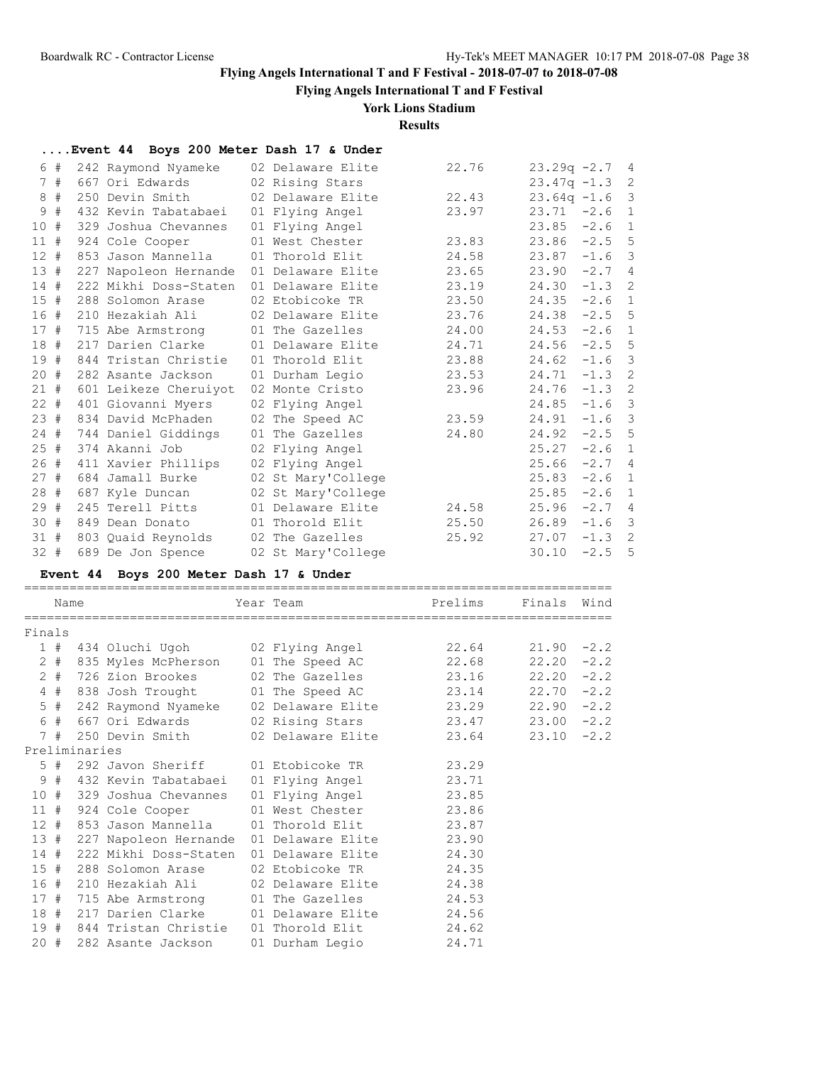# Flying Angels International T and F Festival - 2018-07-07 to 2018-07-08

## Flying Angels International T and F Festival

### York Lions Stadium

### Results

#### ....Event 44 Boys 200 Meter Dash 17 & Under

| Place | | Name | Year Team | Seed | Prelims | Wind | Heat |
|---|---|---|---|---|---|---|---|
| 6 | # | 242 Raymond Nyameke | 02 Delaware Elite | 22.76 | 23.29q | -2.7 | 4 |
| 7 | # | 667 Ori Edwards | 02 Rising Stars | | 23.47q | -1.3 | 2 |
| 8 | # | 250 Devin Smith | 02 Delaware Elite | 22.43 | 23.64q | -1.6 | 3 |
| 9 | # | 432 Kevin Tabatabaei | 01 Flying Angel | 23.97 | 23.71 | -2.6 | 1 |
| 10 | # | 329 Joshua Chevannes | 01 Flying Angel | | 23.85 | -2.6 | 1 |
| 11 | # | 924 Cole Cooper | 01 West Chester | 23.83 | 23.86 | -2.5 | 5 |
| 12 | # | 853 Jason Mannella | 01 Thorold Elit | 24.58 | 23.87 | -1.6 | 3 |
| 13 | # | 227 Napoleon Hernande | 01 Delaware Elite | 23.65 | 23.90 | -2.7 | 4 |
| 14 | # | 222 Mikhi Doss-Staten | 01 Delaware Elite | 23.19 | 24.30 | -1.3 | 2 |
| 15 | # | 288 Solomon Arase | 02 Etobicoke TR | 23.50 | 24.35 | -2.6 | 1 |
| 16 | # | 210 Hezakiah Ali | 02 Delaware Elite | 23.76 | 24.38 | -2.5 | 5 |
| 17 | # | 715 Abe Armstrong | 01 The Gazelles | 24.00 | 24.53 | -2.6 | 1 |
| 18 | # | 217 Darien Clarke | 01 Delaware Elite | 24.71 | 24.56 | -2.5 | 5 |
| 19 | # | 844 Tristan Christie | 01 Thorold Elit | 23.88 | 24.62 | -1.6 | 3 |
| 20 | # | 282 Asante Jackson | 01 Durham Legio | 23.53 | 24.71 | -1.3 | 2 |
| 21 | # | 601 Leikeze Cheruiyot | 02 Monte Cristo | 23.96 | 24.76 | -1.3 | 2 |
| 22 | # | 401 Giovanni Myers | 02 Flying Angel | | 24.85 | -1.6 | 3 |
| 23 | # | 834 David McPhaden | 02 The Speed AC | 23.59 | 24.91 | -1.6 | 3 |
| 24 | # | 744 Daniel Giddings | 01 The Gazelles | 24.80 | 24.92 | -2.5 | 5 |
| 25 | # | 374 Akanni Job | 02 Flying Angel | | 25.27 | -2.6 | 1 |
| 26 | # | 411 Xavier Phillips | 02 Flying Angel | | 25.66 | -2.7 | 4 |
| 27 | # | 684 Jamall Burke | 02 St Mary'College | | 25.83 | -2.6 | 1 |
| 28 | # | 687 Kyle Duncan | 02 St Mary'College | | 25.85 | -2.6 | 1 |
| 29 | # | 245 Terell Pitts | 01 Delaware Elite | 24.58 | 25.96 | -2.7 | 4 |
| 30 | # | 849 Dean Donato | 01 Thorold Elit | 25.50 | 26.89 | -1.6 | 3 |
| 31 | # | 803 Quaid Reynolds | 02 The Gazelles | 25.92 | 27.07 | -1.3 | 2 |
| 32 | # | 689 De Jon Spence | 02 St Mary'College | | 30.10 | -2.5 | 5 |

#### Event 44 Boys 200 Meter Dash 17 & Under

| Place | | Name | Year Team | Prelims | Finals | Wind |
|---|---|---|---|---|---|---|
| **Finals** | | | | | | |
| 1 | # | 434 Oluchi Ugoh | 02 Flying Angel | 22.64 | 21.90 | -2.2 |
| 2 | # | 835 Myles McPherson | 01 The Speed AC | 22.68 | 22.20 | -2.2 |
| 2 | # | 726 Zion Brookes | 02 The Gazelles | 23.16 | 22.20 | -2.2 |
| 4 | # | 838 Josh Trought | 01 The Speed AC | 23.14 | 22.70 | -2.2 |
| 5 | # | 242 Raymond Nyameke | 02 Delaware Elite | 23.29 | 22.90 | -2.2 |
| 6 | # | 667 Ori Edwards | 02 Rising Stars | 23.47 | 23.00 | -2.2 |
| 7 | # | 250 Devin Smith | 02 Delaware Elite | 23.64 | 23.10 | -2.2 |
| **Preliminaries** | | | | | | |
| 5 | # | 292 Javon Sheriff | 01 Etobicoke TR | 23.29 | | |
| 9 | # | 432 Kevin Tabatabaei | 01 Flying Angel | 23.71 | | |
| 10 | # | 329 Joshua Chevannes | 01 Flying Angel | 23.85 | | |
| 11 | # | 924 Cole Cooper | 01 West Chester | 23.86 | | |
| 12 | # | 853 Jason Mannella | 01 Thorold Elit | 23.87 | | |
| 13 | # | 227 Napoleon Hernande | 01 Delaware Elite | 23.90 | | |
| 14 | # | 222 Mikhi Doss-Staten | 01 Delaware Elite | 24.30 | | |
| 15 | # | 288 Solomon Arase | 02 Etobicoke TR | 24.35 | | |
| 16 | # | 210 Hezakiah Ali | 02 Delaware Elite | 24.38 | | |
| 17 | # | 715 Abe Armstrong | 01 The Gazelles | 24.53 | | |
| 18 | # | 217 Darien Clarke | 01 Delaware Elite | 24.56 | | |
| 19 | # | 844 Tristan Christie | 01 Thorold Elit | 24.62 | | |
| 20 | # | 282 Asante Jackson | 01 Durham Legio | 24.71 | | |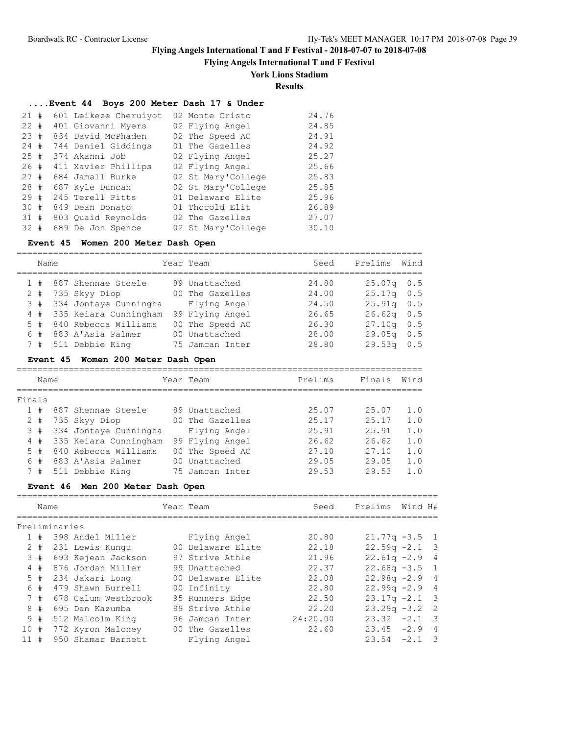# Flying Angels International T and F Festival - 2018-07-07 to 2018-07-08

## Flying Angels International T and F Festival

### York Lions Stadium

### Results

#### ....Event 44 Boys 200 Meter Dash 17 & Under

| Place | # | Name | Year Team | Time |
|---|---|---|---|---|
| 21 | # | 601 Leikeze Cheruiyot | 02 Monte Cristo | 24.76 |
| 22 | # | 401 Giovanni Myers | 02 Flying Angel | 24.85 |
| 23 | # | 834 David McPhaden | 02 The Speed AC | 24.91 |
| 24 | # | 744 Daniel Giddings | 01 The Gazelles | 24.92 |
| 25 | # | 374 Akanni Job | 02 Flying Angel | 25.27 |
| 26 | # | 411 Xavier Phillips | 02 Flying Angel | 25.66 |
| 27 | # | 684 Jamall Burke | 02 St Mary'College | 25.83 |
| 28 | # | 687 Kyle Duncan | 02 St Mary'College | 25.85 |
| 29 | # | 245 Terell Pitts | 01 Delaware Elite | 25.96 |
| 30 | # | 849 Dean Donato | 01 Thorold Elit | 26.89 |
| 31 | # | 803 Quaid Reynolds | 02 The Gazelles | 27.07 |
| 32 | # | 689 De Jon Spence | 02 St Mary'College | 30.10 |

#### Event 45 Women 200 Meter Dash Open

| Place | # | Name | Year Team | Seed | Prelims | Wind |
|---|---|---|---|---|---|---|
| 1 | # | 887 Shennae Steele | 89 Unattached | 24.80 | 25.07q | 0.5 |
| 2 | # | 735 Skyy Diop | 00 The Gazelles | 24.00 | 25.17q | 0.5 |
| 3 | # | 334 Jontaye Cunningha | Flying Angel | 24.50 | 25.91q | 0.5 |
| 4 | # | 335 Keiara Cunningham | 99 Flying Angel | 26.65 | 26.62q | 0.5 |
| 5 | # | 840 Rebecca Williams | 00 The Speed AC | 26.30 | 27.10q | 0.5 |
| 6 | # | 883 A'Asia Palmer | 00 Unattached | 28.00 | 29.05q | 0.5 |
| 7 | # | 511 Debbie King | 75 Jamcan Inter | 28.80 | 29.53q | 0.5 |

#### Event 45 Women 200 Meter Dash Open

| Place | # | Name | Year Team | Prelims | Finals | Wind |
|---|---|---|---|---|---|---|
| Finals | | | | | | |
| 1 | # | 887 Shennae Steele | 89 Unattached | 25.07 | 25.07 | 1.0 |
| 2 | # | 735 Skyy Diop | 00 The Gazelles | 25.17 | 25.17 | 1.0 |
| 3 | # | 334 Jontaye Cunningha | Flying Angel | 25.91 | 25.91 | 1.0 |
| 4 | # | 335 Keiara Cunningham | 99 Flying Angel | 26.62 | 26.62 | 1.0 |
| 5 | # | 840 Rebecca Williams | 00 The Speed AC | 27.10 | 27.10 | 1.0 |
| 6 | # | 883 A'Asia Palmer | 00 Unattached | 29.05 | 29.05 | 1.0 |
| 7 | # | 511 Debbie King | 75 Jamcan Inter | 29.53 | 29.53 | 1.0 |

#### Event 46 Men 200 Meter Dash Open

| Place | # | Name | Year Team | Seed | Prelims | Wind | H# |
|---|---|---|---|---|---|---|---|
| Preliminaries | | | | | | | |
| 1 | # | 398 Andel Miller | Flying Angel | 20.80 | 21.77q | -3.5 | 1 |
| 2 | # | 231 Lewis Kungu | 00 Delaware Elite | 22.18 | 22.59q | -2.1 | 3 |
| 3 | # | 693 Kejean Jackson | 97 Strive Athle | 21.96 | 22.61q | -2.9 | 4 |
| 4 | # | 876 Jordan Miller | 99 Unattached | 22.37 | 22.68q | -3.5 | 1 |
| 5 | # | 234 Jakari Long | 00 Delaware Elite | 22.08 | 22.98q | -2.9 | 4 |
| 6 | # | 479 Shawn Burrell | 00 Infinity | 22.80 | 22.99q | -2.9 | 4 |
| 7 | # | 678 Calum Westbrook | 95 Runners Edge | 22.50 | 23.17q | -2.1 | 3 |
| 8 | # | 695 Dan Kazumba | 99 Strive Athle | 22.20 | 23.29q | -3.2 | 2 |
| 9 | # | 512 Malcolm King | 96 Jamcan Inter | 24:20.00 | 23.32 | -2.1 | 3 |
| 10 | # | 772 Kyron Maloney | 00 The Gazelles | 22.60 | 23.45 | -2.9 | 4 |
| 11 | # | 950 Shamar Barnett | Flying Angel | | 23.54 | -2.1 | 3 |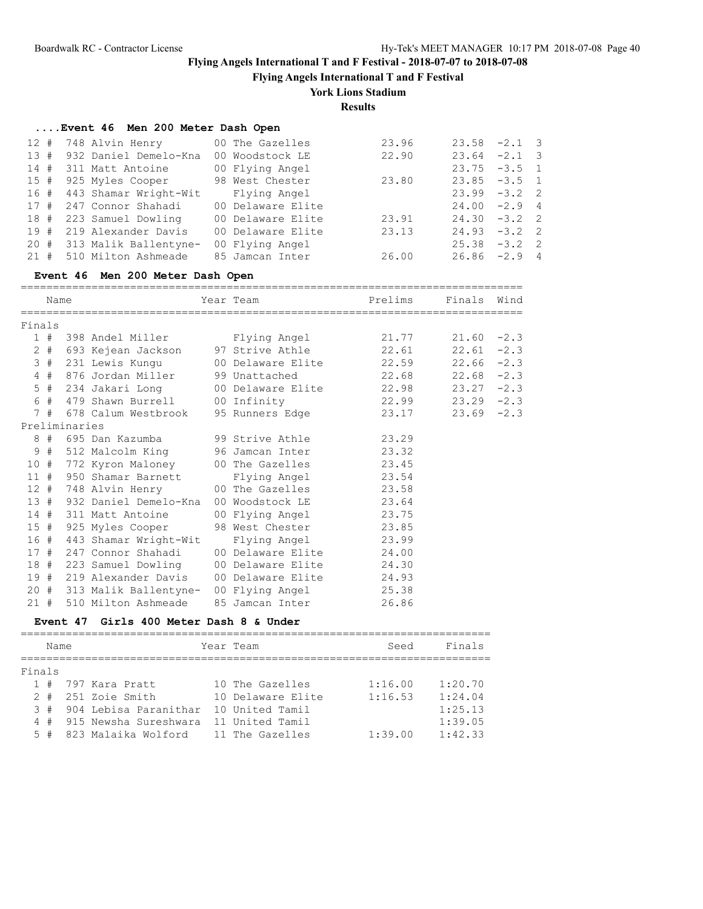Boardwalk RC - Contractor License

# Flying Angels International T and F Festival - 2018-07-07 to 2018-07-08

## Flying Angels International T and F Festival

### York Lions Stadium

### Results

#### ....Event 46 Men 200 Meter Dash Open

| Place | # | Name | Year | Team | Prelims | Finals | Wind | Heat |
|---|---|---|---|---|---|---|---|---|
| 12 | # 748 | Alvin Henry | 00 | The Gazelles | 23.96 | 23.58 | -2.1 | 3 |
| 13 | # 932 | Daniel Demelo-Kna | 00 | Woodstock LE | 22.90 | 23.64 | -2.1 | 3 |
| 14 | # 311 | Matt Antoine | 00 | Flying Angel | | 23.75 | -3.5 | 1 |
| 15 | # 925 | Myles Cooper | 98 | West Chester | 23.80 | 23.85 | -3.5 | 1 |
| 16 | # 443 | Shamar Wright-Wit | | Flying Angel | | 23.99 | -3.2 | 2 |
| 17 | # 247 | Connor Shahadi | 00 | Delaware Elite | | 24.00 | -2.9 | 4 |
| 18 | # 223 | Samuel Dowling | 00 | Delaware Elite | 23.91 | 24.30 | -3.2 | 2 |
| 19 | # 219 | Alexander Davis | 00 | Delaware Elite | 23.13 | 24.93 | -3.2 | 2 |
| 20 | # 313 | Malik Ballentyne- | 00 | Flying Angel | | 25.38 | -3.2 | 2 |
| 21 | # 510 | Milton Ashmeade | 85 | Jamcan Inter | 26.00 | 26.86 | -2.9 | 4 |

#### Event 46 Men 200 Meter Dash Open

| Place | # | Name | Year | Team | Prelims | Finals | Wind |
|---|---|---|---|---|---|---|---|
| **Finals** | | | | | | | |
| 1 | # 398 | Andel Miller | | Flying Angel | 21.77 | 21.60 | -2.3 |
| 2 | # 693 | Kejean Jackson | 97 | Strive Athle | 22.61 | 22.61 | -2.3 |
| 3 | # 231 | Lewis Kungu | 00 | Delaware Elite | 22.59 | 22.66 | -2.3 |
| 4 | # 876 | Jordan Miller | 99 | Unattached | 22.68 | 22.68 | -2.3 |
| 5 | # 234 | Jakari Long | 00 | Delaware Elite | 22.98 | 23.27 | -2.3 |
| 6 | # 479 | Shawn Burrell | 00 | Infinity | 22.99 | 23.29 | -2.3 |
| 7 | # 678 | Calum Westbrook | 95 | Runners Edge | 23.17 | 23.69 | -2.3 |
| **Preliminaries** | | | | | | | |
| 8 | # 695 | Dan Kazumba | 99 | Strive Athle | 23.29 | | |
| 9 | # 512 | Malcolm King | 96 | Jamcan Inter | 23.32 | | |
| 10 | # 772 | Kyron Maloney | 00 | The Gazelles | 23.45 | | |
| 11 | # 950 | Shamar Barnett | | Flying Angel | 23.54 | | |
| 12 | # 748 | Alvin Henry | 00 | The Gazelles | 23.58 | | |
| 13 | # 932 | Daniel Demelo-Kna | 00 | Woodstock LE | 23.64 | | |
| 14 | # 311 | Matt Antoine | 00 | Flying Angel | 23.75 | | |
| 15 | # 925 | Myles Cooper | 98 | West Chester | 23.85 | | |
| 16 | # 443 | Shamar Wright-Wit | | Flying Angel | 23.99 | | |
| 17 | # 247 | Connor Shahadi | 00 | Delaware Elite | 24.00 | | |
| 18 | # 223 | Samuel Dowling | 00 | Delaware Elite | 24.30 | | |
| 19 | # 219 | Alexander Davis | 00 | Delaware Elite | 24.93 | | |
| 20 | # 313 | Malik Ballentyne- | 00 | Flying Angel | 25.38 | | |
| 21 | # 510 | Milton Ashmeade | 85 | Jamcan Inter | 26.86 | | |

#### Event 47 Girls 400 Meter Dash 8 & Under

| Place | # | Name | Year | Team | Seed | Finals |
|---|---|---|---|---|---|---|
| **Finals** | | | | | | |
| 1 | # 797 | Kara Pratt | 10 | The Gazelles | 1:16.00 | 1:20.70 |
| 2 | # 251 | Zoie Smith | 10 | Delaware Elite | 1:16.53 | 1:24.04 |
| 3 | # 904 | Lebisa Paranithar | 10 | United Tamil | | 1:25.13 |
| 4 | # 915 | Newsha Sureshwara | 11 | United Tamil | | 1:39.05 |
| 5 | # 823 | Malaika Wolford | 11 | The Gazelles | 1:39.00 | 1:42.33 |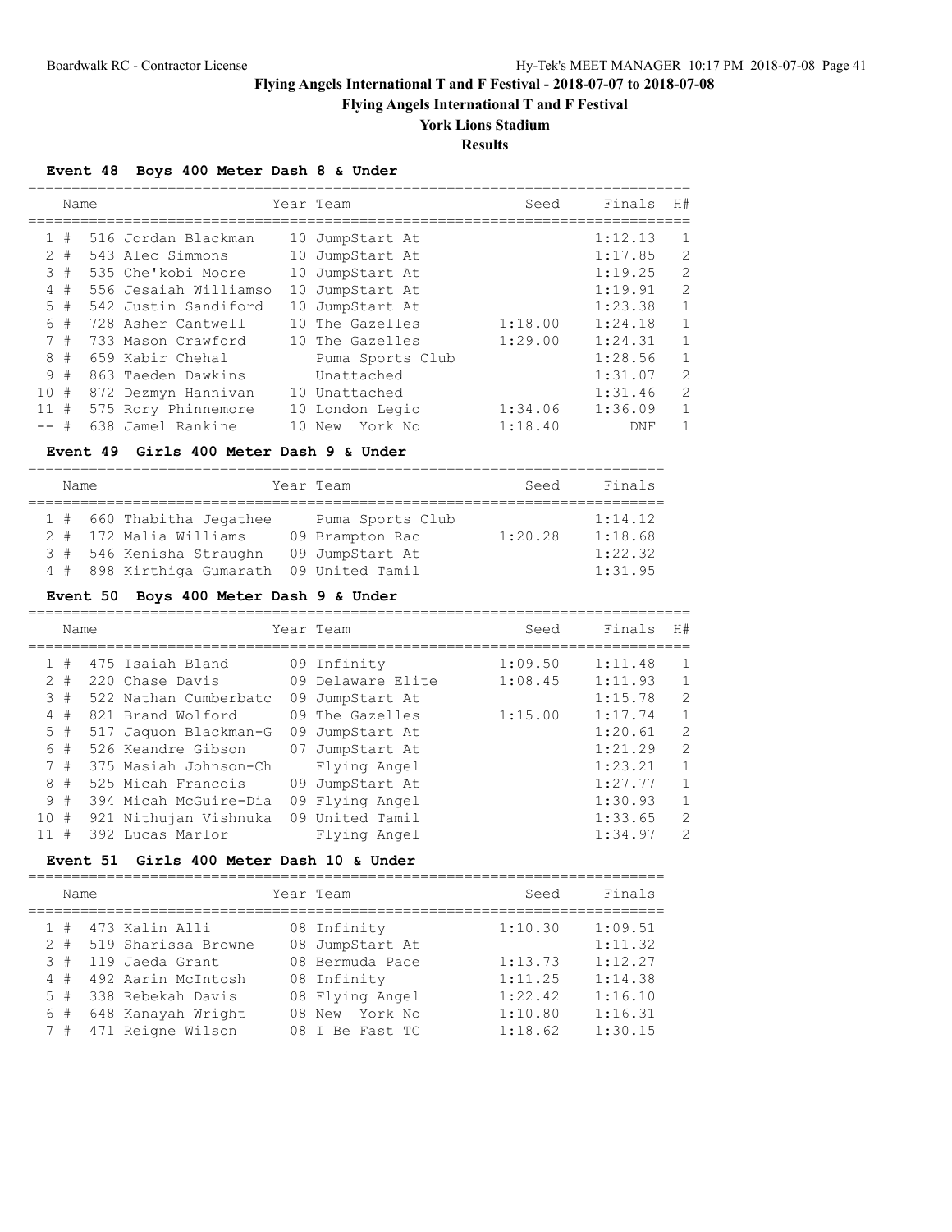# Flying Angels International T and F Festival - 2018-07-07 to 2018-07-08

## Flying Angels International T and F Festival

### York Lions Stadium

### Results

#### Event 48 Boys 400 Meter Dash 8 & Under

| Place | Name | Year | Team | Seed | Finals | H# |
|---|---|---|---|---|---|---|
| 1 # | 516 Jordan Blackman | 10 | JumpStart At | | 1:12.13 | 1 |
| 2 # | 543 Alec Simmons | 10 | JumpStart At | | 1:17.85 | 2 |
| 3 # | 535 Che'kobi Moore | 10 | JumpStart At | | 1:19.25 | 2 |
| 4 # | 556 Jesaiah Williamso | 10 | JumpStart At | | 1:19.91 | 2 |
| 5 # | 542 Justin Sandiford | 10 | JumpStart At | | 1:23.38 | 1 |
| 6 # | 728 Asher Cantwell | 10 | The Gazelles | 1:18.00 | 1:24.18 | 1 |
| 7 # | 733 Mason Crawford | 10 | The Gazelles | 1:29.00 | 1:24.31 | 1 |
| 8 # | 659 Kabir Chehal | | Puma Sports Club | | 1:28.56 | 1 |
| 9 # | 863 Taeden Dawkins | | Unattached | | 1:31.07 | 2 |
| 10 # | 872 Dezmyn Hannivan | 10 | Unattached | | 1:31.46 | 2 |
| 11 # | 575 Rory Phinnemore | 10 | London Legio | 1:34.06 | 1:36.09 | 1 |
| -- # | 638 Jamel Rankine | 10 | New York No | 1:18.40 | DNF | 1 |

#### Event 49 Girls 400 Meter Dash 9 & Under

| Place | Name | Year | Team | Seed | Finals |
|---|---|---|---|---|---|
| 1 # | 660 Thabitha Jegathee | | Puma Sports Club | | 1:14.12 |
| 2 # | 172 Malia Williams | 09 | Brampton Rac | 1:20.28 | 1:18.68 |
| 3 # | 546 Kenisha Straughn | 09 | JumpStart At | | 1:22.32 |
| 4 # | 898 Kirthiga Gumarath | 09 | United Tamil | | 1:31.95 |

#### Event 50 Boys 400 Meter Dash 9 & Under

| Place | Name | Year | Team | Seed | Finals | H# |
|---|---|---|---|---|---|---|
| 1 # | 475 Isaiah Bland | 09 | Infinity | 1:09.50 | 1:11.48 | 1 |
| 2 # | 220 Chase Davis | 09 | Delaware Elite | 1:08.45 | 1:11.93 | 1 |
| 3 # | 522 Nathan Cumberbatc | 09 | JumpStart At | | 1:15.78 | 2 |
| 4 # | 821 Brand Wolford | 09 | The Gazelles | 1:15.00 | 1:17.74 | 1 |
| 5 # | 517 Jaquon Blackman-G | 09 | JumpStart At | | 1:20.61 | 2 |
| 6 # | 526 Keandre Gibson | 07 | JumpStart At | | 1:21.29 | 2 |
| 7 # | 375 Masiah Johnson-Ch | | Flying Angel | | 1:23.21 | 1 |
| 8 # | 525 Micah Francois | 09 | JumpStart At | | 1:27.77 | 1 |
| 9 # | 394 Micah McGuire-Dia | 09 | Flying Angel | | 1:30.93 | 1 |
| 10 # | 921 Nithujan Vishnuka | 09 | United Tamil | | 1:33.65 | 2 |
| 11 # | 392 Lucas Marlor | | Flying Angel | | 1:34.97 | 2 |

#### Event 51 Girls 400 Meter Dash 10 & Under

| Place | Name | Year | Team | Seed | Finals |
|---|---|---|---|---|---|
| 1 # | 473 Kalin Alli | 08 | Infinity | 1:10.30 | 1:09.51 |
| 2 # | 519 Sharissa Browne | 08 | JumpStart At | | 1:11.32 |
| 3 # | 119 Jaeda Grant | 08 | Bermuda Pace | 1:13.73 | 1:12.27 |
| 4 # | 492 Aarin McIntosh | 08 | Infinity | 1:11.25 | 1:14.38 |
| 5 # | 338 Rebekah Davis | 08 | Flying Angel | 1:22.42 | 1:16.10 |
| 6 # | 648 Kanayah Wright | 08 | New York No | 1:10.80 | 1:16.31 |
| 7 # | 471 Reigne Wilson | 08 | I Be Fast TC | 1:18.62 | 1:30.15 |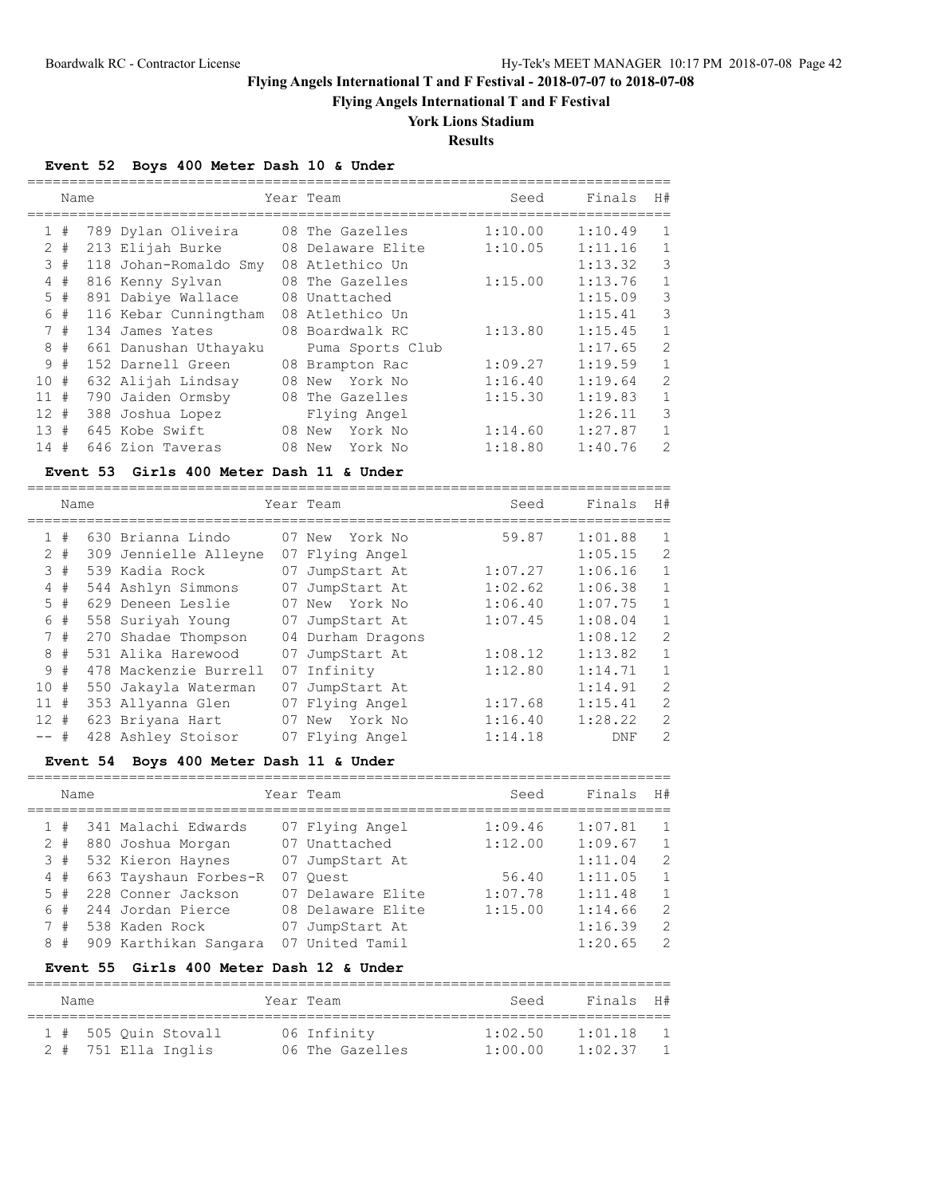# Flying Angels International T and F Festival - 2018-07-07 to 2018-07-08

## Flying Angels International T and F Festival

### York Lions Stadium

### Results

#### Event 52 Boys 400 Meter Dash 10 & Under

| | Name | Year | Team | Seed | Finals | H# |
|---|---|---|---|---|---|---|
| 1 # | 789 Dylan Oliveira | 08 | The Gazelles | 1:10.00 | 1:10.49 | 1 |
| 2 # | 213 Elijah Burke | 08 | Delaware Elite | 1:10.05 | 1:11.16 | 1 |
| 3 # | 118 Johan-Romaldo Smy | 08 | Atlethico Un | | 1:13.32 | 3 |
| 4 # | 816 Kenny Sylvan | 08 | The Gazelles | 1:15.00 | 1:13.76 | 1 |
| 5 # | 891 Dabiye Wallace | 08 | Unattached | | 1:15.09 | 3 |
| 6 # | 116 Kebar Cunningtham | 08 | Atlethico Un | | 1:15.41 | 3 |
| 7 # | 134 James Yates | 08 | Boardwalk RC | 1:13.80 | 1:15.45 | 1 |
| 8 # | 661 Danushan Uthayaku | | Puma Sports Club | | 1:17.65 | 2 |
| 9 # | 152 Darnell Green | 08 | Brampton Rac | 1:09.27 | 1:19.59 | 1 |
| 10 # | 632 Alijah Lindsay | 08 | New York No | 1:16.40 | 1:19.64 | 2 |
| 11 # | 790 Jaiden Ormsby | 08 | The Gazelles | 1:15.30 | 1:19.83 | 1 |
| 12 # | 388 Joshua Lopez | | Flying Angel | | 1:26.11 | 3 |
| 13 # | 645 Kobe Swift | 08 | New York No | 1:14.60 | 1:27.87 | 1 |
| 14 # | 646 Zion Taveras | 08 | New York No | 1:18.80 | 1:40.76 | 2 |

#### Event 53 Girls 400 Meter Dash 11 & Under

| | Name | Year | Team | Seed | Finals | H# |
|---|---|---|---|---|---|---|
| 1 # | 630 Brianna Lindo | 07 | New York No | 59.87 | 1:01.88 | 1 |
| 2 # | 309 Jennielle Alleyne | 07 | Flying Angel | | 1:05.15 | 2 |
| 3 # | 539 Kadia Rock | 07 | JumpStart At | 1:07.27 | 1:06.16 | 1 |
| 4 # | 544 Ashlyn Simmons | 07 | JumpStart At | 1:02.62 | 1:06.38 | 1 |
| 5 # | 629 Deneen Leslie | 07 | New York No | 1:06.40 | 1:07.75 | 1 |
| 6 # | 558 Suriyah Young | 07 | JumpStart At | 1:07.45 | 1:08.04 | 1 |
| 7 # | 270 Shadae Thompson | 04 | Durham Dragons | | 1:08.12 | 2 |
| 8 # | 531 Alika Harewood | 07 | JumpStart At | 1:08.12 | 1:13.82 | 1 |
| 9 # | 478 Mackenzie Burrell | 07 | Infinity | 1:12.80 | 1:14.71 | 1 |
| 10 # | 550 Jakayla Waterman | 07 | JumpStart At | | 1:14.91 | 2 |
| 11 # | 353 Allyanna Glen | 07 | Flying Angel | 1:17.68 | 1:15.41 | 2 |
| 12 # | 623 Briyana Hart | 07 | New York No | 1:16.40 | 1:28.22 | 2 |
| -- # | 428 Ashley Stoisor | 07 | Flying Angel | 1:14.18 | DNF | 2 |

#### Event 54 Boys 400 Meter Dash 11 & Under

| | Name | Year | Team | Seed | Finals | H# |
|---|---|---|---|---|---|---|
| 1 # | 341 Malachi Edwards | 07 | Flying Angel | 1:09.46 | 1:07.81 | 1 |
| 2 # | 880 Joshua Morgan | 07 | Unattached | 1:12.00 | 1:09.67 | 1 |
| 3 # | 532 Kieron Haynes | 07 | JumpStart At | | 1:11.04 | 2 |
| 4 # | 663 Tayshaun Forbes-R | 07 | Quest | 56.40 | 1:11.05 | 1 |
| 5 # | 228 Conner Jackson | 07 | Delaware Elite | 1:07.78 | 1:11.48 | 1 |
| 6 # | 244 Jordan Pierce | 08 | Delaware Elite | 1:15.00 | 1:14.66 | 2 |
| 7 # | 538 Kaden Rock | 07 | JumpStart At | | 1:16.39 | 2 |
| 8 # | 909 Karthikan Sangara | 07 | United Tamil | | 1:20.65 | 2 |

#### Event 55 Girls 400 Meter Dash 12 & Under

| | Name | Year | Team | Seed | Finals | H# |
|---|---|---|---|---|---|---|
| 1 # | 505 Quin Stovall | 06 | Infinity | 1:02.50 | 1:01.18 | 1 |
| 2 # | 751 Ella Inglis | 06 | The Gazelles | 1:00.00 | 1:02.37 | 1 |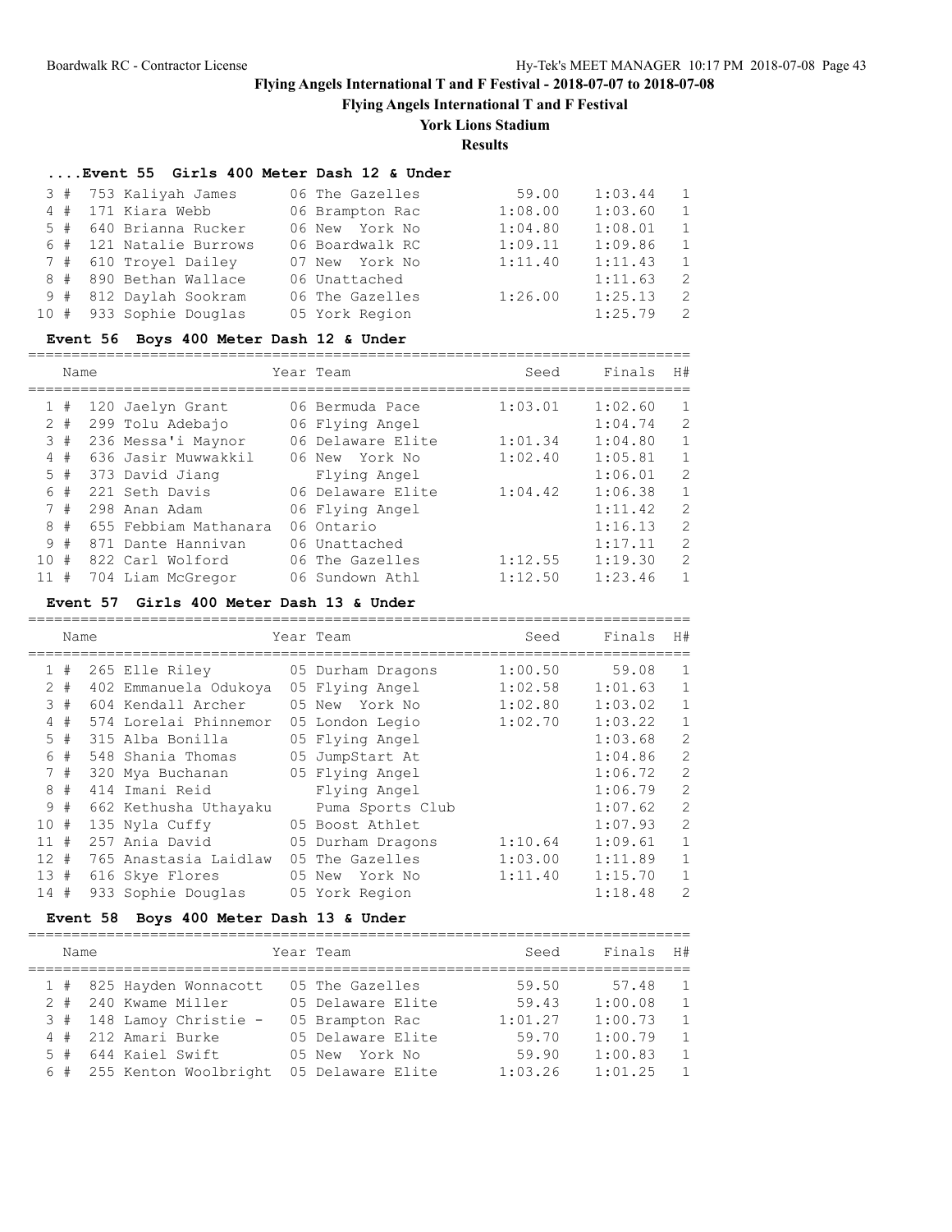# Flying Angels International T and F Festival - 2018-07-07 to 2018-07-08

## Flying Angels International T and F Festival

### York Lions Stadium

### Results

#### ....Event 55 Girls 400 Meter Dash 12 & Under

| Place | # | Name | Year | Team | Seed | Finals | H# |
|---|---|---|---|---|---|---|---|
| 3 | # | 753 Kaliyah James | 06 | The Gazelles | 59.00 | 1:03.44 | 1 |
| 4 | # | 171 Kiara Webb | 06 | Brampton Rac | 1:08.00 | 1:03.60 | 1 |
| 5 | # | 640 Brianna Rucker | 06 | New York No | 1:04.80 | 1:08.01 | 1 |
| 6 | # | 121 Natalie Burrows | 06 | Boardwalk RC | 1:09.11 | 1:09.86 | 1 |
| 7 | # | 610 Troyel Dailey | 07 | New York No | 1:11.40 | 1:11.43 | 1 |
| 8 | # | 890 Bethan Wallace | 06 | Unattached | | 1:11.63 | 2 |
| 9 | # | 812 Daylah Sookram | 06 | The Gazelles | 1:26.00 | 1:25.13 | 2 |
| 10 | # | 933 Sophie Douglas | 05 | York Region | | 1:25.79 | 2 |

#### Event 56 Boys 400 Meter Dash 12 & Under

| Place | # | Name | Year | Team | Seed | Finals | H# |
|---|---|---|---|---|---|---|---|
| 1 | # | 120 Jaelyn Grant | 06 | Bermuda Pace | 1:03.01 | 1:02.60 | 1 |
| 2 | # | 299 Tolu Adebajo | 06 | Flying Angel | | 1:04.74 | 2 |
| 3 | # | 236 Messa'i Maynor | 06 | Delaware Elite | 1:01.34 | 1:04.80 | 1 |
| 4 | # | 636 Jasir Muwwakkil | 06 | New York No | 1:02.40 | 1:05.81 | 1 |
| 5 | # | 373 David Jiang | | Flying Angel | | 1:06.01 | 2 |
| 6 | # | 221 Seth Davis | 06 | Delaware Elite | 1:04.42 | 1:06.38 | 1 |
| 7 | # | 298 Anan Adam | 06 | Flying Angel | | 1:11.42 | 2 |
| 8 | # | 655 Febbiam Mathanara | 06 | Ontario | | 1:16.13 | 2 |
| 9 | # | 871 Dante Hannivan | 06 | Unattached | | 1:17.11 | 2 |
| 10 | # | 822 Carl Wolford | 06 | The Gazelles | 1:12.55 | 1:19.30 | 2 |
| 11 | # | 704 Liam McGregor | 06 | Sundown Athl | 1:12.50 | 1:23.46 | 1 |

#### Event 57 Girls 400 Meter Dash 13 & Under

| Place | # | Name | Year | Team | Seed | Finals | H# |
|---|---|---|---|---|---|---|---|
| 1 | # | 265 Elle Riley | 05 | Durham Dragons | 1:00.50 | 59.08 | 1 |
| 2 | # | 402 Emmanuela Odukoya | 05 | Flying Angel | 1:02.58 | 1:01.63 | 1 |
| 3 | # | 604 Kendall Archer | 05 | New York No | 1:02.80 | 1:03.02 | 1 |
| 4 | # | 574 Lorelai Phinnemor | 05 | London Legio | 1:02.70 | 1:03.22 | 1 |
| 5 | # | 315 Alba Bonilla | 05 | Flying Angel | | 1:03.68 | 2 |
| 6 | # | 548 Shania Thomas | 05 | JumpStart At | | 1:04.86 | 2 |
| 7 | # | 320 Mya Buchanan | 05 | Flying Angel | | 1:06.72 | 2 |
| 8 | # | 414 Imani Reid | | Flying Angel | | 1:06.79 | 2 |
| 9 | # | 662 Kethusha Uthayaku | | Puma Sports Club | | 1:07.62 | 2 |
| 10 | # | 135 Nyla Cuffy | 05 | Boost Athlet | | 1:07.93 | 2 |
| 11 | # | 257 Ania David | 05 | Durham Dragons | 1:10.64 | 1:09.61 | 1 |
| 12 | # | 765 Anastasia Laidlaw | 05 | The Gazelles | 1:03.00 | 1:11.89 | 1 |
| 13 | # | 616 Skye Flores | 05 | New York No | 1:11.40 | 1:15.70 | 1 |
| 14 | # | 933 Sophie Douglas | 05 | York Region | | 1:18.48 | 2 |

#### Event 58 Boys 400 Meter Dash 13 & Under

| Place | # | Name | Year | Team | Seed | Finals | H# |
|---|---|---|---|---|---|---|---|
| 1 | # | 825 Hayden Wonnacott | 05 | The Gazelles | 59.50 | 57.48 | 1 |
| 2 | # | 240 Kwame Miller | 05 | Delaware Elite | 59.43 | 1:00.08 | 1 |
| 3 | # | 148 Lamoy Christie - | 05 | Brampton Rac | 1:01.27 | 1:00.73 | 1 |
| 4 | # | 212 Amari Burke | 05 | Delaware Elite | 59.70 | 1:00.79 | 1 |
| 5 | # | 644 Kaiel Swift | 05 | New York No | 59.90 | 1:00.83 | 1 |
| 6 | # | 255 Kenton Woolbright | 05 | Delaware Elite | 1:03.26 | 1:01.25 | 1 |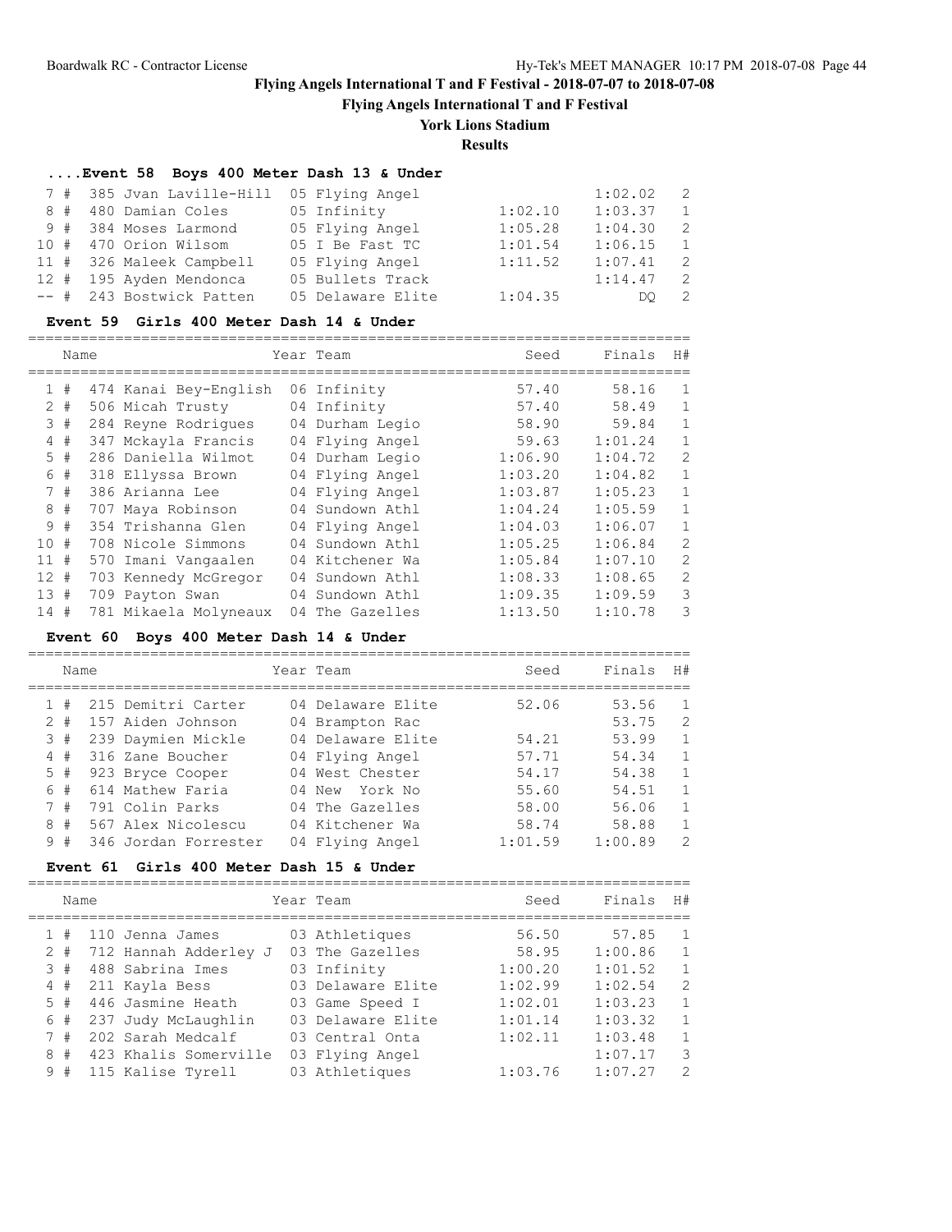# Flying Angels International T and F Festival - 2018-07-07 to 2018-07-08

## Flying Angels International T and F Festival

### York Lions Stadium

### Results

#### ....Event 58 Boys 400 Meter Dash 13 & Under

| Place | # | Name | Year | Team | Seed | Finals | H# |
|---|---|---|---|---|---|---|---|
| 7 | # | 385 Jvan Laville-Hill | 05 | Flying Angel | | 1:02.02 | 2 |
| 8 | # | 480 Damian Coles | 05 | Infinity | 1:02.10 | 1:03.37 | 1 |
| 9 | # | 384 Moses Larmond | 05 | Flying Angel | 1:05.28 | 1:04.30 | 2 |
| 10 | # | 470 Orion Wilsom | 05 | I Be Fast TC | 1:01.54 | 1:06.15 | 1 |
| 11 | # | 326 Maleek Campbell | 05 | Flying Angel | 1:11.52 | 1:07.41 | 2 |
| 12 | # | 195 Ayden Mendonca | 05 | Bullets Track | | 1:14.47 | 2 |
| -- | # | 243 Bostwick Patten | 05 | Delaware Elite | 1:04.35 | DQ | 2 |

#### Event 59 Girls 400 Meter Dash 14 & Under

| Place | # | Name | Year | Team | Seed | Finals | H# |
|---|---|---|---|---|---|---|---|
| 1 | # | 474 Kanai Bey-English | 06 | Infinity | 57.40 | 58.16 | 1 |
| 2 | # | 506 Micah Trusty | 04 | Infinity | 57.40 | 58.49 | 1 |
| 3 | # | 284 Reyne Rodrigues | 04 | Durham Legio | 58.90 | 59.84 | 1 |
| 4 | # | 347 Mckayla Francis | 04 | Flying Angel | 59.63 | 1:01.24 | 1 |
| 5 | # | 286 Daniella Wilmot | 04 | Durham Legio | 1:06.90 | 1:04.72 | 2 |
| 6 | # | 318 Ellyssa Brown | 04 | Flying Angel | 1:03.20 | 1:04.82 | 1 |
| 7 | # | 386 Arianna Lee | 04 | Flying Angel | 1:03.87 | 1:05.23 | 1 |
| 8 | # | 707 Maya Robinson | 04 | Sundown Athl | 1:04.24 | 1:05.59 | 1 |
| 9 | # | 354 Trishanna Glen | 04 | Flying Angel | 1:04.03 | 1:06.07 | 1 |
| 10 | # | 708 Nicole Simmons | 04 | Sundown Athl | 1:05.25 | 1:06.84 | 2 |
| 11 | # | 570 Imani Vangaalen | 04 | Kitchener Wa | 1:05.84 | 1:07.10 | 2 |
| 12 | # | 703 Kennedy McGregor | 04 | Sundown Athl | 1:08.33 | 1:08.65 | 2 |
| 13 | # | 709 Payton Swan | 04 | Sundown Athl | 1:09.35 | 1:09.59 | 3 |
| 14 | # | 781 Mikaela Molyneaux | 04 | The Gazelles | 1:13.50 | 1:10.78 | 3 |

#### Event 60 Boys 400 Meter Dash 14 & Under

| Place | # | Name | Year | Team | Seed | Finals | H# |
|---|---|---|---|---|---|---|---|
| 1 | # | 215 Demitri Carter | 04 | Delaware Elite | 52.06 | 53.56 | 1 |
| 2 | # | 157 Aiden Johnson | 04 | Brampton Rac | | 53.75 | 2 |
| 3 | # | 239 Daymien Mickle | 04 | Delaware Elite | 54.21 | 53.99 | 1 |
| 4 | # | 316 Zane Boucher | 04 | Flying Angel | 57.71 | 54.34 | 1 |
| 5 | # | 923 Bryce Cooper | 04 | West Chester | 54.17 | 54.38 | 1 |
| 6 | # | 614 Mathew Faria | 04 | New York No | 55.60 | 54.51 | 1 |
| 7 | # | 791 Colin Parks | 04 | The Gazelles | 58.00 | 56.06 | 1 |
| 8 | # | 567 Alex Nicolescu | 04 | Kitchener Wa | 58.74 | 58.88 | 1 |
| 9 | # | 346 Jordan Forrester | 04 | Flying Angel | 1:01.59 | 1:00.89 | 2 |

#### Event 61 Girls 400 Meter Dash 15 & Under

| Place | # | Name | Year | Team | Seed | Finals | H# |
|---|---|---|---|---|---|---|---|
| 1 | # | 110 Jenna James | 03 | Athletiques | 56.50 | 57.85 | 1 |
| 2 | # | 712 Hannah Adderley J | 03 | The Gazelles | 58.95 | 1:00.86 | 1 |
| 3 | # | 488 Sabrina Imes | 03 | Infinity | 1:00.20 | 1:01.52 | 1 |
| 4 | # | 211 Kayla Bess | 03 | Delaware Elite | 1:02.99 | 1:02.54 | 2 |
| 5 | # | 446 Jasmine Heath | 03 | Game Speed I | 1:02.01 | 1:03.23 | 1 |
| 6 | # | 237 Judy McLaughlin | 03 | Delaware Elite | 1:01.14 | 1:03.32 | 1 |
| 7 | # | 202 Sarah Medcalf | 03 | Central Onta | 1:02.11 | 1:03.48 | 1 |
| 8 | # | 423 Khalis Somerville | 03 | Flying Angel | | 1:07.17 | 3 |
| 9 | # | 115 Kalise Tyrell | 03 | Athletiques | 1:03.76 | 1:07.27 | 2 |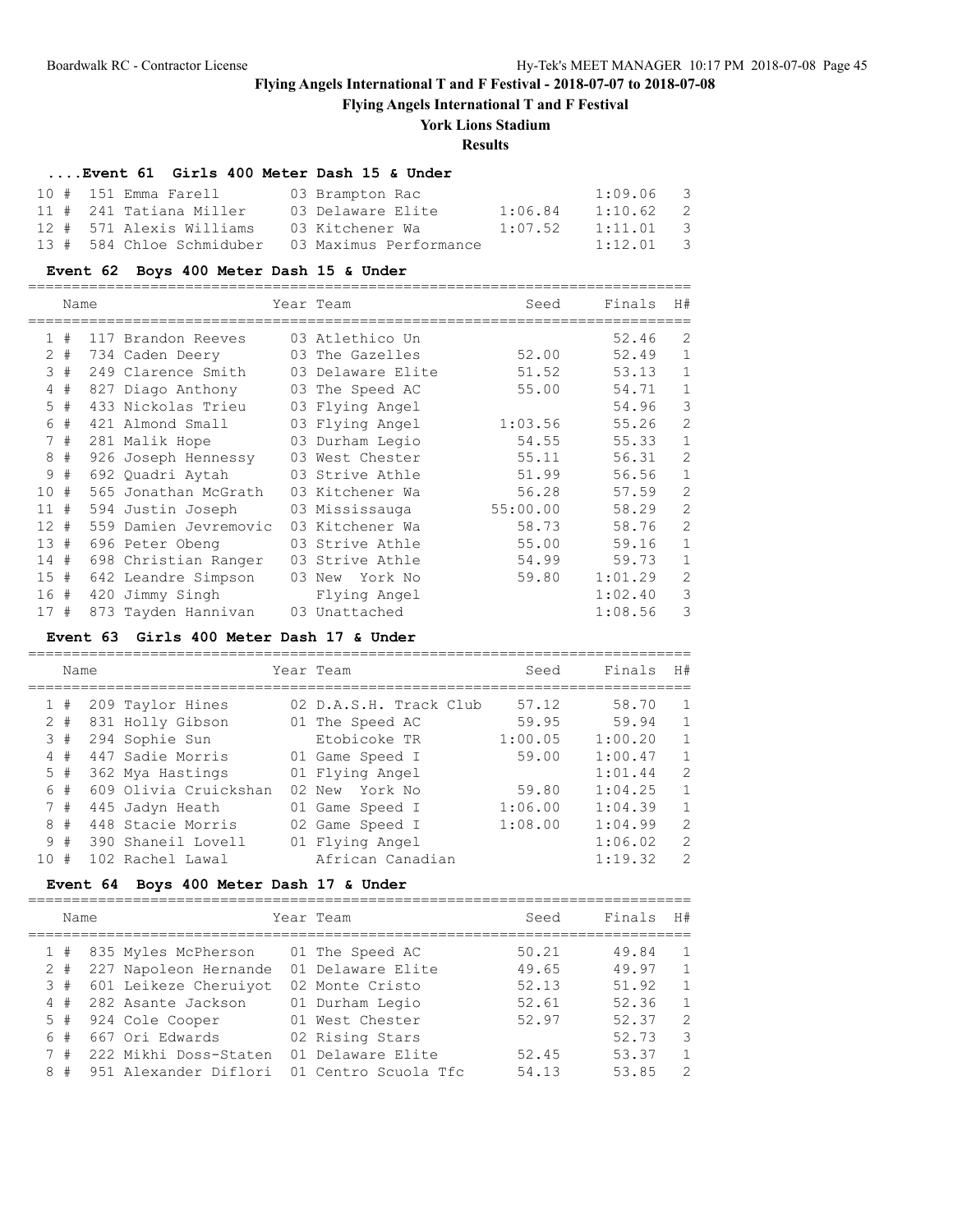# Flying Angels International T and F Festival - 2018-07-07 to 2018-07-08

## Flying Angels International T and F Festival

### York Lions Stadium

### Results

#### ....Event 61 Girls 400 Meter Dash 15 & Under

| | | Name | Year Team | Seed | Finals | H# |
|---|---|---|---|---|---|---|
| 10 | # | 151 Emma Farell | 03 Brampton Rac | | 1:09.06 | 3 |
| 11 | # | 241 Tatiana Miller | 03 Delaware Elite | 1:06.84 | 1:10.62 | 2 |
| 12 | # | 571 Alexis Williams | 03 Kitchener Wa | 1:07.52 | 1:11.01 | 3 |
| 13 | # | 584 Chloe Schmiduber | 03 Maximus Performance | | 1:12.01 | 3 |

#### Event 62 Boys 400 Meter Dash 15 & Under

| | | Name | Year Team | Seed | Finals | H# |
|---|---|---|---|---|---|---|
| 1 | # | 117 Brandon Reeves | 03 Atlethico Un | | 52.46 | 2 |
| 2 | # | 734 Caden Deery | 03 The Gazelles | 52.00 | 52.49 | 1 |
| 3 | # | 249 Clarence Smith | 03 Delaware Elite | 51.52 | 53.13 | 1 |
| 4 | # | 827 Diago Anthony | 03 The Speed AC | 55.00 | 54.71 | 1 |
| 5 | # | 433 Nickolas Trieu | 03 Flying Angel | | 54.96 | 3 |
| 6 | # | 421 Almond Small | 03 Flying Angel | 1:03.56 | 55.26 | 2 |
| 7 | # | 281 Malik Hope | 03 Durham Legio | 54.55 | 55.33 | 1 |
| 8 | # | 926 Joseph Hennessy | 03 West Chester | 55.11 | 56.31 | 2 |
| 9 | # | 692 Quadri Aytah | 03 Strive Athle | 51.99 | 56.56 | 1 |
| 10 | # | 565 Jonathan McGrath | 03 Kitchener Wa | 56.28 | 57.59 | 2 |
| 11 | # | 594 Justin Joseph | 03 Mississauga | 55:00.00 | 58.29 | 2 |
| 12 | # | 559 Damien Jevremovic | 03 Kitchener Wa | 58.73 | 58.76 | 2 |
| 13 | # | 696 Peter Obeng | 03 Strive Athle | 55.00 | 59.16 | 1 |
| 14 | # | 698 Christian Ranger | 03 Strive Athle | 54.99 | 59.73 | 1 |
| 15 | # | 642 Leandre Simpson | 03 New York No | 59.80 | 1:01.29 | 2 |
| 16 | # | 420 Jimmy Singh | Flying Angel | | 1:02.40 | 3 |
| 17 | # | 873 Tayden Hannivan | 03 Unattached | | 1:08.56 | 3 |

#### Event 63 Girls 400 Meter Dash 17 & Under

| | | Name | Year Team | Seed | Finals | H# |
|---|---|---|---|---|---|---|
| 1 | # | 209 Taylor Hines | 02 D.A.S.H. Track Club | 57.12 | 58.70 | 1 |
| 2 | # | 831 Holly Gibson | 01 The Speed AC | 59.95 | 59.94 | 1 |
| 3 | # | 294 Sophie Sun | Etobicoke TR | 1:00.05 | 1:00.20 | 1 |
| 4 | # | 447 Sadie Morris | 01 Game Speed I | 59.00 | 1:00.47 | 1 |
| 5 | # | 362 Mya Hastings | 01 Flying Angel | | 1:01.44 | 2 |
| 6 | # | 609 Olivia Cruickshan | 02 New York No | 59.80 | 1:04.25 | 1 |
| 7 | # | 445 Jadyn Heath | 01 Game Speed I | 1:06.00 | 1:04.39 | 1 |
| 8 | # | 448 Stacie Morris | 02 Game Speed I | 1:08.00 | 1:04.99 | 2 |
| 9 | # | 390 Shaneil Lovell | 01 Flying Angel | | 1:06.02 | 2 |
| 10 | # | 102 Rachel Lawal | African Canadian | | 1:19.32 | 2 |

#### Event 64 Boys 400 Meter Dash 17 & Under

| | | Name | Year Team | Seed | Finals | H# |
|---|---|---|---|---|---|---|
| 1 | # | 835 Myles McPherson | 01 The Speed AC | 50.21 | 49.84 | 1 |
| 2 | # | 227 Napoleon Hernande | 01 Delaware Elite | 49.65 | 49.97 | 1 |
| 3 | # | 601 Leikeze Cheruiyot | 02 Monte Cristo | 52.13 | 51.92 | 1 |
| 4 | # | 282 Asante Jackson | 01 Durham Legio | 52.61 | 52.36 | 1 |
| 5 | # | 924 Cole Cooper | 01 West Chester | 52.97 | 52.37 | 2 |
| 6 | # | 667 Ori Edwards | 02 Rising Stars | | 52.73 | 3 |
| 7 | # | 222 Mikhi Doss-Staten | 01 Delaware Elite | 52.45 | 53.37 | 1 |
| 8 | # | 951 Alexander Diflori | 01 Centro Scuola Tfc | 54.13 | 53.85 | 2 |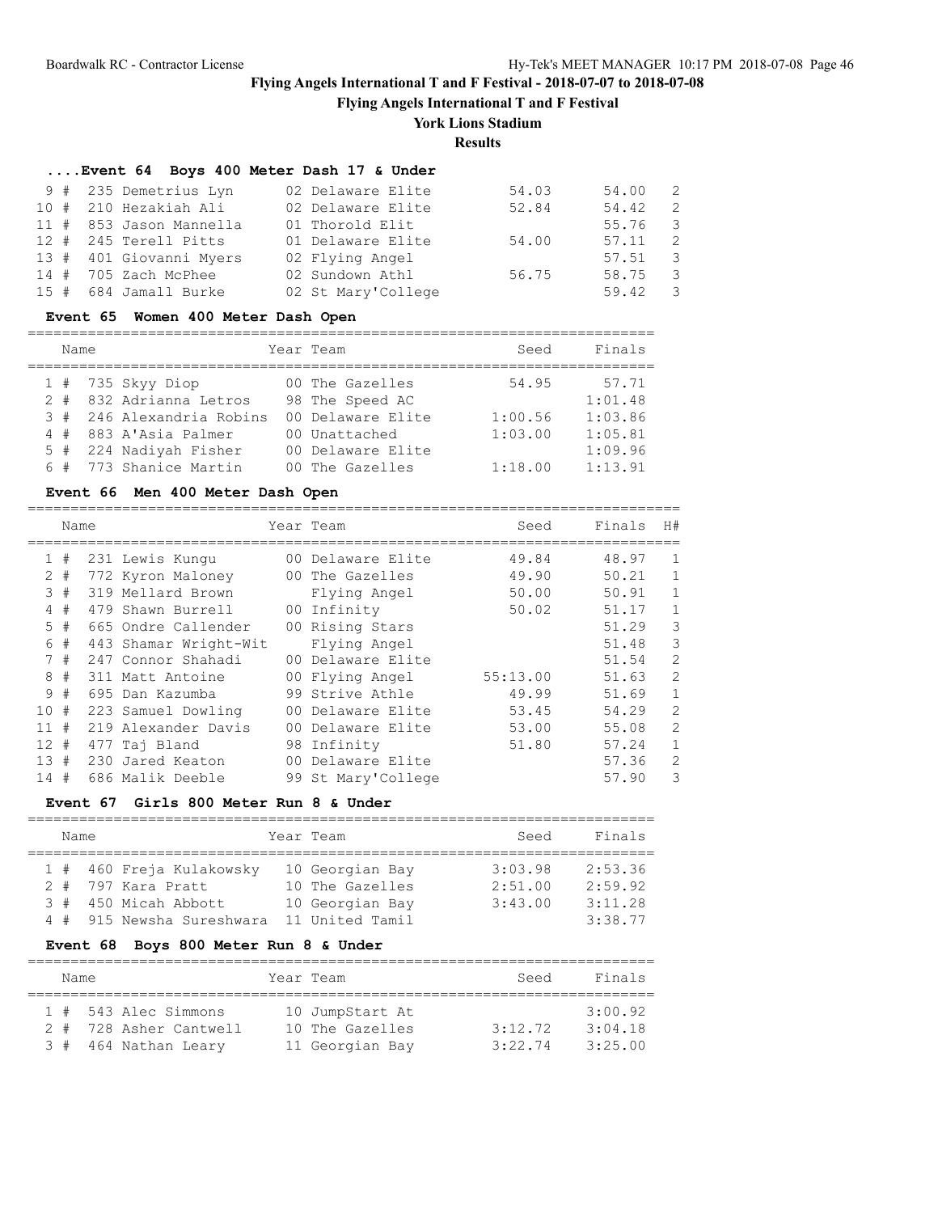# Flying Angels International T and F Festival - 2018-07-07 to 2018-07-08

## Flying Angels International T and F Festival

### York Lions Stadium

### Results

#### ....Event 64 Boys 400 Meter Dash 17 & Under

| Place | Name | Year | Team | Seed | Finals | H# |
|---|---|---|---|---|---|---|
| 9 # | 235 Demetrius Lyn | 02 | Delaware Elite | 54.03 | 54.00 | 2 |
| 10 # | 210 Hezakiah Ali | 02 | Delaware Elite | 52.84 | 54.42 | 2 |
| 11 # | 853 Jason Mannella | 01 | Thorold Elit | | 55.76 | 3 |
| 12 # | 245 Terell Pitts | 01 | Delaware Elite | 54.00 | 57.11 | 2 |
| 13 # | 401 Giovanni Myers | 02 | Flying Angel | | 57.51 | 3 |
| 14 # | 705 Zach McPhee | 02 | Sundown Athl | 56.75 | 58.75 | 3 |
| 15 # | 684 Jamall Burke | 02 | St Mary'College | | 59.42 | 3 |

#### Event 65 Women 400 Meter Dash Open

| Place | Name | Year | Team | Seed | Finals |
|---|---|---|---|---|---|
| 1 # | 735 Skyy Diop | 00 | The Gazelles | 54.95 | 57.71 |
| 2 # | 832 Adrianna Letros | 98 | The Speed AC | | 1:01.48 |
| 3 # | 246 Alexandria Robins | 00 | Delaware Elite | 1:00.56 | 1:03.86 |
| 4 # | 883 A'Asia Palmer | 00 | Unattached | 1:03.00 | 1:05.81 |
| 5 # | 224 Nadiyah Fisher | 00 | Delaware Elite | | 1:09.96 |
| 6 # | 773 Shanice Martin | 00 | The Gazelles | 1:18.00 | 1:13.91 |

#### Event 66 Men 400 Meter Dash Open

| Place | Name | Year | Team | Seed | Finals | H# |
|---|---|---|---|---|---|---|
| 1 # | 231 Lewis Kungu | 00 | Delaware Elite | 49.84 | 48.97 | 1 |
| 2 # | 772 Kyron Maloney | 00 | The Gazelles | 49.90 | 50.21 | 1 |
| 3 # | 319 Mellard Brown | | Flying Angel | 50.00 | 50.91 | 1 |
| 4 # | 479 Shawn Burrell | 00 | Infinity | 50.02 | 51.17 | 1 |
| 5 # | 665 Ondre Callender | 00 | Rising Stars | | 51.29 | 3 |
| 6 # | 443 Shamar Wright-Wit | | Flying Angel | | 51.48 | 3 |
| 7 # | 247 Connor Shahadi | 00 | Delaware Elite | | 51.54 | 2 |
| 8 # | 311 Matt Antoine | 00 | Flying Angel | 55:13.00 | 51.63 | 2 |
| 9 # | 695 Dan Kazumba | 99 | Strive Athle | 49.99 | 51.69 | 1 |
| 10 # | 223 Samuel Dowling | 00 | Delaware Elite | 53.45 | 54.29 | 2 |
| 11 # | 219 Alexander Davis | 00 | Delaware Elite | 53.00 | 55.08 | 2 |
| 12 # | 477 Taj Bland | 98 | Infinity | 51.80 | 57.24 | 1 |
| 13 # | 230 Jared Keaton | 00 | Delaware Elite | | 57.36 | 2 |
| 14 # | 686 Malik Deeble | 99 | St Mary'College | | 57.90 | 3 |

#### Event 67 Girls 800 Meter Run 8 & Under

| Place | Name | Year | Team | Seed | Finals |
|---|---|---|---|---|---|
| 1 # | 460 Freja Kulakowsky | 10 | Georgian Bay | 3:03.98 | 2:53.36 |
| 2 # | 797 Kara Pratt | 10 | The Gazelles | 2:51.00 | 2:59.92 |
| 3 # | 450 Micah Abbott | 10 | Georgian Bay | 3:43.00 | 3:11.28 |
| 4 # | 915 Newsha Sureshwara | 11 | United Tamil | | 3:38.77 |

#### Event 68 Boys 800 Meter Run 8 & Under

| Place | Name | Year | Team | Seed | Finals |
|---|---|---|---|---|---|
| 1 # | 543 Alec Simmons | 10 | JumpStart At | | 3:00.92 |
| 2 # | 728 Asher Cantwell | 10 | The Gazelles | 3:12.72 | 3:04.18 |
| 3 # | 464 Nathan Leary | 11 | Georgian Bay | 3:22.74 | 3:25.00 |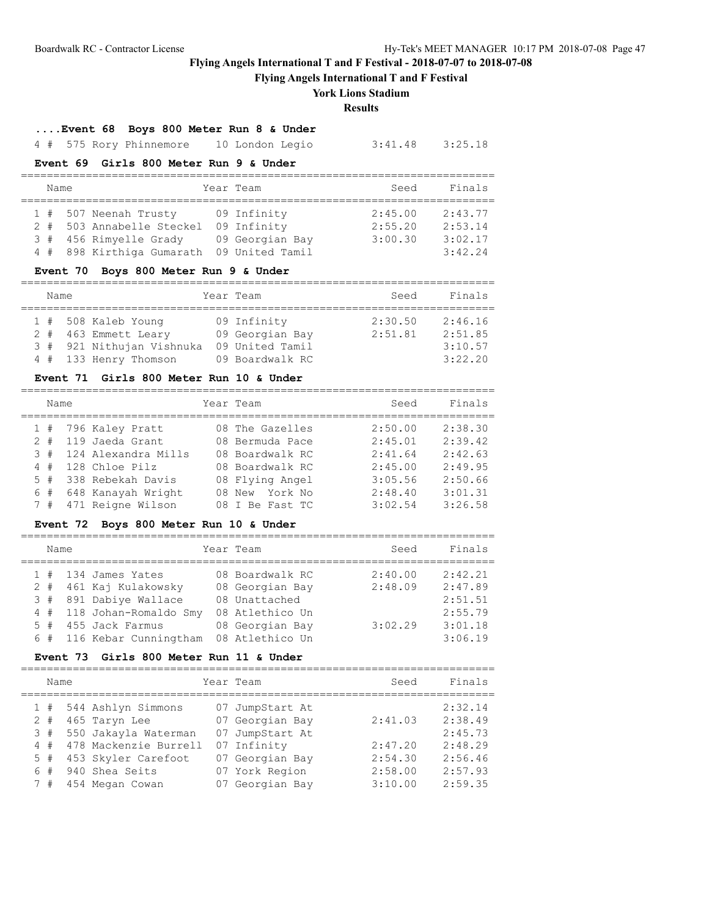Flying Angels International T and F Festival - 2018-07-07 to 2018-07-08

**Flying Angels International T and F Festival**

**York Lions Stadium**

**Results**

### ....Event 68 Boys 800 Meter Run 8 & Under

| Place | # | Comp | Name | Year | Team | Seed | Finals |
|---|---|---|---|---|---|---|---|
| 4 | # | 575 | Rory Phinnemore | 10 | London Legio | 3:41.48 | 3:25.18 |

### Event 69 Girls 800 Meter Run 9 & Under

| Place | # | Comp | Name | Year | Team | Seed | Finals |
|---|---|---|---|---|---|---|---|
| 1 | # | 507 | Neenah Trusty | 09 | Infinity | 2:45.00 | 2:43.77 |
| 2 | # | 503 | Annabelle Steckel | 09 | Infinity | 2:55.20 | 2:53.14 |
| 3 | # | 456 | Rimyelle Grady | 09 | Georgian Bay | 3:00.30 | 3:02.17 |
| 4 | # | 898 | Kirthiga Gumarath | 09 | United Tamil | | 3:42.24 |

### Event 70 Boys 800 Meter Run 9 & Under

| Place | # | Comp | Name | Year | Team | Seed | Finals |
|---|---|---|---|---|---|---|---|
| 1 | # | 508 | Kaleb Young | 09 | Infinity | 2:30.50 | 2:46.16 |
| 2 | # | 463 | Emmett Leary | 09 | Georgian Bay | 2:51.81 | 2:51.85 |
| 3 | # | 921 | Nithujan Vishnuka | 09 | United Tamil | | 3:10.57 |
| 4 | # | 133 | Henry Thomson | 09 | Boardwalk RC | | 3:22.20 |

### Event 71 Girls 800 Meter Run 10 & Under

| Place | # | Comp | Name | Year | Team | Seed | Finals |
|---|---|---|---|---|---|---|---|
| 1 | # | 796 | Kaley Pratt | 08 | The Gazelles | 2:50.00 | 2:38.30 |
| 2 | # | 119 | Jaeda Grant | 08 | Bermuda Pace | 2:45.01 | 2:39.42 |
| 3 | # | 124 | Alexandra Mills | 08 | Boardwalk RC | 2:41.64 | 2:42.63 |
| 4 | # | 128 | Chloe Pilz | 08 | Boardwalk RC | 2:45.00 | 2:49.95 |
| 5 | # | 338 | Rebekah Davis | 08 | Flying Angel | 3:05.56 | 2:50.66 |
| 6 | # | 648 | Kanayah Wright | 08 | New York No | 2:48.40 | 3:01.31 |
| 7 | # | 471 | Reigne Wilson | 08 | I Be Fast TC | 3:02.54 | 3:26.58 |

### Event 72 Boys 800 Meter Run 10 & Under

| Place | # | Comp | Name | Year | Team | Seed | Finals |
|---|---|---|---|---|---|---|---|
| 1 | # | 134 | James Yates | 08 | Boardwalk RC | 2:40.00 | 2:42.21 |
| 2 | # | 461 | Kaj Kulakowsky | 08 | Georgian Bay | 2:48.09 | 2:47.89 |
| 3 | # | 891 | Dabiye Wallace | 08 | Unattached | | 2:51.51 |
| 4 | # | 118 | Johan-Romaldo Smy | 08 | Atlethico Un | | 2:55.79 |
| 5 | # | 455 | Jack Farmus | 08 | Georgian Bay | 3:02.29 | 3:01.18 |
| 6 | # | 116 | Kebar Cunningtham | 08 | Atlethico Un | | 3:06.19 |

### Event 73 Girls 800 Meter Run 11 & Under

| Place | # | Comp | Name | Year | Team | Seed | Finals |
|---|---|---|---|---|---|---|---|
| 1 | # | 544 | Ashlyn Simmons | 07 | JumpStart At | | 2:32.14 |
| 2 | # | 465 | Taryn Lee | 07 | Georgian Bay | 2:41.03 | 2:38.49 |
| 3 | # | 550 | Jakayla Waterman | 07 | JumpStart At | | 2:45.73 |
| 4 | # | 478 | Mackenzie Burrell | 07 | Infinity | 2:47.20 | 2:48.29 |
| 5 | # | 453 | Skyler Carefoot | 07 | Georgian Bay | 2:54.30 | 2:56.46 |
| 6 | # | 940 | Shea Seits | 07 | York Region | 2:58.00 | 2:57.93 |
| 7 | # | 454 | Megan Cowan | 07 | Georgian Bay | 3:10.00 | 2:59.35 |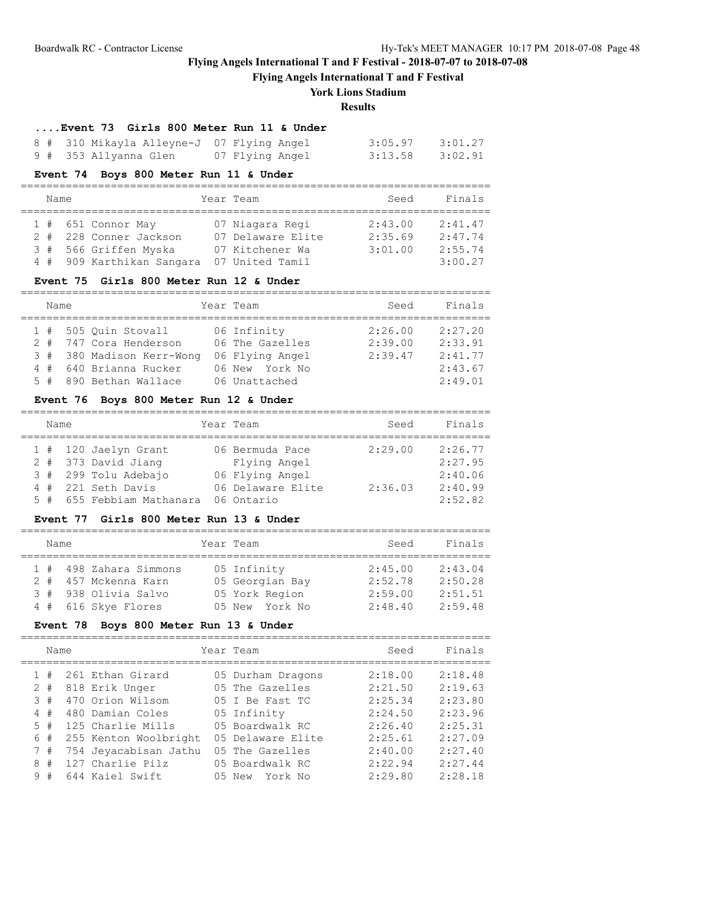# Flying Angels International T and F Festival - 2018-07-07 to 2018-07-08

## Flying Angels International T and F Festival

### York Lions Stadium

### Results

#### ....Event 73 Girls 800 Meter Run 11 & Under

| Place | Name | Year | Team | Seed | Finals |
|---|---|---|---|---|---|
| 8 # | 310 Mikayla Alleyne-J | 07 | Flying Angel | 3:05.97 | 3:01.27 |
| 9 # | 353 Allyanna Glen | 07 | Flying Angel | 3:13.58 | 3:02.91 |

#### Event 74 Boys 800 Meter Run 11 & Under

| Place | Name | Year | Team | Seed | Finals |
|---|---|---|---|---|---|
| 1 # | 651 Connor May | 07 | Niagara Regi | 2:43.00 | 2:41.47 |
| 2 # | 228 Conner Jackson | 07 | Delaware Elite | 2:35.69 | 2:47.74 |
| 3 # | 566 Griffen Myska | 07 | Kitchener Wa | 3:01.00 | 2:55.74 |
| 4 # | 909 Karthikan Sangara | 07 | United Tamil | | 3:00.27 |

#### Event 75 Girls 800 Meter Run 12 & Under

| Place | Name | Year | Team | Seed | Finals |
|---|---|---|---|---|---|
| 1 # | 505 Quin Stovall | 06 | Infinity | 2:26.00 | 2:27.20 |
| 2 # | 747 Cora Henderson | 06 | The Gazelles | 2:39.00 | 2:33.91 |
| 3 # | 380 Madison Kerr-Wong | 06 | Flying Angel | 2:39.47 | 2:41.77 |
| 4 # | 640 Brianna Rucker | 06 | New York No | | 2:43.67 |
| 5 # | 890 Bethan Wallace | 06 | Unattached | | 2:49.01 |

#### Event 76 Boys 800 Meter Run 12 & Under

| Place | Name | Year | Team | Seed | Finals |
|---|---|---|---|---|---|
| 1 # | 120 Jaelyn Grant | 06 | Bermuda Pace | 2:29.00 | 2:26.77 |
| 2 # | 373 David Jiang | | Flying Angel | | 2:27.95 |
| 3 # | 299 Tolu Adebajo | 06 | Flying Angel | | 2:40.06 |
| 4 # | 221 Seth Davis | 06 | Delaware Elite | 2:36.03 | 2:40.99 |
| 5 # | 655 Febbiam Mathanara | 06 | Ontario | | 2:52.82 |

#### Event 77 Girls 800 Meter Run 13 & Under

| Place | Name | Year | Team | Seed | Finals |
|---|---|---|---|---|---|
| 1 # | 498 Zahara Simmons | 05 | Infinity | 2:45.00 | 2:43.04 |
| 2 # | 457 Mckenna Karn | 05 | Georgian Bay | 2:52.78 | 2:50.28 |
| 3 # | 938 Olivia Salvo | 05 | York Region | 2:59.00 | 2:51.51 |
| 4 # | 616 Skye Flores | 05 | New York No | 2:48.40 | 2:59.48 |

#### Event 78 Boys 800 Meter Run 13 & Under

| Place | Name | Year | Team | Seed | Finals |
|---|---|---|---|---|---|
| 1 # | 261 Ethan Girard | 05 | Durham Dragons | 2:18.00 | 2:18.48 |
| 2 # | 818 Erik Unger | 05 | The Gazelles | 2:21.50 | 2:19.63 |
| 3 # | 470 Orion Wilson | 05 | I Be Fast TC | 2:25.34 | 2:23.80 |
| 4 # | 480 Damian Coles | 05 | Infinity | 2:24.50 | 2:23.96 |
| 5 # | 125 Charlie Mills | 05 | Boardwalk RC | 2:26.40 | 2:25.31 |
| 6 # | 255 Kenton Woolbright | 05 | Delaware Elite | 2:25.61 | 2:27.09 |
| 7 # | 754 Jeyacabisan Jathu | 05 | The Gazelles | 2:40.00 | 2:27.40 |
| 8 # | 127 Charlie Pilz | 05 | Boardwalk RC | 2:22.94 | 2:27.44 |
| 9 # | 644 Kaiel Swift | 05 | New York No | 2:29.80 | 2:28.18 |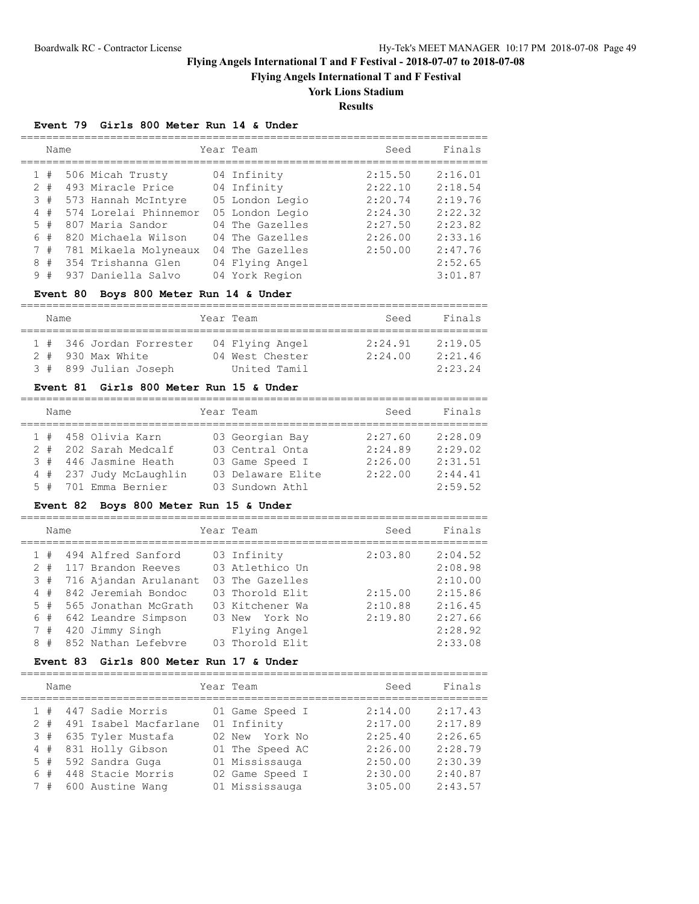# Flying Angels International T and F Festival - 2018-07-07 to 2018-07-08

## Flying Angels International T and F Festival

## York Lions Stadium

## Results

### Event 79 Girls 800 Meter Run 14 & Under

| Place | Name | Year | Team | Seed | Finals |
|---|---|---|---|---|---|
| 1 # | 506 Micah Trusty | 04 | Infinity | 2:15.50 | 2:16.01 |
| 2 # | 493 Miracle Price | 04 | Infinity | 2:22.10 | 2:18.54 |
| 3 # | 573 Hannah McIntyre | 05 | London Legio | 2:20.74 | 2:19.76 |
| 4 # | 574 Lorelai Phinnemor | 05 | London Legio | 2:24.30 | 2:22.32 |
| 5 # | 807 Maria Sandor | 04 | The Gazelles | 2:27.50 | 2:23.82 |
| 6 # | 820 Michaela Wilson | 04 | The Gazelles | 2:26.00 | 2:33.16 |
| 7 # | 781 Mikaela Molyneaux | 04 | The Gazelles | 2:50.00 | 2:47.76 |
| 8 # | 354 Trishanna Glen | 04 | Flying Angel | | 2:52.65 |
| 9 # | 937 Daniella Salvo | 04 | York Region | | 3:01.87 |

### Event 80 Boys 800 Meter Run 14 & Under

| Place | Name | Year | Team | Seed | Finals |
|---|---|---|---|---|---|
| 1 # | 346 Jordan Forrester | 04 | Flying Angel | 2:24.91 | 2:19.05 |
| 2 # | 930 Max White | 04 | West Chester | 2:24.00 | 2:21.46 |
| 3 # | 899 Julian Joseph | | United Tamil | | 2:23.24 |

### Event 81 Girls 800 Meter Run 15 & Under

| Place | Name | Year | Team | Seed | Finals |
|---|---|---|---|---|---|
| 1 # | 458 Olivia Karn | 03 | Georgian Bay | 2:27.60 | 2:28.09 |
| 2 # | 202 Sarah Medcalf | 03 | Central Onta | 2:24.89 | 2:29.02 |
| 3 # | 446 Jasmine Heath | 03 | Game Speed I | 2:26.00 | 2:31.51 |
| 4 # | 237 Judy McLaughlin | 03 | Delaware Elite | 2:22.00 | 2:44.41 |
| 5 # | 701 Emma Bernier | 03 | Sundown Athl | | 2:59.52 |

### Event 82 Boys 800 Meter Run 15 & Under

| Place | Name | Year | Team | Seed | Finals |
|---|---|---|---|---|---|
| 1 # | 494 Alfred Sanford | 03 | Infinity | 2:03.80 | 2:04.52 |
| 2 # | 117 Brandon Reeves | 03 | Atlethico Un | | 2:08.98 |
| 3 # | 716 Ajandan Arulanant | 03 | The Gazelles | | 2:10.00 |
| 4 # | 842 Jeremiah Bondoc | 03 | Thorold Elit | 2:15.00 | 2:15.86 |
| 5 # | 565 Jonathan McGrath | 03 | Kitchener Wa | 2:10.88 | 2:16.45 |
| 6 # | 642 Leandre Simpson | 03 | New York No | 2:19.80 | 2:27.66 |
| 7 # | 420 Jimmy Singh | | Flying Angel | | 2:28.92 |
| 8 # | 852 Nathan Lefebvre | 03 | Thorold Elit | | 2:33.08 |

### Event 83 Girls 800 Meter Run 17 & Under

| Place | Name | Year | Team | Seed | Finals |
|---|---|---|---|---|---|
| 1 # | 447 Sadie Morris | 01 | Game Speed I | 2:14.00 | 2:17.43 |
| 2 # | 491 Isabel Macfarlane | 01 | Infinity | 2:17.00 | 2:17.89 |
| 3 # | 635 Tyler Mustafa | 02 | New York No | 2:25.40 | 2:26.65 |
| 4 # | 831 Holly Gibson | 01 | The Speed AC | 2:26.00 | 2:28.79 |
| 5 # | 592 Sandra Guga | 01 | Mississauga | 2:50.00 | 2:30.39 |
| 6 # | 448 Stacie Morris | 02 | Game Speed I | 2:30.00 | 2:40.87 |
| 7 # | 600 Austine Wang | 01 | Mississauga | 3:05.00 | 2:43.57 |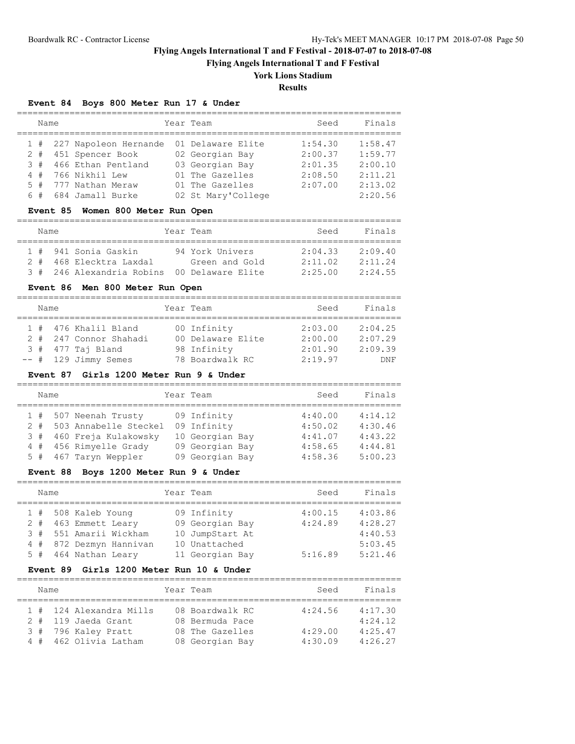# Flying Angels International T and F Festival - 2018-07-07 to 2018-07-08

## Flying Angels International T and F Festival

### York Lions Stadium

### Results

#### Event 84 Boys 800 Meter Run 17 & Under

| | Name | Year | Team | Seed | Finals |
|---|---|---|---|---|---|
| 1 # | 227 Napoleon Hernande | 01 | Delaware Elite | 1:54.30 | 1:58.47 |
| 2 # | 451 Spencer Book | 02 | Georgian Bay | 2:00.37 | 1:59.77 |
| 3 # | 466 Ethan Pentland | 03 | Georgian Bay | 2:01.35 | 2:00.10 |
| 4 # | 766 Nikhil Lew | 01 | The Gazelles | 2:08.50 | 2:11.21 |
| 5 # | 777 Nathan Meraw | 01 | The Gazelles | 2:07.00 | 2:13.02 |
| 6 # | 684 Jamall Burke | 02 | St Mary'College | | 2:20.56 |

#### Event 85 Women 800 Meter Run Open

| | Name | Year | Team | Seed | Finals |
|---|---|---|---|---|---|
| 1 # | 941 Sonia Gaskin | 94 | York Univers | 2:04.33 | 2:09.40 |
| 2 # | 468 Elecktra Laxdal | | Green and Gold | 2:11.02 | 2:11.24 |
| 3 # | 246 Alexandria Robins | 00 | Delaware Elite | 2:25.00 | 2:24.55 |

#### Event 86 Men 800 Meter Run Open

| | Name | Year | Team | Seed | Finals |
|---|---|---|---|---|---|
| 1 # | 476 Khalil Bland | 00 | Infinity | 2:03.00 | 2:04.25 |
| 2 # | 247 Connor Shahadi | 00 | Delaware Elite | 2:00.00 | 2:07.29 |
| 3 # | 477 Taj Bland | 98 | Infinity | 2:01.90 | 2:09.39 |
| -- # | 129 Jimmy Semes | 78 | Boardwalk RC | 2:19.97 | DNF |

#### Event 87 Girls 1200 Meter Run 9 & Under

| | Name | Year | Team | Seed | Finals |
|---|---|---|---|---|---|
| 1 # | 507 Neenah Trusty | 09 | Infinity | 4:40.00 | 4:14.12 |
| 2 # | 503 Annabelle Steckel | 09 | Infinity | 4:50.02 | 4:30.46 |
| 3 # | 460 Freja Kulakowsky | 10 | Georgian Bay | 4:41.07 | 4:43.22 |
| 4 # | 456 Rimyelle Grady | 09 | Georgian Bay | 4:58.65 | 4:44.81 |
| 5 # | 467 Taryn Weppler | 09 | Georgian Bay | 4:58.36 | 5:00.23 |

#### Event 88 Boys 1200 Meter Run 9 & Under

| | Name | Year | Team | Seed | Finals |
|---|---|---|---|---|---|
| 1 # | 508 Kaleb Young | 09 | Infinity | 4:00.15 | 4:03.86 |
| 2 # | 463 Emmett Leary | 09 | Georgian Bay | 4:24.89 | 4:28.27 |
| 3 # | 551 Amarii Wickham | 10 | JumpStart At | | 4:40.53 |
| 4 # | 872 Dezmyn Hannivan | 10 | Unattached | | 5:03.45 |
| 5 # | 464 Nathan Leary | 11 | Georgian Bay | 5:16.89 | 5:21.46 |

#### Event 89 Girls 1200 Meter Run 10 & Under

| | Name | Year | Team | Seed | Finals |
|---|---|---|---|---|---|
| 1 # | 124 Alexandra Mills | 08 | Boardwalk RC | 4:24.56 | 4:17.30 |
| 2 # | 119 Jaeda Grant | 08 | Bermuda Pace | | 4:24.12 |
| 3 # | 796 Kaley Pratt | 08 | The Gazelles | 4:29.00 | 4:25.47 |
| 4 # | 462 Olivia Latham | 08 | Georgian Bay | 4:30.09 | 4:26.27 |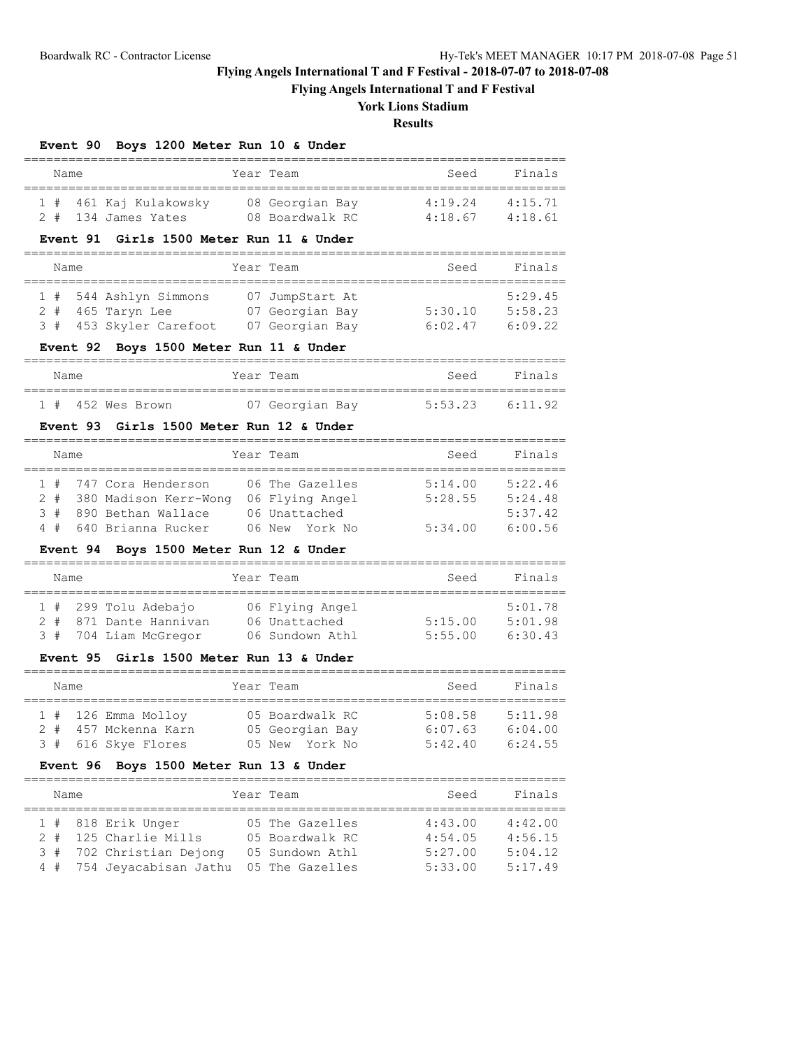# Flying Angels International T and F Festival - 2018-07-07 to 2018-07-08

## Flying Angels International T and F Festival

### York Lions Stadium

### Results

**Event 90 Boys 1200 Meter Run 10 & Under**

| | Name | Year | Team | Seed | Finals |
|---|---|---|---|---|---|
| 1 # | 461 Kaj Kulakowsky | 08 | Georgian Bay | 4:19.24 | 4:15.71 |
| 2 # | 134 James Yates | 08 | Boardwalk RC | 4:18.67 | 4:18.61 |

**Event 91 Girls 1500 Meter Run 11 & Under**

| | Name | Year | Team | Seed | Finals |
|---|---|---|---|---|---|
| 1 # | 544 Ashlyn Simmons | 07 | JumpStart At | | 5:29.45 |
| 2 # | 465 Taryn Lee | 07 | Georgian Bay | 5:30.10 | 5:58.23 |
| 3 # | 453 Skyler Carefoot | 07 | Georgian Bay | 6:02.47 | 6:09.22 |

**Event 92 Boys 1500 Meter Run 11 & Under**

| | Name | Year | Team | Seed | Finals |
|---|---|---|---|---|---|
| 1 # | 452 Wes Brown | 07 | Georgian Bay | 5:53.23 | 6:11.92 |

**Event 93 Girls 1500 Meter Run 12 & Under**

| | Name | Year | Team | Seed | Finals |
|---|---|---|---|---|---|
| 1 # | 747 Cora Henderson | 06 | The Gazelles | 5:14.00 | 5:22.46 |
| 2 # | 380 Madison Kerr-Wong | 06 | Flying Angel | 5:28.55 | 5:24.48 |
| 3 # | 890 Bethan Wallace | 06 | Unattached | | 5:37.42 |
| 4 # | 640 Brianna Rucker | 06 | New York No | 5:34.00 | 6:00.56 |

**Event 94 Boys 1500 Meter Run 12 & Under**

| | Name | Year | Team | Seed | Finals |
|---|---|---|---|---|---|
| 1 # | 299 Tolu Adebajo | 06 | Flying Angel | | 5:01.78 |
| 2 # | 871 Dante Hannivan | 06 | Unattached | 5:15.00 | 5:01.98 |
| 3 # | 704 Liam McGregor | 06 | Sundown Athl | 5:55.00 | 6:30.43 |

**Event 95 Girls 1500 Meter Run 13 & Under**

| | Name | Year | Team | Seed | Finals |
|---|---|---|---|---|---|
| 1 # | 126 Emma Molloy | 05 | Boardwalk RC | 5:08.58 | 5:11.98 |
| 2 # | 457 Mckenna Karn | 05 | Georgian Bay | 6:07.63 | 6:04.00 |
| 3 # | 616 Skye Flores | 05 | New York No | 5:42.40 | 6:24.55 |

**Event 96 Boys 1500 Meter Run 13 & Under**

| | Name | Year | Team | Seed | Finals |
|---|---|---|---|---|---|
| 1 # | 818 Erik Unger | 05 | The Gazelles | 4:43.00 | 4:42.00 |
| 2 # | 125 Charlie Mills | 05 | Boardwalk RC | 4:54.05 | 4:56.15 |
| 3 # | 702 Christian Dejong | 05 | Sundown Athl | 5:27.00 | 5:04.12 |
| 4 # | 754 Jeyacabisan Jathu | 05 | The Gazelles | 5:33.00 | 5:17.49 |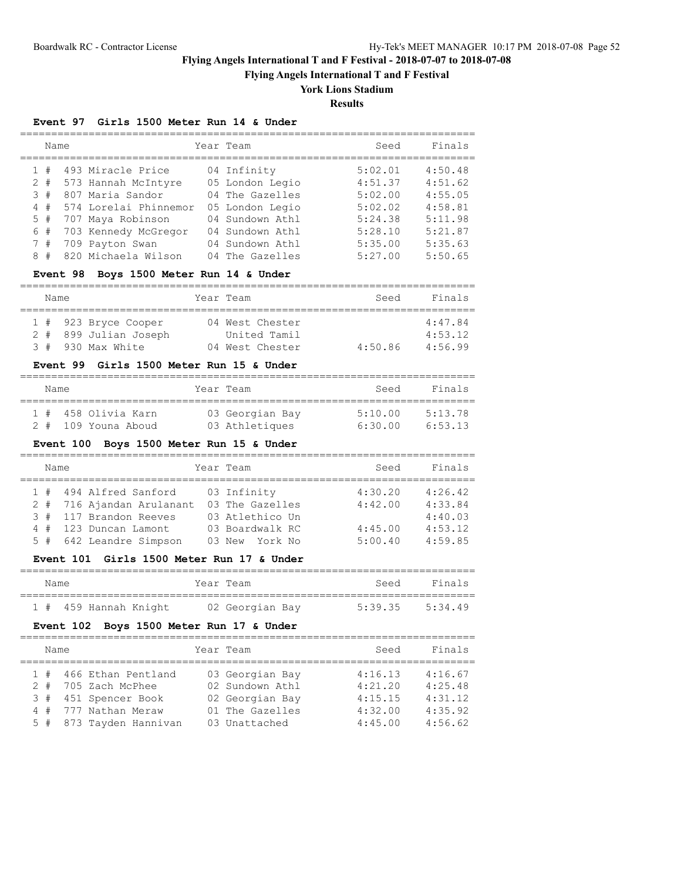# Flying Angels International T and F Festival - 2018-07-07 to 2018-07-08

## Flying Angels International T and F Festival

## York Lions Stadium

## Results

### Event 97 Girls 1500 Meter Run 14 & Under

| | Name | Year | Team | Seed | Finals |
|---|---|---|---|---|---|
| 1 # | 493 Miracle Price | 04 | Infinity | 5:02.01 | 4:50.48 |
| 2 # | 573 Hannah McIntyre | 05 | London Legio | 4:51.37 | 4:51.62 |
| 3 # | 807 Maria Sandor | 04 | The Gazelles | 5:02.00 | 4:55.05 |
| 4 # | 574 Lorelai Phinnemor | 05 | London Legio | 5:02.02 | 4:58.81 |
| 5 # | 707 Maya Robinson | 04 | Sundown Athl | 5:24.38 | 5:11.98 |
| 6 # | 703 Kennedy McGregor | 04 | Sundown Athl | 5:28.10 | 5:21.87 |
| 7 # | 709 Payton Swan | 04 | Sundown Athl | 5:35.00 | 5:35.63 |
| 8 # | 820 Michaela Wilson | 04 | The Gazelles | 5:27.00 | 5:50.65 |

### Event 98 Boys 1500 Meter Run 14 & Under

| | Name | Year | Team | Seed | Finals |
|---|---|---|---|---|---|
| 1 # | 923 Bryce Cooper | 04 | West Chester | | 4:47.84 |
| 2 # | 899 Julian Joseph | | United Tamil | | 4:53.12 |
| 3 # | 930 Max White | 04 | West Chester | 4:50.86 | 4:56.99 |

### Event 99 Girls 1500 Meter Run 15 & Under

| | Name | Year | Team | Seed | Finals |
|---|---|---|---|---|---|
| 1 # | 458 Olivia Karn | 03 | Georgian Bay | 5:10.00 | 5:13.78 |
| 2 # | 109 Youna Aboud | 03 | Athletiques | 6:30.00 | 6:53.13 |

### Event 100 Boys 1500 Meter Run 15 & Under

| | Name | Year | Team | Seed | Finals |
|---|---|---|---|---|---|
| 1 # | 494 Alfred Sanford | 03 | Infinity | 4:30.20 | 4:26.42 |
| 2 # | 716 Ajandan Arulanant | 03 | The Gazelles | 4:42.00 | 4:33.84 |
| 3 # | 117 Brandon Reeves | 03 | Atlethico Un | | 4:40.03 |
| 4 # | 123 Duncan Lamont | 03 | Boardwalk RC | 4:45.00 | 4:53.12 |
| 5 # | 642 Leandre Simpson | 03 | New York No | 5:00.40 | 4:59.85 |

### Event 101 Girls 1500 Meter Run 17 & Under

| | Name | Year | Team | Seed | Finals |
|---|---|---|---|---|---|
| 1 # | 459 Hannah Knight | 02 | Georgian Bay | 5:39.35 | 5:34.49 |

### Event 102 Boys 1500 Meter Run 17 & Under

| | Name | Year | Team | Seed | Finals |
|---|---|---|---|---|---|
| 1 # | 466 Ethan Pentland | 03 | Georgian Bay | 4:16.13 | 4:16.67 |
| 2 # | 705 Zach McPhee | 02 | Sundown Athl | 4:21.20 | 4:25.48 |
| 3 # | 451 Spencer Book | 02 | Georgian Bay | 4:15.15 | 4:31.12 |
| 4 # | 777 Nathan Meraw | 01 | The Gazelles | 4:32.00 | 4:35.92 |
| 5 # | 873 Tayden Hannivan | 03 | Unattached | 4:45.00 | 4:56.62 |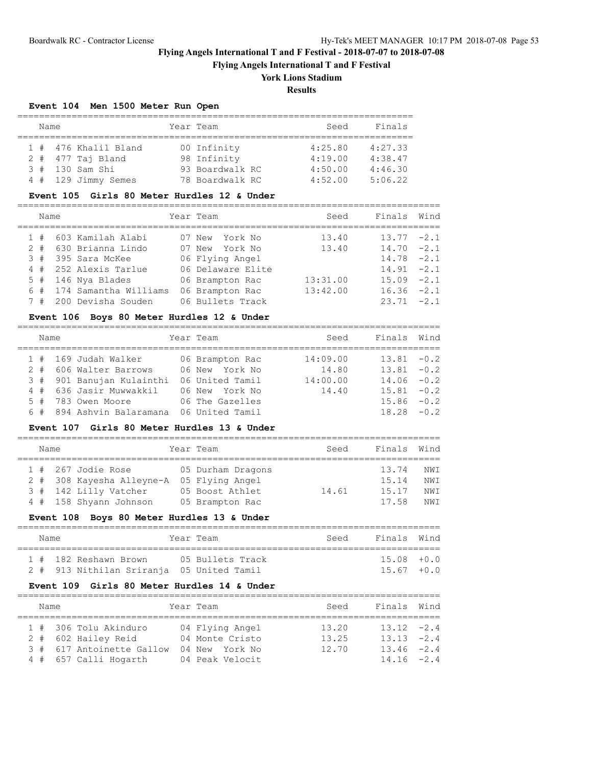# Flying Angels International T and F Festival - 2018-07-07 to 2018-07-08

## Flying Angels International T and F Festival

### York Lions Stadium

### Results

**Event 104 Men 1500 Meter Run Open**

| | Name | Year | Team | Seed | Finals |
|---|---|---|---|---|---|
| 1 # | 476 Khalil Bland | 00 | Infinity | 4:25.80 | 4:27.33 |
| 2 # | 477 Taj Bland | 98 | Infinity | 4:19.00 | 4:38.47 |
| 3 # | 130 Sam Shi | 93 | Boardwalk RC | 4:50.00 | 4:46.30 |
| 4 # | 129 Jimmy Semes | 78 | Boardwalk RC | 4:52.00 | 5:06.22 |

**Event 105 Girls 80 Meter Hurdles 12 & Under**

| | Name | Year | Team | Seed | Finals | Wind |
|---|---|---|---|---|---|---|
| 1 # | 603 Kamilah Alabi | 07 | New York No | 13.40 | 13.77 | -2.1 |
| 2 # | 630 Brianna Lindo | 07 | New York No | 13.40 | 14.70 | -2.1 |
| 3 # | 395 Sara McKee | 06 | Flying Angel | | 14.78 | -2.1 |
| 4 # | 252 Alexis Tarlue | 06 | Delaware Elite | | 14.91 | -2.1 |
| 5 # | 146 Nya Blades | 06 | Brampton Rac | 13:31.00 | 15.09 | -2.1 |
| 6 # | 174 Samantha Williams | 06 | Brampton Rac | 13:42.00 | 16.36 | -2.1 |
| 7 # | 200 Devisha Souden | 06 | Bullets Track | | 23.71 | -2.1 |

**Event 106 Boys 80 Meter Hurdles 12 & Under**

| | Name | Year | Team | Seed | Finals | Wind |
|---|---|---|---|---|---|---|
| 1 # | 169 Judah Walker | 06 | Brampton Rac | 14:09.00 | 13.81 | -0.2 |
| 2 # | 606 Walter Barrows | 06 | New York No | 14.80 | 13.81 | -0.2 |
| 3 # | 901 Banujan Kulainthi | 06 | United Tamil | 14:00.00 | 14.06 | -0.2 |
| 4 # | 636 Jasir Muwwakkil | 06 | New York No | 14.40 | 15.81 | -0.2 |
| 5 # | 783 Owen Moore | 06 | The Gazelles | | 15.86 | -0.2 |
| 6 # | 894 Ashvin Balaramana | 06 | United Tamil | | 18.28 | -0.2 |

**Event 107 Girls 80 Meter Hurdles 13 & Under**

| | Name | Year | Team | Seed | Finals | Wind |
|---|---|---|---|---|---|---|
| 1 # | 267 Jodie Rose | 05 | Durham Dragons | | 13.74 | NWI |
| 2 # | 308 Kayesha Alleyne-A | 05 | Flying Angel | | 15.14 | NWI |
| 3 # | 142 Lilly Vatcher | 05 | Boost Athlet | 14.61 | 15.17 | NWI |
| 4 # | 158 Shyann Johnson | 05 | Brampton Rac | | 17.58 | NWI |

**Event 108 Boys 80 Meter Hurdles 13 & Under**

| | Name | Year | Team | Seed | Finals | Wind |
|---|---|---|---|---|---|---|
| 1 # | 182 Reshawn Brown | 05 | Bullets Track | | 15.08 | +0.0 |
| 2 # | 913 Nithilan Sriranja | 05 | United Tamil | | 15.67 | +0.0 |

**Event 109 Girls 80 Meter Hurdles 14 & Under**

| | Name | Year | Team | Seed | Finals | Wind |
|---|---|---|---|---|---|---|
| 1 # | 306 Tolu Akinduro | 04 | Flying Angel | 13.20 | 13.12 | -2.4 |
| 2 # | 602 Hailey Reid | 04 | Monte Cristo | 13.25 | 13.13 | -2.4 |
| 3 # | 617 Antoinette Gallow | 04 | New York No | 12.70 | 13.46 | -2.4 |
| 4 # | 657 Calli Hogarth | 04 | Peak Velocit | | 14.16 | -2.4 |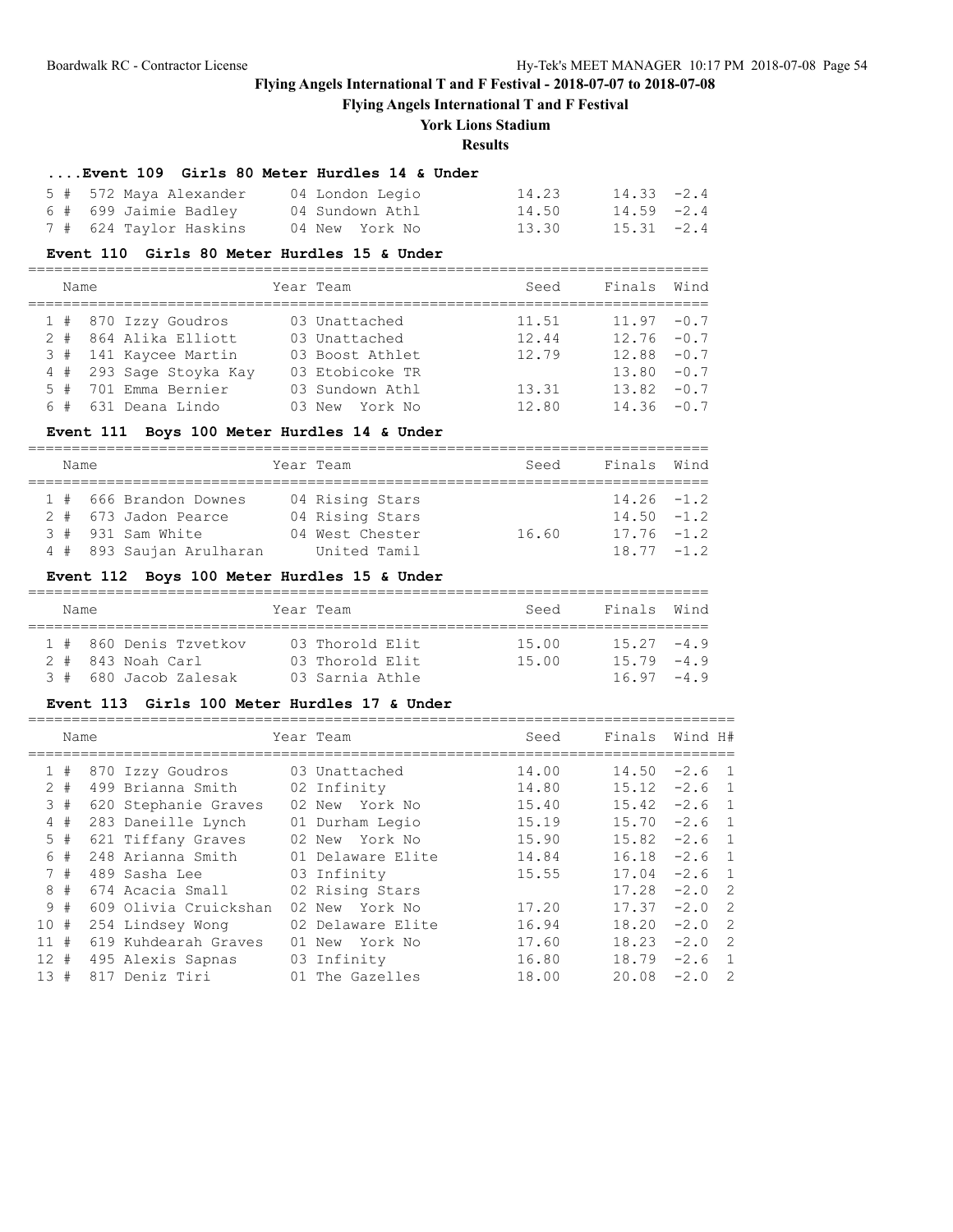# Flying Angels International T and F Festival - 2018-07-07 to 2018-07-08

## Flying Angels International T and F Festival

### York Lions Stadium

### Results

#### ....Event 109 Girls 80 Meter Hurdles 14 & Under

| Place | Name | Year | Team | Seed | Finals | Wind |
|---|---|---|---|---|---|---|
| 5 # | 572 Maya Alexander | 04 | London Legio | 14.23 | 14.33 | -2.4 |
| 6 # | 699 Jaimie Badley | 04 | Sundown Athl | 14.50 | 14.59 | -2.4 |
| 7 # | 624 Taylor Haskins | 04 | New York No | 13.30 | 15.31 | -2.4 |

#### Event 110 Girls 80 Meter Hurdles 15 & Under

| Place | Name | Year | Team | Seed | Finals | Wind |
|---|---|---|---|---|---|---|
| 1 # | 870 Izzy Goudros | 03 | Unattached | 11.51 | 11.97 | -0.7 |
| 2 # | 864 Alika Elliott | 03 | Unattached | 12.44 | 12.76 | -0.7 |
| 3 # | 141 Kaycee Martin | 03 | Boost Athlet | 12.79 | 12.88 | -0.7 |
| 4 # | 293 Sage Stoyka Kay | 03 | Etobicoke TR | | 13.80 | -0.7 |
| 5 # | 701 Emma Bernier | 03 | Sundown Athl | 13.31 | 13.82 | -0.7 |
| 6 # | 631 Deana Lindo | 03 | New York No | 12.80 | 14.36 | -0.7 |

#### Event 111 Boys 100 Meter Hurdles 14 & Under

| Place | Name | Year | Team | Seed | Finals | Wind |
|---|---|---|---|---|---|---|
| 1 # | 666 Brandon Downes | 04 | Rising Stars | | 14.26 | -1.2 |
| 2 # | 673 Jadon Pearce | 04 | Rising Stars | | 14.50 | -1.2 |
| 3 # | 931 Sam White | 04 | West Chester | 16.60 | 17.76 | -1.2 |
| 4 # | 893 Saujan Arulharan | | United Tamil | | 18.77 | -1.2 |

#### Event 112 Boys 100 Meter Hurdles 15 & Under

| Place | Name | Year | Team | Seed | Finals | Wind |
|---|---|---|---|---|---|---|
| 1 # | 860 Denis Tzvetkov | 03 | Thorold Elit | 15.00 | 15.27 | -4.9 |
| 2 # | 843 Noah Carl | 03 | Thorold Elit | 15.00 | 15.79 | -4.9 |
| 3 # | 680 Jacob Zalesak | 03 | Sarnia Athle | | 16.97 | -4.9 |

#### Event 113 Girls 100 Meter Hurdles 17 & Under

| Place | Name | Year | Team | Seed | Finals | Wind | H# |
|---|---|---|---|---|---|---|---|
| 1 # | 870 Izzy Goudros | 03 | Unattached | 14.00 | 14.50 | -2.6 | 1 |
| 2 # | 499 Brianna Smith | 02 | Infinity | 14.80 | 15.12 | -2.6 | 1 |
| 3 # | 620 Stephanie Graves | 02 | New York No | 15.40 | 15.42 | -2.6 | 1 |
| 4 # | 283 Daneille Lynch | 01 | Durham Legio | 15.19 | 15.70 | -2.6 | 1 |
| 5 # | 621 Tiffany Graves | 02 | New York No | 15.90 | 15.82 | -2.6 | 1 |
| 6 # | 248 Arianna Smith | 01 | Delaware Elite | 14.84 | 16.18 | -2.6 | 1 |
| 7 # | 489 Sasha Lee | 03 | Infinity | 15.55 | 17.04 | -2.6 | 1 |
| 8 # | 674 Acacia Small | 02 | Rising Stars | | 17.28 | -2.0 | 2 |
| 9 # | 609 Olivia Cruickshan | 02 | New York No | 17.20 | 17.37 | -2.0 | 2 |
| 10 # | 254 Lindsey Wong | 02 | Delaware Elite | 16.94 | 18.20 | -2.0 | 2 |
| 11 # | 619 Kuhdearah Graves | 01 | New York No | 17.60 | 18.23 | -2.0 | 2 |
| 12 # | 495 Alexis Sapnas | 03 | Infinity | 16.80 | 18.79 | -2.6 | 1 |
| 13 # | 817 Deniz Tiri | 01 | The Gazelles | 18.00 | 20.08 | -2.0 | 2 |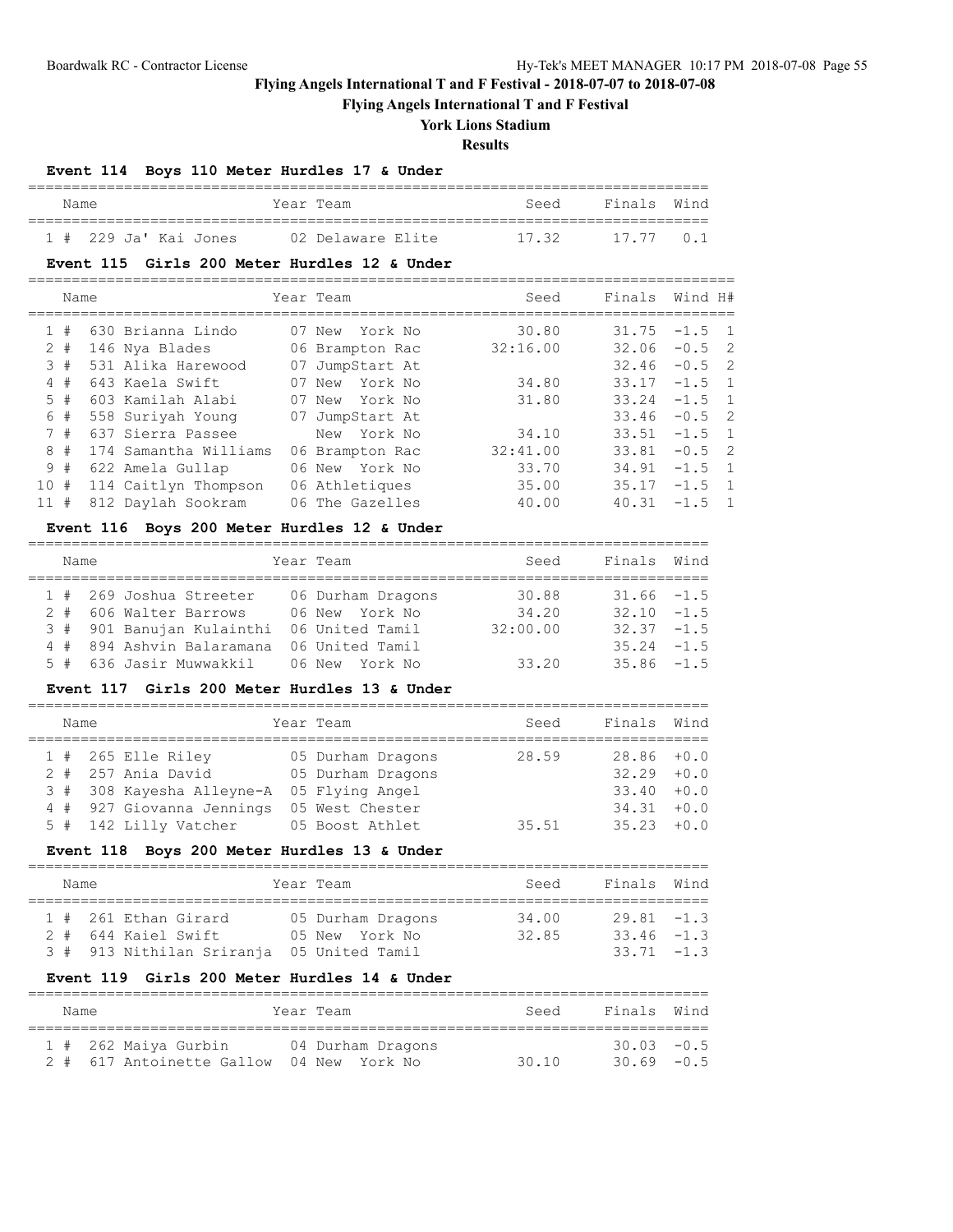# Flying Angels International T and F Festival - 2018-07-07 to 2018-07-08

## Flying Angels International T and F Festival

## York Lions Stadium

## Results

### Event 114 Boys 110 Meter Hurdles 17 & Under

| | Name | Year | Team | Seed | Finals | Wind |
|---|---|---|---|---|---|---|
| 1 # | 229 Ja' Kai Jones | 02 | Delaware Elite | 17.32 | 17.77 | 0.1 |

### Event 115 Girls 200 Meter Hurdles 12 & Under

| | Name | Year | Team | Seed | Finals | Wind | H# |
|---|---|---|---|---|---|---|---|
| 1 # | 630 Brianna Lindo | 07 | New York No | 30.80 | 31.75 | -1.5 | 1 |
| 2 # | 146 Nya Blades | 06 | Brampton Rac | 32:16.00 | 32.06 | -0.5 | 2 |
| 3 # | 531 Alika Harewood | 07 | JumpStart At | | 32.46 | -0.5 | 2 |
| 4 # | 643 Kaela Swift | 07 | New York No | 34.80 | 33.17 | -1.5 | 1 |
| 5 # | 603 Kamilah Alabi | 07 | New York No | 31.80 | 33.24 | -1.5 | 1 |
| 6 # | 558 Suriyah Young | 07 | JumpStart At | | 33.46 | -0.5 | 2 |
| 7 # | 637 Sierra Passee | | New York No | 34.10 | 33.51 | -1.5 | 1 |
| 8 # | 174 Samantha Williams | 06 | Brampton Rac | 32:41.00 | 33.81 | -0.5 | 2 |
| 9 # | 622 Amela Gullap | 06 | New York No | 33.70 | 34.91 | -1.5 | 1 |
| 10 # | 114 Caitlyn Thompson | 06 | Athletiques | 35.00 | 35.17 | -1.5 | 1 |
| 11 # | 812 Daylah Sookram | 06 | The Gazelles | 40.00 | 40.31 | -1.5 | 1 |

### Event 116 Boys 200 Meter Hurdles 12 & Under

| | Name | Year | Team | Seed | Finals | Wind |
|---|---|---|---|---|---|---|
| 1 # | 269 Joshua Streeter | 06 | Durham Dragons | 30.88 | 31.66 | -1.5 |
| 2 # | 606 Walter Barrows | 06 | New York No | 34.20 | 32.10 | -1.5 |
| 3 # | 901 Banujan Kulainthi | 06 | United Tamil | 32:00.00 | 32.37 | -1.5 |
| 4 # | 894 Ashvin Balaramana | 06 | United Tamil | | 35.24 | -1.5 |
| 5 # | 636 Jasir Muwwakkil | 06 | New York No | 33.20 | 35.86 | -1.5 |

### Event 117 Girls 200 Meter Hurdles 13 & Under

| | Name | Year | Team | Seed | Finals | Wind |
|---|---|---|---|---|---|---|
| 1 # | 265 Elle Riley | 05 | Durham Dragons | 28.59 | 28.86 | +0.0 |
| 2 # | 257 Ania David | 05 | Durham Dragons | | 32.29 | +0.0 |
| 3 # | 308 Kayesha Alleyne-A | 05 | Flying Angel | | 33.40 | +0.0 |
| 4 # | 927 Giovanna Jennings | 05 | West Chester | | 34.31 | +0.0 |
| 5 # | 142 Lilly Vatcher | 05 | Boost Athlet | 35.51 | 35.23 | +0.0 |

### Event 118 Boys 200 Meter Hurdles 13 & Under

| | Name | Year | Team | Seed | Finals | Wind |
|---|---|---|---|---|---|---|
| 1 # | 261 Ethan Girard | 05 | Durham Dragons | 34.00 | 29.81 | -1.3 |
| 2 # | 644 Kaiel Swift | 05 | New York No | 32.85 | 33.46 | -1.3 |
| 3 # | 913 Nithilan Sriranja | 05 | United Tamil | | 33.71 | -1.3 |

### Event 119 Girls 200 Meter Hurdles 14 & Under

| | Name | Year | Team | Seed | Finals | Wind |
|---|---|---|---|---|---|---|
| 1 # | 262 Maiya Gurbin | 04 | Durham Dragons | | 30.03 | -0.5 |
| 2 # | 617 Antoinette Gallow | 04 | New York No | 30.10 | 30.69 | -0.5 |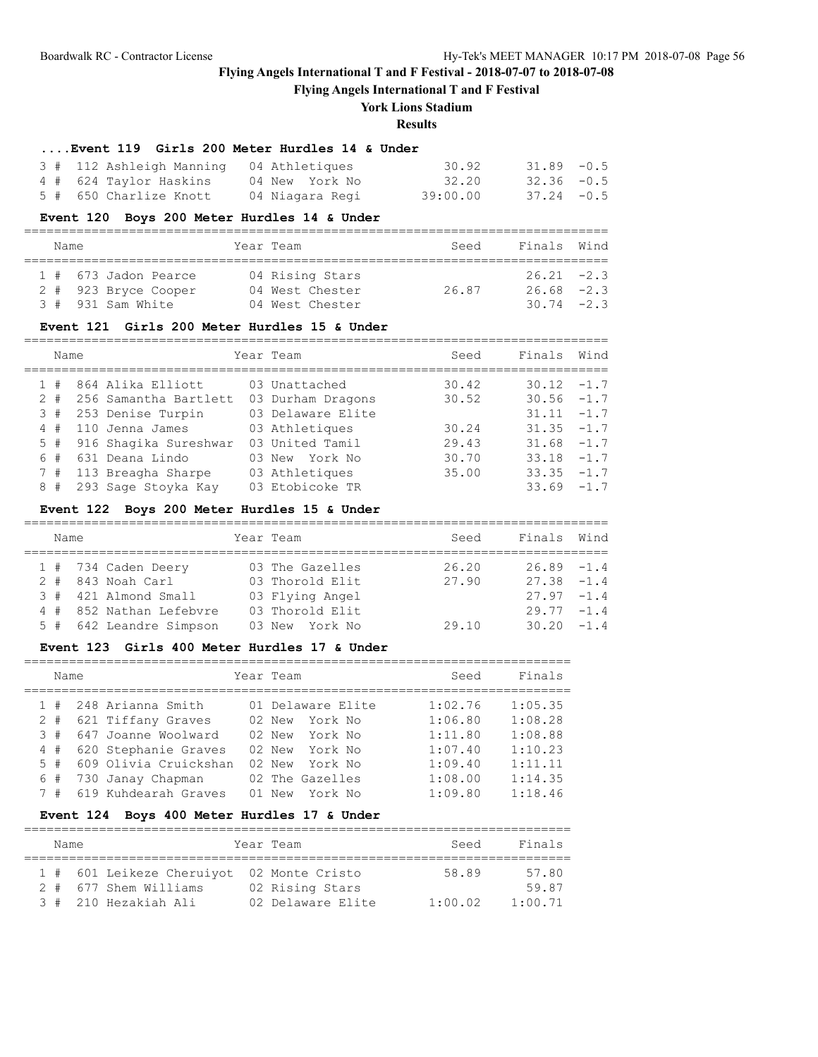# Flying Angels International T and F Festival - 2018-07-07 to 2018-07-08

## Flying Angels International T and F Festival

### York Lions Stadium

### Results

#### ....Event 119 Girls 200 Meter Hurdles 14 & Under

| Place | Comp# | Name | Year | Team | Seed | Finals | Wind |
|---|---|---|---|---|---|---|---|
| 3 # | 112 | Ashleigh Manning | 04 | Athletiques | 30.92 | 31.89 | -0.5 |
| 4 # | 624 | Taylor Haskins | 04 | New York No | 32.20 | 32.36 | -0.5 |
| 5 # | 650 | Charlize Knott | 04 | Niagara Regi | 39:00.00 | 37.24 | -0.5 |

#### Event 120 Boys 200 Meter Hurdles 14 & Under

| Place | Comp# | Name | Year | Team | Seed | Finals | Wind |
|---|---|---|---|---|---|---|---|
| 1 # | 673 | Jadon Pearce | 04 | Rising Stars | | 26.21 | -2.3 |
| 2 # | 923 | Bryce Cooper | 04 | West Chester | 26.87 | 26.68 | -2.3 |
| 3 # | 931 | Sam White | 04 | West Chester | | 30.74 | -2.3 |

#### Event 121 Girls 200 Meter Hurdles 15 & Under

| Place | Comp# | Name | Year | Team | Seed | Finals | Wind |
|---|---|---|---|---|---|---|---|
| 1 # | 864 | Alika Elliott | 03 | Unattached | 30.42 | 30.12 | -1.7 |
| 2 # | 256 | Samantha Bartlett | 03 | Durham Dragons | 30.52 | 30.56 | -1.7 |
| 3 # | 253 | Denise Turpin | 03 | Delaware Elite | | 31.11 | -1.7 |
| 4 # | 110 | Jenna James | 03 | Athletiques | 30.24 | 31.35 | -1.7 |
| 5 # | 916 | Shagika Sureshwar | 03 | United Tamil | 29.43 | 31.68 | -1.7 |
| 6 # | 631 | Deana Lindo | 03 | New York No | 30.70 | 33.18 | -1.7 |
| 7 # | 113 | Breagha Sharpe | 03 | Athletiques | 35.00 | 33.35 | -1.7 |
| 8 # | 293 | Sage Stoyka Kay | 03 | Etobicoke TR | | 33.69 | -1.7 |

#### Event 122 Boys 200 Meter Hurdles 15 & Under

| Place | Comp# | Name | Year | Team | Seed | Finals | Wind |
|---|---|---|---|---|---|---|---|
| 1 # | 734 | Caden Deery | 03 | The Gazelles | 26.20 | 26.89 | -1.4 |
| 2 # | 843 | Noah Carl | 03 | Thorold Elit | 27.90 | 27.38 | -1.4 |
| 3 # | 421 | Almond Small | 03 | Flying Angel | | 27.97 | -1.4 |
| 4 # | 852 | Nathan Lefebvre | 03 | Thorold Elit | | 29.77 | -1.4 |
| 5 # | 642 | Leandre Simpson | 03 | New York No | 29.10 | 30.20 | -1.4 |

#### Event 123 Girls 400 Meter Hurdles 17 & Under

| Place | Comp# | Name | Year | Team | Seed | Finals |
|---|---|---|---|---|---|---|
| 1 # | 248 | Arianna Smith | 01 | Delaware Elite | 1:02.76 | 1:05.35 |
| 2 # | 621 | Tiffany Graves | 02 | New York No | 1:06.80 | 1:08.28 |
| 3 # | 647 | Joanne Woolward | 02 | New York No | 1:11.80 | 1:08.88 |
| 4 # | 620 | Stephanie Graves | 02 | New York No | 1:07.40 | 1:10.23 |
| 5 # | 609 | Olivia Cruickshan | 02 | New York No | 1:09.40 | 1:11.11 |
| 6 # | 730 | Janay Chapman | 02 | The Gazelles | 1:08.00 | 1:14.35 |
| 7 # | 619 | Kuhdearah Graves | 01 | New York No | 1:09.80 | 1:18.46 |

#### Event 124 Boys 400 Meter Hurdles 17 & Under

| Place | Comp# | Name | Year | Team | Seed | Finals |
|---|---|---|---|---|---|---|
| 1 # | 601 | Leikeze Cheruiyot | 02 | Monte Cristo | 58.89 | 57.80 |
| 2 # | 677 | Shem Williams | 02 | Rising Stars | | 59.87 |
| 3 # | 210 | Hezakiah Ali | 02 | Delaware Elite | 1:00.02 | 1:00.71 |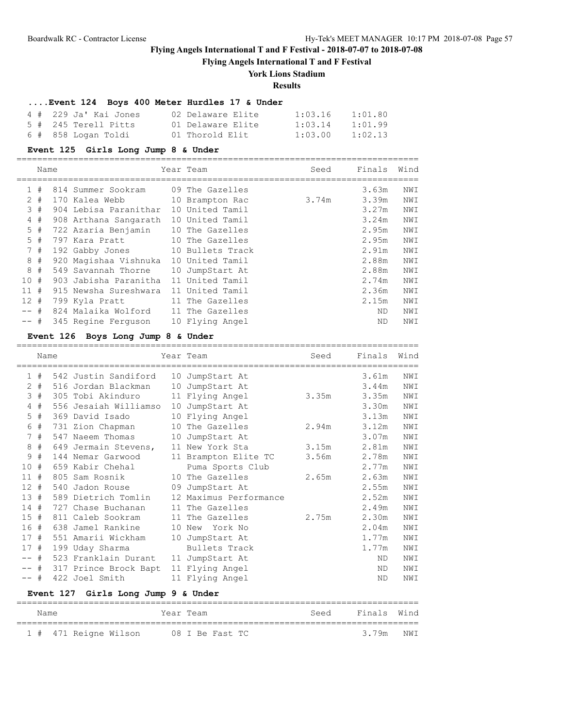# Flying Angels International T and F Festival - 2018-07-07 to 2018-07-08

## Flying Angels International T and F Festival

### York Lions Stadium

### Results

#### ....Event 124 Boys 400 Meter Hurdles 17 & Under

| Place | Name | Year Team | Seed | Finals |
|---|---|---|---|---|
| 4 # | 229 Ja' Kai Jones | 02 Delaware Elite | 1:03.16 | 1:01.80 |
| 5 # | 245 Terell Pitts | 01 Delaware Elite | 1:03.14 | 1:01.99 |
| 6 # | 858 Logan Toldi | 01 Thorold Elit | 1:03.00 | 1:02.13 |

#### Event 125 Girls Long Jump 8 & Under

| Place | Name | Year | Team | Seed | Finals | Wind |
|---|---|---|---|---|---|---|
| 1 # | 814 Summer Sookram | 09 | The Gazelles | | 3.63m | NWI |
| 2 # | 170 Kalea Webb | 10 | Brampton Rac | 3.74m | 3.39m | NWI |
| 3 # | 904 Lebisa Paranithar | 10 | United Tamil | | 3.27m | NWI |
| 4 # | 908 Arthana Sangarath | 10 | United Tamil | | 3.24m | NWI |
| 5 # | 722 Azaria Benjamin | 10 | The Gazelles | | 2.95m | NWI |
| 5 # | 797 Kara Pratt | 10 | The Gazelles | | 2.95m | NWI |
| 7 # | 192 Gabby Jones | 10 | Bullets Track | | 2.91m | NWI |
| 8 # | 920 Magishaa Vishnuka | 10 | United Tamil | | 2.88m | NWI |
| 8 # | 549 Savannah Thorne | 10 | JumpStart At | | 2.88m | NWI |
| 10 # | 903 Jabisha Paranitha | 11 | United Tamil | | 2.74m | NWI |
| 11 # | 915 Newsha Sureshwara | 11 | United Tamil | | 2.36m | NWI |
| 12 # | 799 Kyla Pratt | 11 | The Gazelles | | 2.15m | NWI |
| -- # | 824 Malaika Wolford | 11 | The Gazelles | | ND | NWI |
| -- # | 345 Regine Ferguson | 10 | Flying Angel | | ND | NWI |

#### Event 126 Boys Long Jump 8 & Under

| Place | Name | Year | Team | Seed | Finals | Wind |
|---|---|---|---|---|---|---|
| 1 # | 542 Justin Sandiford | 10 | JumpStart At | | 3.61m | NWI |
| 2 # | 516 Jordan Blackman | 10 | JumpStart At | | 3.44m | NWI |
| 3 # | 305 Tobi Akinduro | 11 | Flying Angel | 3.35m | 3.35m | NWI |
| 4 # | 556 Jesaiah Williamso | 10 | JumpStart At | | 3.30m | NWI |
| 5 # | 369 David Isado | 10 | Flying Angel | | 3.13m | NWI |
| 6 # | 731 Zion Chapman | 10 | The Gazelles | 2.94m | 3.12m | NWI |
| 7 # | 547 Naeem Thomas | 10 | JumpStart At | | 3.07m | NWI |
| 8 # | 649 Jermain Stevens, | 11 | New York Sta | 3.15m | 2.81m | NWI |
| 9 # | 144 Nemar Garwood | 11 | Brampton Elite TC | 3.56m | 2.78m | NWI |
| 10 # | 659 Kabir Chehal | | Puma Sports Club | | 2.77m | NWI |
| 11 # | 805 Sam Rosnik | 10 | The Gazelles | 2.65m | 2.63m | NWI |
| 12 # | 540 Jadon Rouse | 09 | JumpStart At | | 2.55m | NWI |
| 13 # | 589 Dietrich Tomlin | 12 | Maximus Performance | | 2.52m | NWI |
| 14 # | 727 Chase Buchanan | 11 | The Gazelles | | 2.49m | NWI |
| 15 # | 811 Caleb Sookram | 11 | The Gazelles | 2.75m | 2.30m | NWI |
| 16 # | 638 Jamel Rankine | 10 | New York No | | 2.04m | NWI |
| 17 # | 551 Amarii Wickham | 10 | JumpStart At | | 1.77m | NWI |
| 17 # | 199 Uday Sharma | | Bullets Track | | 1.77m | NWI |
| -- # | 523 Franklain Durant | 11 | JumpStart At | | ND | NWI |
| -- # | 317 Prince Brock Bapt | 11 | Flying Angel | | ND | NWI |
| -- # | 422 Joel Smith | 11 | Flying Angel | | ND | NWI |

#### Event 127 Girls Long Jump 9 & Under

| Place | Name | Year | Team | Seed | Finals | Wind |
|---|---|---|---|---|---|---|
| 1 # | 471 Reigne Wilson | 08 | I Be Fast TC | | 3.79m | NWI |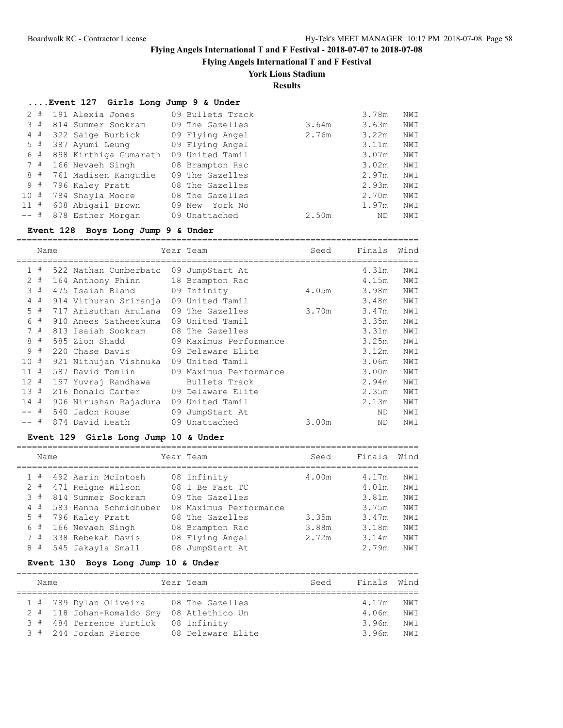# Flying Angels International T and F Festival - 2018-07-07 to 2018-07-08

## Flying Angels International T and F Festival

### York Lions Stadium

### Results

#### ....Event 127 Girls Long Jump 9 & Under

| Place | Name | Year | Team | Seed | Finals | Wind |
|---|---|---|---|---|---|---|
| 2 # | 191 Alexia Jones | 09 | Bullets Track | | 3.78m | NWI |
| 3 # | 814 Summer Sookram | 09 | The Gazelles | 3.64m | 3.63m | NWI |
| 4 # | 322 Saige Burbick | 09 | Flying Angel | 2.76m | 3.22m | NWI |
| 5 # | 387 Ayumi Leung | 09 | Flying Angel | | 3.11m | NWI |
| 6 # | 898 Kirthiga Gumarath | 09 | United Tamil | | 3.07m | NWI |
| 7 # | 166 Nevaeh Singh | 08 | Brampton Rac | | 3.02m | NWI |
| 8 # | 761 Madisen Kangudie | 09 | The Gazelles | | 2.97m | NWI |
| 9 # | 796 Kaley Pratt | 08 | The Gazelles | | 2.93m | NWI |
| 10 # | 784 Shayla Moore | 08 | The Gazelles | | 2.70m | NWI |
| 11 # | 608 Abigail Brown | 09 | New York No | | 1.97m | NWI |
| -- # | 878 Esther Morgan | 09 | Unattached | 2.50m | ND | NWI |

#### Event 128 Boys Long Jump 9 & Under

| Place | Name | Year | Team | Seed | Finals | Wind |
|---|---|---|---|---|---|---|
| 1 # | 522 Nathan Cumberbatc | 09 | JumpStart At | | 4.31m | NWI |
| 2 # | 164 Anthony Phinn | 18 | Brampton Rac | | 4.15m | NWI |
| 3 # | 475 Isaiah Bland | 09 | Infinity | 4.05m | 3.98m | NWI |
| 4 # | 914 Vithuran Sriranja | 09 | United Tamil | | 3.48m | NWI |
| 5 # | 717 Arisuthan Arulana | 09 | The Gazelles | 3.70m | 3.47m | NWI |
| 6 # | 910 Anees Satheeskuma | 09 | United Tamil | | 3.35m | NWI |
| 7 # | 813 Isaiah Sookram | 08 | The Gazelles | | 3.31m | NWI |
| 8 # | 585 Zion Shadd | 09 | Maximus Performance | | 3.25m | NWI |
| 9 # | 220 Chase Davis | 09 | Delaware Elite | | 3.12m | NWI |
| 10 # | 921 Nithujan Vishnuka | 09 | United Tamil | | 3.06m | NWI |
| 11 # | 587 David Tomlin | 09 | Maximus Performance | | 3.00m | NWI |
| 12 # | 197 Yuvraj Randhawa | | Bullets Track | | 2.94m | NWI |
| 13 # | 216 Donald Carter | 09 | Delaware Elite | | 2.35m | NWI |
| 14 # | 906 Nirushan Rajadura | 09 | United Tamil | | 2.13m | NWI |
| -- # | 540 Jadon Rouse | 09 | JumpStart At | | ND | NWI |
| -- # | 874 David Heath | 09 | Unattached | 3.00m | ND | NWI |

#### Event 129 Girls Long Jump 10 & Under

| Place | Name | Year | Team | Seed | Finals | Wind |
|---|---|---|---|---|---|---|
| 1 # | 492 Aarin McIntosh | 08 | Infinity | 4.00m | 4.17m | NWI |
| 2 # | 471 Reigne Wilson | 08 | I Be Fast TC | | 4.01m | NWI |
| 3 # | 814 Summer Sookram | 09 | The Gazelles | | 3.81m | NWI |
| 4 # | 583 Hanna Schmidhuber | 08 | Maximus Performance | | 3.75m | NWI |
| 5 # | 796 Kaley Pratt | 08 | The Gazelles | 3.35m | 3.47m | NWI |
| 6 # | 166 Nevaeh Singh | 08 | Brampton Rac | 3.88m | 3.18m | NWI |
| 7 # | 338 Rebekah Davis | 08 | Flying Angel | 2.72m | 3.14m | NWI |
| 8 # | 545 Jakayla Small | 08 | JumpStart At | | 2.79m | NWI |

#### Event 130 Boys Long Jump 10 & Under

| Place | Name | Year | Team | Seed | Finals | Wind |
|---|---|---|---|---|---|---|
| 1 # | 789 Dylan Oliveira | 08 | The Gazelles | | 4.17m | NWI |
| 2 # | 118 Johan-Romaldo Smy | 08 | Atlethico Un | | 4.06m | NWI |
| 3 # | 484 Terrence Furtick | 08 | Infinity | | 3.96m | NWI |
| 3 # | 244 Jordan Pierce | 08 | Delaware Elite | | 3.96m | NWI |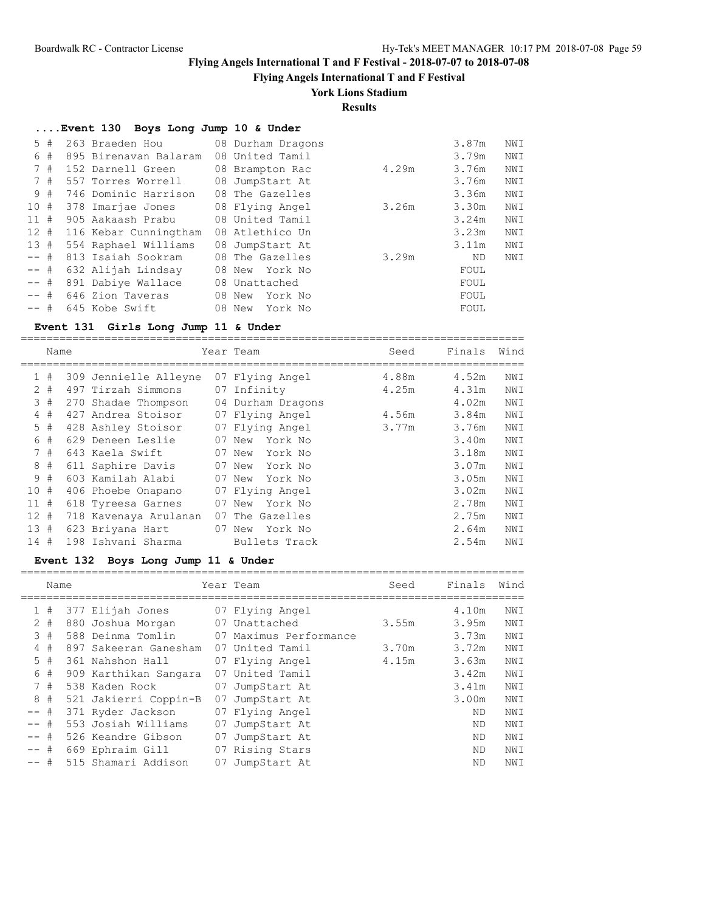# Flying Angels International T and F Festival - 2018-07-07 to 2018-07-08

## Flying Angels International T and F Festival

### York Lions Stadium

### Results

#### ....Event 130 Boys Long Jump 10 & Under

| Place | # | Name | Year | Team | Seed | Finals | Wind |
|---|---|---|---|---|---|---|---|
| 5 | # | 263 Braeden Hou | 08 | Durham Dragons | | 3.87m | NWI |
| 6 | # | 895 Birenavan Balaram | 08 | United Tamil | | 3.79m | NWI |
| 7 | # | 152 Darnell Green | 08 | Brampton Rac | 4.29m | 3.76m | NWI |
| 7 | # | 557 Torres Worrell | 08 | JumpStart At | | 3.76m | NWI |
| 9 | # | 746 Dominic Harrison | 08 | The Gazelles | | 3.36m | NWI |
| 10 | # | 378 Imarjae Jones | 08 | Flying Angel | 3.26m | 3.30m | NWI |
| 11 | # | 905 Aakaash Prabu | 08 | United Tamil | | 3.24m | NWI |
| 12 | # | 116 Kebar Cunningtham | 08 | Atlethico Un | | 3.23m | NWI |
| 13 | # | 554 Raphael Williams | 08 | JumpStart At | | 3.11m | NWI |
| -- | # | 813 Isaiah Sookram | 08 | The Gazelles | 3.29m | ND | NWI |
| -- | # | 632 Alijah Lindsay | 08 | New York No | | FOUL | |
| -- | # | 891 Dabiye Wallace | 08 | Unattached | | FOUL | |
| -- | # | 646 Zion Taveras | 08 | New York No | | FOUL | |
| -- | # | 645 Kobe Swift | 08 | New York No | | FOUL | |

#### Event 131 Girls Long Jump 11 & Under

| Place | # | Name | Year | Team | Seed | Finals | Wind |
|---|---|---|---|---|---|---|---|
| 1 | # | 309 Jennielle Alleyne | 07 | Flying Angel | 4.88m | 4.52m | NWI |
| 2 | # | 497 Tirzah Simmons | 07 | Infinity | 4.25m | 4.31m | NWI |
| 3 | # | 270 Shadae Thompson | 04 | Durham Dragons | | 4.02m | NWI |
| 4 | # | 427 Andrea Stoisor | 07 | Flying Angel | 4.56m | 3.84m | NWI |
| 5 | # | 428 Ashley Stoisor | 07 | Flying Angel | 3.77m | 3.76m | NWI |
| 6 | # | 629 Deneen Leslie | 07 | New York No | | 3.40m | NWI |
| 7 | # | 643 Kaela Swift | 07 | New York No | | 3.18m | NWI |
| 8 | # | 611 Saphire Davis | 07 | New York No | | 3.07m | NWI |
| 9 | # | 603 Kamilah Alabi | 07 | New York No | | 3.05m | NWI |
| 10 | # | 406 Phoebe Onapano | 07 | Flying Angel | | 3.02m | NWI |
| 11 | # | 618 Tyreesa Garnes | 07 | New York No | | 2.78m | NWI |
| 12 | # | 718 Kavenaya Arulanan | 07 | The Gazelles | | 2.75m | NWI |
| 13 | # | 623 Briyana Hart | 07 | New York No | | 2.64m | NWI |
| 14 | # | 198 Ishvani Sharma | | Bullets Track | | 2.54m | NWI |

#### Event 132 Boys Long Jump 11 & Under

| Place | # | Name | Year | Team | Seed | Finals | Wind |
|---|---|---|---|---|---|---|---|
| 1 | # | 377 Elijah Jones | 07 | Flying Angel | | 4.10m | NWI |
| 2 | # | 880 Joshua Morgan | 07 | Unattached | 3.55m | 3.95m | NWI |
| 3 | # | 588 Deinma Tomlin | 07 | Maximus Performance | | 3.73m | NWI |
| 4 | # | 897 Sakeeran Ganesham | 07 | United Tamil | 3.70m | 3.72m | NWI |
| 5 | # | 361 Nahshon Hall | 07 | Flying Angel | 4.15m | 3.63m | NWI |
| 6 | # | 909 Karthikan Sangara | 07 | United Tamil | | 3.42m | NWI |
| 7 | # | 538 Kaden Rock | 07 | JumpStart At | | 3.41m | NWI |
| 8 | # | 521 Jakierri Coppin-B | 07 | JumpStart At | | 3.00m | NWI |
| -- | # | 371 Ryder Jackson | 07 | Flying Angel | | ND | NWI |
| -- | # | 553 Josiah Williams | 07 | JumpStart At | | ND | NWI |
| -- | # | 526 Keandre Gibson | 07 | JumpStart At | | ND | NWI |
| -- | # | 669 Ephraim Gill | 07 | Rising Stars | | ND | NWI |
| -- | # | 515 Shamari Addison | 07 | JumpStart At | | ND | NWI |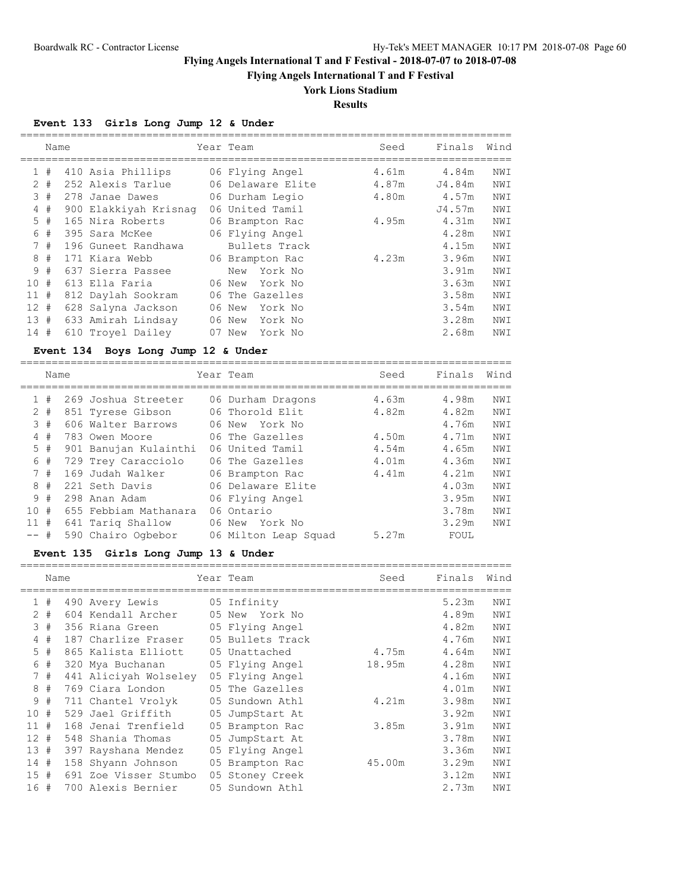# Flying Angels International T and F Festival - 2018-07-07 to 2018-07-08

## Flying Angels International T and F Festival

### York Lions Stadium

### Results

**Event 133 Girls Long Jump 12 & Under**

| | Name | Year | Team | Seed | Finals | Wind |
|---|---|---|---|---|---|---|
| 1 # | 410 Asia Phillips | 06 | Flying Angel | 4.61m | 4.84m | NWI |
| 2 # | 252 Alexis Tarlue | 06 | Delaware Elite | 4.87m | J4.84m | NWI |
| 3 # | 278 Janae Dawes | 06 | Durham Legio | 4.80m | 4.57m | NWI |
| 4 # | 900 Elakkiyah Krisnag | 06 | United Tamil | | J4.57m | NWI |
| 5 # | 165 Nira Roberts | 06 | Brampton Rac | 4.95m | 4.31m | NWI |
| 6 # | 395 Sara McKee | 06 | Flying Angel | | 4.28m | NWI |
| 7 # | 196 Guneet Randhawa | | Bullets Track | | 4.15m | NWI |
| 8 # | 171 Kiara Webb | 06 | Brampton Rac | 4.23m | 3.96m | NWI |
| 9 # | 637 Sierra Passee | | New York No | | 3.91m | NWI |
| 10 # | 613 Ella Faria | 06 | New York No | | 3.63m | NWI |
| 11 # | 812 Daylah Sookram | 06 | The Gazelles | | 3.58m | NWI |
| 12 # | 628 Salyna Jackson | 06 | New York No | | 3.54m | NWI |
| 13 # | 633 Amirah Lindsay | 06 | New York No | | 3.28m | NWI |
| 14 # | 610 Troyel Dailey | 07 | New York No | | 2.68m | NWI |

**Event 134 Boys Long Jump 12 & Under**

| | Name | Year | Team | Seed | Finals | Wind |
|---|---|---|---|---|---|---|
| 1 # | 269 Joshua Streeter | 06 | Durham Dragons | 4.63m | 4.98m | NWI |
| 2 # | 851 Tyrese Gibson | 06 | Thorold Elit | 4.82m | 4.82m | NWI |
| 3 # | 606 Walter Barrows | 06 | New York No | | 4.76m | NWI |
| 4 # | 783 Owen Moore | 06 | The Gazelles | 4.50m | 4.71m | NWI |
| 5 # | 901 Banujan Kulainthi | 06 | United Tamil | 4.54m | 4.65m | NWI |
| 6 # | 729 Trey Caracciolo | 06 | The Gazelles | 4.01m | 4.36m | NWI |
| 7 # | 169 Judah Walker | 06 | Brampton Rac | 4.41m | 4.21m | NWI |
| 8 # | 221 Seth Davis | 06 | Delaware Elite | | 4.03m | NWI |
| 9 # | 298 Anan Adam | 06 | Flying Angel | | 3.95m | NWI |
| 10 # | 655 Febbiam Mathanara | 06 | Ontario | | 3.78m | NWI |
| 11 # | 641 Tariq Shallow | 06 | New York No | | 3.29m | NWI |
| -- # | 590 Chairo Ogbebor | 06 | Milton Leap Squad | 5.27m | FOUL | |

**Event 135 Girls Long Jump 13 & Under**

| | Name | Year | Team | Seed | Finals | Wind |
|---|---|---|---|---|---|---|
| 1 # | 490 Avery Lewis | 05 | Infinity | | 5.23m | NWI |
| 2 # | 604 Kendall Archer | 05 | New York No | | 4.89m | NWI |
| 3 # | 356 Riana Green | 05 | Flying Angel | | 4.82m | NWI |
| 4 # | 187 Charlize Fraser | 05 | Bullets Track | | 4.76m | NWI |
| 5 # | 865 Kalista Elliott | 05 | Unattached | 4.75m | 4.64m | NWI |
| 6 # | 320 Mya Buchanan | 05 | Flying Angel | 18.95m | 4.28m | NWI |
| 7 # | 441 Aliciyah Wolseley | 05 | Flying Angel | | 4.16m | NWI |
| 8 # | 769 Ciara London | 05 | The Gazelles | | 4.01m | NWI |
| 9 # | 711 Chantel Vrolyk | 05 | Sundown Athl | 4.21m | 3.98m | NWI |
| 10 # | 529 Jael Griffith | 05 | JumpStart At | | 3.92m | NWI |
| 11 # | 168 Jenai Trenfield | 05 | Brampton Rac | 3.85m | 3.91m | NWI |
| 12 # | 548 Shania Thomas | 05 | JumpStart At | | 3.78m | NWI |
| 13 # | 397 Rayshana Mendez | 05 | Flying Angel | | 3.36m | NWI |
| 14 # | 158 Shyann Johnson | 05 | Brampton Rac | 45.00m | 3.29m | NWI |
| 15 # | 691 Zoe Visser Stumbo | 05 | Stoney Creek | | 3.12m | NWI |
| 16 # | 700 Alexis Bernier | 05 | Sundown Athl | | 2.73m | NWI |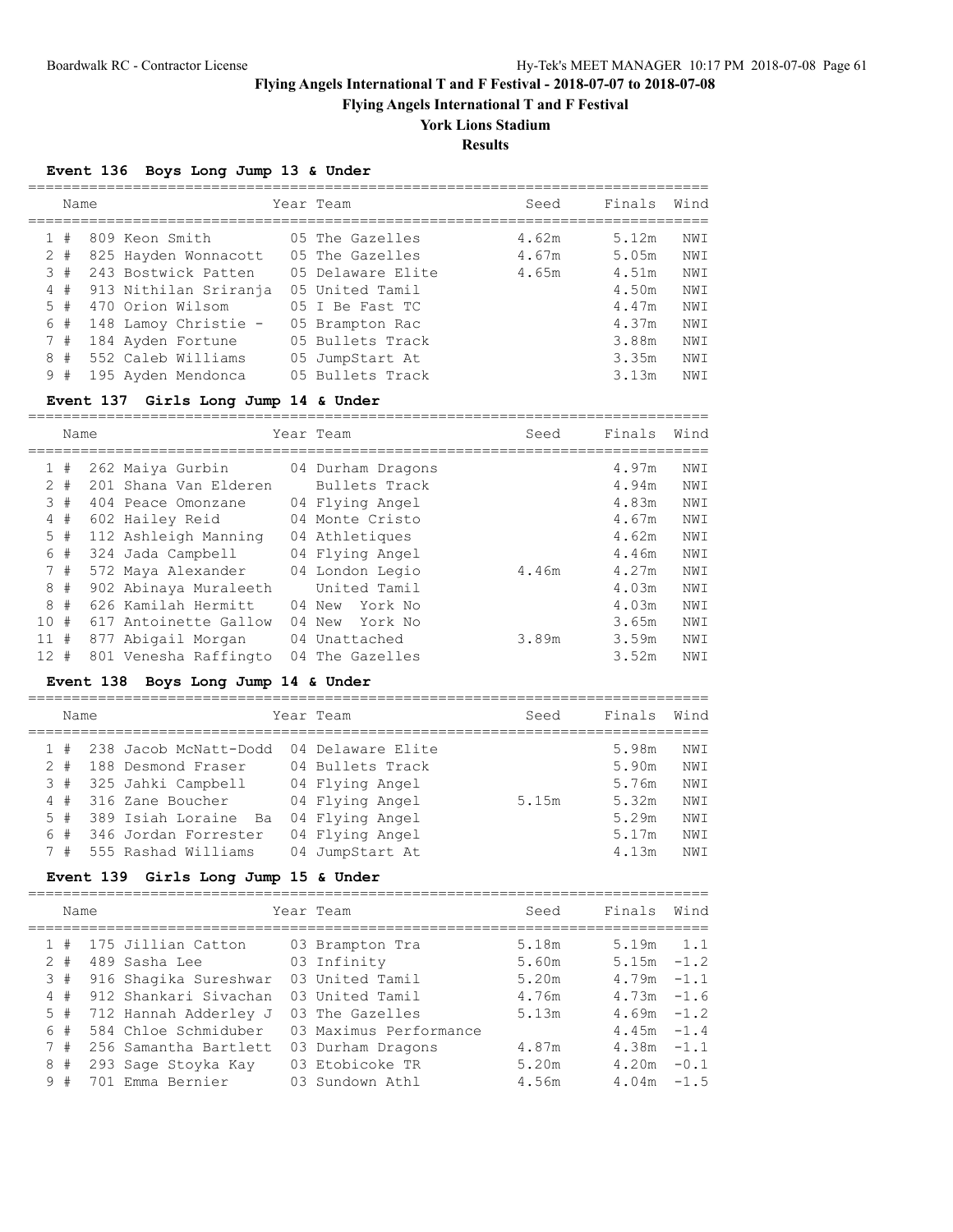# Flying Angels International T and F Festival - 2018-07-07 to 2018-07-08

## Flying Angels International T and F Festival

### York Lions Stadium

### Results

**Event 136 Boys Long Jump 13 & Under**

| | Name | Year | Team | Seed | Finals | Wind |
|---|---|---|---|---|---|---|
| 1 | # 809 Keon Smith | 05 | The Gazelles | 4.62m | 5.12m | NWI |
| 2 | # 825 Hayden Wonnacott | 05 | The Gazelles | 4.67m | 5.05m | NWI |
| 3 | # 243 Bostwick Patten | 05 | Delaware Elite | 4.65m | 4.51m | NWI |
| 4 | # 913 Nithilan Sriranja | 05 | United Tamil | | 4.50m | NWI |
| 5 | # 470 Orion Wilson | 05 | I Be Fast TC | | 4.47m | NWI |
| 6 | # 148 Lamoy Christie - | 05 | Brampton Rac | | 4.37m | NWI |
| 7 | # 184 Ayden Fortune | 05 | Bullets Track | | 3.88m | NWI |
| 8 | # 552 Caleb Williams | 05 | JumpStart At | | 3.35m | NWI |
| 9 | # 195 Ayden Mendonca | 05 | Bullets Track | | 3.13m | NWI |

**Event 137 Girls Long Jump 14 & Under**

| | Name | Year | Team | Seed | Finals | Wind |
|---|---|---|---|---|---|---|
| 1 | # 262 Maiya Gurbin | 04 | Durham Dragons | | 4.97m | NWI |
| 2 | # 201 Shana Van Elderen | | Bullets Track | | 4.94m | NWI |
| 3 | # 404 Peace Omonzane | 04 | Flying Angel | | 4.83m | NWI |
| 4 | # 602 Hailey Reid | 04 | Monte Cristo | | 4.67m | NWI |
| 5 | # 112 Ashleigh Manning | 04 | Athletiques | | 4.62m | NWI |
| 6 | # 324 Jada Campbell | 04 | Flying Angel | | 4.46m | NWI |
| 7 | # 572 Maya Alexander | 04 | London Legio | 4.46m | 4.27m | NWI |
| 8 | # 902 Abinaya Muraleeth | | United Tamil | | 4.03m | NWI |
| 8 | # 626 Kamilah Hermitt | 04 | New York No | | 4.03m | NWI |
| 10 | # 617 Antoinette Gallow | 04 | New York No | | 3.65m | NWI |
| 11 | # 877 Abigail Morgan | 04 | Unattached | 3.89m | 3.59m | NWI |
| 12 | # 801 Venesha Raffingto | 04 | The Gazelles | | 3.52m | NWI |

**Event 138 Boys Long Jump 14 & Under**

| | Name | Year | Team | Seed | Finals | Wind |
|---|---|---|---|---|---|---|
| 1 | # 238 Jacob McNatt-Dodd | 04 | Delaware Elite | | 5.98m | NWI |
| 2 | # 188 Desmond Fraser | 04 | Bullets Track | | 5.90m | NWI |
| 3 | # 325 Jahki Campbell | 04 | Flying Angel | | 5.76m | NWI |
| 4 | # 316 Zane Boucher | 04 | Flying Angel | 5.15m | 5.32m | NWI |
| 5 | # 389 Isiah Loraine Ba | 04 | Flying Angel | | 5.29m | NWI |
| 6 | # 346 Jordan Forrester | 04 | Flying Angel | | 5.17m | NWI |
| 7 | # 555 Rashad Williams | 04 | JumpStart At | | 4.13m | NWI |

**Event 139 Girls Long Jump 15 & Under**

| | Name | Year | Team | Seed | Finals | Wind |
|---|---|---|---|---|---|---|
| 1 | # 175 Jillian Catton | 03 | Brampton Tra | 5.18m | 5.19m | 1.1 |
| 2 | # 489 Sasha Lee | 03 | Infinity | 5.60m | 5.15m | -1.2 |
| 3 | # 916 Shagika Sureshwar | 03 | United Tamil | 5.20m | 4.79m | -1.1 |
| 4 | # 912 Shankari Sivachan | 03 | United Tamil | 4.76m | 4.73m | -1.6 |
| 5 | # 712 Hannah Adderley J | 03 | The Gazelles | 5.13m | 4.69m | -1.2 |
| 6 | # 584 Chloe Schmiduber | 03 | Maximus Performance | | 4.45m | -1.4 |
| 7 | # 256 Samantha Bartlett | 03 | Durham Dragons | 4.87m | 4.38m | -1.1 |
| 8 | # 293 Sage Stoyka Kay | 03 | Etobicoke TR | 5.20m | 4.20m | -0.1 |
| 9 | # 701 Emma Bernier | 03 | Sundown Athl | 4.56m | 4.04m | -1.5 |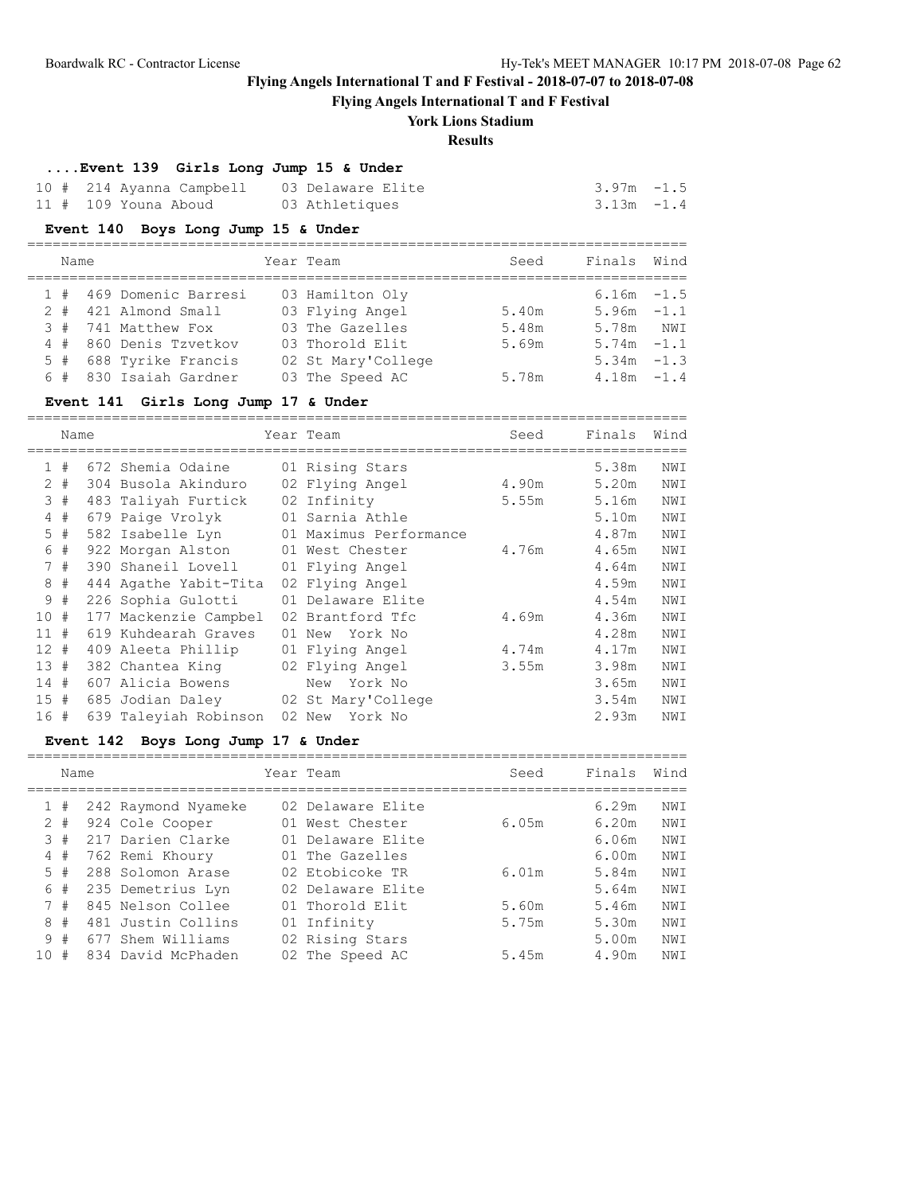# Flying Angels International T and F Festival - 2018-07-07 to 2018-07-08

## Flying Angels International T and F Festival

### York Lions Stadium

### Results

#### ....Event 139 Girls Long Jump 15 & Under

| Place | Name | Year | Team | Seed | Finals | Wind |
|---|---|---|---|---|---|---|
| 10 # | 214 Ayanna Campbell | 03 | Delaware Elite | | 3.97m | -1.5 |
| 11 # | 109 Youna Aboud | 03 | Athletiques | | 3.13m | -1.4 |

#### Event 140 Boys Long Jump 15 & Under

| Place | Name | Year | Team | Seed | Finals | Wind |
|---|---|---|---|---|---|---|
| 1 # | 469 Domenic Barresi | 03 | Hamilton Oly | | 6.16m | -1.5 |
| 2 # | 421 Almond Small | 03 | Flying Angel | 5.40m | 5.96m | -1.1 |
| 3 # | 741 Matthew Fox | 03 | The Gazelles | 5.48m | 5.78m | NWI |
| 4 # | 860 Denis Tzvetkov | 03 | Thorold Elit | 5.69m | 5.74m | -1.1 |
| 5 # | 688 Tyrike Francis | 02 | St Mary'College | | 5.34m | -1.3 |
| 6 # | 830 Isaiah Gardner | 03 | The Speed AC | 5.78m | 4.18m | -1.4 |

#### Event 141 Girls Long Jump 17 & Under

| Place | Name | Year | Team | Seed | Finals | Wind |
|---|---|---|---|---|---|---|
| 1 # | 672 Shemia Odaine | 01 | Rising Stars | | 5.38m | NWI |
| 2 # | 304 Busola Akinduro | 02 | Flying Angel | 4.90m | 5.20m | NWI |
| 3 # | 483 Taliyah Furtick | 02 | Infinity | 5.55m | 5.16m | NWI |
| 4 # | 679 Paige Vrolyk | 01 | Sarnia Athle | | 5.10m | NWI |
| 5 # | 582 Isabelle Lyn | 01 | Maximus Performance | | 4.87m | NWI |
| 6 # | 922 Morgan Alston | 01 | West Chester | 4.76m | 4.65m | NWI |
| 7 # | 390 Shaneil Lovell | 01 | Flying Angel | | 4.64m | NWI |
| 8 # | 444 Agathe Yabit-Tita | 02 | Flying Angel | | 4.59m | NWI |
| 9 # | 226 Sophia Gulotti | 01 | Delaware Elite | | 4.54m | NWI |
| 10 # | 177 Mackenzie Campbel | 02 | Brantford Tfc | 4.69m | 4.36m | NWI |
| 11 # | 619 Kuhdearah Graves | 01 | New York No | | 4.28m | NWI |
| 12 # | 409 Aleeta Phillip | 01 | Flying Angel | 4.74m | 4.17m | NWI |
| 13 # | 382 Chantea King | 02 | Flying Angel | 3.55m | 3.98m | NWI |
| 14 # | 607 Alicia Bowens | | New York No | | 3.65m | NWI |
| 15 # | 685 Jodian Daley | 02 | St Mary'College | | 3.54m | NWI |
| 16 # | 639 Taleyiah Robinson | 02 | New York No | | 2.93m | NWI |

#### Event 142 Boys Long Jump 17 & Under

| Place | Name | Year | Team | Seed | Finals | Wind |
|---|---|---|---|---|---|---|
| 1 # | 242 Raymond Nyameke | 02 | Delaware Elite | | 6.29m | NWI |
| 2 # | 924 Cole Cooper | 01 | West Chester | 6.05m | 6.20m | NWI |
| 3 # | 217 Darien Clarke | 01 | Delaware Elite | | 6.06m | NWI |
| 4 # | 762 Remi Khoury | 01 | The Gazelles | | 6.00m | NWI |
| 5 # | 288 Solomon Arase | 02 | Etobicoke TR | 6.01m | 5.84m | NWI |
| 6 # | 235 Demetrius Lyn | 02 | Delaware Elite | | 5.64m | NWI |
| 7 # | 845 Nelson Collee | 01 | Thorold Elit | 5.60m | 5.46m | NWI |
| 8 # | 481 Justin Collins | 01 | Infinity | 5.75m | 5.30m | NWI |
| 9 # | 677 Shem Williams | 02 | Rising Stars | | 5.00m | NWI |
| 10 # | 834 David McPhaden | 02 | The Speed AC | 5.45m | 4.90m | NWI |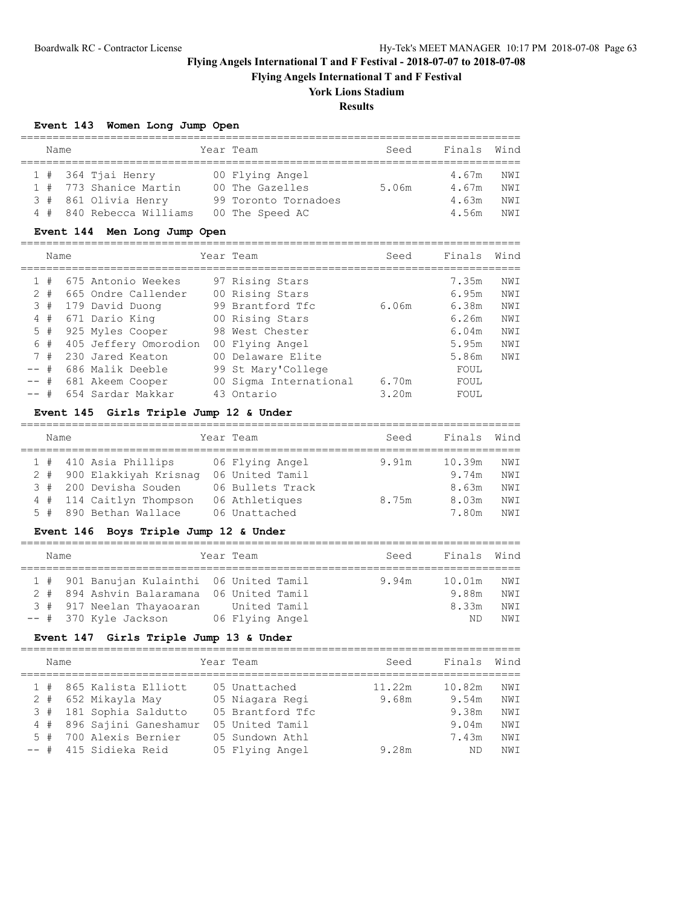# Flying Angels International T and F Festival - 2018-07-07 to 2018-07-08

## Flying Angels International T and F Festival

### York Lions Stadium

### Results

#### Event 143 Women Long Jump Open

| | Name | Year | Team | Seed | Finals | Wind |
|---|---|---|---|---|---|---|
| 1 # | 364 Tjai Henry | 00 | Flying Angel | | 4.67m | NWI |
| 1 # | 773 Shanice Martin | 00 | The Gazelles | 5.06m | 4.67m | NWI |
| 3 # | 861 Olivia Henry | 99 | Toronto Tornadoes | | 4.63m | NWI |
| 4 # | 840 Rebecca Williams | 00 | The Speed AC | | 4.56m | NWI |

#### Event 144 Men Long Jump Open

| | Name | Year | Team | Seed | Finals | Wind |
|---|---|---|---|---|---|---|
| 1 # | 675 Antonio Weekes | 97 | Rising Stars | | 7.35m | NWI |
| 2 # | 665 Ondre Callender | 00 | Rising Stars | | 6.95m | NWI |
| 3 # | 179 David Duong | 99 | Brantford Tfc | 6.06m | 6.38m | NWI |
| 4 # | 671 Dario King | 00 | Rising Stars | | 6.26m | NWI |
| 5 # | 925 Myles Cooper | 98 | West Chester | | 6.04m | NWI |
| 6 # | 405 Jeffery Omorodion | 00 | Flying Angel | | 5.95m | NWI |
| 7 # | 230 Jared Keaton | 00 | Delaware Elite | | 5.86m | NWI |
| -- # | 686 Malik Deeble | 99 | St Mary'College | | FOUL | |
| -- # | 681 Akeem Cooper | 00 | Sigma International | 6.70m | FOUL | |
| -- # | 654 Sardar Makkar | 43 | Ontario | 3.20m | FOUL | |

#### Event 145 Girls Triple Jump 12 & Under

| | Name | Year | Team | Seed | Finals | Wind |
|---|---|---|---|---|---|---|
| 1 # | 410 Asia Phillips | 06 | Flying Angel | 9.91m | 10.39m | NWI |
| 2 # | 900 Elakkiyah Krisnag | 06 | United Tamil | | 9.74m | NWI |
| 3 # | 200 Devisha Souden | 06 | Bullets Track | | 8.63m | NWI |
| 4 # | 114 Caitlyn Thompson | 06 | Athletiques | 8.75m | 8.03m | NWI |
| 5 # | 890 Bethan Wallace | 06 | Unattached | | 7.80m | NWI |

#### Event 146 Boys Triple Jump 12 & Under

| | Name | Year | Team | Seed | Finals | Wind |
|---|---|---|---|---|---|---|
| 1 # | 901 Banujan Kulainthi | 06 | United Tamil | 9.94m | 10.01m | NWI |
| 2 # | 894 Ashvin Balaramana | 06 | United Tamil | | 9.88m | NWI |
| 3 # | 917 Neelan Thayaoaran | | United Tamil | | 8.33m | NWI |
| -- # | 370 Kyle Jackson | 06 | Flying Angel | | ND | NWI |

#### Event 147 Girls Triple Jump 13 & Under

| | Name | Year | Team | Seed | Finals | Wind |
|---|---|---|---|---|---|---|
| 1 # | 865 Kalista Elliott | 05 | Unattached | 11.22m | 10.82m | NWI |
| 2 # | 652 Mikayla May | 05 | Niagara Regi | 9.68m | 9.54m | NWI |
| 3 # | 181 Sophia Saldutto | 05 | Brantford Tfc | | 9.38m | NWI |
| 4 # | 896 Sajini Ganeshamur | 05 | United Tamil | | 9.04m | NWI |
| 5 # | 700 Alexis Bernier | 05 | Sundown Athl | | 7.43m | NWI |
| -- # | 415 Sidieka Reid | 05 | Flying Angel | 9.28m | ND | NWI |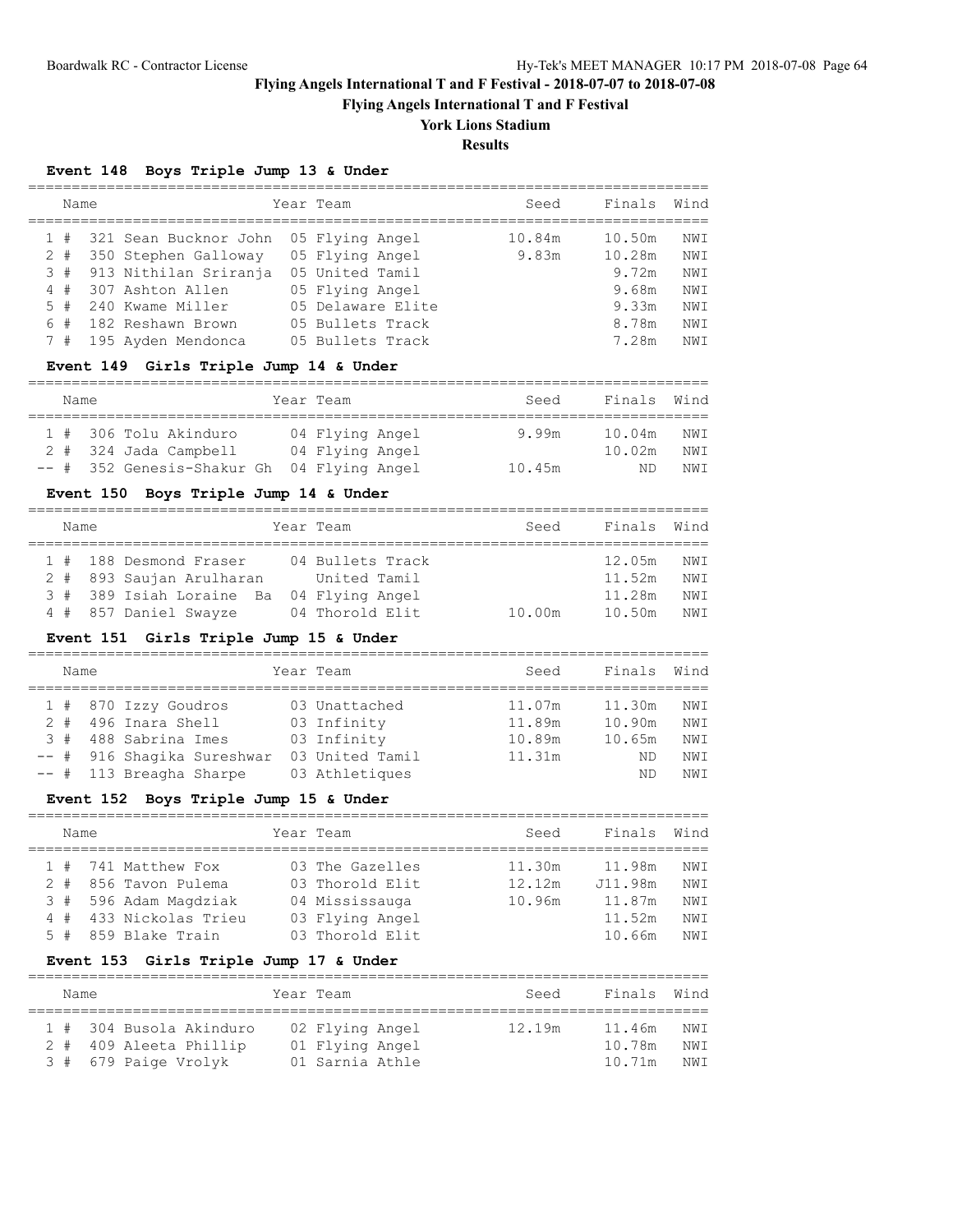# Flying Angels International T and F Festival - 2018-07-07 to 2018-07-08

## Flying Angels International T and F Festival

## York Lions Stadium

## Results

### Event 148 Boys Triple Jump 13 & Under

| Place | Name | Year | Team | Seed | Finals | Wind |
|---|---|---|---|---|---|---|
| 1 # | 321 Sean Bucknor John | 05 | Flying Angel | 10.84m | 10.50m | NWI |
| 2 # | 350 Stephen Galloway | 05 | Flying Angel | 9.83m | 10.28m | NWI |
| 3 # | 913 Nithilan Sriranja | 05 | United Tamil | | 9.72m | NWI |
| 4 # | 307 Ashton Allen | 05 | Flying Angel | | 9.68m | NWI |
| 5 # | 240 Kwame Miller | 05 | Delaware Elite | | 9.33m | NWI |
| 6 # | 182 Reshawn Brown | 05 | Bullets Track | | 8.78m | NWI |
| 7 # | 195 Ayden Mendonca | 05 | Bullets Track | | 7.28m | NWI |

### Event 149 Girls Triple Jump 14 & Under

| Place | Name | Year | Team | Seed | Finals | Wind |
|---|---|---|---|---|---|---|
| 1 # | 306 Tolu Akinduro | 04 | Flying Angel | 9.99m | 10.04m | NWI |
| 2 # | 324 Jada Campbell | 04 | Flying Angel | | 10.02m | NWI |
| -- # | 352 Genesis-Shakur Gh | 04 | Flying Angel | 10.45m | ND | NWI |

### Event 150 Boys Triple Jump 14 & Under

| Place | Name | Year | Team | Seed | Finals | Wind |
|---|---|---|---|---|---|---|
| 1 # | 188 Desmond Fraser | 04 | Bullets Track | | 12.05m | NWI |
| 2 # | 893 Saujan Arulharan | | United Tamil | | 11.52m | NWI |
| 3 # | 389 Isiah Loraine Ba | 04 | Flying Angel | | 11.28m | NWI |
| 4 # | 857 Daniel Swayze | 04 | Thorold Elit | 10.00m | 10.50m | NWI |

### Event 151 Girls Triple Jump 15 & Under

| Place | Name | Year | Team | Seed | Finals | Wind |
|---|---|---|---|---|---|---|
| 1 # | 870 Izzy Goudros | 03 | Unattached | 11.07m | 11.30m | NWI |
| 2 # | 496 Inara Shell | 03 | Infinity | 11.89m | 10.90m | NWI |
| 3 # | 488 Sabrina Imes | 03 | Infinity | 10.89m | 10.65m | NWI |
| -- # | 916 Shagika Sureshwar | 03 | United Tamil | 11.31m | ND | NWI |
| -- # | 113 Breagha Sharpe | 03 | Athletiques | | ND | NWI |

### Event 152 Boys Triple Jump 15 & Under

| Place | Name | Year | Team | Seed | Finals | Wind |
|---|---|---|---|---|---|---|
| 1 # | 741 Matthew Fox | 03 | The Gazelles | 11.30m | 11.98m | NWI |
| 2 # | 856 Tavon Pulema | 03 | Thorold Elit | 12.12m | J11.98m | NWI |
| 3 # | 596 Adam Magdziak | 04 | Mississauga | 10.96m | 11.87m | NWI |
| 4 # | 433 Nickolas Trieu | 03 | Flying Angel | | 11.52m | NWI |
| 5 # | 859 Blake Train | 03 | Thorold Elit | | 10.66m | NWI |

### Event 153 Girls Triple Jump 17 & Under

| Place | Name | Year | Team | Seed | Finals | Wind |
|---|---|---|---|---|---|---|
| 1 # | 304 Busola Akinduro | 02 | Flying Angel | 12.19m | 11.46m | NWI |
| 2 # | 409 Aleeta Phillip | 01 | Flying Angel | | 10.78m | NWI |
| 3 # | 679 Paige Vrolyk | 01 | Sarnia Athle | | 10.71m | NWI |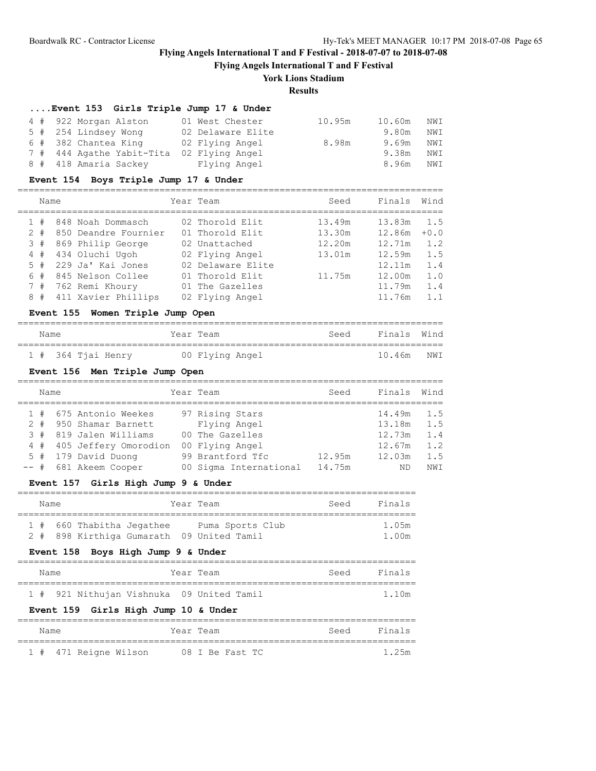# Flying Angels International T and F Festival - 2018-07-07 to 2018-07-08

## Flying Angels International T and F Festival

### York Lions Stadium

### Results

#### ....Event 153 Girls Triple Jump 17 & Under

| Place | Name | Year | Team | Seed | Finals | Wind |
|---|---|---|---|---|---|---|
| 4 # | 922 Morgan Alston | 01 | West Chester | 10.95m | 10.60m | NWI |
| 5 # | 254 Lindsey Wong | 02 | Delaware Elite | | 9.80m | NWI |
| 6 # | 382 Chantea King | 02 | Flying Angel | 8.98m | 9.69m | NWI |
| 7 # | 444 Agathe Yabit-Tita | 02 | Flying Angel | | 9.38m | NWI |
| 8 # | 418 Amaria Sackey | | Flying Angel | | 8.96m | NWI |

#### Event 154 Boys Triple Jump 17 & Under

| Place | Name | Year | Team | Seed | Finals | Wind |
|---|---|---|---|---|---|---|
| 1 # | 848 Noah Dommasch | 02 | Thorold Elit | 13.49m | 13.83m | 1.5 |
| 2 # | 850 Deandre Fournier | 01 | Thorold Elit | 13.30m | 12.86m | +0.0 |
| 3 # | 869 Philip George | 02 | Unattached | 12.20m | 12.71m | 1.2 |
| 4 # | 434 Oluchi Ugoh | 02 | Flying Angel | 13.01m | 12.59m | 1.5 |
| 5 # | 229 Ja' Kai Jones | 02 | Delaware Elite | | 12.11m | 1.4 |
| 6 # | 845 Nelson Collee | 01 | Thorold Elit | 11.75m | 12.00m | 1.0 |
| 7 # | 762 Remi Khoury | 01 | The Gazelles | | 11.79m | 1.4 |
| 8 # | 411 Xavier Phillips | 02 | Flying Angel | | 11.76m | 1.1 |

#### Event 155 Women Triple Jump Open

| Place | Name | Year | Team | Seed | Finals | Wind |
|---|---|---|---|---|---|---|
| 1 # | 364 Tjai Henry | 00 | Flying Angel | | 10.46m | NWI |

#### Event 156 Men Triple Jump Open

| Place | Name | Year | Team | Seed | Finals | Wind |
|---|---|---|---|---|---|---|
| 1 # | 675 Antonio Weekes | 97 | Rising Stars | | 14.49m | 1.5 |
| 2 # | 950 Shamar Barnett | | Flying Angel | | 13.18m | 1.5 |
| 3 # | 819 Jalen Williams | 00 | The Gazelles | | 12.73m | 1.4 |
| 4 # | 405 Jeffery Omorodion | 00 | Flying Angel | | 12.67m | 1.2 |
| 5 # | 179 David Duong | 99 | Brantford Tfc | 12.95m | 12.03m | 1.5 |
| -- # | 681 Akeem Cooper | 00 | Sigma International | 14.75m | ND | NWI |

#### Event 157 Girls High Jump 9 & Under

| Place | Name | Year | Team | Seed | Finals |
|---|---|---|---|---|---|
| 1 # | 660 Thabitha Jegathee | | Puma Sports Club | | 1.05m |
| 2 # | 898 Kirthiga Gumarath | 09 | United Tamil | | 1.00m |

#### Event 158 Boys High Jump 9 & Under

| Place | Name | Year | Team | Seed | Finals |
|---|---|---|---|---|---|
| 1 # | 921 Nithujan Vishnuka | 09 | United Tamil | | 1.10m |

#### Event 159 Girls High Jump 10 & Under

| Place | Name | Year | Team | Seed | Finals |
|---|---|---|---|---|---|
| 1 # | 471 Reigne Wilson | 08 | I Be Fast TC | | 1.25m |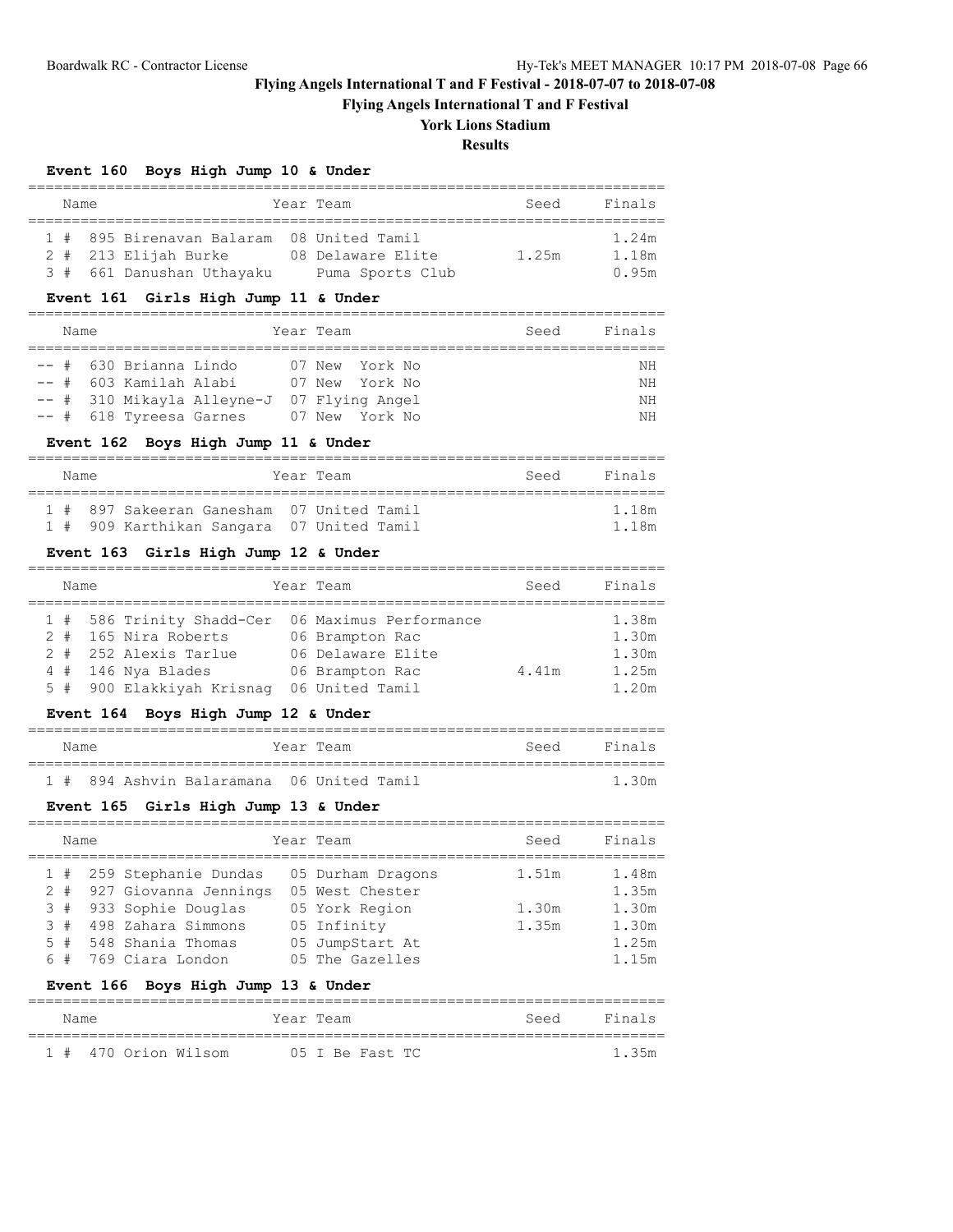# Flying Angels International T and F Festival - 2018-07-07 to 2018-07-08

## Flying Angels International T and F Festival

### York Lions Stadium

### Results

**Event 160 Boys High Jump 10 & Under**

| Place | Name | Year | Team | Seed | Finals |
|---|---|---|---|---|---|
| 1 # | 895 Birenavan Balaram | 08 | United Tamil | | 1.24m |
| 2 # | 213 Elijah Burke | 08 | Delaware Elite | 1.25m | 1.18m |
| 3 # | 661 Danushan Uthayaku | | Puma Sports Club | | 0.95m |

**Event 161 Girls High Jump 11 & Under**

| Place | Name | Year | Team | Seed | Finals |
|---|---|---|---|---|---|
| -- # | 630 Brianna Lindo | 07 | New York No | | NH |
| -- # | 603 Kamilah Alabi | 07 | New York No | | NH |
| -- # | 310 Mikayla Alleyne-J | 07 | Flying Angel | | NH |
| -- # | 618 Tyreesa Garnes | 07 | New York No | | NH |

**Event 162 Boys High Jump 11 & Under**

| Place | Name | Year | Team | Seed | Finals |
|---|---|---|---|---|---|
| 1 # | 897 Sakeeran Ganesham | 07 | United Tamil | | 1.18m |
| 1 # | 909 Karthikan Sangara | 07 | United Tamil | | 1.18m |

**Event 163 Girls High Jump 12 & Under**

| Place | Name | Year | Team | Seed | Finals |
|---|---|---|---|---|---|
| 1 # | 586 Trinity Shadd-Cer | 06 | Maximus Performance | | 1.38m |
| 2 # | 165 Nira Roberts | 06 | Brampton Rac | | 1.30m |
| 2 # | 252 Alexis Tarlue | 06 | Delaware Elite | | 1.30m |
| 4 # | 146 Nya Blades | 06 | Brampton Rac | 4.41m | 1.25m |
| 5 # | 900 Elakkiyah Krisnag | 06 | United Tamil | | 1.20m |

**Event 164 Boys High Jump 12 & Under**

| Place | Name | Year | Team | Seed | Finals |
|---|---|---|---|---|---|
| 1 # | 894 Ashvin Balaramana | 06 | United Tamil | | 1.30m |

**Event 165 Girls High Jump 13 & Under**

| Place | Name | Year | Team | Seed | Finals |
|---|---|---|---|---|---|
| 1 # | 259 Stephanie Dundas | 05 | Durham Dragons | 1.51m | 1.48m |
| 2 # | 927 Giovanna Jennings | 05 | West Chester | | 1.35m |
| 3 # | 933 Sophie Douglas | 05 | York Region | 1.30m | 1.30m |
| 3 # | 498 Zahara Simmons | 05 | Infinity | 1.35m | 1.30m |
| 5 # | 548 Shania Thomas | 05 | JumpStart At | | 1.25m |
| 6 # | 769 Ciara London | 05 | The Gazelles | | 1.15m |

**Event 166 Boys High Jump 13 & Under**

| Place | Name | Year | Team | Seed | Finals |
|---|---|---|---|---|---|
| 1 # | 470 Orion Wilsom | 05 | I Be Fast TC | | 1.35m |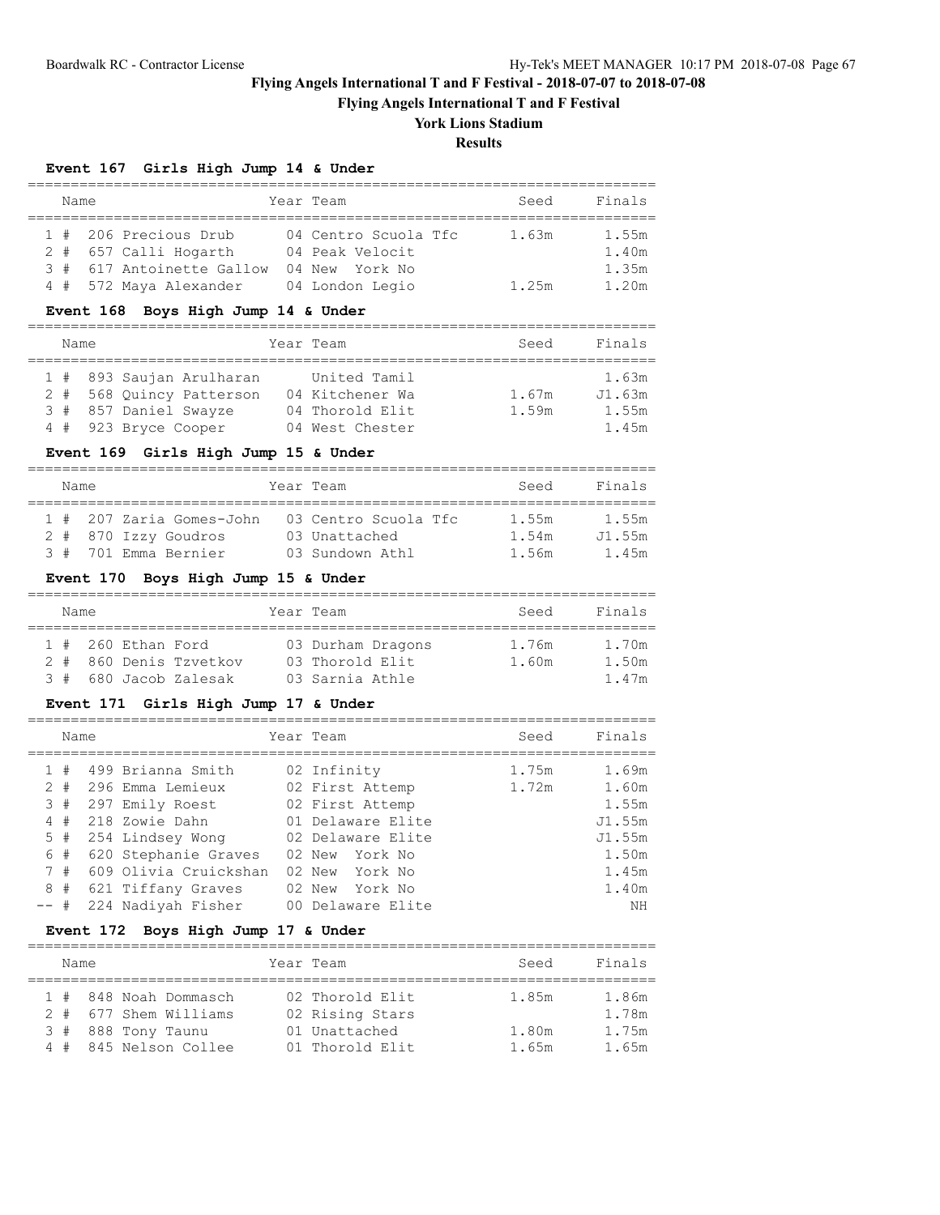# Flying Angels International T and F Festival - 2018-07-07 to 2018-07-08

## Flying Angels International T and F Festival

### York Lions Stadium

### Results

#### Event 167 Girls High Jump 14 & Under

| | Name | Year | Team | Seed | Finals |
|---|---|---|---|---|---|
| 1 # | 206 Precious Drub | 04 | Centro Scuola Tfc | 1.63m | 1.55m |
| 2 # | 657 Calli Hogarth | 04 | Peak Velocit | | 1.40m |
| 3 # | 617 Antoinette Gallow | 04 | New York No | | 1.35m |
| 4 # | 572 Maya Alexander | 04 | London Legio | 1.25m | 1.20m |

#### Event 168 Boys High Jump 14 & Under

| | Name | Year | Team | Seed | Finals |
|---|---|---|---|---|---|
| 1 # | 893 Saujan Arulharan | | United Tamil | | 1.63m |
| 2 # | 568 Quincy Patterson | 04 | Kitchener Wa | 1.67m | J1.63m |
| 3 # | 857 Daniel Swayze | 04 | Thorold Elit | 1.59m | 1.55m |
| 4 # | 923 Bryce Cooper | 04 | West Chester | | 1.45m |

#### Event 169 Girls High Jump 15 & Under

| | Name | Year | Team | Seed | Finals |
|---|---|---|---|---|---|
| 1 # | 207 Zaria Gomes-John | 03 | Centro Scuola Tfc | 1.55m | 1.55m |
| 2 # | 870 Izzy Goudros | 03 | Unattached | 1.54m | J1.55m |
| 3 # | 701 Emma Bernier | 03 | Sundown Athl | 1.56m | 1.45m |

#### Event 170 Boys High Jump 15 & Under

| | Name | Year | Team | Seed | Finals |
|---|---|---|---|---|---|
| 1 # | 260 Ethan Ford | 03 | Durham Dragons | 1.76m | 1.70m |
| 2 # | 860 Denis Tzvetkov | 03 | Thorold Elit | 1.60m | 1.50m |
| 3 # | 680 Jacob Zalesak | 03 | Sarnia Athle | | 1.47m |

#### Event 171 Girls High Jump 17 & Under

| | Name | Year | Team | Seed | Finals |
|---|---|---|---|---|---|
| 1 # | 499 Brianna Smith | 02 | Infinity | 1.75m | 1.69m |
| 2 # | 296 Emma Lemieux | 02 | First Attemp | 1.72m | 1.60m |
| 3 # | 297 Emily Roest | 02 | First Attemp | | 1.55m |
| 4 # | 218 Zowie Dahn | 01 | Delaware Elite | | J1.55m |
| 5 # | 254 Lindsey Wong | 02 | Delaware Elite | | J1.55m |
| 6 # | 620 Stephanie Graves | 02 | New York No | | 1.50m |
| 7 # | 609 Olivia Cruickshan | 02 | New York No | | 1.45m |
| 8 # | 621 Tiffany Graves | 02 | New York No | | 1.40m |
| -- # | 224 Nadiyah Fisher | 00 | Delaware Elite | | NH |

#### Event 172 Boys High Jump 17 & Under

| | Name | Year | Team | Seed | Finals |
|---|---|---|---|---|---|
| 1 # | 848 Noah Dommasch | 02 | Thorold Elit | 1.85m | 1.86m |
| 2 # | 677 Shem Williams | 02 | Rising Stars | | 1.78m |
| 3 # | 888 Tony Taunu | 01 | Unattached | 1.80m | 1.75m |
| 4 # | 845 Nelson Collee | 01 | Thorold Elit | 1.65m | 1.65m |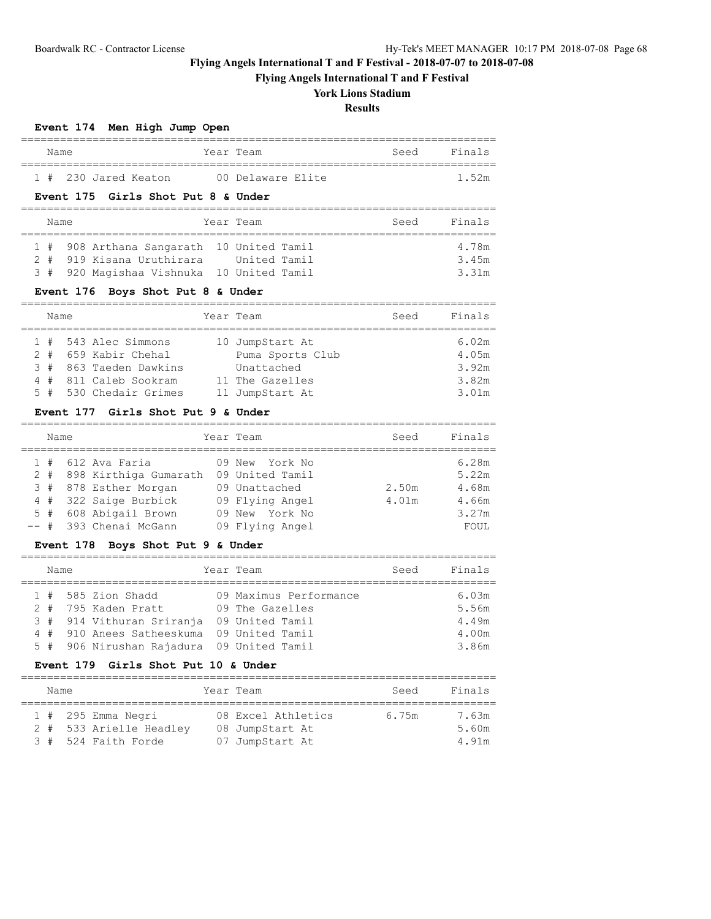# Flying Angels International T and F Festival - 2018-07-07 to 2018-07-08

## Flying Angels International T and F Festival

### York Lions Stadium

### Results

#### Event 174 Men High Jump Open

| Place | # | Name | Year | Team | Seed | Finals |
|---|---|---|---|---|---|---|
| 1 | 230 | Jared Keaton | 00 | Delaware Elite | | 1.52m |

#### Event 175 Girls Shot Put 8 & Under

| Place | # | Name | Year | Team | Seed | Finals |
|---|---|---|---|---|---|---|
| 1 | 908 | Arthana Sangarath | 10 | United Tamil | | 4.78m |
| 2 | 919 | Kisana Uruthirara | | United Tamil | | 3.45m |
| 3 | 920 | Magishaa Vishnuka | 10 | United Tamil | | 3.31m |

#### Event 176 Boys Shot Put 8 & Under

| Place | # | Name | Year | Team | Seed | Finals |
|---|---|---|---|---|---|---|
| 1 | 543 | Alec Simmons | 10 | JumpStart At | | 6.02m |
| 2 | 659 | Kabir Chehal | | Puma Sports Club | | 4.05m |
| 3 | 863 | Taeden Dawkins | | Unattached | | 3.92m |
| 4 | 811 | Caleb Sookram | 11 | The Gazelles | | 3.82m |
| 5 | 530 | Chedair Grimes | 11 | JumpStart At | | 3.01m |

#### Event 177 Girls Shot Put 9 & Under

| Place | # | Name | Year | Team | Seed | Finals |
|---|---|---|---|---|---|---|
| 1 | 612 | Ava Faria | 09 | New York No | | 6.28m |
| 2 | 898 | Kirthiga Gumarath | 09 | United Tamil | | 5.22m |
| 3 | 878 | Esther Morgan | 09 | Unattached | 2.50m | 4.68m |
| 4 | 322 | Saige Burbick | 09 | Flying Angel | 4.01m | 4.66m |
| 5 | 608 | Abigail Brown | 09 | New York No | | 3.27m |
| -- | 393 | Chenai McGann | 09 | Flying Angel | | FOUL |

#### Event 178 Boys Shot Put 9 & Under

| Place | # | Name | Year | Team | Seed | Finals |
|---|---|---|---|---|---|---|
| 1 | 585 | Zion Shadd | 09 | Maximus Performance | | 6.03m |
| 2 | 795 | Kaden Pratt | 09 | The Gazelles | | 5.56m |
| 3 | 914 | Vithuran Sriranja | 09 | United Tamil | | 4.49m |
| 4 | 910 | Anees Satheeskuma | 09 | United Tamil | | 4.00m |
| 5 | 906 | Nirushan Rajadura | 09 | United Tamil | | 3.86m |

#### Event 179 Girls Shot Put 10 & Under

| Place | # | Name | Year | Team | Seed | Finals |
|---|---|---|---|---|---|---|
| 1 | 295 | Emma Negri | 08 | Excel Athletics | 6.75m | 7.63m |
| 2 | 533 | Arielle Headley | 08 | JumpStart At | | 5.60m |
| 3 | 524 | Faith Forde | 07 | JumpStart At | | 4.91m |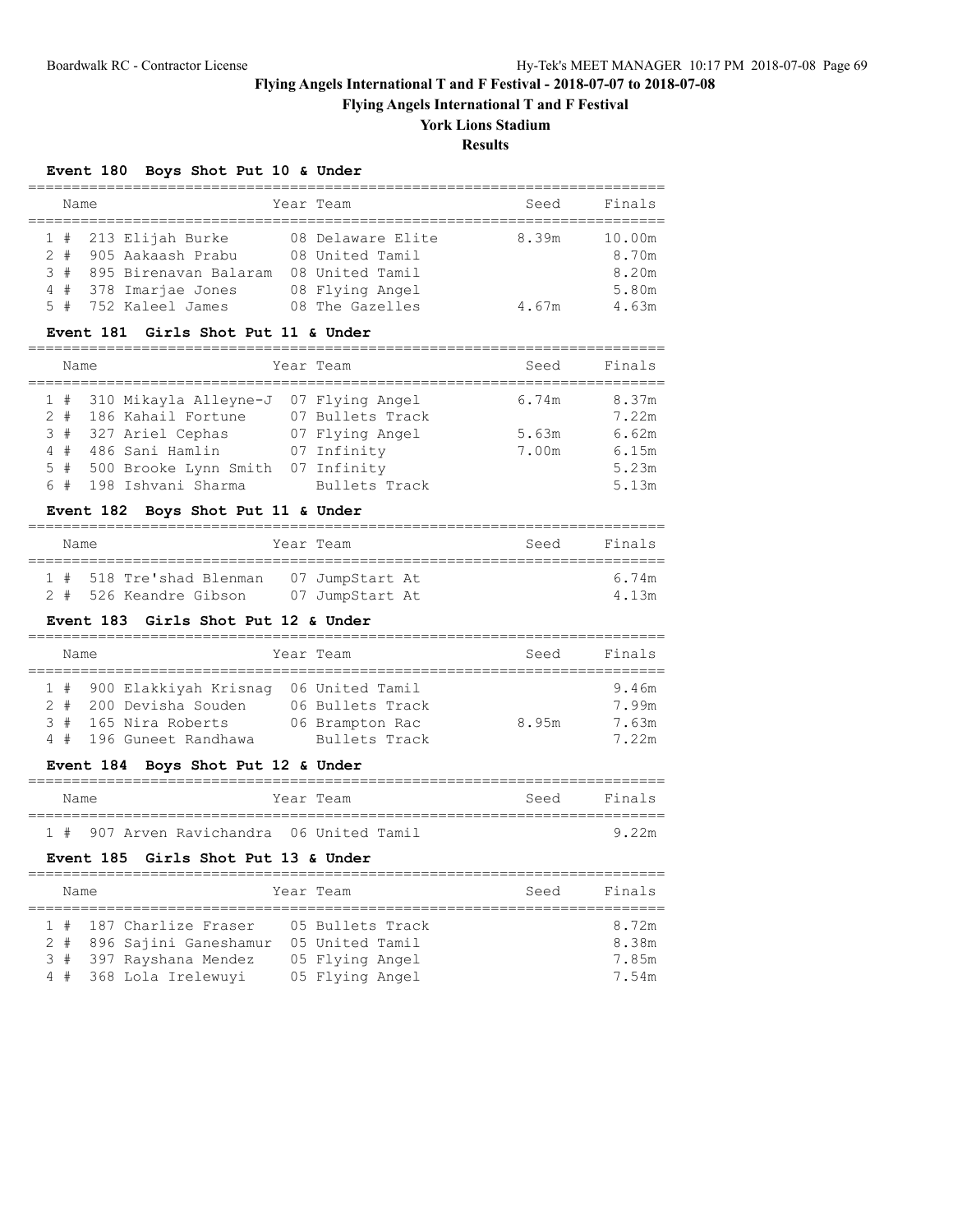# Flying Angels International T and F Festival - 2018-07-07 to 2018-07-08

## Flying Angels International T and F Festival

## York Lions Stadium

## Results

### Event 180 Boys Shot Put 10 & Under

| | Name | Year | Team | Seed | Finals |
|---|---|---|---|---|---|
| 1 # | 213 Elijah Burke | 08 | Delaware Elite | 8.39m | 10.00m |
| 2 # | 905 Aakaash Prabu | 08 | United Tamil | | 8.70m |
| 3 # | 895 Birenavan Balaram | 08 | United Tamil | | 8.20m |
| 4 # | 378 Imarjae Jones | 08 | Flying Angel | | 5.80m |
| 5 # | 752 Kaleel James | 08 | The Gazelles | 4.67m | 4.63m |

### Event 181 Girls Shot Put 11 & Under

| | Name | Year | Team | Seed | Finals |
|---|---|---|---|---|---|
| 1 # | 310 Mikayla Alleyne-J | 07 | Flying Angel | 6.74m | 8.37m |
| 2 # | 186 Kahail Fortune | 07 | Bullets Track | | 7.22m |
| 3 # | 327 Ariel Cephas | 07 | Flying Angel | 5.63m | 6.62m |
| 4 # | 486 Sani Hamlin | 07 | Infinity | 7.00m | 6.15m |
| 5 # | 500 Brooke Lynn Smith | 07 | Infinity | | 5.23m |
| 6 # | 198 Ishvani Sharma | | Bullets Track | | 5.13m |

### Event 182 Boys Shot Put 11 & Under

| | Name | Year | Team | Seed | Finals |
|---|---|---|---|---|---|
| 1 # | 518 Tre'shad Blenman | 07 | JumpStart At | | 6.74m |
| 2 # | 526 Keandre Gibson | 07 | JumpStart At | | 4.13m |

### Event 183 Girls Shot Put 12 & Under

| | Name | Year | Team | Seed | Finals |
|---|---|---|---|---|---|
| 1 # | 900 Elakkiyah Krisnag | 06 | United Tamil | | 9.46m |
| 2 # | 200 Devisha Souden | 06 | Bullets Track | | 7.99m |
| 3 # | 165 Nira Roberts | 06 | Brampton Rac | 8.95m | 7.63m |
| 4 # | 196 Guneet Randhawa | | Bullets Track | | 7.22m |

### Event 184 Boys Shot Put 12 & Under

| | Name | Year | Team | Seed | Finals |
|---|---|---|---|---|---|
| 1 # | 907 Arven Ravichandra | 06 | United Tamil | | 9.22m |

### Event 185 Girls Shot Put 13 & Under

| | Name | Year | Team | Seed | Finals |
|---|---|---|---|---|---|
| 1 # | 187 Charlize Fraser | 05 | Bullets Track | | 8.72m |
| 2 # | 896 Sajini Ganeshamur | 05 | United Tamil | | 8.38m |
| 3 # | 397 Rayshana Mendez | 05 | Flying Angel | | 7.85m |
| 4 # | 368 Lola Irelewuyi | 05 | Flying Angel | | 7.54m |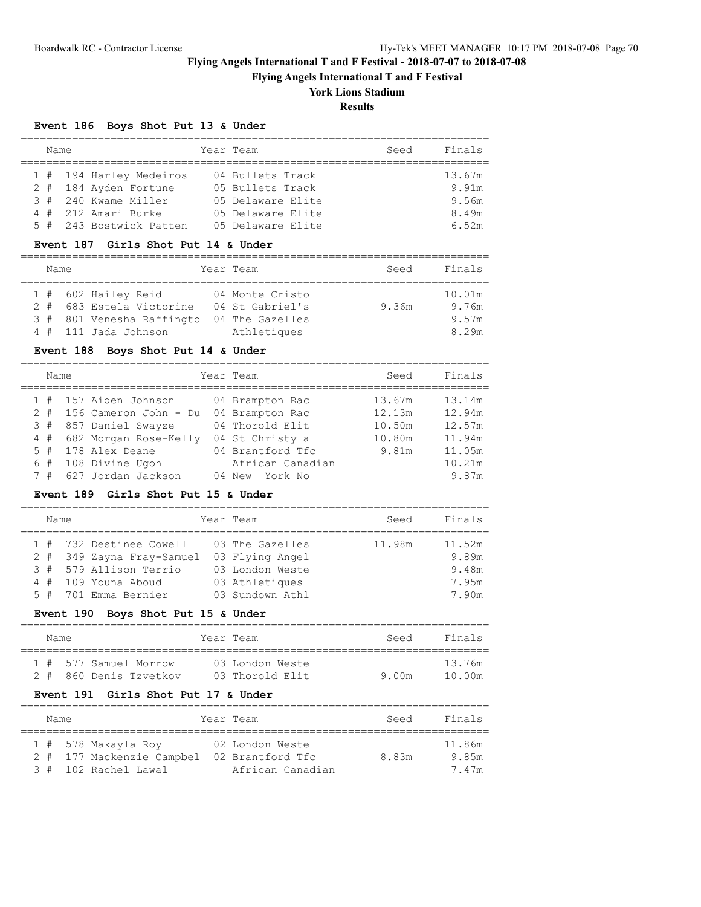# Flying Angels International T and F Festival - 2018-07-07 to 2018-07-08

## Flying Angels International T and F Festival

### York Lions Stadium

### Results

#### Event 186 Boys Shot Put 13 & Under

| | Name | Year | Team | Seed | Finals |
|---|---|---|---|---|---|
| 1 # | 194 Harley Medeiros | 04 | Bullets Track | | 13.67m |
| 2 # | 184 Ayden Fortune | 05 | Bullets Track | | 9.91m |
| 3 # | 240 Kwame Miller | 05 | Delaware Elite | | 9.56m |
| 4 # | 212 Amari Burke | 05 | Delaware Elite | | 8.49m |
| 5 # | 243 Bostwick Patten | 05 | Delaware Elite | | 6.52m |

#### Event 187 Girls Shot Put 14 & Under

| | Name | Year | Team | Seed | Finals |
|---|---|---|---|---|---|
| 1 # | 602 Hailey Reid | 04 | Monte Cristo | | 10.01m |
| 2 # | 683 Estela Victorine | 04 | St Gabriel's | 9.36m | 9.76m |
| 3 # | 801 Venesha Raffingto | 04 | The Gazelles | | 9.57m |
| 4 # | 111 Jada Johnson | | Athletiques | | 8.29m |

#### Event 188 Boys Shot Put 14 & Under

| | Name | Year | Team | Seed | Finals |
|---|---|---|---|---|---|
| 1 # | 157 Aiden Johnson | 04 | Brampton Rac | 13.67m | 13.14m |
| 2 # | 156 Cameron John - Du | 04 | Brampton Rac | 12.13m | 12.94m |
| 3 # | 857 Daniel Swayze | 04 | Thorold Elit | 10.50m | 12.57m |
| 4 # | 682 Morgan Rose-Kelly | 04 | St Christy a | 10.80m | 11.94m |
| 5 # | 178 Alex Deane | 04 | Brantford Tfc | 9.81m | 11.05m |
| 6 # | 108 Divine Ugoh | | African Canadian | | 10.21m |
| 7 # | 627 Jordan Jackson | 04 | New York No | | 9.87m |

#### Event 189 Girls Shot Put 15 & Under

| | Name | Year | Team | Seed | Finals |
|---|---|---|---|---|---|
| 1 # | 732 Destinee Cowell | 03 | The Gazelles | 11.98m | 11.52m |
| 2 # | 349 Zayna Fray-Samuel | 03 | Flying Angel | | 9.89m |
| 3 # | 579 Allison Terrio | 03 | London Weste | | 9.48m |
| 4 # | 109 Youna Aboud | 03 | Athletiques | | 7.95m |
| 5 # | 701 Emma Bernier | 03 | Sundown Athl | | 7.90m |

#### Event 190 Boys Shot Put 15 & Under

| | Name | Year | Team | Seed | Finals |
|---|---|---|---|---|---|
| 1 # | 577 Samuel Morrow | 03 | London Weste | | 13.76m |
| 2 # | 860 Denis Tzvetkov | 03 | Thorold Elit | 9.00m | 10.00m |

#### Event 191 Girls Shot Put 17 & Under

| | Name | Year | Team | Seed | Finals |
|---|---|---|---|---|---|
| 1 # | 578 Makayla Roy | 02 | London Weste | | 11.86m |
| 2 # | 177 Mackenzie Campbel | 02 | Brantford Tfc | 8.83m | 9.85m |
| 3 # | 102 Rachel Lawal | | African Canadian | | 7.47m |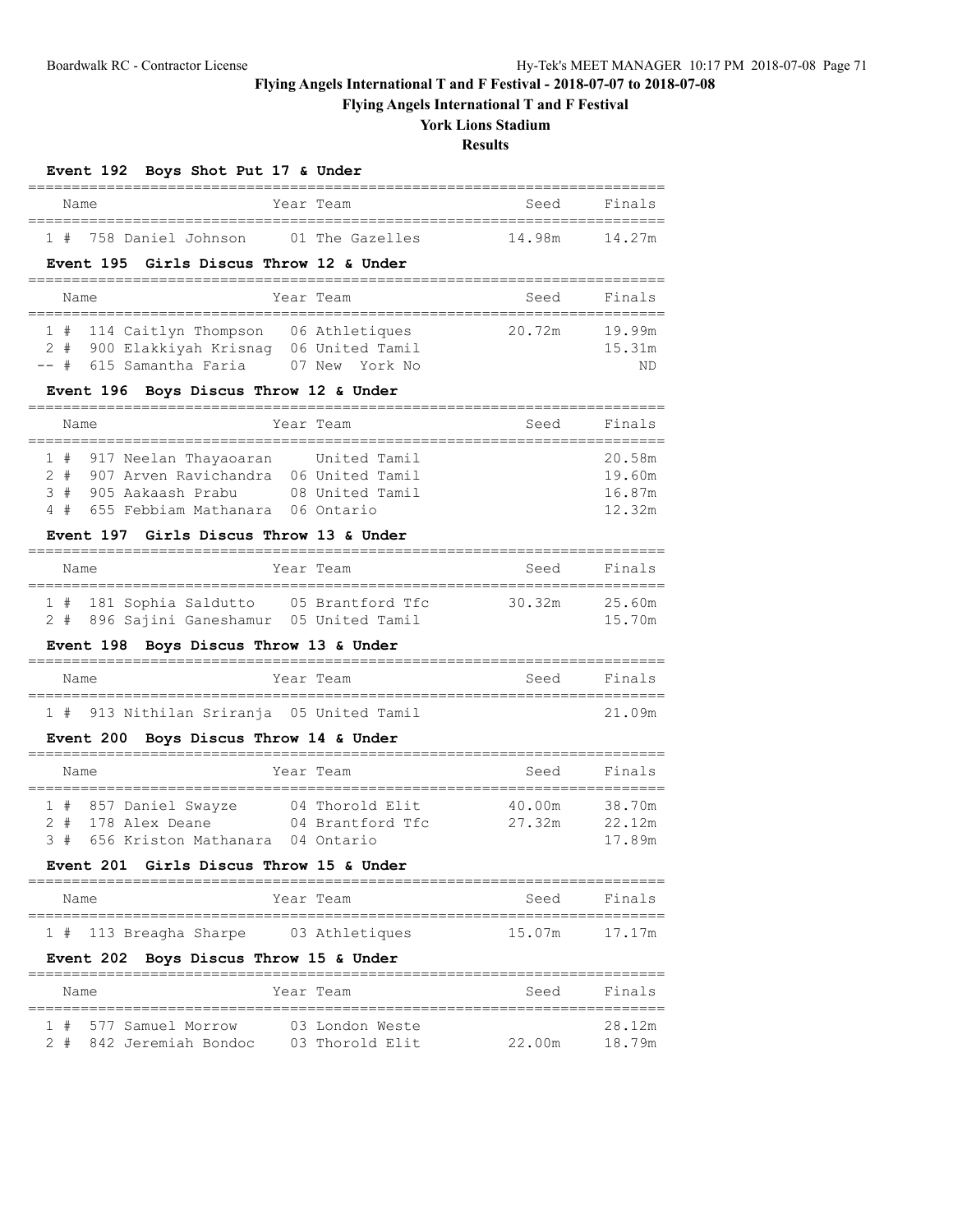# Flying Angels International T and F Festival - 2018-07-07 to 2018-07-08

## Flying Angels International T and F Festival

## York Lions Stadium

## Results

### Event 192 Boys Shot Put 17 & Under

| | Name | Year | Team | Seed | Finals |
|---|---|---|---|---|---|
| 1 # | 758 Daniel Johnson | 01 | The Gazelles | 14.98m | 14.27m |

### Event 195 Girls Discus Throw 12 & Under

| | Name | Year | Team | Seed | Finals |
|---|---|---|---|---|---|
| 1 # | 114 Caitlyn Thompson | 06 | Athletiques | 20.72m | 19.99m |
| 2 # | 900 Elakkiyah Krisnag | 06 | United Tamil | | 15.31m |
| -- # | 615 Samantha Faria | 07 | New York No | | ND |

### Event 196 Boys Discus Throw 12 & Under

| | Name | Year | Team | Seed | Finals |
|---|---|---|---|---|---|
| 1 # | 917 Neelan Thayaoaran | | United Tamil | | 20.58m |
| 2 # | 907 Arven Ravichandra | 06 | United Tamil | | 19.60m |
| 3 # | 905 Aakaash Prabu | 08 | United Tamil | | 16.87m |
| 4 # | 655 Febbiam Mathanara | 06 | Ontario | | 12.32m |

### Event 197 Girls Discus Throw 13 & Under

| | Name | Year | Team | Seed | Finals |
|---|---|---|---|---|---|
| 1 # | 181 Sophia Saldutto | 05 | Brantford Tfc | 30.32m | 25.60m |
| 2 # | 896 Sajini Ganeshamur | 05 | United Tamil | | 15.70m |

### Event 198 Boys Discus Throw 13 & Under

| | Name | Year | Team | Seed | Finals |
|---|---|---|---|---|---|
| 1 # | 913 Nithilan Sriranja | 05 | United Tamil | | 21.09m |

### Event 200 Boys Discus Throw 14 & Under

| | Name | Year | Team | Seed | Finals |
|---|---|---|---|---|---|
| 1 # | 857 Daniel Swayze | 04 | Thorold Elit | 40.00m | 38.70m |
| 2 # | 178 Alex Deane | 04 | Brantford Tfc | 27.32m | 22.12m |
| 3 # | 656 Kriston Mathanara | 04 | Ontario | | 17.89m |

### Event 201 Girls Discus Throw 15 & Under

| | Name | Year | Team | Seed | Finals |
|---|---|---|---|---|---|
| 1 # | 113 Breagha Sharpe | 03 | Athletiques | 15.07m | 17.17m |

### Event 202 Boys Discus Throw 15 & Under

| | Name | Year | Team | Seed | Finals |
|---|---|---|---|---|---|
| 1 # | 577 Samuel Morrow | 03 | London Weste | | 28.12m |
| 2 # | 842 Jeremiah Bondoc | 03 | Thorold Elit | 22.00m | 18.79m |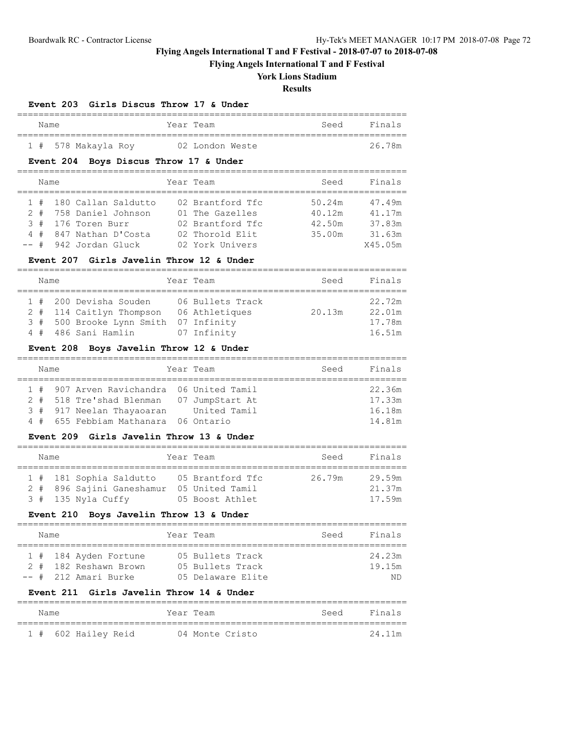# Flying Angels International T and F Festival - 2018-07-07 to 2018-07-08

## Flying Angels International T and F Festival

### York Lions Stadium

### Results

**Event 203 Girls Discus Throw 17 & Under**

| | Name | Year | Team | Seed | Finals |
|---|---|---|---|---|---|
| 1 # | 578 Makayla Roy | 02 | London Weste | | 26.78m |

**Event 204 Boys Discus Throw 17 & Under**

| | Name | Year | Team | Seed | Finals |
|---|---|---|---|---|---|
| 1 # | 180 Callan Saldutto | 02 | Brantford Tfc | 50.24m | 47.49m |
| 2 # | 758 Daniel Johnson | 01 | The Gazelles | 40.12m | 41.17m |
| 3 # | 176 Toren Burr | 02 | Brantford Tfc | 42.50m | 37.83m |
| 4 # | 847 Nathan D'Costa | 02 | Thorold Elit | 35.00m | 31.63m |
| -- # | 942 Jordan Gluck | 02 | York Univers | | X45.05m |

**Event 207 Girls Javelin Throw 12 & Under**

| | Name | Year | Team | Seed | Finals |
|---|---|---|---|---|---|
| 1 # | 200 Devisha Souden | 06 | Bullets Track | | 22.72m |
| 2 # | 114 Caitlyn Thompson | 06 | Athletiques | 20.13m | 22.01m |
| 3 # | 500 Brooke Lynn Smith | 07 | Infinity | | 17.78m |
| 4 # | 486 Sani Hamlin | 07 | Infinity | | 16.51m |

**Event 208 Boys Javelin Throw 12 & Under**

| | Name | Year | Team | Seed | Finals |
|---|---|---|---|---|---|
| 1 # | 907 Arven Ravichandra | 06 | United Tamil | | 22.36m |
| 2 # | 518 Tre'shad Blenman | 07 | JumpStart At | | 17.33m |
| 3 # | 917 Neelan Thayaoaran | | United Tamil | | 16.18m |
| 4 # | 655 Febbiam Mathanara | 06 | Ontario | | 14.81m |

**Event 209 Girls Javelin Throw 13 & Under**

| | Name | Year | Team | Seed | Finals |
|---|---|---|---|---|---|
| 1 # | 181 Sophia Saldutto | 05 | Brantford Tfc | 26.79m | 29.59m |
| 2 # | 896 Sajini Ganeshamur | 05 | United Tamil | | 21.37m |
| 3 # | 135 Nyla Cuffy | 05 | Boost Athlet | | 17.59m |

**Event 210 Boys Javelin Throw 13 & Under**

| | Name | Year | Team | Seed | Finals |
|---|---|---|---|---|---|
| 1 # | 184 Ayden Fortune | 05 | Bullets Track | | 24.23m |
| 2 # | 182 Reshawn Brown | 05 | Bullets Track | | 19.15m |
| -- # | 212 Amari Burke | 05 | Delaware Elite | | ND |

**Event 211 Girls Javelin Throw 14 & Under**

| | Name | Year | Team | Seed | Finals |
|---|---|---|---|---|---|
| 1 # | 602 Hailey Reid | 04 | Monte Cristo | | 24.11m |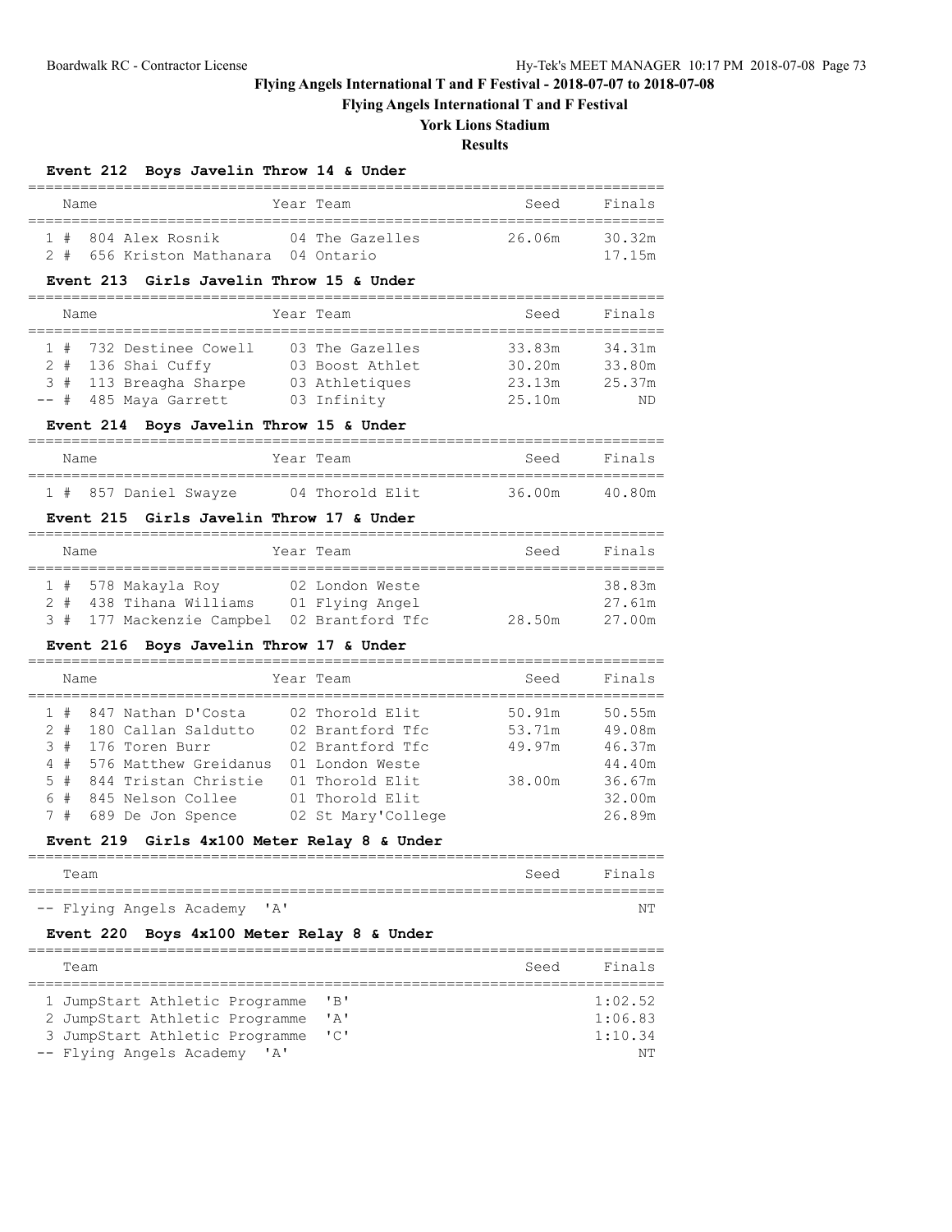# Flying Angels International T and F Festival - 2018-07-07 to 2018-07-08

## Flying Angels International T and F Festival

## York Lions Stadium

## Results

### Event 212 Boys Javelin Throw 14 & Under

| | Name | Year | Team | Seed | Finals |
|---|---|---|---|---|---|
| 1 # | 804 Alex Rosnik | 04 | The Gazelles | 26.06m | 30.32m |
| 2 # | 656 Kriston Mathanara | 04 | Ontario | | 17.15m |

### Event 213 Girls Javelin Throw 15 & Under

| | Name | Year | Team | Seed | Finals |
|---|---|---|---|---|---|
| 1 # | 732 Destinee Cowell | 03 | The Gazelles | 33.83m | 34.31m |
| 2 # | 136 Shai Cuffy | 03 | Boost Athlet | 30.20m | 33.80m |
| 3 # | 113 Breagha Sharpe | 03 | Athletiques | 23.13m | 25.37m |
| -- # | 485 Maya Garrett | 03 | Infinity | 25.10m | ND |

### Event 214 Boys Javelin Throw 15 & Under

| | Name | Year | Team | Seed | Finals |
|---|---|---|---|---|---|
| 1 # | 857 Daniel Swayze | 04 | Thorold Elit | 36.00m | 40.80m |

### Event 215 Girls Javelin Throw 17 & Under

| | Name | Year | Team | Seed | Finals |
|---|---|---|---|---|---|
| 1 # | 578 Makayla Roy | 02 | London Weste | | 38.83m |
| 2 # | 438 Tihana Williams | 01 | Flying Angel | | 27.61m |
| 3 # | 177 Mackenzie Campbel | 02 | Brantford Tfc | 28.50m | 27.00m |

### Event 216 Boys Javelin Throw 17 & Under

| | Name | Year | Team | Seed | Finals |
|---|---|---|---|---|---|
| 1 # | 847 Nathan D'Costa | 02 | Thorold Elit | 50.91m | 50.55m |
| 2 # | 180 Callan Saldutto | 02 | Brantford Tfc | 53.71m | 49.08m |
| 3 # | 176 Toren Burr | 02 | Brantford Tfc | 49.97m | 46.37m |
| 4 # | 576 Matthew Greidanus | 01 | London Weste | | 44.40m |
| 5 # | 844 Tristan Christie | 01 | Thorold Elit | 38.00m | 36.67m |
| 6 # | 845 Nelson Collee | 01 | Thorold Elit | | 32.00m |
| 7 # | 689 De Jon Spence | 02 | St Mary'College | | 26.89m |

### Event 219 Girls 4x100 Meter Relay 8 & Under

| | Team | Seed | Finals |
|---|---|---|---|
| -- | Flying Angels Academy 'A' | | NT |

### Event 220 Boys 4x100 Meter Relay 8 & Under

| | Team | Seed | Finals |
|---|---|---|---|
| 1 | JumpStart Athletic Programme 'B' | | 1:02.52 |
| 2 | JumpStart Athletic Programme 'A' | | 1:06.83 |
| 3 | JumpStart Athletic Programme 'C' | | 1:10.34 |
| -- | Flying Angels Academy 'A' | | NT |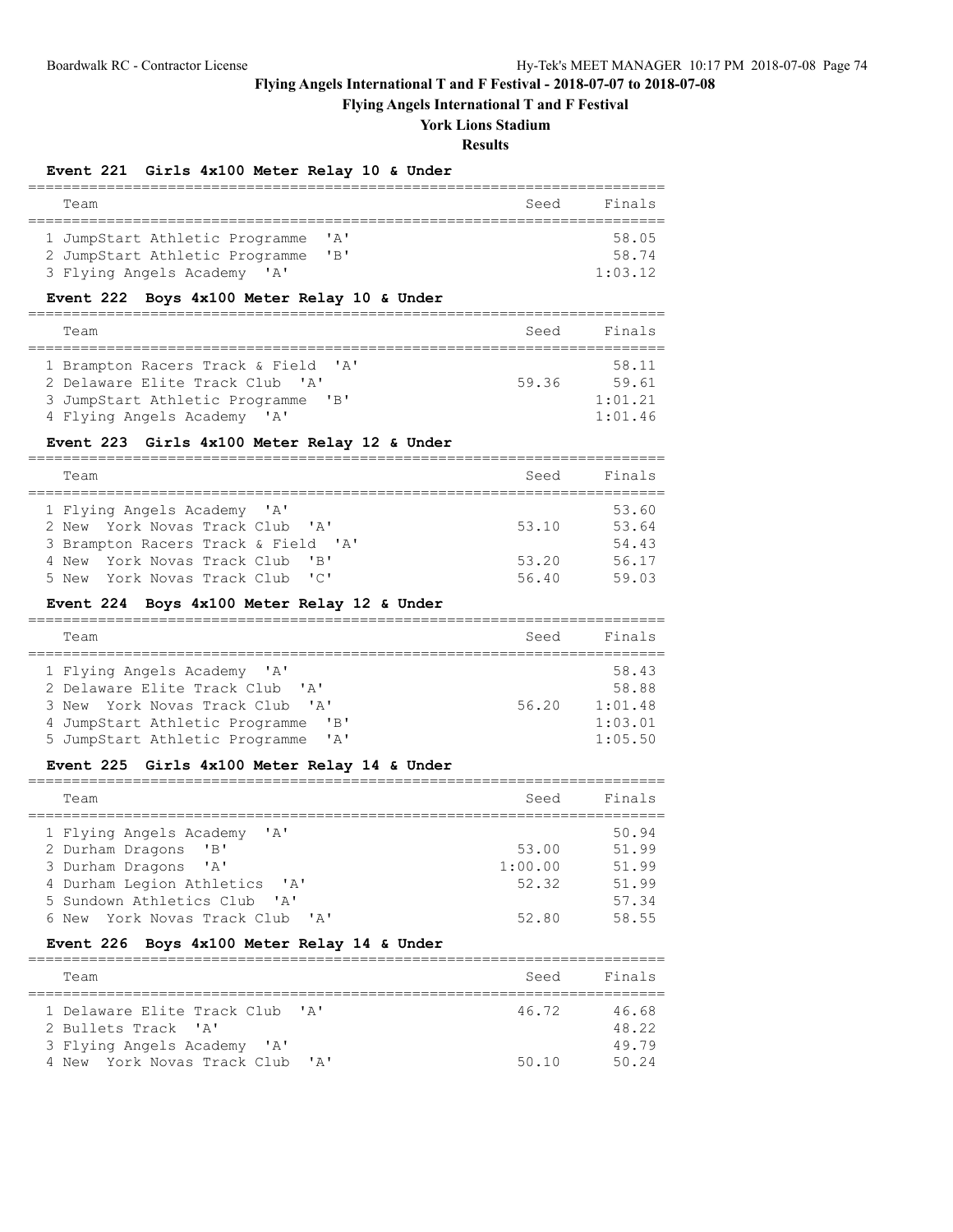# Flying Angels International T and F Festival - 2018-07-07 to 2018-07-08

## Flying Angels International T and F Festival

### York Lions Stadium

### Results

**Event 221 Girls 4x100 Meter Relay 10 & Under**

| Team | Seed | Finals |
|---|---|---|
| 1 JumpStart Athletic Programme 'A' | | 58.05 |
| 2 JumpStart Athletic Programme 'B' | | 58.74 |
| 3 Flying Angels Academy 'A' | | 1:03.12 |

**Event 222 Boys 4x100 Meter Relay 10 & Under**

| Team | Seed | Finals |
|---|---|---|
| 1 Brampton Racers Track & Field 'A' | | 58.11 |
| 2 Delaware Elite Track Club 'A' | 59.36 | 59.61 |
| 3 JumpStart Athletic Programme 'B' | | 1:01.21 |
| 4 Flying Angels Academy 'A' | | 1:01.46 |

**Event 223 Girls 4x100 Meter Relay 12 & Under**

| Team | Seed | Finals |
|---|---|---|
| 1 Flying Angels Academy 'A' | | 53.60 |
| 2 New York Novas Track Club 'A' | 53.10 | 53.64 |
| 3 Brampton Racers Track & Field 'A' | | 54.43 |
| 4 New York Novas Track Club 'B' | 53.20 | 56.17 |
| 5 New York Novas Track Club 'C' | 56.40 | 59.03 |

**Event 224 Boys 4x100 Meter Relay 12 & Under**

| Team | Seed | Finals |
|---|---|---|
| 1 Flying Angels Academy 'A' | | 58.43 |
| 2 Delaware Elite Track Club 'A' | | 58.88 |
| 3 New York Novas Track Club 'A' | 56.20 | 1:01.48 |
| 4 JumpStart Athletic Programme 'B' | | 1:03.01 |
| 5 JumpStart Athletic Programme 'A' | | 1:05.50 |

**Event 225 Girls 4x100 Meter Relay 14 & Under**

| Team | Seed | Finals |
|---|---|---|
| 1 Flying Angels Academy 'A' | | 50.94 |
| 2 Durham Dragons 'B' | 53.00 | 51.99 |
| 3 Durham Dragons 'A' | 1:00.00 | 51.99 |
| 4 Durham Legion Athletics 'A' | 52.32 | 51.99 |
| 5 Sundown Athletics Club 'A' | | 57.34 |
| 6 New York Novas Track Club 'A' | 52.80 | 58.55 |

**Event 226 Boys 4x100 Meter Relay 14 & Under**

| Team | Seed | Finals |
|---|---|---|
| 1 Delaware Elite Track Club 'A' | 46.72 | 46.68 |
| 2 Bullets Track 'A' | | 48.22 |
| 3 Flying Angels Academy 'A' | | 49.79 |
| 4 New York Novas Track Club 'A' | 50.10 | 50.24 |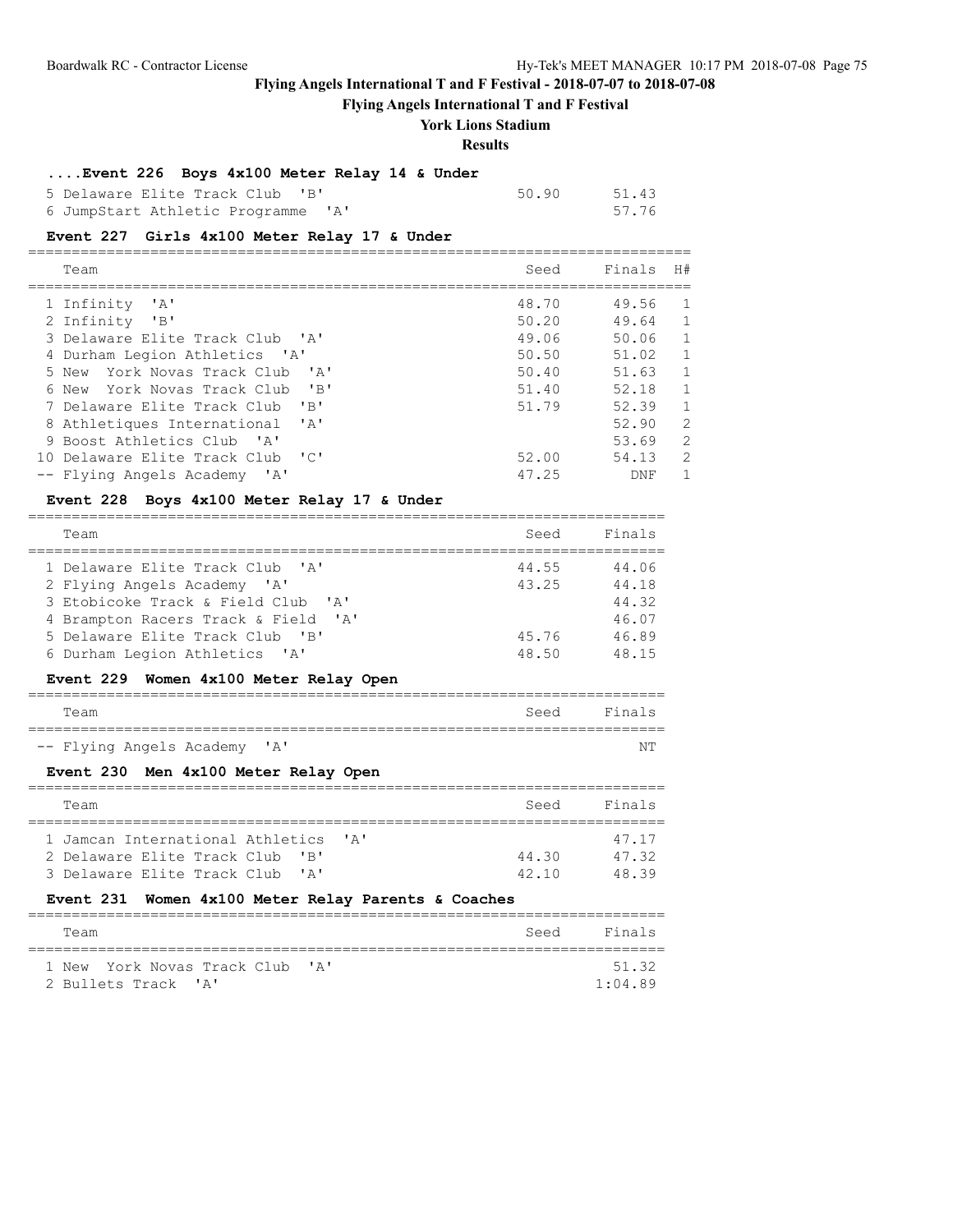# Flying Angels International T and F Festival - 2018-07-07 to 2018-07-08

## Flying Angels International T and F Festival

### York Lions Stadium

### Results

#### ....Event 226 Boys 4x100 Meter Relay 14 & Under

| Place | Team | Seed | Finals |
|---|---|---|---|
| 5 | Delaware Elite Track Club 'B' | 50.90 | 51.43 |
| 6 | JumpStart Athletic Programme 'A' | | 57.76 |

#### Event 227 Girls 4x100 Meter Relay 17 & Under

| Place | Team | Seed | Finals | H# |
|---|---|---|---|---|
| 1 | Infinity 'A' | 48.70 | 49.56 | 1 |
| 2 | Infinity 'B' | 50.20 | 49.64 | 1 |
| 3 | Delaware Elite Track Club 'A' | 49.06 | 50.06 | 1 |
| 4 | Durham Legion Athletics 'A' | 50.50 | 51.02 | 1 |
| 5 | New York Novas Track Club 'A' | 50.40 | 51.63 | 1 |
| 6 | New York Novas Track Club 'B' | 51.40 | 52.18 | 1 |
| 7 | Delaware Elite Track Club 'B' | 51.79 | 52.39 | 1 |
| 8 | Athletiques International 'A' | | 52.90 | 2 |
| 9 | Boost Athletics Club 'A' | | 53.69 | 2 |
| 10 | Delaware Elite Track Club 'C' | 52.00 | 54.13 | 2 |
| -- | Flying Angels Academy 'A' | 47.25 | DNF | 1 |

#### Event 228 Boys 4x100 Meter Relay 17 & Under

| Place | Team | Seed | Finals |
|---|---|---|---|
| 1 | Delaware Elite Track Club 'A' | 44.55 | 44.06 |
| 2 | Flying Angels Academy 'A' | 43.25 | 44.18 |
| 3 | Etobicoke Track & Field Club 'A' | | 44.32 |
| 4 | Brampton Racers Track & Field 'A' | | 46.07 |
| 5 | Delaware Elite Track Club 'B' | 45.76 | 46.89 |
| 6 | Durham Legion Athletics 'A' | 48.50 | 48.15 |

#### Event 229 Women 4x100 Meter Relay Open

| Place | Team | Seed | Finals |
|---|---|---|---|
| -- | Flying Angels Academy 'A' | | NT |

#### Event 230 Men 4x100 Meter Relay Open

| Place | Team | Seed | Finals |
|---|---|---|---|
| 1 | Jamcan International Athletics 'A' | | 47.17 |
| 2 | Delaware Elite Track Club 'B' | 44.30 | 47.32 |
| 3 | Delaware Elite Track Club 'A' | 42.10 | 48.39 |

#### Event 231 Women 4x100 Meter Relay Parents & Coaches

| Place | Team | Seed | Finals |
|---|---|---|---|
| 1 | New York Novas Track Club 'A' | | 51.32 |
| 2 | Bullets Track 'A' | | 1:04.89 |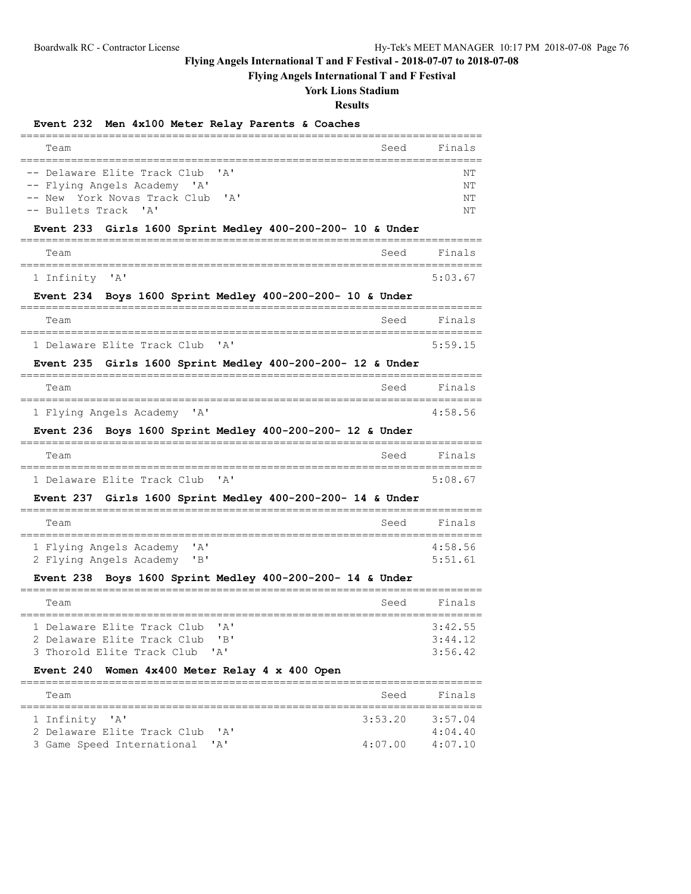# Flying Angels International T and F Festival - 2018-07-07 to 2018-07-08

## Flying Angels International T and F Festival

### York Lions Stadium

### Results

**Event 232 Men 4x100 Meter Relay Parents & Coaches**

| | Team | Seed | Finals |
|---|---|---|---|
| -- | Delaware Elite Track Club 'A' | | NT |
| -- | Flying Angels Academy 'A' | | NT |
| -- | New York Novas Track Club 'A' | | NT |
| -- | Bullets Track 'A' | | NT |

**Event 233 Girls 1600 Sprint Medley 400-200-200- 10 & Under**

| | Team | Seed | Finals |
|---|---|---|---|
| 1 | Infinity 'A' | | 5:03.67 |

**Event 234 Boys 1600 Sprint Medley 400-200-200- 10 & Under**

| | Team | Seed | Finals |
|---|---|---|---|
| 1 | Delaware Elite Track Club 'A' | | 5:59.15 |

**Event 235 Girls 1600 Sprint Medley 400-200-200- 12 & Under**

| | Team | Seed | Finals |
|---|---|---|---|
| 1 | Flying Angels Academy 'A' | | 4:58.56 |

**Event 236 Boys 1600 Sprint Medley 400-200-200- 12 & Under**

| | Team | Seed | Finals |
|---|---|---|---|
| 1 | Delaware Elite Track Club 'A' | | 5:08.67 |

**Event 237 Girls 1600 Sprint Medley 400-200-200- 14 & Under**

| | Team | Seed | Finals |
|---|---|---|---|
| 1 | Flying Angels Academy 'A' | | 4:58.56 |
| 2 | Flying Angels Academy 'B' | | 5:51.61 |

**Event 238 Boys 1600 Sprint Medley 400-200-200- 14 & Under**

| | Team | Seed | Finals |
|---|---|---|---|
| 1 | Delaware Elite Track Club 'A' | | 3:42.55 |
| 2 | Delaware Elite Track Club 'B' | | 3:44.12 |
| 3 | Thorold Elite Track Club 'A' | | 3:56.42 |

**Event 240 Women 4x400 Meter Relay 4 x 400 Open**

| | Team | Seed | Finals |
|---|---|---|---|
| 1 | Infinity 'A' | 3:53.20 | 3:57.04 |
| 2 | Delaware Elite Track Club 'A' | | 4:04.40 |
| 3 | Game Speed International 'A' | 4:07.00 | 4:07.10 |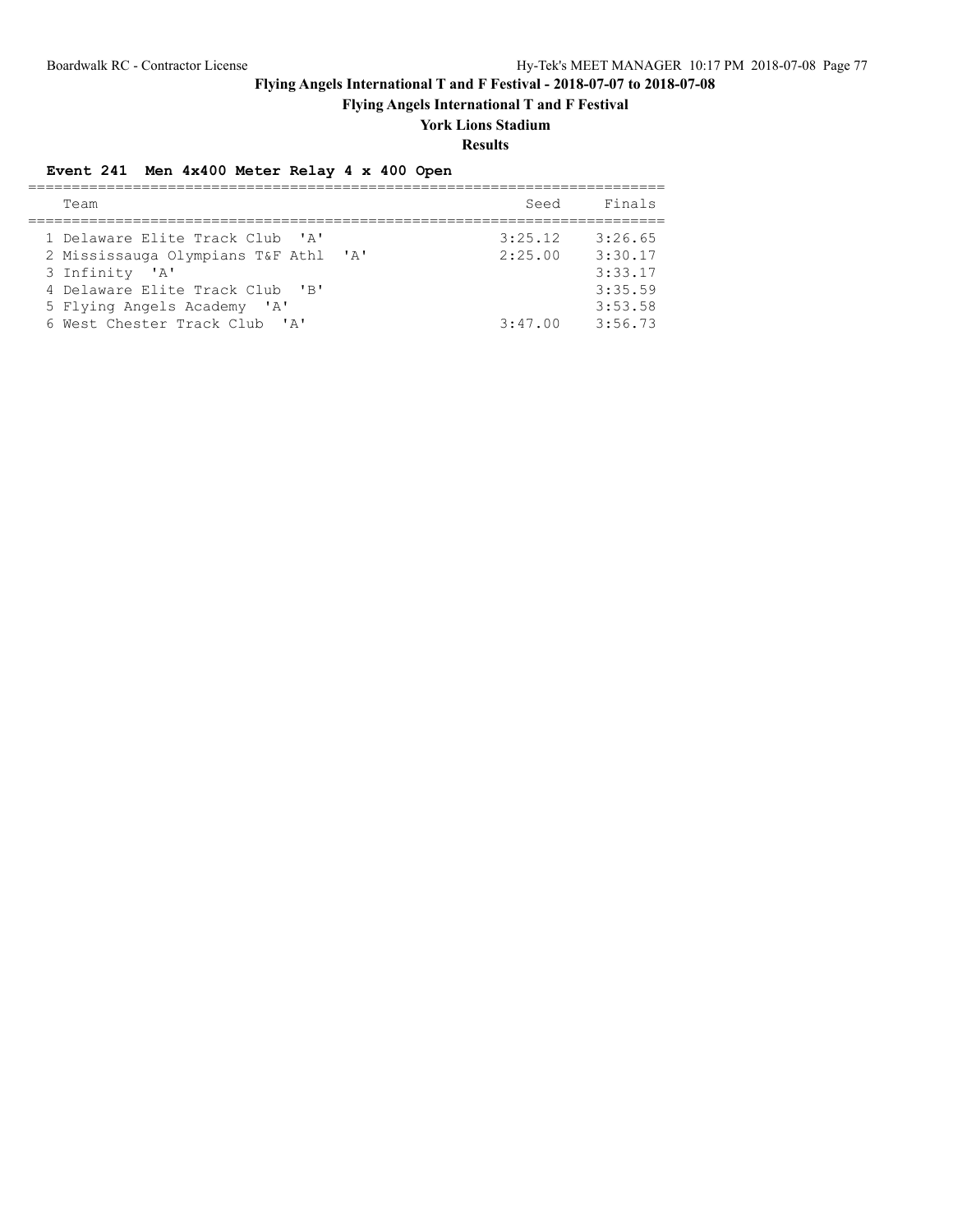# Flying Angels International T and F Festival - 2018-07-07 to 2018-07-08

## Flying Angels International T and F Festival

### York Lions Stadium

### Results

**Event 241 Men 4x400 Meter Relay 4 x 400 Open**

| | Team | Seed | Finals |
|---|---|---|---|
| 1 | Delaware Elite Track Club 'A' | 3:25.12 | 3:26.65 |
| 2 | Mississauga Olympians T&F Athl 'A' | 2:25.00 | 3:30.17 |
| 3 | Infinity 'A' | | 3:33.17 |
| 4 | Delaware Elite Track Club 'B' | | 3:35.59 |
| 5 | Flying Angels Academy 'A' | | 3:53.58 |
| 6 | West Chester Track Club 'A' | 3:47.00 | 3:56.73 |